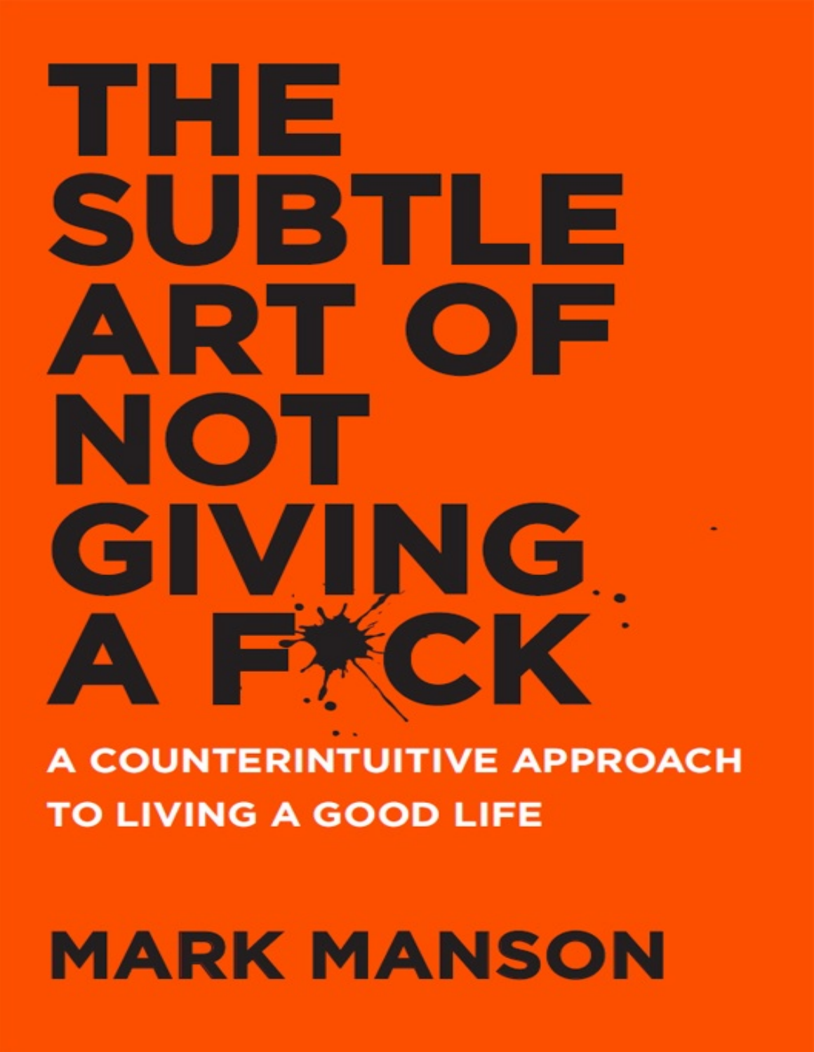# THE SUBTLE ART OF NOT GIVING A F*CK

## A COUNTERINTUITIVE APPROACH TO LIVING A GOOD LIFE

**MARK MANSON**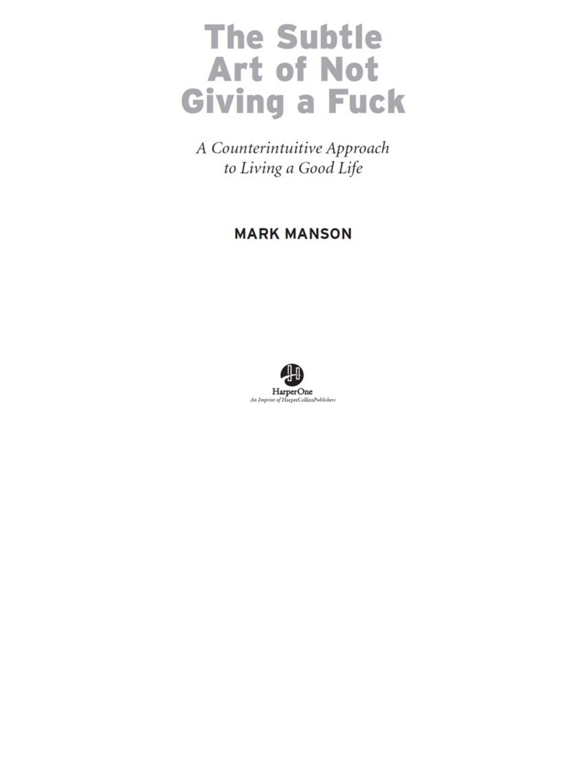# The Subtle Art of Not Giving a Fuck

*A Counterintuitive Approach to Living a Good Life*

**MARK MANSON**

HarperOne

*An Imprint of* HarperCollins*Publishers*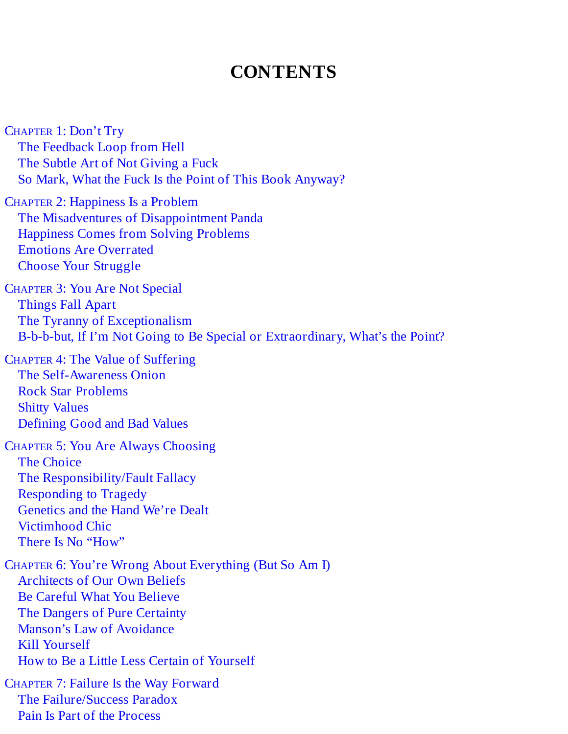# CONTENTS

CHAPTER 1: Don't Try
- The Feedback Loop from Hell
- The Subtle Art of Not Giving a Fuck
- So Mark, What the Fuck Is the Point of This Book Anyway?

CHAPTER 2: Happiness Is a Problem
- The Misadventures of Disappointment Panda
- Happiness Comes from Solving Problems
- Emotions Are Overrated
- Choose Your Struggle

CHAPTER 3: You Are Not Special
- Things Fall Apart
- The Tyranny of Exceptionalism
- B-b-b-but, If I'm Not Going to Be Special or Extraordinary, What's the Point?

CHAPTER 4: The Value of Suffering
- The Self-Awareness Onion
- Rock Star Problems
- Shitty Values
- Defining Good and Bad Values

CHAPTER 5: You Are Always Choosing
- The Choice
- The Responsibility/Fault Fallacy
- Responding to Tragedy
- Genetics and the Hand We're Dealt
- Victimhood Chic
- There Is No "How"

CHAPTER 6: You're Wrong About Everything (But So Am I)
- Architects of Our Own Beliefs
- Be Careful What You Believe
- The Dangers of Pure Certainty
- Manson's Law of Avoidance
- Kill Yourself
- How to Be a Little Less Certain of Yourself

CHAPTER 7: Failure Is the Way Forward
- The Failure/Success Paradox
- Pain Is Part of the Process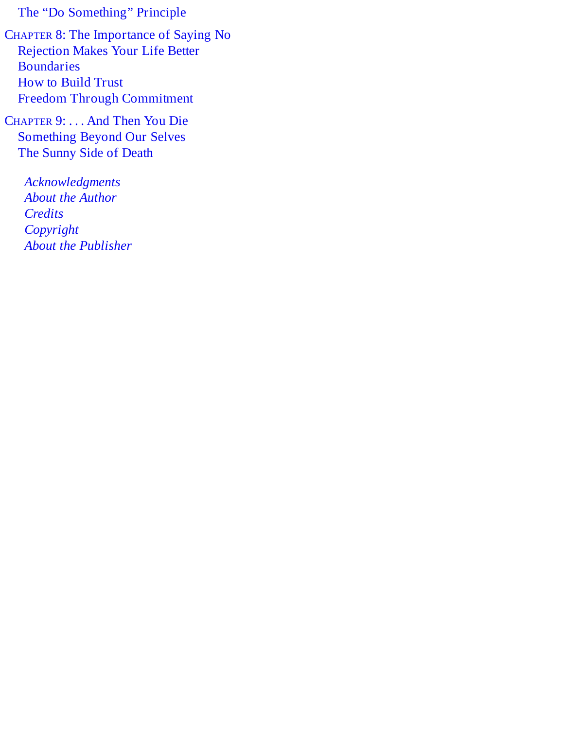The “Do Something” Principle

Chapter 8: The Importance of Saying No

Rejection Makes Your Life Better

Boundaries

How to Build Trust

Freedom Through Commitment

Chapter 9: . . . And Then You Die

Something Beyond Our Selves

The Sunny Side of Death

*Acknowledgments*

*About the Author*

*Credits*

*Copyright*

*About the Publisher*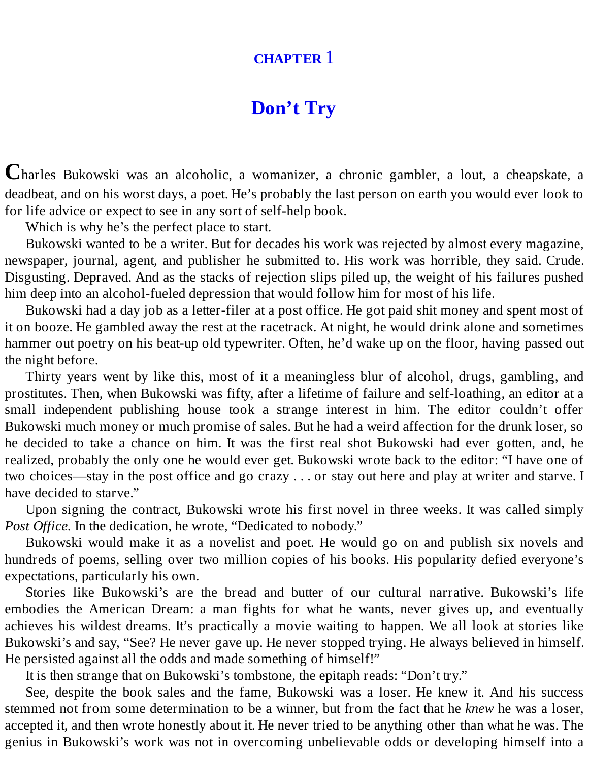# CHAPTER 1

## Don't Try

Charles Bukowski was an alcoholic, a womanizer, a chronic gambler, a lout, a cheapskate, a deadbeat, and on his worst days, a poet. He's probably the last person on earth you would ever look to for life advice or expect to see in any sort of self-help book.

Which is why he's the perfect place to start.

Bukowski wanted to be a writer. But for decades his work was rejected by almost every magazine, newspaper, journal, agent, and publisher he submitted to. His work was horrible, they said. Crude. Disgusting. Depraved. And as the stacks of rejection slips piled up, the weight of his failures pushed him deep into an alcohol-fueled depression that would follow him for most of his life.

Bukowski had a day job as a letter-filer at a post office. He got paid shit money and spent most of it on booze. He gambled away the rest at the racetrack. At night, he would drink alone and sometimes hammer out poetry on his beat-up old typewriter. Often, he'd wake up on the floor, having passed out the night before.

Thirty years went by like this, most of it a meaningless blur of alcohol, drugs, gambling, and prostitutes. Then, when Bukowski was fifty, after a lifetime of failure and self-loathing, an editor at a small independent publishing house took a strange interest in him. The editor couldn't offer Bukowski much money or much promise of sales. But he had a weird affection for the drunk loser, so he decided to take a chance on him. It was the first real shot Bukowski had ever gotten, and, he realized, probably the only one he would ever get. Bukowski wrote back to the editor: "I have one of two choices—stay in the post office and go crazy . . . or stay out here and play at writer and starve. I have decided to starve."

Upon signing the contract, Bukowski wrote his first novel in three weeks. It was called simply *Post Office*. In the dedication, he wrote, "Dedicated to nobody."

Bukowski would make it as a novelist and poet. He would go on and publish six novels and hundreds of poems, selling over two million copies of his books. His popularity defied everyone's expectations, particularly his own.

Stories like Bukowski's are the bread and butter of our cultural narrative. Bukowski's life embodies the American Dream: a man fights for what he wants, never gives up, and eventually achieves his wildest dreams. It's practically a movie waiting to happen. We all look at stories like Bukowski's and say, "See? He never gave up. He never stopped trying. He always believed in himself. He persisted against all the odds and made something of himself!"

It is then strange that on Bukowski's tombstone, the epitaph reads: "Don't try."

See, despite the book sales and the fame, Bukowski was a loser. He knew it. And his success stemmed not from some determination to be a winner, but from the fact that he *knew* he was a loser, accepted it, and then wrote honestly about it. He never tried to be anything other than what he was. The genius in Bukowski's work was not in overcoming unbelievable odds or developing himself into a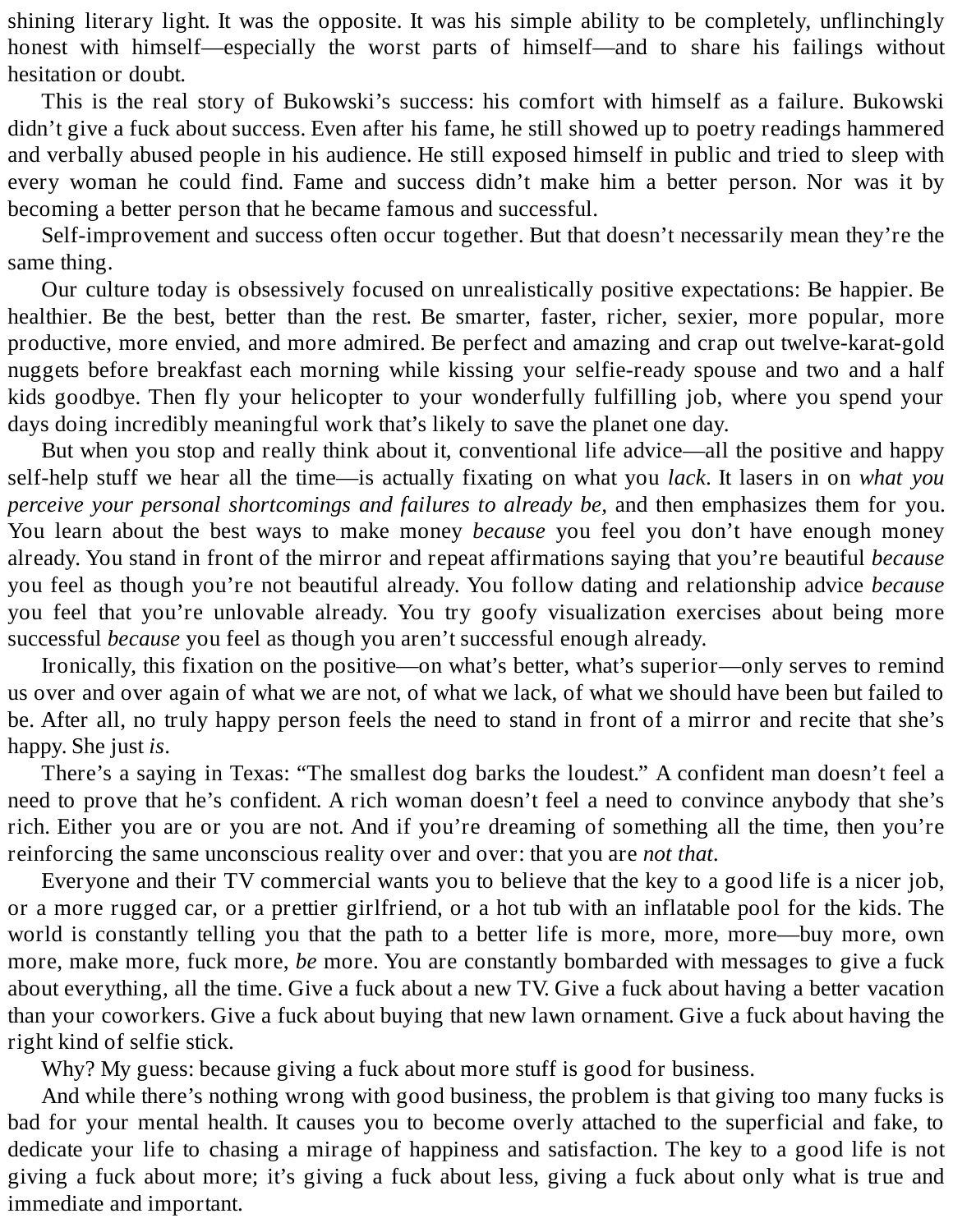shining literary light. It was the opposite. It was his simple ability to be completely, unflinchingly honest with himself—especially the worst parts of himself—and to share his failings without hesitation or doubt.

This is the real story of Bukowski's success: his comfort with himself as a failure. Bukowski didn't give a fuck about success. Even after his fame, he still showed up to poetry readings hammered and verbally abused people in his audience. He still exposed himself in public and tried to sleep with every woman he could find. Fame and success didn't make him a better person. Nor was it by becoming a better person that he became famous and successful.

Self-improvement and success often occur together. But that doesn't necessarily mean they're the same thing.

Our culture today is obsessively focused on unrealistically positive expectations: Be happier. Be healthier. Be the best, better than the rest. Be smarter, faster, richer, sexier, more popular, more productive, more envied, and more admired. Be perfect and amazing and crap out twelve-karat-gold nuggets before breakfast each morning while kissing your selfie-ready spouse and two and a half kids goodbye. Then fly your helicopter to your wonderfully fulfilling job, where you spend your days doing incredibly meaningful work that's likely to save the planet one day.

But when you stop and really think about it, conventional life advice—all the positive and happy self-help stuff we hear all the time—is actually fixating on what you *lack*. It lasers in on *what you perceive your personal shortcomings and failures to already be,* and then emphasizes them for you. You learn about the best ways to make money *because* you feel you don't have enough money already. You stand in front of the mirror and repeat affirmations saying that you're beautiful *because* you feel as though you're not beautiful already. You follow dating and relationship advice *because* you feel that you're unlovable already. You try goofy visualization exercises about being more successful *because* you feel as though you aren't successful enough already.

Ironically, this fixation on the positive—on what's better, what's superior—only serves to remind us over and over again of what we are not, of what we lack, of what we should have been but failed to be. After all, no truly happy person feels the need to stand in front of a mirror and recite that she's happy. She just *is*.

There's a saying in Texas: "The smallest dog barks the loudest." A confident man doesn't feel a need to prove that he's confident. A rich woman doesn't feel a need to convince anybody that she's rich. Either you are or you are not. And if you're dreaming of something all the time, then you're reinforcing the same unconscious reality over and over: that you are *not that*.

Everyone and their TV commercial wants you to believe that the key to a good life is a nicer job, or a more rugged car, or a prettier girlfriend, or a hot tub with an inflatable pool for the kids. The world is constantly telling you that the path to a better life is more, more, more—buy more, own more, make more, fuck more, *be* more. You are constantly bombarded with messages to give a fuck about everything, all the time. Give a fuck about a new TV. Give a fuck about having a better vacation than your coworkers. Give a fuck about buying that new lawn ornament. Give a fuck about having the right kind of selfie stick.

Why? My guess: because giving a fuck about more stuff is good for business.

And while there's nothing wrong with good business, the problem is that giving too many fucks is bad for your mental health. It causes you to become overly attached to the superficial and fake, to dedicate your life to chasing a mirage of happiness and satisfaction. The key to a good life is not giving a fuck about more; it's giving a fuck about less, giving a fuck about only what is true and immediate and important.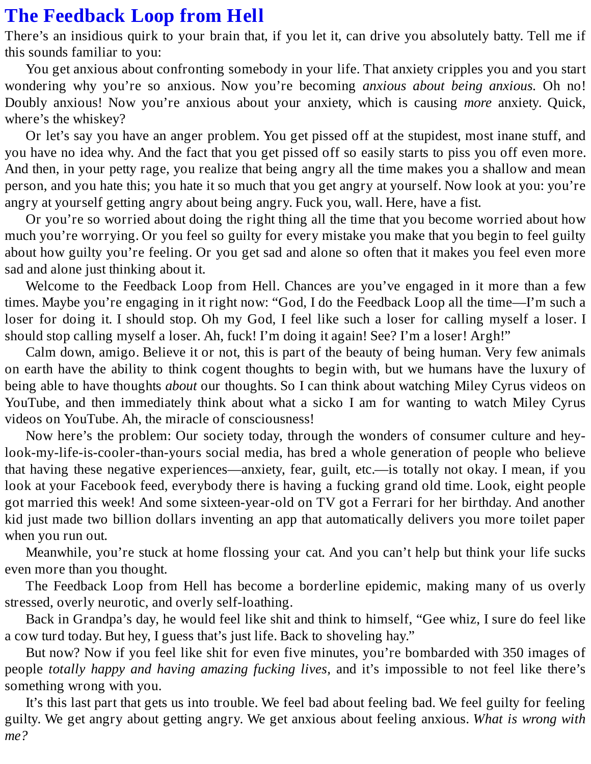## The Feedback Loop from Hell

There's an insidious quirk to your brain that, if you let it, can drive you absolutely batty. Tell me if this sounds familiar to you:

You get anxious about confronting somebody in your life. That anxiety cripples you and you start wondering why you're so anxious. Now you're becoming *anxious about being anxious*. Oh no! Doubly anxious! Now you're anxious about your anxiety, which is causing *more* anxiety. Quick, where's the whiskey?

Or let's say you have an anger problem. You get pissed off at the stupidest, most inane stuff, and you have no idea why. And the fact that you get pissed off so easily starts to piss you off even more. And then, in your petty rage, you realize that being angry all the time makes you a shallow and mean person, and you hate this; you hate it so much that you get angry at yourself. Now look at you: you're angry at yourself getting angry about being angry. Fuck you, wall. Here, have a fist.

Or you're so worried about doing the right thing all the time that you become worried about how much you're worrying. Or you feel so guilty for every mistake you make that you begin to feel guilty about how guilty you're feeling. Or you get sad and alone so often that it makes you feel even more sad and alone just thinking about it.

Welcome to the Feedback Loop from Hell. Chances are you've engaged in it more than a few times. Maybe you're engaging in it right now: "God, I do the Feedback Loop all the time—I'm such a loser for doing it. I should stop. Oh my God, I feel like such a loser for calling myself a loser. I should stop calling myself a loser. Ah, fuck! I'm doing it again! See? I'm a loser! Argh!"

Calm down, amigo. Believe it or not, this is part of the beauty of being human. Very few animals on earth have the ability to think cogent thoughts to begin with, but we humans have the luxury of being able to have thoughts *about* our thoughts. So I can think about watching Miley Cyrus videos on YouTube, and then immediately think about what a sicko I am for wanting to watch Miley Cyrus videos on YouTube. Ah, the miracle of consciousness!

Now here's the problem: Our society today, through the wonders of consumer culture and hey-look-my-life-is-cooler-than-yours social media, has bred a whole generation of people who believe that having these negative experiences—anxiety, fear, guilt, etc.—is totally not okay. I mean, if you look at your Facebook feed, everybody there is having a fucking grand old time. Look, eight people got married this week! And some sixteen-year-old on TV got a Ferrari for her birthday. And another kid just made two billion dollars inventing an app that automatically delivers you more toilet paper when you run out.

Meanwhile, you're stuck at home flossing your cat. And you can't help but think your life sucks even more than you thought.

The Feedback Loop from Hell has become a borderline epidemic, making many of us overly stressed, overly neurotic, and overly self-loathing.

Back in Grandpa's day, he would feel like shit and think to himself, "Gee whiz, I sure do feel like a cow turd today. But hey, I guess that's just life. Back to shoveling hay."

But now? Now if you feel like shit for even five minutes, you're bombarded with 350 images of people *totally happy and having amazing fucking lives*, and it's impossible to not feel like there's something wrong with you.

It's this last part that gets us into trouble. We feel bad about feeling bad. We feel guilty for feeling guilty. We get angry about getting angry. We get anxious about feeling anxious. *What is wrong with me?*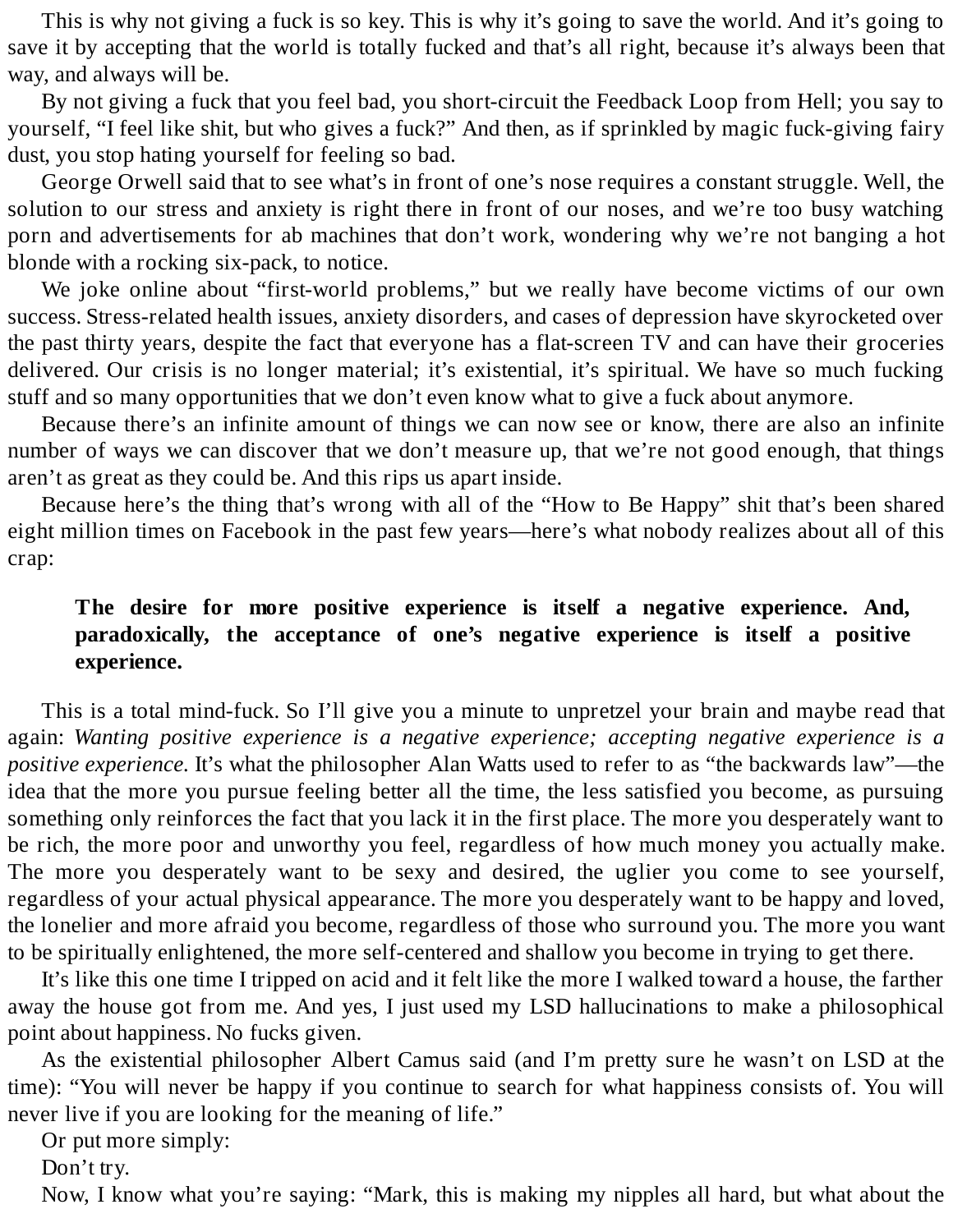This is why not giving a fuck is so key. This is why it's going to save the world. And it's going to save it by accepting that the world is totally fucked and that's all right, because it's always been that way, and always will be.

By not giving a fuck that you feel bad, you short-circuit the Feedback Loop from Hell; you say to yourself, "I feel like shit, but who gives a fuck?" And then, as if sprinkled by magic fuck-giving fairy dust, you stop hating yourself for feeling so bad.

George Orwell said that to see what's in front of one's nose requires a constant struggle. Well, the solution to our stress and anxiety is right there in front of our noses, and we're too busy watching porn and advertisements for ab machines that don't work, wondering why we're not banging a hot blonde with a rocking six-pack, to notice.

We joke online about "first-world problems," but we really have become victims of our own success. Stress-related health issues, anxiety disorders, and cases of depression have skyrocketed over the past thirty years, despite the fact that everyone has a flat-screen TV and can have their groceries delivered. Our crisis is no longer material; it's existential, it's spiritual. We have so much fucking stuff and so many opportunities that we don't even know what to give a fuck about anymore.

Because there's an infinite amount of things we can now see or know, there are also an infinite number of ways we can discover that we don't measure up, that we're not good enough, that things aren't as great as they could be. And this rips us apart inside.

Because here's the thing that's wrong with all of the "How to Be Happy" shit that's been shared eight million times on Facebook in the past few years—here's what nobody realizes about all of this crap:

> **The desire for more positive experience is itself a negative experience. And, paradoxically, the acceptance of one's negative experience is itself a positive experience.**

This is a total mind-fuck. So I'll give you a minute to unpretzel your brain and maybe read that again: *Wanting positive experience is a negative experience; accepting negative experience is a positive experience.* It's what the philosopher Alan Watts used to refer to as "the backwards law"—the idea that the more you pursue feeling better all the time, the less satisfied you become, as pursuing something only reinforces the fact that you lack it in the first place. The more you desperately want to be rich, the more poor and unworthy you feel, regardless of how much money you actually make. The more you desperately want to be sexy and desired, the uglier you come to see yourself, regardless of your actual physical appearance. The more you desperately want to be happy and loved, the lonelier and more afraid you become, regardless of those who surround you. The more you want to be spiritually enlightened, the more self-centered and shallow you become in trying to get there.

It's like this one time I tripped on acid and it felt like the more I walked toward a house, the farther away the house got from me. And yes, I just used my LSD hallucinations to make a philosophical point about happiness. No fucks given.

As the existential philosopher Albert Camus said (and I'm pretty sure he wasn't on LSD at the time): "You will never be happy if you continue to search for what happiness consists of. You will never live if you are looking for the meaning of life."

Or put more simply:

Don't try.

Now, I know what you're saying: "Mark, this is making my nipples all hard, but what about the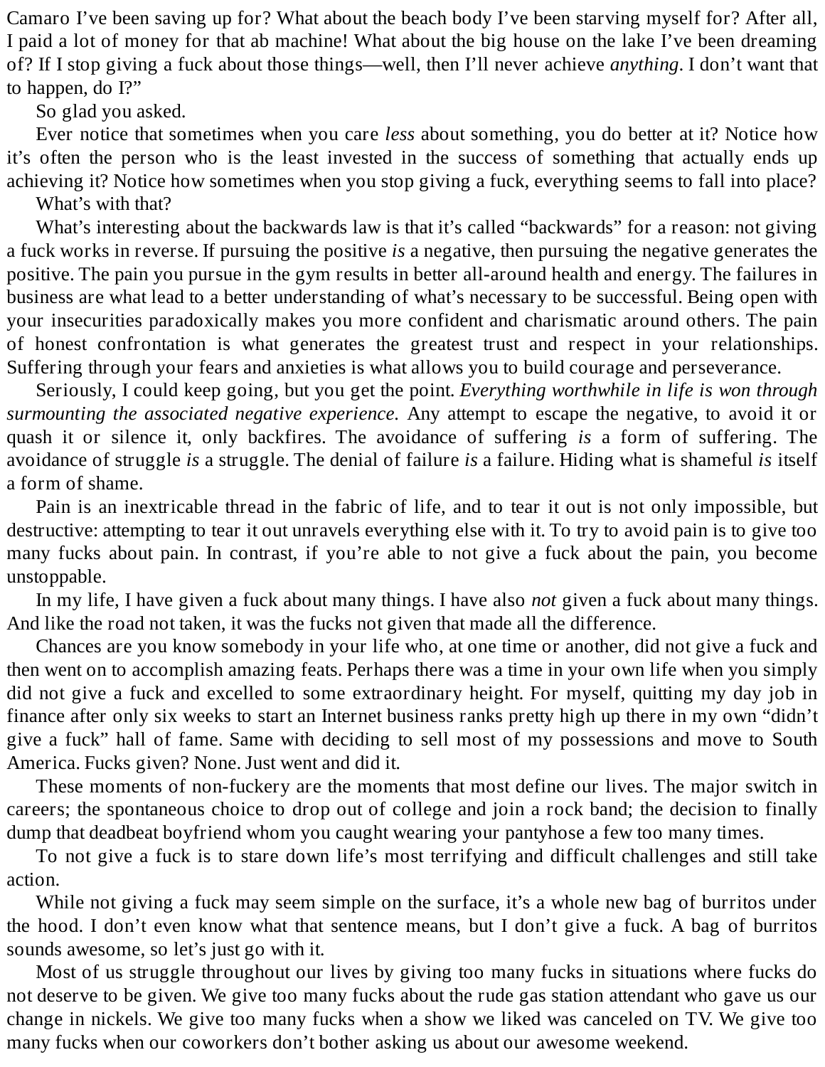Camaro I've been saving up for? What about the beach body I've been starving myself for? After all, I paid a lot of money for that ab machine! What about the big house on the lake I've been dreaming of? If I stop giving a fuck about those things—well, then I'll never achieve *anything*. I don't want that to happen, do I?"

So glad you asked.

Ever notice that sometimes when you care *less* about something, you do better at it? Notice how it's often the person who is the least invested in the success of something that actually ends up achieving it? Notice how sometimes when you stop giving a fuck, everything seems to fall into place?

What's with that?

What's interesting about the backwards law is that it's called "backwards" for a reason: not giving a fuck works in reverse. If pursuing the positive *is* a negative, then pursuing the negative generates the positive. The pain you pursue in the gym results in better all-around health and energy. The failures in business are what lead to a better understanding of what's necessary to be successful. Being open with your insecurities paradoxically makes you more confident and charismatic around others. The pain of honest confrontation is what generates the greatest trust and respect in your relationships. Suffering through your fears and anxieties is what allows you to build courage and perseverance.

Seriously, I could keep going, but you get the point. *Everything worthwhile in life is won through surmounting the associated negative experience.* Any attempt to escape the negative, to avoid it or quash it or silence it, only backfires. The avoidance of suffering *is* a form of suffering. The avoidance of struggle *is* a struggle. The denial of failure *is* a failure. Hiding what is shameful *is* itself a form of shame.

Pain is an inextricable thread in the fabric of life, and to tear it out is not only impossible, but destructive: attempting to tear it out unravels everything else with it. To try to avoid pain is to give too many fucks about pain. In contrast, if you're able to not give a fuck about the pain, you become unstoppable.

In my life, I have given a fuck about many things. I have also *not* given a fuck about many things. And like the road not taken, it was the fucks not given that made all the difference.

Chances are you know somebody in your life who, at one time or another, did not give a fuck and then went on to accomplish amazing feats. Perhaps there was a time in your own life when you simply did not give a fuck and excelled to some extraordinary height. For myself, quitting my day job in finance after only six weeks to start an Internet business ranks pretty high up there in my own "didn't give a fuck" hall of fame. Same with deciding to sell most of my possessions and move to South America. Fucks given? None. Just went and did it.

These moments of non-fuckery are the moments that most define our lives. The major switch in careers; the spontaneous choice to drop out of college and join a rock band; the decision to finally dump that deadbeat boyfriend whom you caught wearing your pantyhose a few too many times.

To not give a fuck is to stare down life's most terrifying and difficult challenges and still take action.

While not giving a fuck may seem simple on the surface, it's a whole new bag of burritos under the hood. I don't even know what that sentence means, but I don't give a fuck. A bag of burritos sounds awesome, so let's just go with it.

Most of us struggle throughout our lives by giving too many fucks in situations where fucks do not deserve to be given. We give too many fucks about the rude gas station attendant who gave us our change in nickels. We give too many fucks when a show we liked was canceled on TV. We give too many fucks when our coworkers don't bother asking us about our awesome weekend.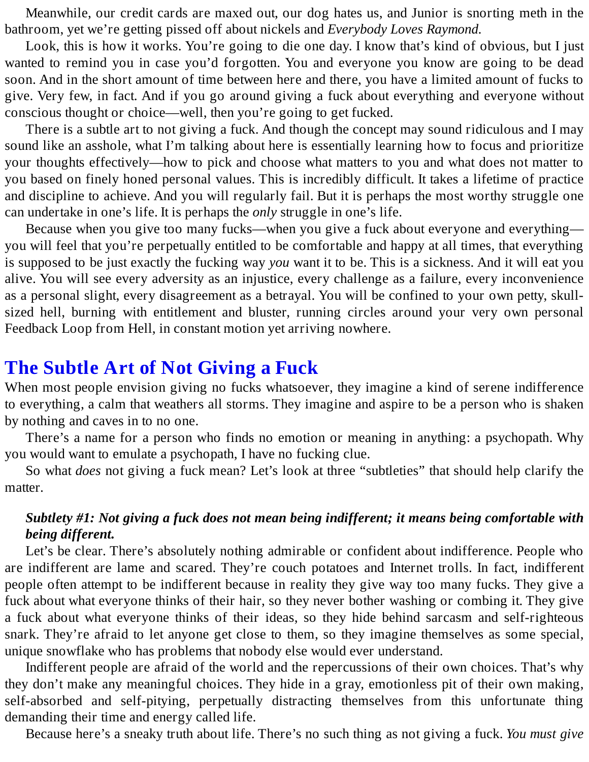Meanwhile, our credit cards are maxed out, our dog hates us, and Junior is snorting meth in the bathroom, yet we're getting pissed off about nickels and *Everybody Loves Raymond*.

Look, this is how it works. You're going to die one day. I know that's kind of obvious, but I just wanted to remind you in case you'd forgotten. You and everyone you know are going to be dead soon. And in the short amount of time between here and there, you have a limited amount of fucks to give. Very few, in fact. And if you go around giving a fuck about everything and everyone without conscious thought or choice—well, then you're going to get fucked.

There is a subtle art to not giving a fuck. And though the concept may sound ridiculous and I may sound like an asshole, what I'm talking about here is essentially learning how to focus and prioritize your thoughts effectively—how to pick and choose what matters to you and what does not matter to you based on finely honed personal values. This is incredibly difficult. It takes a lifetime of practice and discipline to achieve. And you will regularly fail. But it is perhaps the most worthy struggle one can undertake in one's life. It is perhaps the *only* struggle in one's life.

Because when you give too many fucks—when you give a fuck about everyone and everything—you will feel that you're perpetually entitled to be comfortable and happy at all times, that everything is supposed to be just exactly the fucking way *you* want it to be. This is a sickness. And it will eat you alive. You will see every adversity as an injustice, every challenge as a failure, every inconvenience as a personal slight, every disagreement as a betrayal. You will be confined to your own petty, skull-sized hell, burning with entitlement and bluster, running circles around your very own personal Feedback Loop from Hell, in constant motion yet arriving nowhere.

## The Subtle Art of Not Giving a Fuck

When most people envision giving no fucks whatsoever, they imagine a kind of serene indifference to everything, a calm that weathers all storms. They imagine and aspire to be a person who is shaken by nothing and caves in to no one.

There's a name for a person who finds no emotion or meaning in anything: a psychopath. Why you would want to emulate a psychopath, I have no fucking clue.

So what *does* not giving a fuck mean? Let's look at three "subtleties" that should help clarify the matter.

***Subtlety #1: Not giving a fuck does not mean being indifferent; it means being comfortable with being different.***

Let's be clear. There's absolutely nothing admirable or confident about indifference. People who are indifferent are lame and scared. They're couch potatoes and Internet trolls. In fact, indifferent people often attempt to be indifferent because in reality they give way too many fucks. They give a fuck about what everyone thinks of their hair, so they never bother washing or combing it. They give a fuck about what everyone thinks of their ideas, so they hide behind sarcasm and self-righteous snark. They're afraid to let anyone get close to them, so they imagine themselves as some special, unique snowflake who has problems that nobody else would ever understand.

Indifferent people are afraid of the world and the repercussions of their own choices. That's why they don't make any meaningful choices. They hide in a gray, emotionless pit of their own making, self-absorbed and self-pitying, perpetually distracting themselves from this unfortunate thing demanding their time and energy called life.

Because here's a sneaky truth about life. There's no such thing as not giving a fuck. *You must give*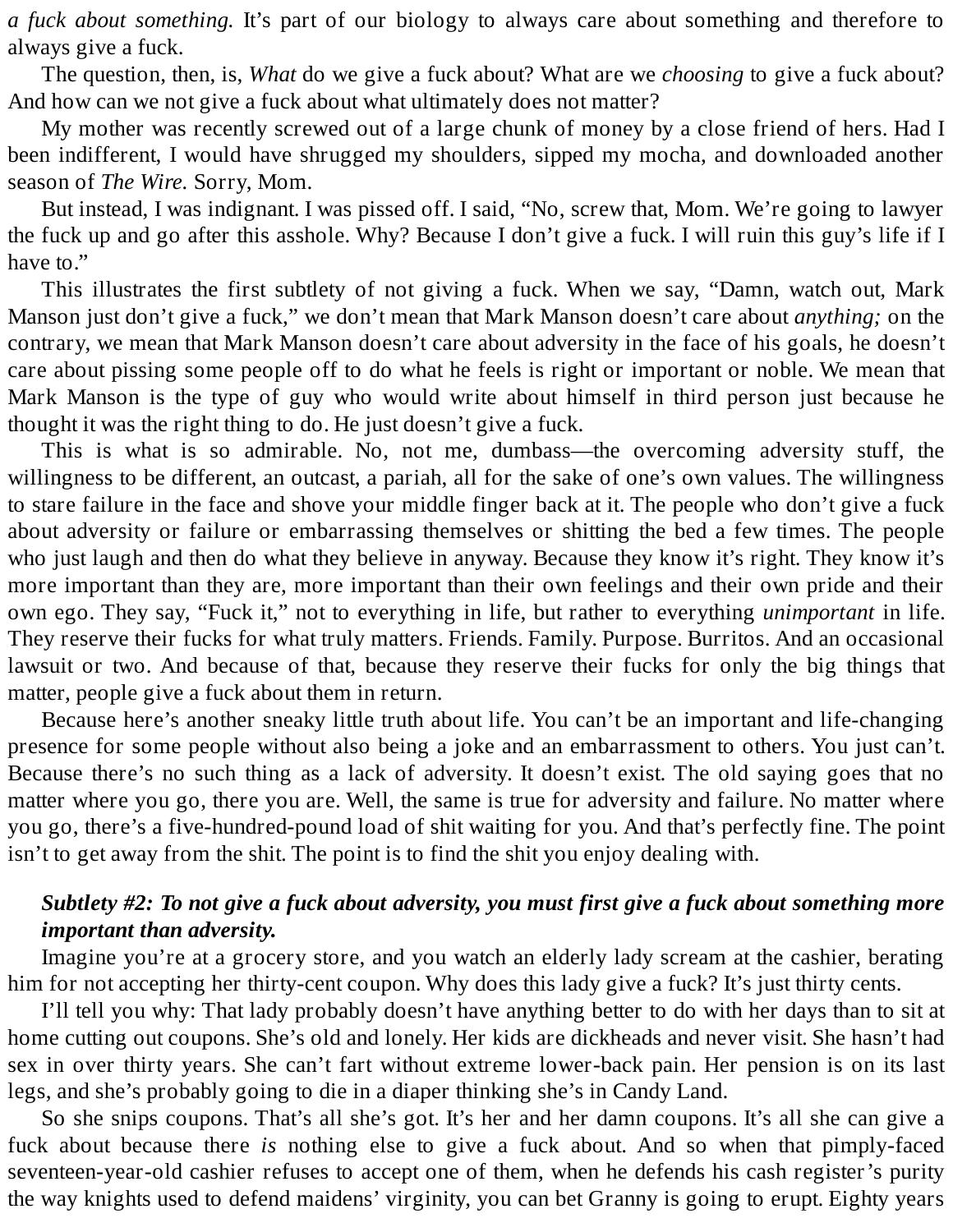*a fuck about something.* It's part of our biology to always care about something and therefore to always give a fuck.

The question, then, is, *What* do we give a fuck about? What are we *choosing* to give a fuck about? And how can we not give a fuck about what ultimately does not matter?

My mother was recently screwed out of a large chunk of money by a close friend of hers. Had I been indifferent, I would have shrugged my shoulders, sipped my mocha, and downloaded another season of *The Wire.* Sorry, Mom.

But instead, I was indignant. I was pissed off. I said, "No, screw that, Mom. We're going to lawyer the fuck up and go after this asshole. Why? Because I don't give a fuck. I will ruin this guy's life if I have to."

This illustrates the first subtlety of not giving a fuck. When we say, "Damn, watch out, Mark Manson just don't give a fuck," we don't mean that Mark Manson doesn't care about *anything;* on the contrary, we mean that Mark Manson doesn't care about adversity in the face of his goals, he doesn't care about pissing some people off to do what he feels is right or important or noble. We mean that Mark Manson is the type of guy who would write about himself in third person just because he thought it was the right thing to do. He just doesn't give a fuck.

This is what is so admirable. No, not me, dumbass—the overcoming adversity stuff, the willingness to be different, an outcast, a pariah, all for the sake of one's own values. The willingness to stare failure in the face and shove your middle finger back at it. The people who don't give a fuck about adversity or failure or embarrassing themselves or shitting the bed a few times. The people who just laugh and then do what they believe in anyway. Because they know it's right. They know it's more important than they are, more important than their own feelings and their own pride and their own ego. They say, "Fuck it," not to everything in life, but rather to everything *unimportant* in life. They reserve their fucks for what truly matters. Friends. Family. Purpose. Burritos. And an occasional lawsuit or two. And because of that, because they reserve their fucks for only the big things that matter, people give a fuck about them in return.

Because here's another sneaky little truth about life. You can't be an important and life-changing presence for some people without also being a joke and an embarrassment to others. You just can't. Because there's no such thing as a lack of adversity. It doesn't exist. The old saying goes that no matter where you go, there you are. Well, the same is true for adversity and failure. No matter where you go, there's a five-hundred-pound load of shit waiting for you. And that's perfectly fine. The point isn't to get away from the shit. The point is to find the shit you enjoy dealing with.

***Subtlety #2: To not give a fuck about adversity, you must first give a fuck about something more important than adversity.***

Imagine you're at a grocery store, and you watch an elderly lady scream at the cashier, berating him for not accepting her thirty-cent coupon. Why does this lady give a fuck? It's just thirty cents.

I'll tell you why: That lady probably doesn't have anything better to do with her days than to sit at home cutting out coupons. She's old and lonely. Her kids are dickheads and never visit. She hasn't had sex in over thirty years. She can't fart without extreme lower-back pain. Her pension is on its last legs, and she's probably going to die in a diaper thinking she's in Candy Land.

So she snips coupons. That's all she's got. It's her and her damn coupons. It's all she can give a fuck about because there *is* nothing else to give a fuck about. And so when that pimply-faced seventeen-year-old cashier refuses to accept one of them, when he defends his cash register's purity the way knights used to defend maidens' virginity, you can bet Granny is going to erupt. Eighty years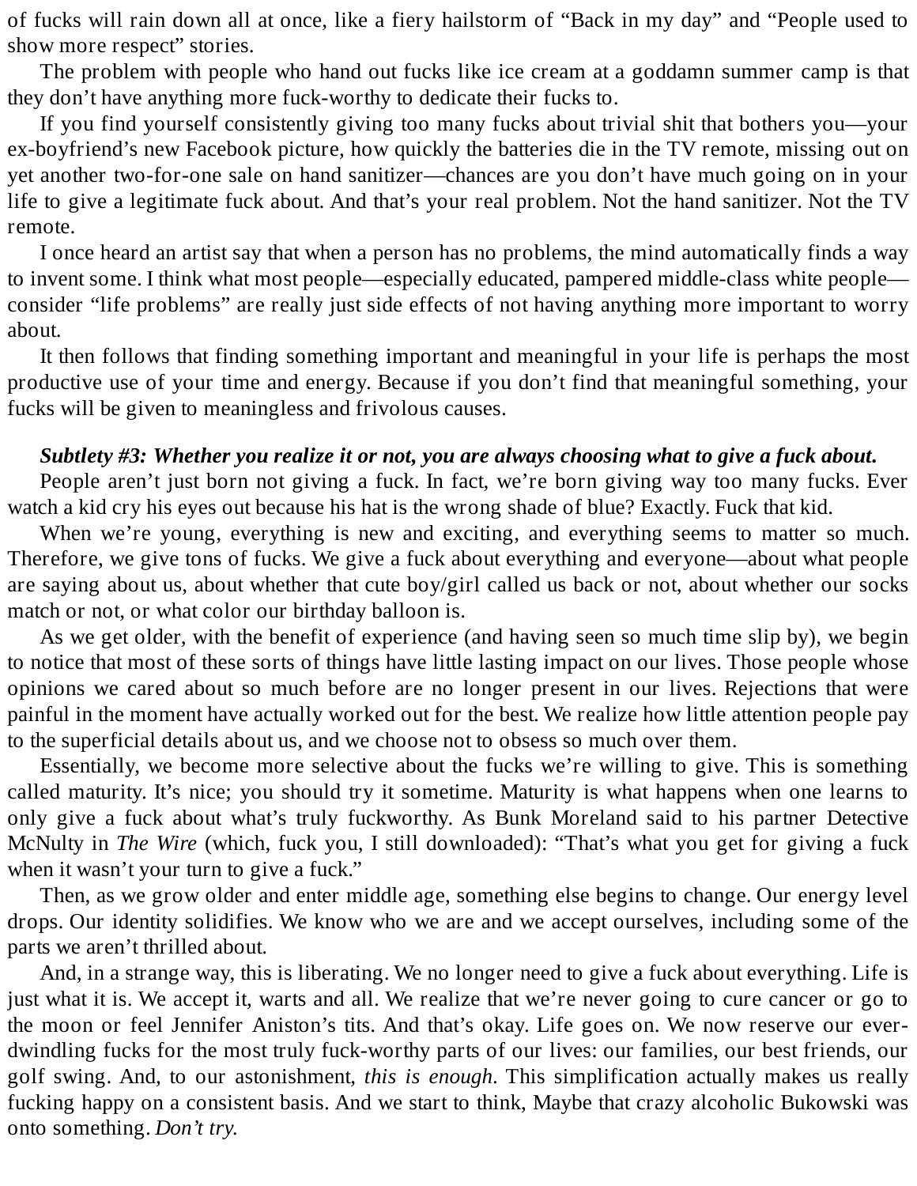of fucks will rain down all at once, like a fiery hailstorm of "Back in my day" and "People used to show more respect" stories.

The problem with people who hand out fucks like ice cream at a goddamn summer camp is that they don't have anything more fuck-worthy to dedicate their fucks to.

If you find yourself consistently giving too many fucks about trivial shit that bothers you—your ex-boyfriend's new Facebook picture, how quickly the batteries die in the TV remote, missing out on yet another two-for-one sale on hand sanitizer—chances are you don't have much going on in your life to give a legitimate fuck about. And that's your real problem. Not the hand sanitizer. Not the TV remote.

I once heard an artist say that when a person has no problems, the mind automatically finds a way to invent some. I think what most people—especially educated, pampered middle-class white people—consider "life problems" are really just side effects of not having anything more important to worry about.

It then follows that finding something important and meaningful in your life is perhaps the most productive use of your time and energy. Because if you don't find that meaningful something, your fucks will be given to meaningless and frivolous causes.

***Subtlety #3: Whether you realize it or not, you are always choosing what to give a fuck about.***

People aren't just born not giving a fuck. In fact, we're born giving way too many fucks. Ever watch a kid cry his eyes out because his hat is the wrong shade of blue? Exactly. Fuck that kid.

When we're young, everything is new and exciting, and everything seems to matter so much. Therefore, we give tons of fucks. We give a fuck about everything and everyone—about what people are saying about us, about whether that cute boy/girl called us back or not, about whether our socks match or not, or what color our birthday balloon is.

As we get older, with the benefit of experience (and having seen so much time slip by), we begin to notice that most of these sorts of things have little lasting impact on our lives. Those people whose opinions we cared about so much before are no longer present in our lives. Rejections that were painful in the moment have actually worked out for the best. We realize how little attention people pay to the superficial details about us, and we choose not to obsess so much over them.

Essentially, we become more selective about the fucks we're willing to give. This is something called maturity. It's nice; you should try it sometime. Maturity is what happens when one learns to only give a fuck about what's truly fuckworthy. As Bunk Moreland said to his partner Detective McNulty in *The Wire* (which, fuck you, I still downloaded): "That's what you get for giving a fuck when it wasn't your turn to give a fuck."

Then, as we grow older and enter middle age, something else begins to change. Our energy level drops. Our identity solidifies. We know who we are and we accept ourselves, including some of the parts we aren't thrilled about.

And, in a strange way, this is liberating. We no longer need to give a fuck about everything. Life is just what it is. We accept it, warts and all. We realize that we're never going to cure cancer or go to the moon or feel Jennifer Aniston's tits. And that's okay. Life goes on. We now reserve our ever-dwindling fucks for the most truly fuck-worthy parts of our lives: our families, our best friends, our golf swing. And, to our astonishment, *this is enough*. This simplification actually makes us really fucking happy on a consistent basis. And we start to think, Maybe that crazy alcoholic Bukowski was onto something. *Don't try.*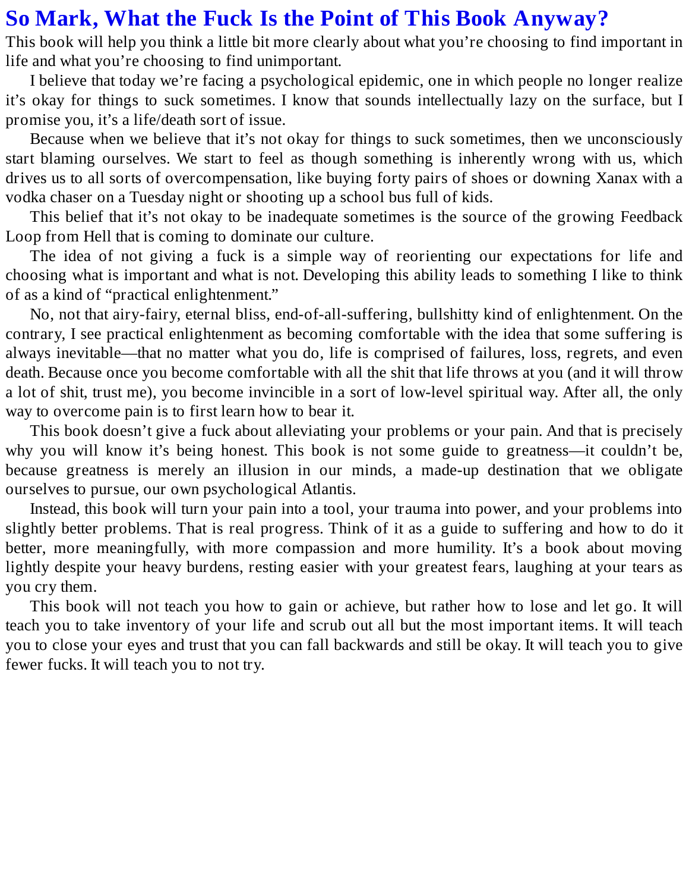## So Mark, What the Fuck Is the Point of This Book Anyway?

This book will help you think a little bit more clearly about what you're choosing to find important in life and what you're choosing to find unimportant.

I believe that today we're facing a psychological epidemic, one in which people no longer realize it's okay for things to suck sometimes. I know that sounds intellectually lazy on the surface, but I promise you, it's a life/death sort of issue.

Because when we believe that it's not okay for things to suck sometimes, then we unconsciously start blaming ourselves. We start to feel as though something is inherently wrong with us, which drives us to all sorts of overcompensation, like buying forty pairs of shoes or downing Xanax with a vodka chaser on a Tuesday night or shooting up a school bus full of kids.

This belief that it's not okay to be inadequate sometimes is the source of the growing Feedback Loop from Hell that is coming to dominate our culture.

The idea of not giving a fuck is a simple way of reorienting our expectations for life and choosing what is important and what is not. Developing this ability leads to something I like to think of as a kind of "practical enlightenment."

No, not that airy-fairy, eternal bliss, end-of-all-suffering, bullshitty kind of enlightenment. On the contrary, I see practical enlightenment as becoming comfortable with the idea that some suffering is always inevitable—that no matter what you do, life is comprised of failures, loss, regrets, and even death. Because once you become comfortable with all the shit that life throws at you (and it will throw a lot of shit, trust me), you become invincible in a sort of low-level spiritual way. After all, the only way to overcome pain is to first learn how to bear it.

This book doesn't give a fuck about alleviating your problems or your pain. And that is precisely why you will know it's being honest. This book is not some guide to greatness—it couldn't be, because greatness is merely an illusion in our minds, a made-up destination that we obligate ourselves to pursue, our own psychological Atlantis.

Instead, this book will turn your pain into a tool, your trauma into power, and your problems into slightly better problems. That is real progress. Think of it as a guide to suffering and how to do it better, more meaningfully, with more compassion and more humility. It's a book about moving lightly despite your heavy burdens, resting easier with your greatest fears, laughing at your tears as you cry them.

This book will not teach you how to gain or achieve, but rather how to lose and let go. It will teach you to take inventory of your life and scrub out all but the most important items. It will teach you to close your eyes and trust that you can fall backwards and still be okay. It will teach you to give fewer fucks. It will teach you to not try.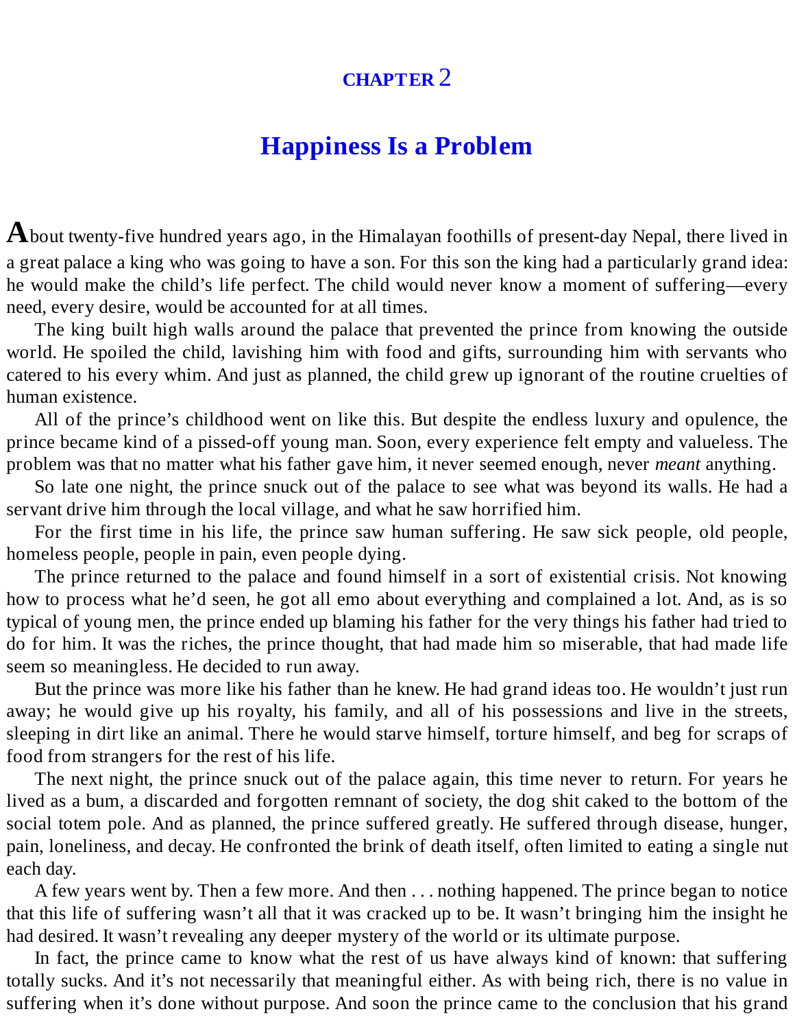# CHAPTER 2

## Happiness Is a Problem

About twenty-five hundred years ago, in the Himalayan foothills of present-day Nepal, there lived in a great palace a king who was going to have a son. For this son the king had a particularly grand idea: he would make the child's life perfect. The child would never know a moment of suffering—every need, every desire, would be accounted for at all times.

The king built high walls around the palace that prevented the prince from knowing the outside world. He spoiled the child, lavishing him with food and gifts, surrounding him with servants who catered to his every whim. And just as planned, the child grew up ignorant of the routine cruelties of human existence.

All of the prince's childhood went on like this. But despite the endless luxury and opulence, the prince became kind of a pissed-off young man. Soon, every experience felt empty and valueless. The problem was that no matter what his father gave him, it never seemed enough, never *meant* anything.

So late one night, the prince snuck out of the palace to see what was beyond its walls. He had a servant drive him through the local village, and what he saw horrified him.

For the first time in his life, the prince saw human suffering. He saw sick people, old people, homeless people, people in pain, even people dying.

The prince returned to the palace and found himself in a sort of existential crisis. Not knowing how to process what he'd seen, he got all emo about everything and complained a lot. And, as is so typical of young men, the prince ended up blaming his father for the very things his father had tried to do for him. It was the riches, the prince thought, that had made him so miserable, that had made life seem so meaningless. He decided to run away.

But the prince was more like his father than he knew. He had grand ideas too. He wouldn't just run away; he would give up his royalty, his family, and all of his possessions and live in the streets, sleeping in dirt like an animal. There he would starve himself, torture himself, and beg for scraps of food from strangers for the rest of his life.

The next night, the prince snuck out of the palace again, this time never to return. For years he lived as a bum, a discarded and forgotten remnant of society, the dog shit caked to the bottom of the social totem pole. And as planned, the prince suffered greatly. He suffered through disease, hunger, pain, loneliness, and decay. He confronted the brink of death itself, often limited to eating a single nut each day.

A few years went by. Then a few more. And then . . . nothing happened. The prince began to notice that this life of suffering wasn't all that it was cracked up to be. It wasn't bringing him the insight he had desired. It wasn't revealing any deeper mystery of the world or its ultimate purpose.

In fact, the prince came to know what the rest of us have always kind of known: that suffering totally sucks. And it's not necessarily that meaningful either. As with being rich, there is no value in suffering when it's done without purpose. And soon the prince came to the conclusion that his grand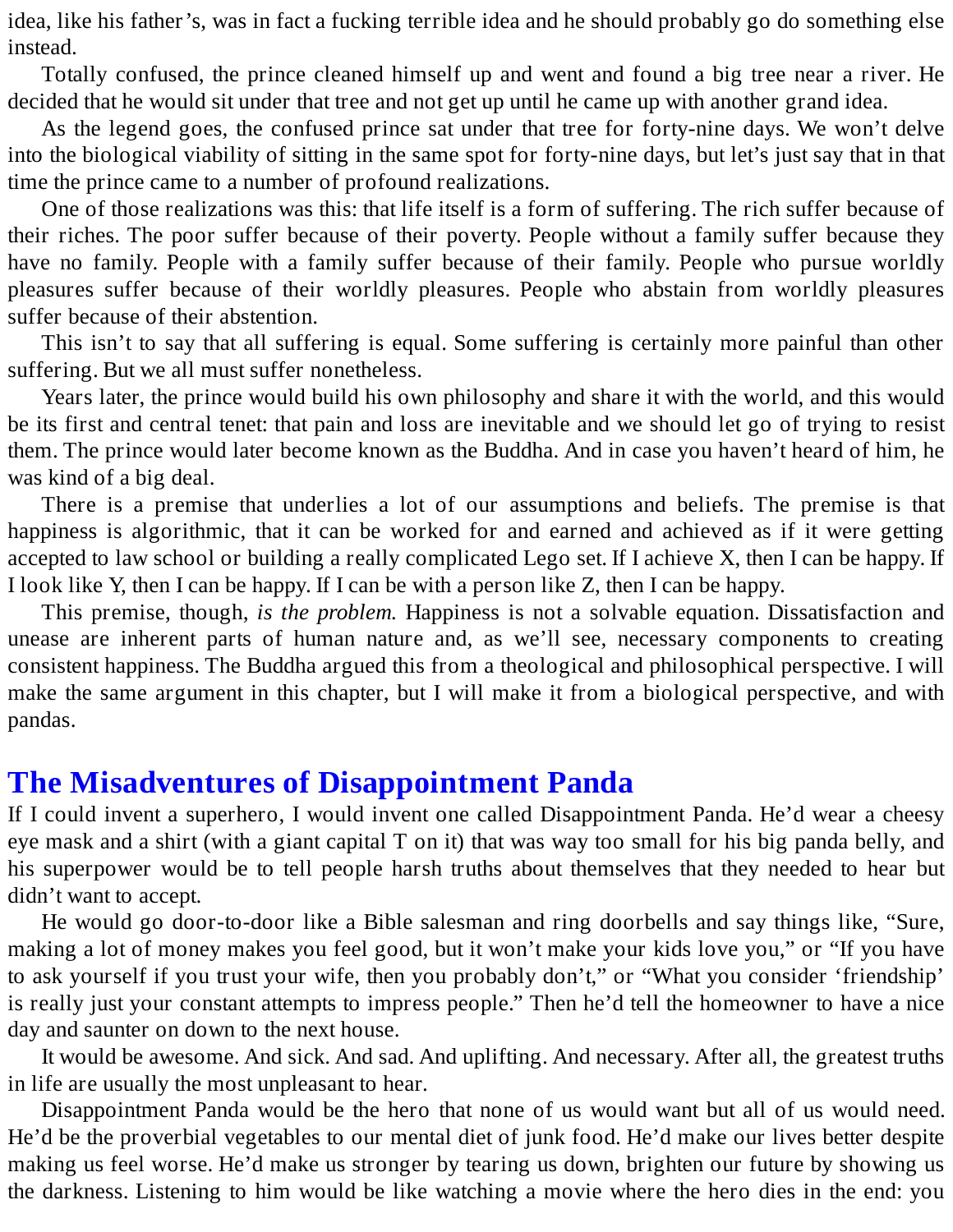idea, like his father's, was in fact a fucking terrible idea and he should probably go do something else instead.

Totally confused, the prince cleaned himself up and went and found a big tree near a river. He decided that he would sit under that tree and not get up until he came up with another grand idea.

As the legend goes, the confused prince sat under that tree for forty-nine days. We won't delve into the biological viability of sitting in the same spot for forty-nine days, but let's just say that in that time the prince came to a number of profound realizations.

One of those realizations was this: that life itself is a form of suffering. The rich suffer because of their riches. The poor suffer because of their poverty. People without a family suffer because they have no family. People with a family suffer because of their family. People who pursue worldly pleasures suffer because of their worldly pleasures. People who abstain from worldly pleasures suffer because of their abstention.

This isn't to say that all suffering is equal. Some suffering is certainly more painful than other suffering. But we all must suffer nonetheless.

Years later, the prince would build his own philosophy and share it with the world, and this would be its first and central tenet: that pain and loss are inevitable and we should let go of trying to resist them. The prince would later become known as the Buddha. And in case you haven't heard of him, he was kind of a big deal.

There is a premise that underlies a lot of our assumptions and beliefs. The premise is that happiness is algorithmic, that it can be worked for and earned and achieved as if it were getting accepted to law school or building a really complicated Lego set. If I achieve X, then I can be happy. If I look like Y, then I can be happy. If I can be with a person like Z, then I can be happy.

This premise, though, *is the problem.* Happiness is not a solvable equation. Dissatisfaction and unease are inherent parts of human nature and, as we'll see, necessary components to creating consistent happiness. The Buddha argued this from a theological and philosophical perspective. I will make the same argument in this chapter, but I will make it from a biological perspective, and with pandas.

## The Misadventures of Disappointment Panda

If I could invent a superhero, I would invent one called Disappointment Panda. He'd wear a cheesy eye mask and a shirt (with a giant capital T on it) that was way too small for his big panda belly, and his superpower would be to tell people harsh truths about themselves that they needed to hear but didn't want to accept.

He would go door-to-door like a Bible salesman and ring doorbells and say things like, "Sure, making a lot of money makes you feel good, but it won't make your kids love you," or "If you have to ask yourself if you trust your wife, then you probably don't," or "What you consider 'friendship' is really just your constant attempts to impress people." Then he'd tell the homeowner to have a nice day and saunter on down to the next house.

It would be awesome. And sick. And sad. And uplifting. And necessary. After all, the greatest truths in life are usually the most unpleasant to hear.

Disappointment Panda would be the hero that none of us would want but all of us would need. He'd be the proverbial vegetables to our mental diet of junk food. He'd make our lives better despite making us feel worse. He'd make us stronger by tearing us down, brighten our future by showing us the darkness. Listening to him would be like watching a movie where the hero dies in the end: you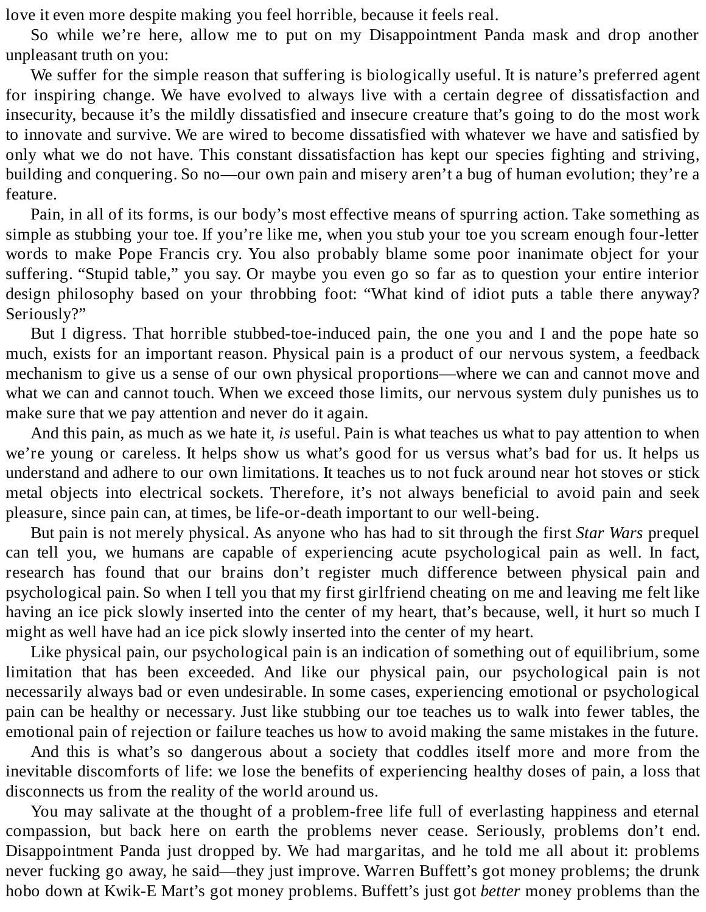love it even more despite making you feel horrible, because it feels real.

So while we're here, allow me to put on my Disappointment Panda mask and drop another unpleasant truth on you:

We suffer for the simple reason that suffering is biologically useful. It is nature's preferred agent for inspiring change. We have evolved to always live with a certain degree of dissatisfaction and insecurity, because it's the mildly dissatisfied and insecure creature that's going to do the most work to innovate and survive. We are wired to become dissatisfied with whatever we have and satisfied by only what we do not have. This constant dissatisfaction has kept our species fighting and striving, building and conquering. So no—our own pain and misery aren't a bug of human evolution; they're a feature.

Pain, in all of its forms, is our body's most effective means of spurring action. Take something as simple as stubbing your toe. If you're like me, when you stub your toe you scream enough four-letter words to make Pope Francis cry. You also probably blame some poor inanimate object for your suffering. "Stupid table," you say. Or maybe you even go so far as to question your entire interior design philosophy based on your throbbing foot: "What kind of idiot puts a table there anyway? Seriously?"

But I digress. That horrible stubbed-toe-induced pain, the one you and I and the pope hate so much, exists for an important reason. Physical pain is a product of our nervous system, a feedback mechanism to give us a sense of our own physical proportions—where we can and cannot move and what we can and cannot touch. When we exceed those limits, our nervous system duly punishes us to make sure that we pay attention and never do it again.

And this pain, as much as we hate it, *is* useful. Pain is what teaches us what to pay attention to when we're young or careless. It helps show us what's good for us versus what's bad for us. It helps us understand and adhere to our own limitations. It teaches us to not fuck around near hot stoves or stick metal objects into electrical sockets. Therefore, it's not always beneficial to avoid pain and seek pleasure, since pain can, at times, be life-or-death important to our well-being.

But pain is not merely physical. As anyone who has had to sit through the first *Star Wars* prequel can tell you, we humans are capable of experiencing acute psychological pain as well. In fact, research has found that our brains don't register much difference between physical pain and psychological pain. So when I tell you that my first girlfriend cheating on me and leaving me felt like having an ice pick slowly inserted into the center of my heart, that's because, well, it hurt so much I might as well have had an ice pick slowly inserted into the center of my heart.

Like physical pain, our psychological pain is an indication of something out of equilibrium, some limitation that has been exceeded. And like our physical pain, our psychological pain is not necessarily always bad or even undesirable. In some cases, experiencing emotional or psychological pain can be healthy or necessary. Just like stubbing our toe teaches us to walk into fewer tables, the emotional pain of rejection or failure teaches us how to avoid making the same mistakes in the future.

And this is what's so dangerous about a society that coddles itself more and more from the inevitable discomforts of life: we lose the benefits of experiencing healthy doses of pain, a loss that disconnects us from the reality of the world around us.

You may salivate at the thought of a problem-free life full of everlasting happiness and eternal compassion, but back here on earth the problems never cease. Seriously, problems don't end. Disappointment Panda just dropped by. We had margaritas, and he told me all about it: problems never fucking go away, he said—they just improve. Warren Buffett's got money problems; the drunk hobo down at Kwik-E Mart's got money problems. Buffett's just got *better* money problems than the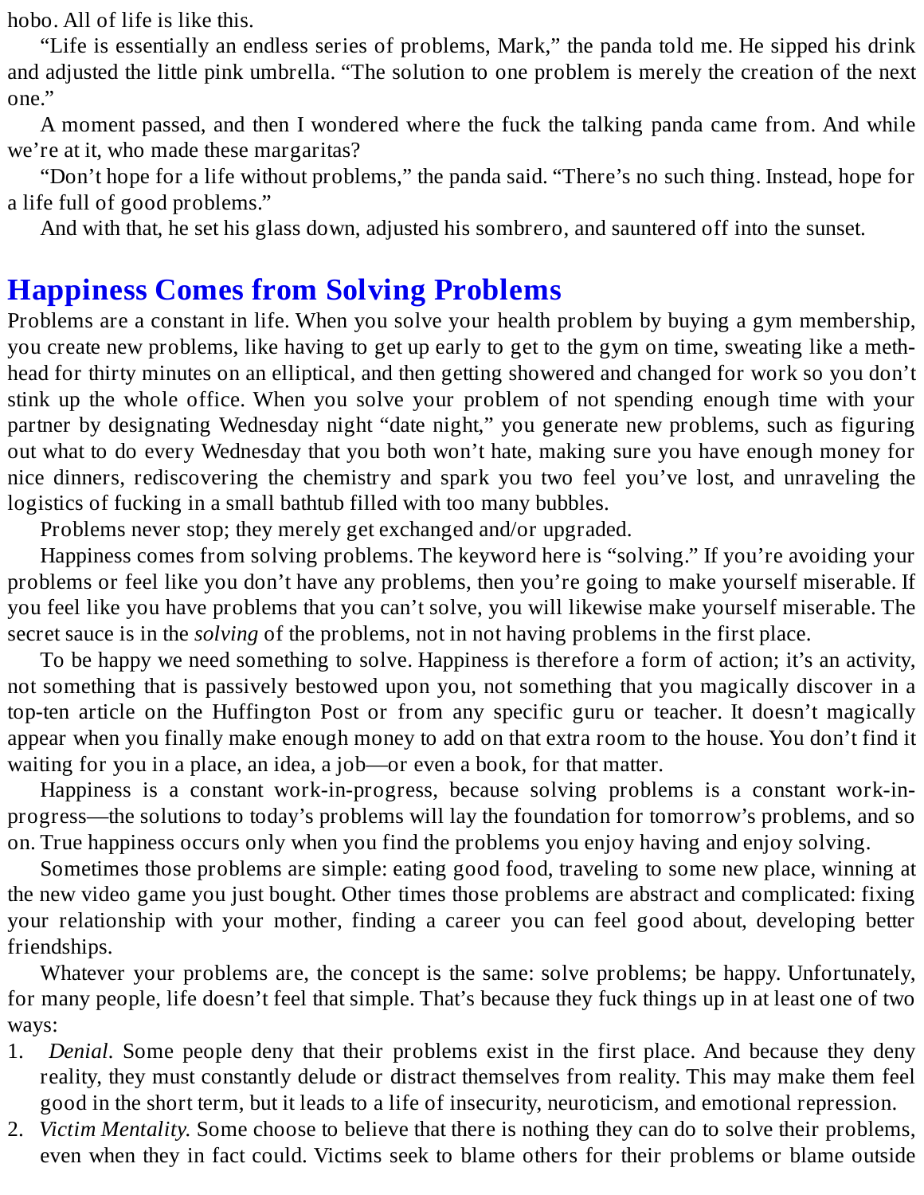hobo. All of life is like this.

"Life is essentially an endless series of problems, Mark," the panda told me. He sipped his drink and adjusted the little pink umbrella. "The solution to one problem is merely the creation of the next one."

A moment passed, and then I wondered where the fuck the talking panda came from. And while we're at it, who made these margaritas?

"Don't hope for a life without problems," the panda said. "There's no such thing. Instead, hope for a life full of good problems."

And with that, he set his glass down, adjusted his sombrero, and sauntered off into the sunset.

## Happiness Comes from Solving Problems

Problems are a constant in life. When you solve your health problem by buying a gym membership, you create new problems, like having to get up early to get to the gym on time, sweating like a meth-head for thirty minutes on an elliptical, and then getting showered and changed for work so you don't stink up the whole office. When you solve your problem of not spending enough time with your partner by designating Wednesday night "date night," you generate new problems, such as figuring out what to do every Wednesday that you both won't hate, making sure you have enough money for nice dinners, rediscovering the chemistry and spark you two feel you've lost, and unraveling the logistics of fucking in a small bathtub filled with too many bubbles.

Problems never stop; they merely get exchanged and/or upgraded.

Happiness comes from solving problems. The keyword here is "solving." If you're avoiding your problems or feel like you don't have any problems, then you're going to make yourself miserable. If you feel like you have problems that you can't solve, you will likewise make yourself miserable. The secret sauce is in the *solving* of the problems, not in not having problems in the first place.

To be happy we need something to solve. Happiness is therefore a form of action; it's an activity, not something that is passively bestowed upon you, not something that you magically discover in a top-ten article on the Huffington Post or from any specific guru or teacher. It doesn't magically appear when you finally make enough money to add on that extra room to the house. You don't find it waiting for you in a place, an idea, a job—or even a book, for that matter.

Happiness is a constant work-in-progress, because solving problems is a constant work-in-progress—the solutions to today's problems will lay the foundation for tomorrow's problems, and so on. True happiness occurs only when you find the problems you enjoy having and enjoy solving.

Sometimes those problems are simple: eating good food, traveling to some new place, winning at the new video game you just bought. Other times those problems are abstract and complicated: fixing your relationship with your mother, finding a career you can feel good about, developing better friendships.

Whatever your problems are, the concept is the same: solve problems; be happy. Unfortunately, for many people, life doesn't feel that simple. That's because they fuck things up in at least one of two ways:

1. *Denial*. Some people deny that their problems exist in the first place. And because they deny reality, they must constantly delude or distract themselves from reality. This may make them feel good in the short term, but it leads to a life of insecurity, neuroticism, and emotional repression.
2. *Victim Mentality*. Some choose to believe that there is nothing they can do to solve their problems, even when they in fact could. Victims seek to blame others for their problems or blame outside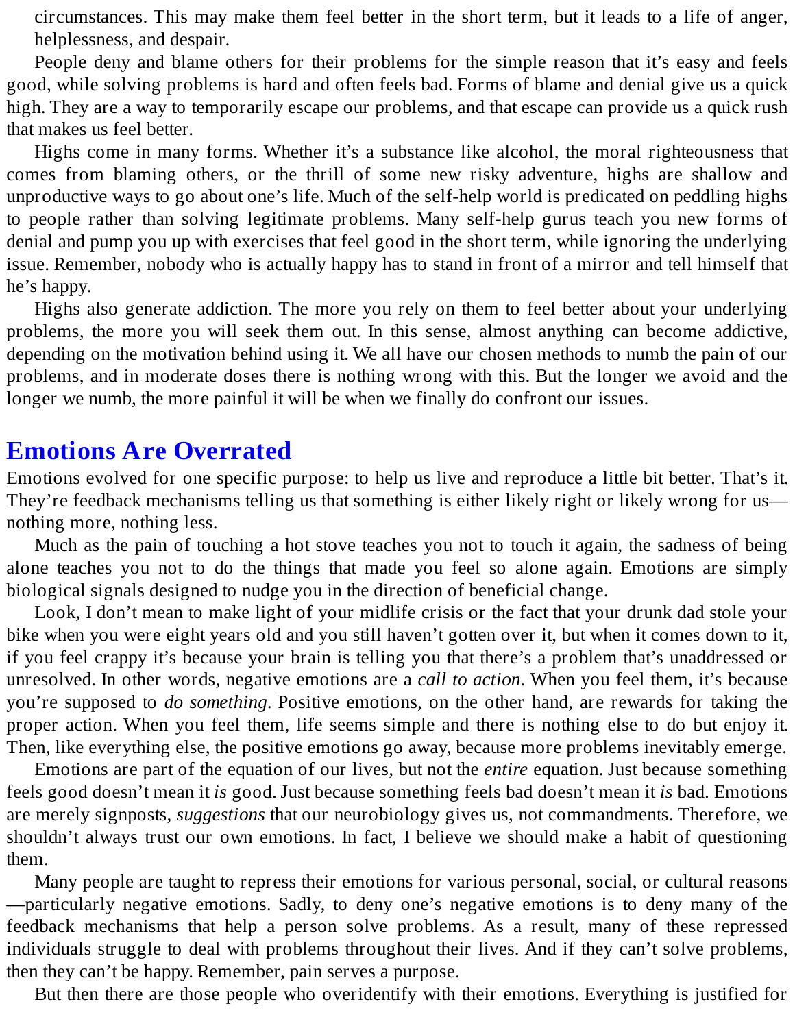circumstances. This may make them feel better in the short term, but it leads to a life of anger, helplessness, and despair.

People deny and blame others for their problems for the simple reason that it's easy and feels good, while solving problems is hard and often feels bad. Forms of blame and denial give us a quick high. They are a way to temporarily escape our problems, and that escape can provide us a quick rush that makes us feel better.

Highs come in many forms. Whether it's a substance like alcohol, the moral righteousness that comes from blaming others, or the thrill of some new risky adventure, highs are shallow and unproductive ways to go about one's life. Much of the self-help world is predicated on peddling highs to people rather than solving legitimate problems. Many self-help gurus teach you new forms of denial and pump you up with exercises that feel good in the short term, while ignoring the underlying issue. Remember, nobody who is actually happy has to stand in front of a mirror and tell himself that he's happy.

Highs also generate addiction. The more you rely on them to feel better about your underlying problems, the more you will seek them out. In this sense, almost anything can become addictive, depending on the motivation behind using it. We all have our chosen methods to numb the pain of our problems, and in moderate doses there is nothing wrong with this. But the longer we avoid and the longer we numb, the more painful it will be when we finally do confront our issues.

## Emotions Are Overrated

Emotions evolved for one specific purpose: to help us live and reproduce a little bit better. That's it. They're feedback mechanisms telling us that something is either likely right or likely wrong for us—nothing more, nothing less.

Much as the pain of touching a hot stove teaches you not to touch it again, the sadness of being alone teaches you not to do the things that made you feel so alone again. Emotions are simply biological signals designed to nudge you in the direction of beneficial change.

Look, I don't mean to make light of your midlife crisis or the fact that your drunk dad stole your bike when you were eight years old and you still haven't gotten over it, but when it comes down to it, if you feel crappy it's because your brain is telling you that there's a problem that's unaddressed or unresolved. In other words, negative emotions are a *call to action*. When you feel them, it's because you're supposed to *do something*. Positive emotions, on the other hand, are rewards for taking the proper action. When you feel them, life seems simple and there is nothing else to do but enjoy it. Then, like everything else, the positive emotions go away, because more problems inevitably emerge.

Emotions are part of the equation of our lives, but not the *entire* equation. Just because something feels good doesn't mean it *is* good. Just because something feels bad doesn't mean it *is* bad. Emotions are merely signposts, *suggestions* that our neurobiology gives us, not commandments. Therefore, we shouldn't always trust our own emotions. In fact, I believe we should make a habit of questioning them.

Many people are taught to repress their emotions for various personal, social, or cultural reasons—particularly negative emotions. Sadly, to deny one's negative emotions is to deny many of the feedback mechanisms that help a person solve problems. As a result, many of these repressed individuals struggle to deal with problems throughout their lives. And if they can't solve problems, then they can't be happy. Remember, pain serves a purpose.

But then there are those people who overidentify with their emotions. Everything is justified for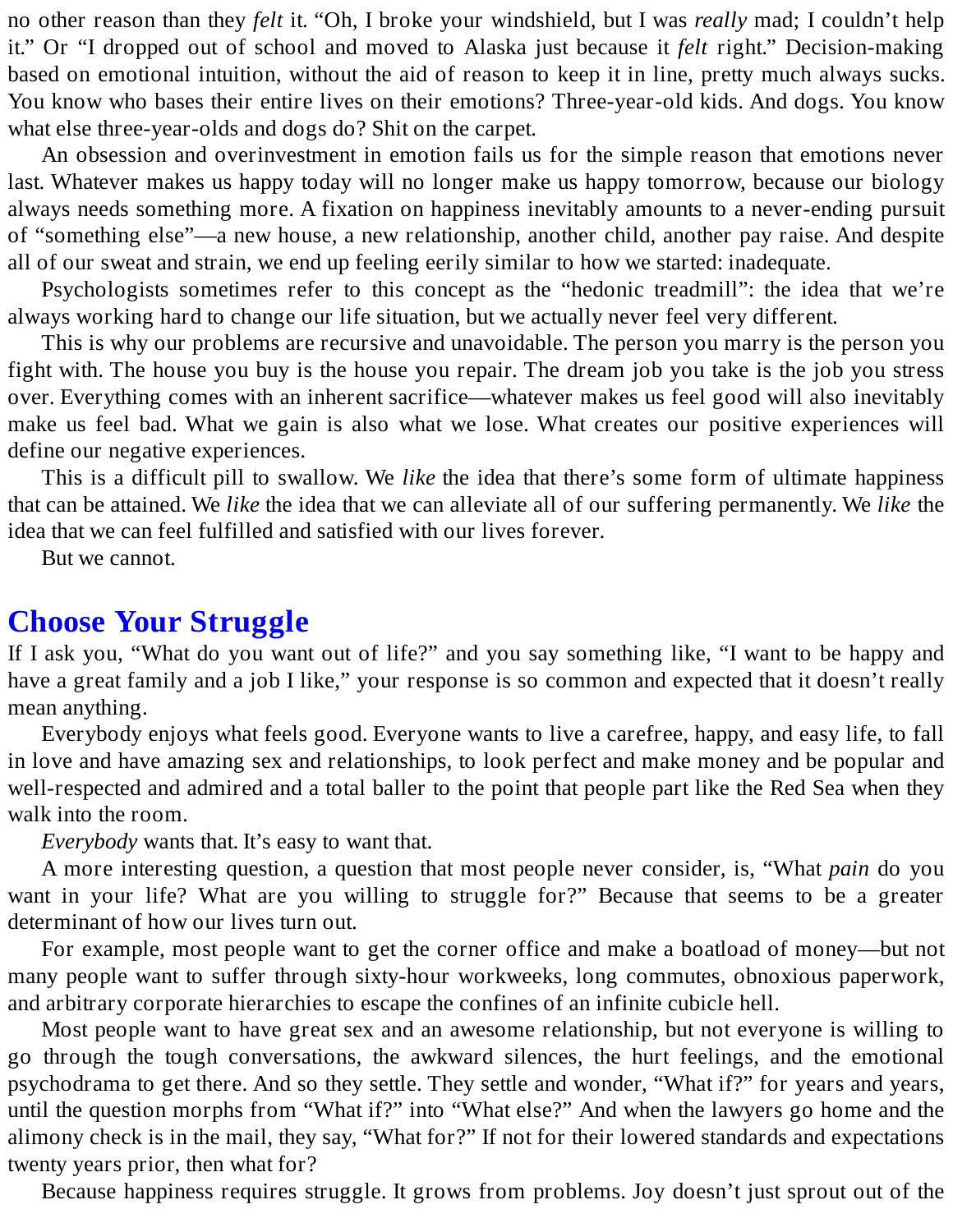no other reason than they *felt* it. "Oh, I broke your windshield, but I was *really* mad; I couldn't help it." Or "I dropped out of school and moved to Alaska just because it *felt* right." Decision-making based on emotional intuition, without the aid of reason to keep it in line, pretty much always sucks. You know who bases their entire lives on their emotions? Three-year-old kids. And dogs. You know what else three-year-olds and dogs do? Shit on the carpet.

An obsession and overinvestment in emotion fails us for the simple reason that emotions never last. Whatever makes us happy today will no longer make us happy tomorrow, because our biology always needs something more. A fixation on happiness inevitably amounts to a never-ending pursuit of "something else"—a new house, a new relationship, another child, another pay raise. And despite all of our sweat and strain, we end up feeling eerily similar to how we started: inadequate.

Psychologists sometimes refer to this concept as the "hedonic treadmill": the idea that we're always working hard to change our life situation, but we actually never feel very different.

This is why our problems are recursive and unavoidable. The person you marry is the person you fight with. The house you buy is the house you repair. The dream job you take is the job you stress over. Everything comes with an inherent sacrifice—whatever makes us feel good will also inevitably make us feel bad. What we gain is also what we lose. What creates our positive experiences will define our negative experiences.

This is a difficult pill to swallow. We *like* the idea that there's some form of ultimate happiness that can be attained. We *like* the idea that we can alleviate all of our suffering permanently. We *like* the idea that we can feel fulfilled and satisfied with our lives forever.

But we cannot.

## Choose Your Struggle

If I ask you, "What do you want out of life?" and you say something like, "I want to be happy and have a great family and a job I like," your response is so common and expected that it doesn't really mean anything.

Everybody enjoys what feels good. Everyone wants to live a carefree, happy, and easy life, to fall in love and have amazing sex and relationships, to look perfect and make money and be popular and well-respected and admired and a total baller to the point that people part like the Red Sea when they walk into the room.

*Everybody* wants that. It's easy to want that.

A more interesting question, a question that most people never consider, is, "What *pain* do you want in your life? What are you willing to struggle for?" Because that seems to be a greater determinant of how our lives turn out.

For example, most people want to get the corner office and make a boatload of money—but not many people want to suffer through sixty-hour workweeks, long commutes, obnoxious paperwork, and arbitrary corporate hierarchies to escape the confines of an infinite cubicle hell.

Most people want to have great sex and an awesome relationship, but not everyone is willing to go through the tough conversations, the awkward silences, the hurt feelings, and the emotional psychodrama to get there. And so they settle. They settle and wonder, "What if?" for years and years, until the question morphs from "What if?" into "What else?" And when the lawyers go home and the alimony check is in the mail, they say, "What for?" If not for their lowered standards and expectations twenty years prior, then what for?

Because happiness requires struggle. It grows from problems. Joy doesn't just sprout out of the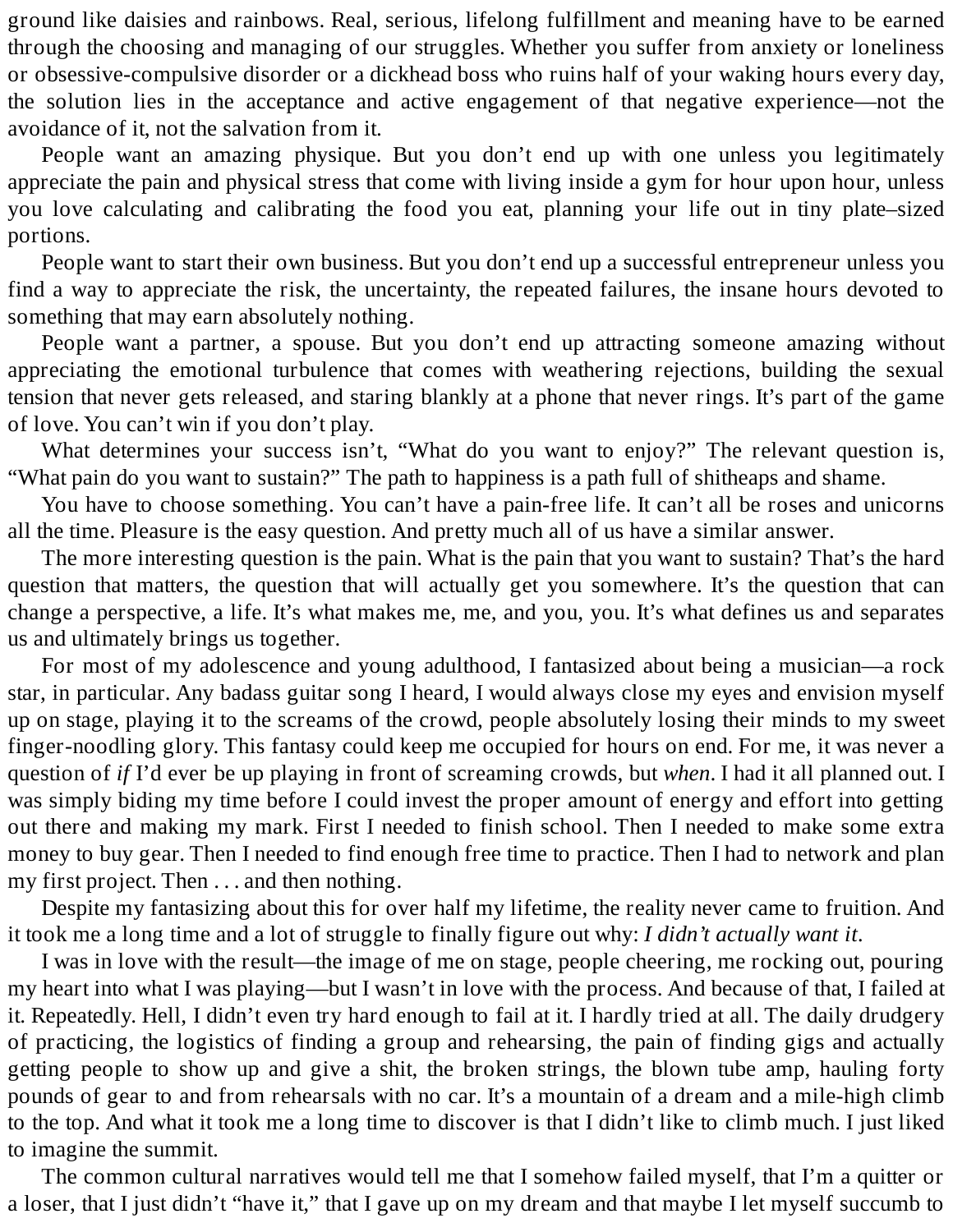ground like daisies and rainbows. Real, serious, lifelong fulfillment and meaning have to be earned through the choosing and managing of our struggles. Whether you suffer from anxiety or loneliness or obsessive-compulsive disorder or a dickhead boss who ruins half of your waking hours every day, the solution lies in the acceptance and active engagement of that negative experience—not the avoidance of it, not the salvation from it.

People want an amazing physique. But you don't end up with one unless you legitimately appreciate the pain and physical stress that come with living inside a gym for hour upon hour, unless you love calculating and calibrating the food you eat, planning your life out in tiny plate–sized portions.

People want to start their own business. But you don't end up a successful entrepreneur unless you find a way to appreciate the risk, the uncertainty, the repeated failures, the insane hours devoted to something that may earn absolutely nothing.

People want a partner, a spouse. But you don't end up attracting someone amazing without appreciating the emotional turbulence that comes with weathering rejections, building the sexual tension that never gets released, and staring blankly at a phone that never rings. It's part of the game of love. You can't win if you don't play.

What determines your success isn't, "What do you want to enjoy?" The relevant question is, "What pain do you want to sustain?" The path to happiness is a path full of shitheaps and shame.

You have to choose something. You can't have a pain-free life. It can't all be roses and unicorns all the time. Pleasure is the easy question. And pretty much all of us have a similar answer.

The more interesting question is the pain. What is the pain that you want to sustain? That's the hard question that matters, the question that will actually get you somewhere. It's the question that can change a perspective, a life. It's what makes me, me, and you, you. It's what defines us and separates us and ultimately brings us together.

For most of my adolescence and young adulthood, I fantasized about being a musician—a rock star, in particular. Any badass guitar song I heard, I would always close my eyes and envision myself up on stage, playing it to the screams of the crowd, people absolutely losing their minds to my sweet finger-noodling glory. This fantasy could keep me occupied for hours on end. For me, it was never a question of *if* I'd ever be up playing in front of screaming crowds, but *when*. I had it all planned out. I was simply biding my time before I could invest the proper amount of energy and effort into getting out there and making my mark. First I needed to finish school. Then I needed to make some extra money to buy gear. Then I needed to find enough free time to practice. Then I had to network and plan my first project. Then . . . and then nothing.

Despite my fantasizing about this for over half my lifetime, the reality never came to fruition. And it took me a long time and a lot of struggle to finally figure out why: *I didn't actually want it*.

I was in love with the result—the image of me on stage, people cheering, me rocking out, pouring my heart into what I was playing—but I wasn't in love with the process. And because of that, I failed at it. Repeatedly. Hell, I didn't even try hard enough to fail at it. I hardly tried at all. The daily drudgery of practicing, the logistics of finding a group and rehearsing, the pain of finding gigs and actually getting people to show up and give a shit, the broken strings, the blown tube amp, hauling forty pounds of gear to and from rehearsals with no car. It's a mountain of a dream and a mile-high climb to the top. And what it took me a long time to discover is that I didn't like to climb much. I just liked to imagine the summit.

The common cultural narratives would tell me that I somehow failed myself, that I'm a quitter or a loser, that I just didn't "have it," that I gave up on my dream and that maybe I let myself succumb to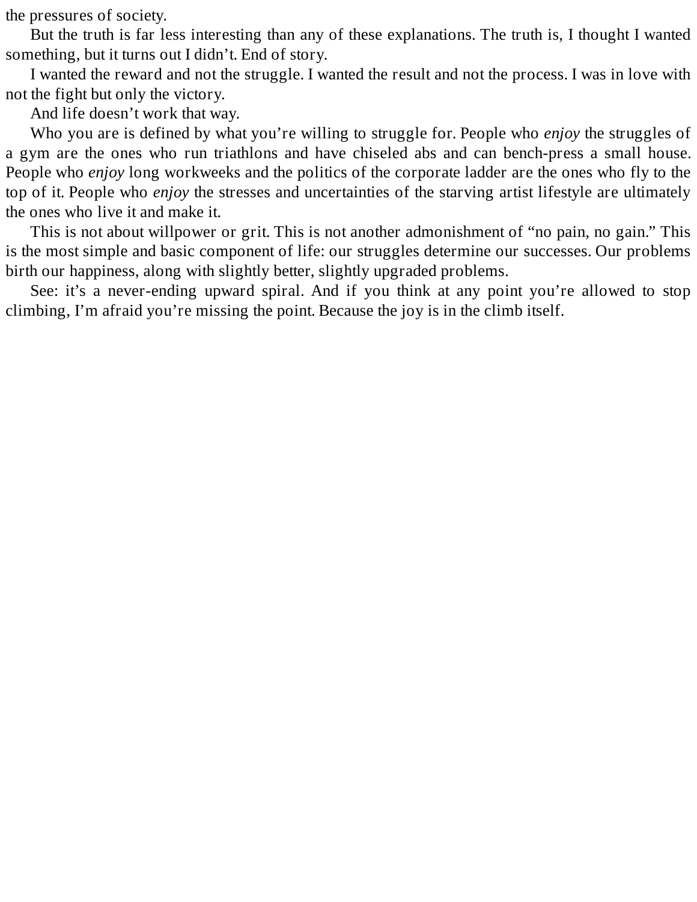the pressures of society.

But the truth is far less interesting than any of these explanations. The truth is, I thought I wanted something, but it turns out I didn't. End of story.

I wanted the reward and not the struggle. I wanted the result and not the process. I was in love with not the fight but only the victory.

And life doesn't work that way.

Who you are is defined by what you're willing to struggle for. People who *enjoy* the struggles of a gym are the ones who run triathlons and have chiseled abs and can bench-press a small house. People who *enjoy* long workweeks and the politics of the corporate ladder are the ones who fly to the top of it. People who *enjoy* the stresses and uncertainties of the starving artist lifestyle are ultimately the ones who live it and make it.

This is not about willpower or grit. This is not another admonishment of "no pain, no gain." This is the most simple and basic component of life: our struggles determine our successes. Our problems birth our happiness, along with slightly better, slightly upgraded problems.

See: it's a never-ending upward spiral. And if you think at any point you're allowed to stop climbing, I'm afraid you're missing the point. Because the joy is in the climb itself.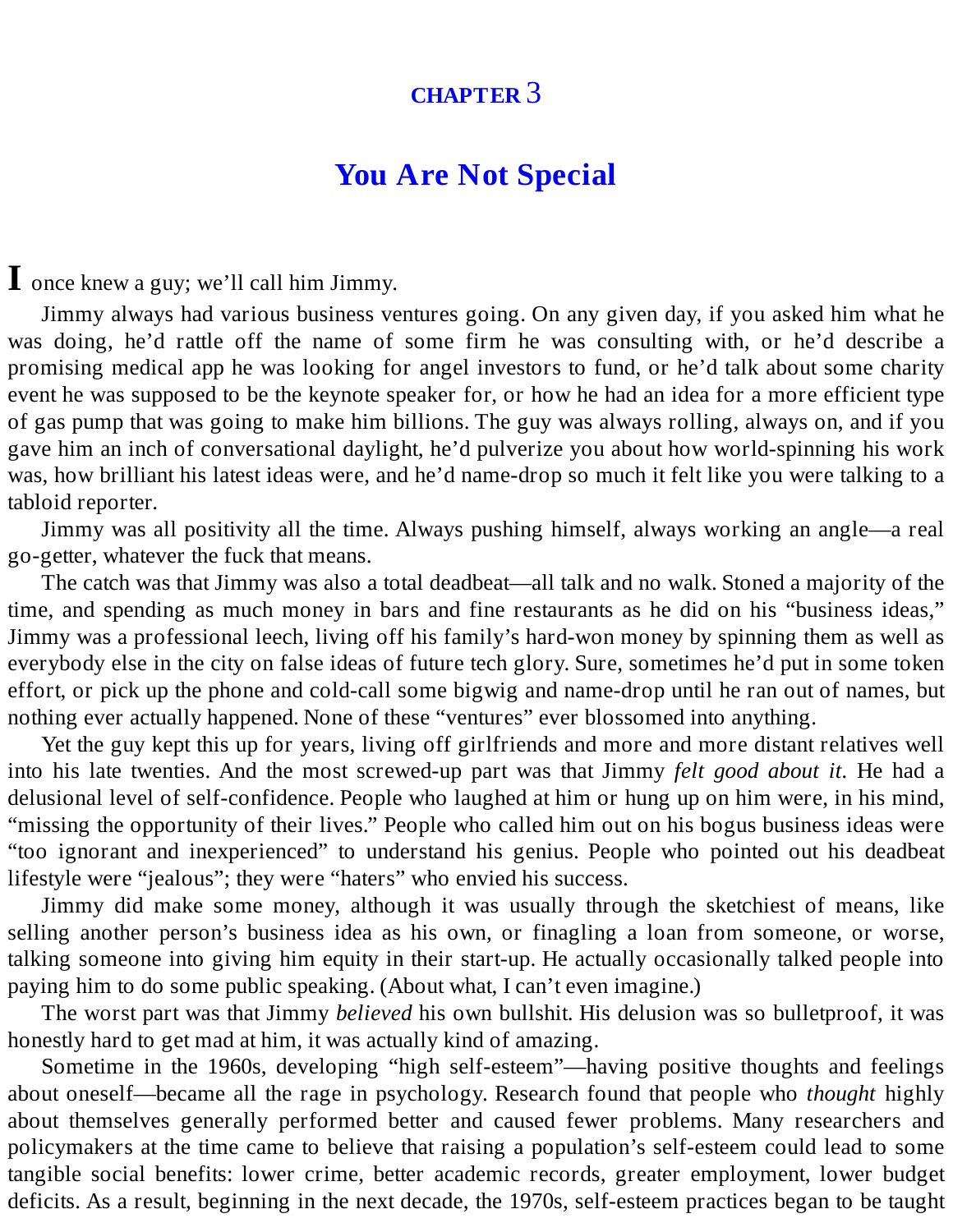# CHAPTER 3

## You Are Not Special

**I** once knew a guy; we'll call him Jimmy.

Jimmy always had various business ventures going. On any given day, if you asked him what he was doing, he'd rattle off the name of some firm he was consulting with, or he'd describe a promising medical app he was looking for angel investors to fund, or he'd talk about some charity event he was supposed to be the keynote speaker for, or how he had an idea for a more efficient type of gas pump that was going to make him billions. The guy was always rolling, always on, and if you gave him an inch of conversational daylight, he'd pulverize you about how world-spinning his work was, how brilliant his latest ideas were, and he'd name-drop so much it felt like you were talking to a tabloid reporter.

Jimmy was all positivity all the time. Always pushing himself, always working an angle—a real go-getter, whatever the fuck that means.

The catch was that Jimmy was also a total deadbeat—all talk and no walk. Stoned a majority of the time, and spending as much money in bars and fine restaurants as he did on his "business ideas," Jimmy was a professional leech, living off his family's hard-won money by spinning them as well as everybody else in the city on false ideas of future tech glory. Sure, sometimes he'd put in some token effort, or pick up the phone and cold-call some bigwig and name-drop until he ran out of names, but nothing ever actually happened. None of these "ventures" ever blossomed into anything.

Yet the guy kept this up for years, living off girlfriends and more and more distant relatives well into his late twenties. And the most screwed-up part was that Jimmy *felt good about it*. He had a delusional level of self-confidence. People who laughed at him or hung up on him were, in his mind, "missing the opportunity of their lives." People who called him out on his bogus business ideas were "too ignorant and inexperienced" to understand his genius. People who pointed out his deadbeat lifestyle were "jealous"; they were "haters" who envied his success.

Jimmy did make some money, although it was usually through the sketchiest of means, like selling another person's business idea as his own, or finagling a loan from someone, or worse, talking someone into giving him equity in their start-up. He actually occasionally talked people into paying him to do some public speaking. (About what, I can't even imagine.)

The worst part was that Jimmy *believed* his own bullshit. His delusion was so bulletproof, it was honestly hard to get mad at him, it was actually kind of amazing.

Sometime in the 1960s, developing "high self-esteem"—having positive thoughts and feelings about oneself—became all the rage in psychology. Research found that people who *thought* highly about themselves generally performed better and caused fewer problems. Many researchers and policymakers at the time came to believe that raising a population's self-esteem could lead to some tangible social benefits: lower crime, better academic records, greater employment, lower budget deficits. As a result, beginning in the next decade, the 1970s, self-esteem practices began to be taught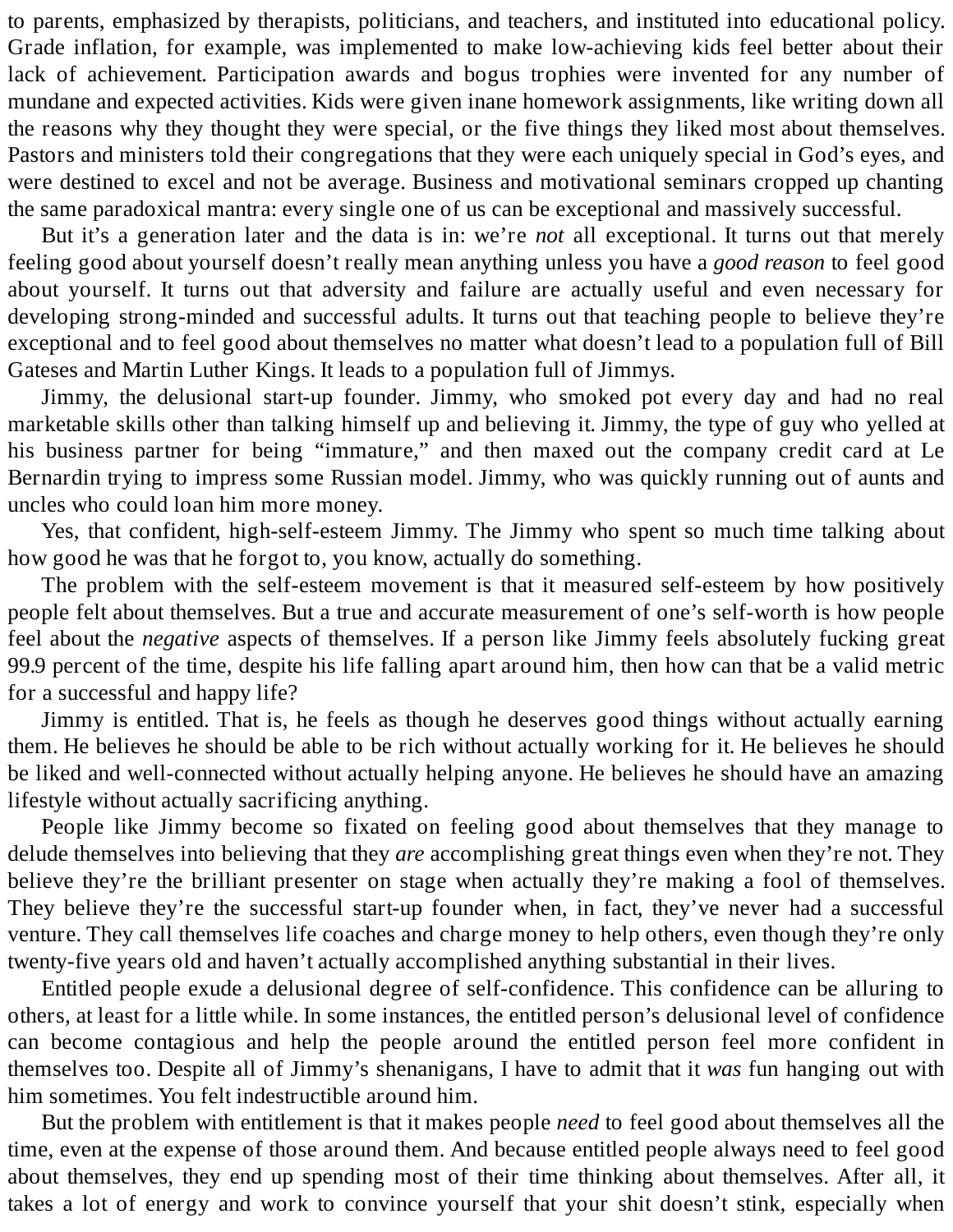to parents, emphasized by therapists, politicians, and teachers, and instituted into educational policy. Grade inflation, for example, was implemented to make low-achieving kids feel better about their lack of achievement. Participation awards and bogus trophies were invented for any number of mundane and expected activities. Kids were given inane homework assignments, like writing down all the reasons why they thought they were special, or the five things they liked most about themselves. Pastors and ministers told their congregations that they were each uniquely special in God's eyes, and were destined to excel and not be average. Business and motivational seminars cropped up chanting the same paradoxical mantra: every single one of us can be exceptional and massively successful.

But it's a generation later and the data is in: we're *not* all exceptional. It turns out that merely feeling good about yourself doesn't really mean anything unless you have a *good reason* to feel good about yourself. It turns out that adversity and failure are actually useful and even necessary for developing strong-minded and successful adults. It turns out that teaching people to believe they're exceptional and to feel good about themselves no matter what doesn't lead to a population full of Bill Gateses and Martin Luther Kings. It leads to a population full of Jimmys.

Jimmy, the delusional start-up founder. Jimmy, who smoked pot every day and had no real marketable skills other than talking himself up and believing it. Jimmy, the type of guy who yelled at his business partner for being "immature," and then maxed out the company credit card at Le Bernardin trying to impress some Russian model. Jimmy, who was quickly running out of aunts and uncles who could loan him more money.

Yes, that confident, high-self-esteem Jimmy. The Jimmy who spent so much time talking about how good he was that he forgot to, you know, actually do something.

The problem with the self-esteem movement is that it measured self-esteem by how positively people felt about themselves. But a true and accurate measurement of one's self-worth is how people feel about the *negative* aspects of themselves. If a person like Jimmy feels absolutely fucking great 99.9 percent of the time, despite his life falling apart around him, then how can that be a valid metric for a successful and happy life?

Jimmy is entitled. That is, he feels as though he deserves good things without actually earning them. He believes he should be able to be rich without actually working for it. He believes he should be liked and well-connected without actually helping anyone. He believes he should have an amazing lifestyle without actually sacrificing anything.

People like Jimmy become so fixated on feeling good about themselves that they manage to delude themselves into believing that they *are* accomplishing great things even when they're not. They believe they're the brilliant presenter on stage when actually they're making a fool of themselves. They believe they're the successful start-up founder when, in fact, they've never had a successful venture. They call themselves life coaches and charge money to help others, even though they're only twenty-five years old and haven't actually accomplished anything substantial in their lives.

Entitled people exude a delusional degree of self-confidence. This confidence can be alluring to others, at least for a little while. In some instances, the entitled person's delusional level of confidence can become contagious and help the people around the entitled person feel more confident in themselves too. Despite all of Jimmy's shenanigans, I have to admit that it *was* fun hanging out with him sometimes. You felt indestructible around him.

But the problem with entitlement is that it makes people *need* to feel good about themselves all the time, even at the expense of those around them. And because entitled people always need to feel good about themselves, they end up spending most of their time thinking about themselves. After all, it takes a lot of energy and work to convince yourself that your shit doesn't stink, especially when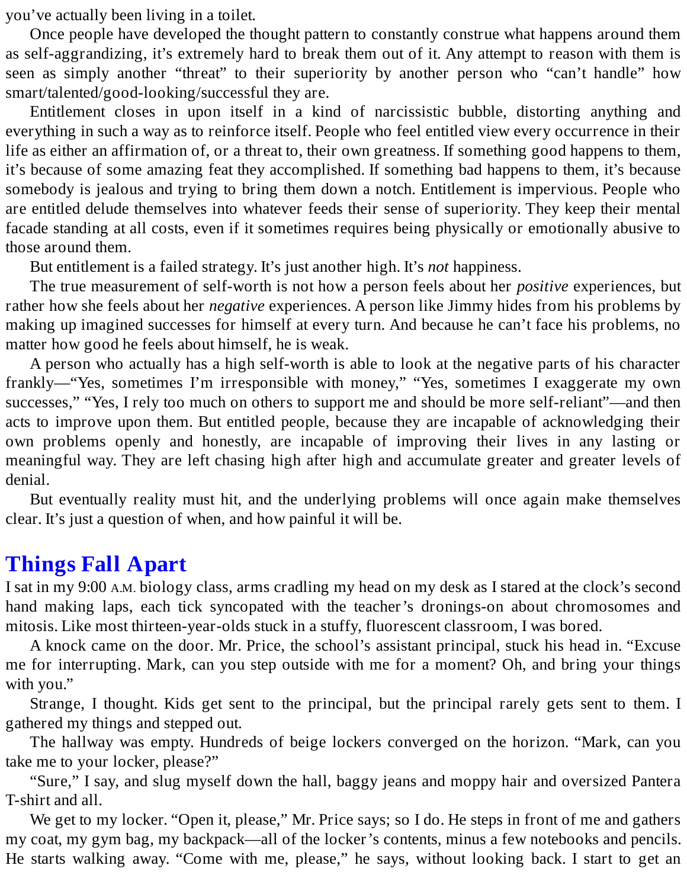you've actually been living in a toilet.

Once people have developed the thought pattern to constantly construe what happens around them as self-aggrandizing, it's extremely hard to break them out of it. Any attempt to reason with them is seen as simply another "threat" to their superiority by another person who "can't handle" how smart/talented/good-looking/successful they are.

Entitlement closes in upon itself in a kind of narcissistic bubble, distorting anything and everything in such a way as to reinforce itself. People who feel entitled view every occurrence in their life as either an affirmation of, or a threat to, their own greatness. If something good happens to them, it's because of some amazing feat they accomplished. If something bad happens to them, it's because somebody is jealous and trying to bring them down a notch. Entitlement is impervious. People who are entitled delude themselves into whatever feeds their sense of superiority. They keep their mental facade standing at all costs, even if it sometimes requires being physically or emotionally abusive to those around them.

But entitlement is a failed strategy. It's just another high. It's *not* happiness.

The true measurement of self-worth is not how a person feels about her *positive* experiences, but rather how she feels about her *negative* experiences. A person like Jimmy hides from his problems by making up imagined successes for himself at every turn. And because he can't face his problems, no matter how good he feels about himself, he is weak.

A person who actually has a high self-worth is able to look at the negative parts of his character frankly—"Yes, sometimes I'm irresponsible with money," "Yes, sometimes I exaggerate my own successes," "Yes, I rely too much on others to support me and should be more self-reliant"—and then acts to improve upon them. But entitled people, because they are incapable of acknowledging their own problems openly and honestly, are incapable of improving their lives in any lasting or meaningful way. They are left chasing high after high and accumulate greater and greater levels of denial.

But eventually reality must hit, and the underlying problems will once again make themselves clear. It's just a question of when, and how painful it will be.

## Things Fall Apart

I sat in my 9:00 A.M. biology class, arms cradling my head on my desk as I stared at the clock's second hand making laps, each tick syncopated with the teacher's dronings-on about chromosomes and mitosis. Like most thirteen-year-olds stuck in a stuffy, fluorescent classroom, I was bored.

A knock came on the door. Mr. Price, the school's assistant principal, stuck his head in. "Excuse me for interrupting. Mark, can you step outside with me for a moment? Oh, and bring your things with you."

Strange, I thought. Kids get sent to the principal, but the principal rarely gets sent to them. I gathered my things and stepped out.

The hallway was empty. Hundreds of beige lockers converged on the horizon. "Mark, can you take me to your locker, please?"

"Sure," I say, and slug myself down the hall, baggy jeans and moppy hair and oversized Pantera T-shirt and all.

We get to my locker. "Open it, please," Mr. Price says; so I do. He steps in front of me and gathers my coat, my gym bag, my backpack—all of the locker's contents, minus a few notebooks and pencils. He starts walking away. "Come with me, please," he says, without looking back. I start to get an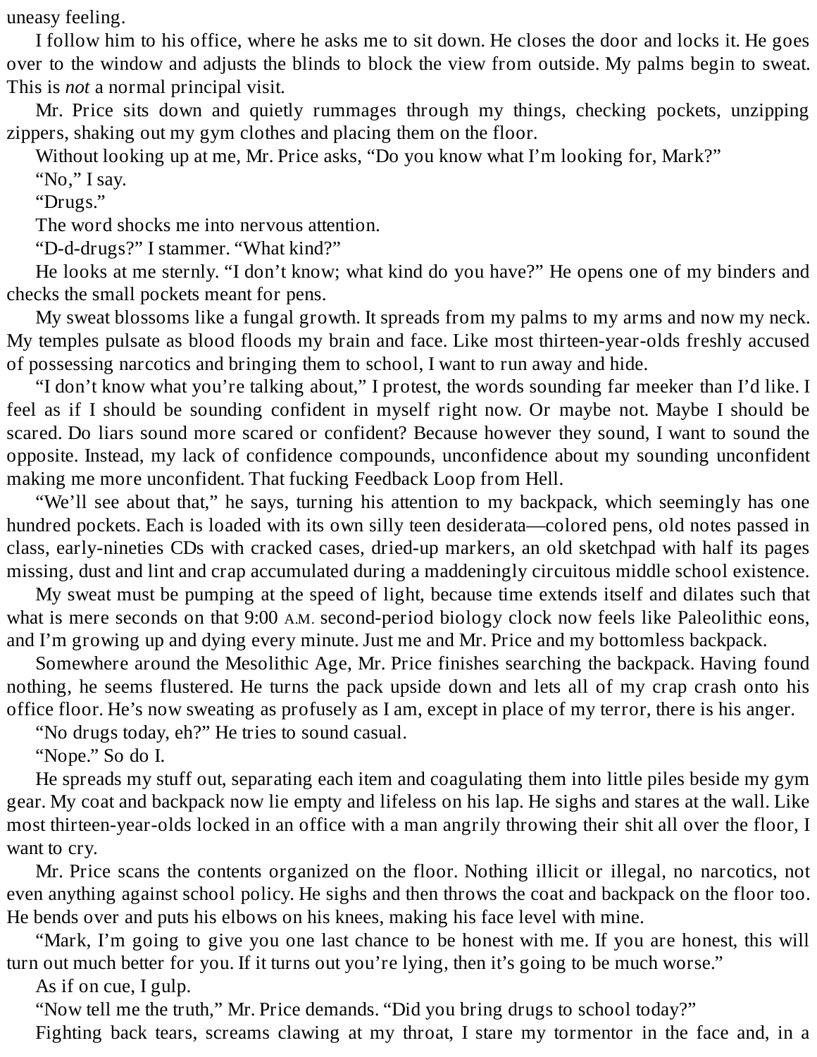uneasy feeling.

I follow him to his office, where he asks me to sit down. He closes the door and locks it. He goes over to the window and adjusts the blinds to block the view from outside. My palms begin to sweat. This is *not* a normal principal visit.

Mr. Price sits down and quietly rummages through my things, checking pockets, unzipping zippers, shaking out my gym clothes and placing them on the floor.

Without looking up at me, Mr. Price asks, “Do you know what I’m looking for, Mark?”

“No,” I say.

“Drugs.”

The word shocks me into nervous attention.

“D-d-drugs?” I stammer. “What kind?”

He looks at me sternly. “I don’t know; what kind do you have?” He opens one of my binders and checks the small pockets meant for pens.

My sweat blossoms like a fungal growth. It spreads from my palms to my arms and now my neck. My temples pulsate as blood floods my brain and face. Like most thirteen-year-olds freshly accused of possessing narcotics and bringing them to school, I want to run away and hide.

“I don’t know what you’re talking about,” I protest, the words sounding far meeker than I’d like. I feel as if I should be sounding confident in myself right now. Or maybe not. Maybe I should be scared. Do liars sound more scared or confident? Because however they sound, I want to sound the opposite. Instead, my lack of confidence compounds, unconfidence about my sounding unconfident making me more unconfident. That fucking Feedback Loop from Hell.

“We’ll see about that,” he says, turning his attention to my backpack, which seemingly has one hundred pockets. Each is loaded with its own silly teen desiderata—colored pens, old notes passed in class, early-nineties CDs with cracked cases, dried-up markers, an old sketchpad with half its pages missing, dust and lint and crap accumulated during a maddeningly circuitous middle school existence.

My sweat must be pumping at the speed of light, because time extends itself and dilates such that what is mere seconds on that 9:00 A.M. second-period biology clock now feels like Paleolithic eons, and I’m growing up and dying every minute. Just me and Mr. Price and my bottomless backpack.

Somewhere around the Mesolithic Age, Mr. Price finishes searching the backpack. Having found nothing, he seems flustered. He turns the pack upside down and lets all of my crap crash onto his office floor. He’s now sweating as profusely as I am, except in place of my terror, there is his anger.

“No drugs today, eh?” He tries to sound casual.

“Nope.” So do I.

He spreads my stuff out, separating each item and coagulating them into little piles beside my gym gear. My coat and backpack now lie empty and lifeless on his lap. He sighs and stares at the wall. Like most thirteen-year-olds locked in an office with a man angrily throwing their shit all over the floor, I want to cry.

Mr. Price scans the contents organized on the floor. Nothing illicit or illegal, no narcotics, not even anything against school policy. He sighs and then throws the coat and backpack on the floor too. He bends over and puts his elbows on his knees, making his face level with mine.

“Mark, I’m going to give you one last chance to be honest with me. If you are honest, this will turn out much better for you. If it turns out you’re lying, then it’s going to be much worse.”

As if on cue, I gulp.

“Now tell me the truth,” Mr. Price demands. “Did you bring drugs to school today?”

Fighting back tears, screams clawing at my throat, I stare my tormentor in the face and, in a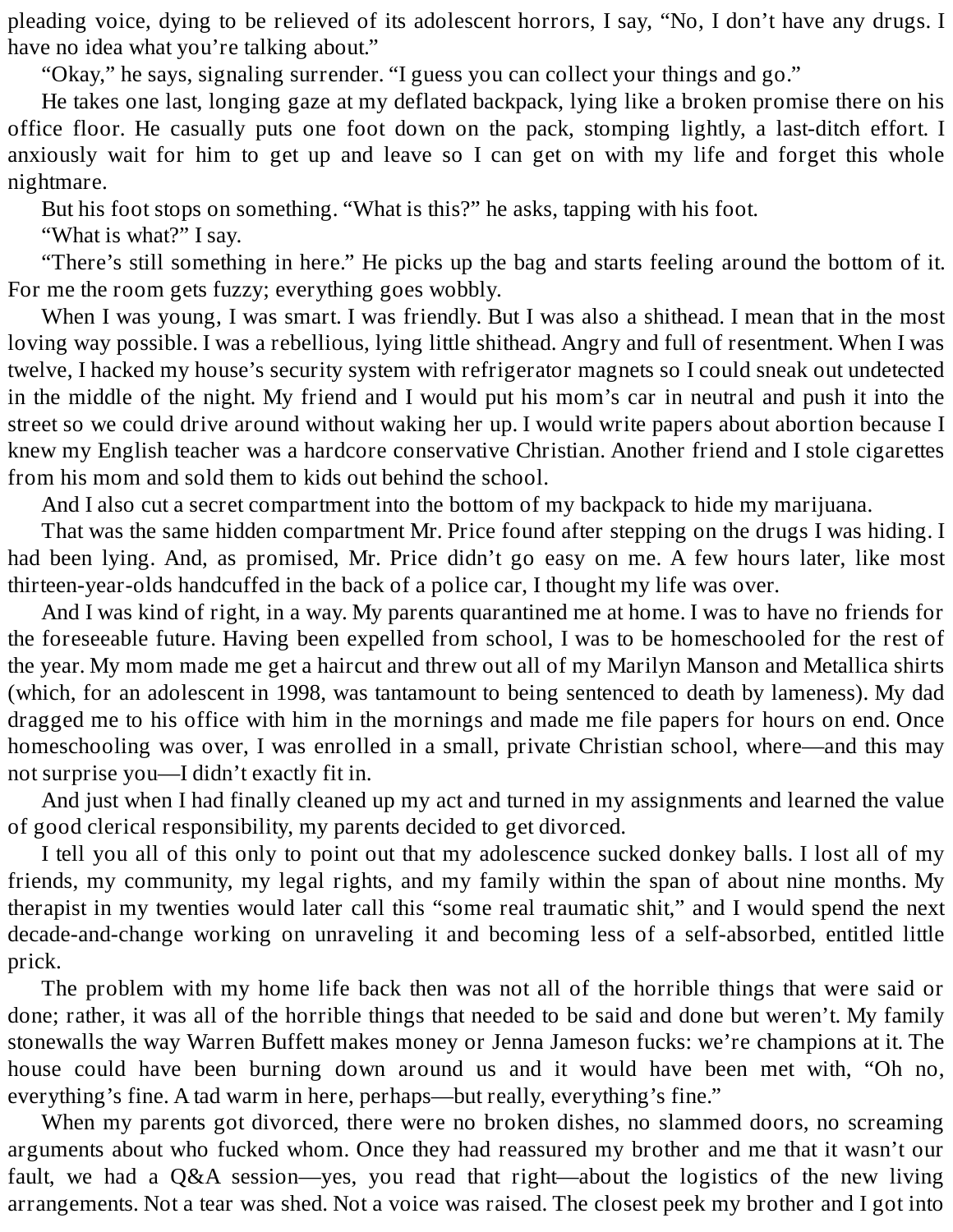pleading voice, dying to be relieved of its adolescent horrors, I say, "No, I don't have any drugs. I have no idea what you're talking about."

"Okay," he says, signaling surrender. "I guess you can collect your things and go."

He takes one last, longing gaze at my deflated backpack, lying like a broken promise there on his office floor. He casually puts one foot down on the pack, stomping lightly, a last-ditch effort. I anxiously wait for him to get up and leave so I can get on with my life and forget this whole nightmare.

But his foot stops on something. "What is this?" he asks, tapping with his foot.

"What is what?" I say.

"There's still something in here." He picks up the bag and starts feeling around the bottom of it. For me the room gets fuzzy; everything goes wobbly.

When I was young, I was smart. I was friendly. But I was also a shithead. I mean that in the most loving way possible. I was a rebellious, lying little shithead. Angry and full of resentment. When I was twelve, I hacked my house's security system with refrigerator magnets so I could sneak out undetected in the middle of the night. My friend and I would put his mom's car in neutral and push it into the street so we could drive around without waking her up. I would write papers about abortion because I knew my English teacher was a hardcore conservative Christian. Another friend and I stole cigarettes from his mom and sold them to kids out behind the school.

And I also cut a secret compartment into the bottom of my backpack to hide my marijuana.

That was the same hidden compartment Mr. Price found after stepping on the drugs I was hiding. I had been lying. And, as promised, Mr. Price didn't go easy on me. A few hours later, like most thirteen-year-olds handcuffed in the back of a police car, I thought my life was over.

And I was kind of right, in a way. My parents quarantined me at home. I was to have no friends for the foreseeable future. Having been expelled from school, I was to be homeschooled for the rest of the year. My mom made me get a haircut and threw out all of my Marilyn Manson and Metallica shirts (which, for an adolescent in 1998, was tantamount to being sentenced to death by lameness). My dad dragged me to his office with him in the mornings and made me file papers for hours on end. Once homeschooling was over, I was enrolled in a small, private Christian school, where—and this may not surprise you—I didn't exactly fit in.

And just when I had finally cleaned up my act and turned in my assignments and learned the value of good clerical responsibility, my parents decided to get divorced.

I tell you all of this only to point out that my adolescence sucked donkey balls. I lost all of my friends, my community, my legal rights, and my family within the span of about nine months. My therapist in my twenties would later call this "some real traumatic shit," and I would spend the next decade-and-change working on unraveling it and becoming less of a self-absorbed, entitled little prick.

The problem with my home life back then was not all of the horrible things that were said or done; rather, it was all of the horrible things that needed to be said and done but weren't. My family stonewalls the way Warren Buffett makes money or Jenna Jameson fucks: we're champions at it. The house could have been burning down around us and it would have been met with, "Oh no, everything's fine. A tad warm in here, perhaps—but really, everything's fine."

When my parents got divorced, there were no broken dishes, no slammed doors, no screaming arguments about who fucked whom. Once they had reassured my brother and me that it wasn't our fault, we had a Q&A session—yes, you read that right—about the logistics of the new living arrangements. Not a tear was shed. Not a voice was raised. The closest peek my brother and I got into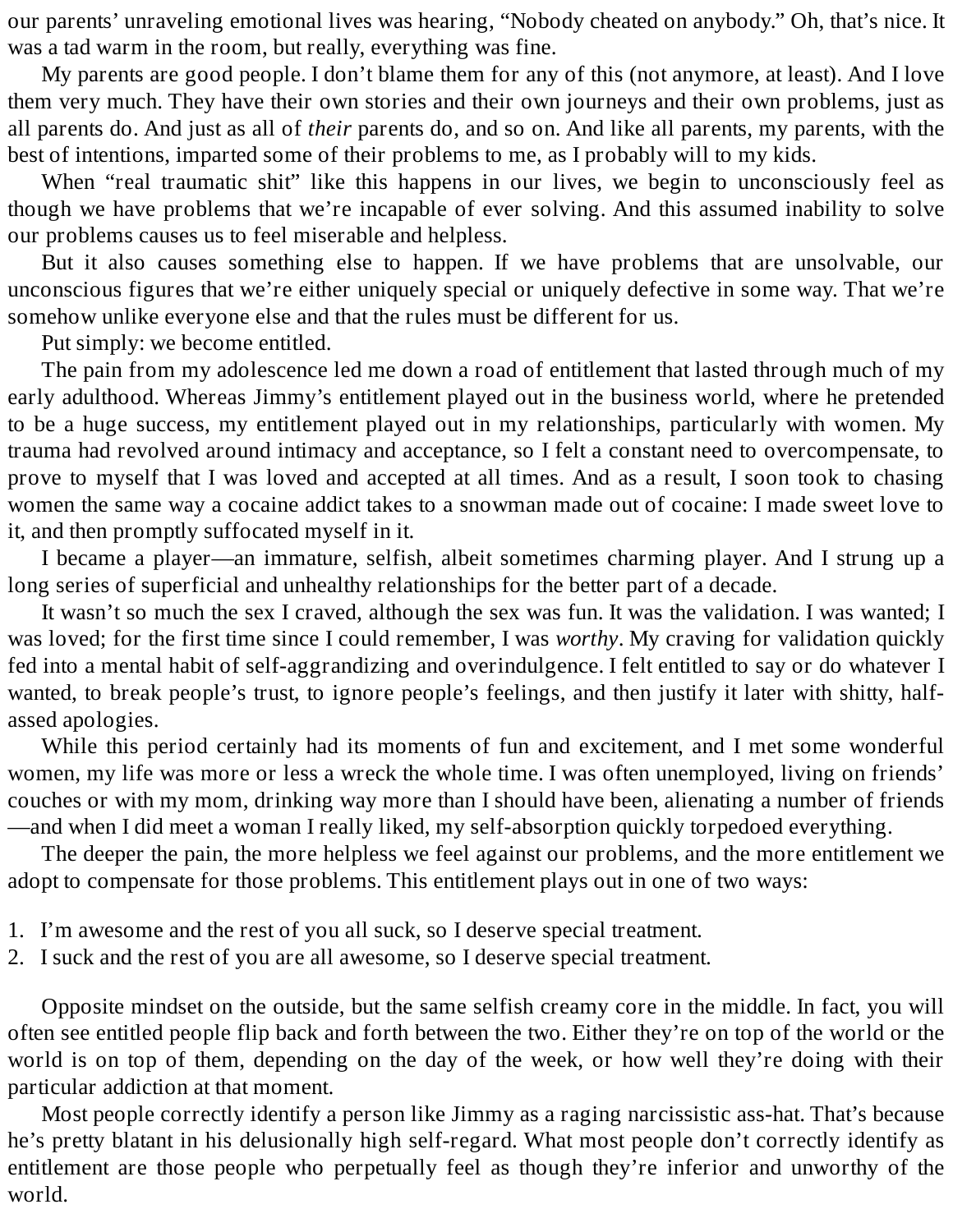our parents' unraveling emotional lives was hearing, "Nobody cheated on anybody." Oh, that's nice. It was a tad warm in the room, but really, everything was fine.

My parents are good people. I don't blame them for any of this (not anymore, at least). And I love them very much. They have their own stories and their own journeys and their own problems, just as all parents do. And just as all of *their* parents do, and so on. And like all parents, my parents, with the best of intentions, imparted some of their problems to me, as I probably will to my kids.

When "real traumatic shit" like this happens in our lives, we begin to unconsciously feel as though we have problems that we're incapable of ever solving. And this assumed inability to solve our problems causes us to feel miserable and helpless.

But it also causes something else to happen. If we have problems that are unsolvable, our unconscious figures that we're either uniquely special or uniquely defective in some way. That we're somehow unlike everyone else and that the rules must be different for us.

Put simply: we become entitled.

The pain from my adolescence led me down a road of entitlement that lasted through much of my early adulthood. Whereas Jimmy's entitlement played out in the business world, where he pretended to be a huge success, my entitlement played out in my relationships, particularly with women. My trauma had revolved around intimacy and acceptance, so I felt a constant need to overcompensate, to prove to myself that I was loved and accepted at all times. And as a result, I soon took to chasing women the same way a cocaine addict takes to a snowman made out of cocaine: I made sweet love to it, and then promptly suffocated myself in it.

I became a player—an immature, selfish, albeit sometimes charming player. And I strung up a long series of superficial and unhealthy relationships for the better part of a decade.

It wasn't so much the sex I craved, although the sex was fun. It was the validation. I was wanted; I was loved; for the first time since I could remember, I was *worthy*. My craving for validation quickly fed into a mental habit of self-aggrandizing and overindulgence. I felt entitled to say or do whatever I wanted, to break people's trust, to ignore people's feelings, and then justify it later with shitty, half-assed apologies.

While this period certainly had its moments of fun and excitement, and I met some wonderful women, my life was more or less a wreck the whole time. I was often unemployed, living on friends' couches or with my mom, drinking way more than I should have been, alienating a number of friends—and when I did meet a woman I really liked, my self-absorption quickly torpedoed everything.

The deeper the pain, the more helpless we feel against our problems, and the more entitlement we adopt to compensate for those problems. This entitlement plays out in one of two ways:

1. I'm awesome and the rest of you all suck, so I deserve special treatment.
2. I suck and the rest of you are all awesome, so I deserve special treatment.

Opposite mindset on the outside, but the same selfish creamy core in the middle. In fact, you will often see entitled people flip back and forth between the two. Either they're on top of the world or the world is on top of them, depending on the day of the week, or how well they're doing with their particular addiction at that moment.

Most people correctly identify a person like Jimmy as a raging narcissistic ass-hat. That's because he's pretty blatant in his delusionally high self-regard. What most people don't correctly identify as entitlement are those people who perpetually feel as though they're inferior and unworthy of the world.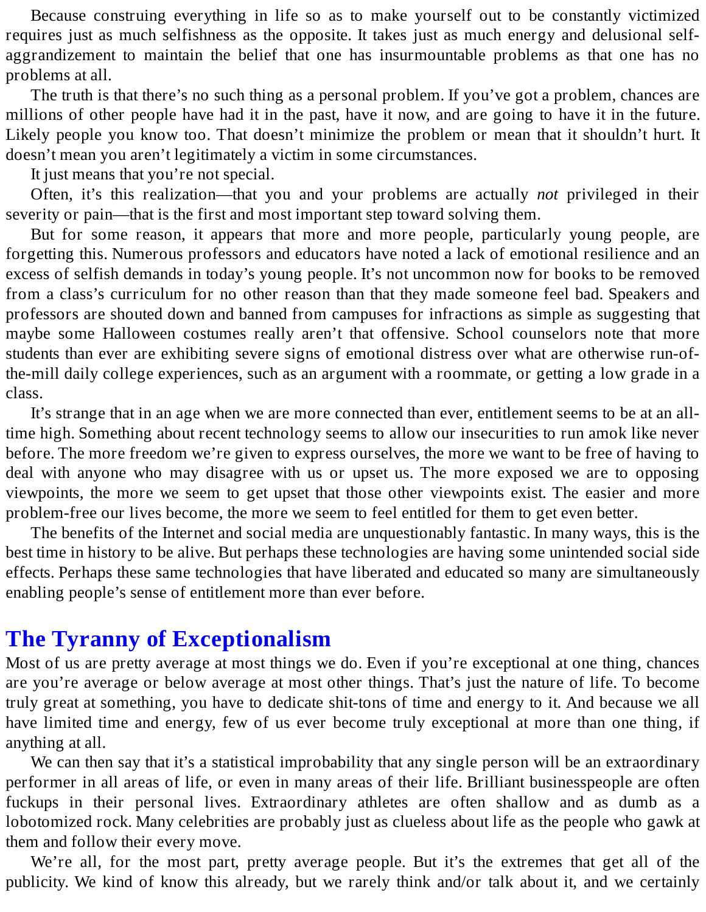Because construing everything in life so as to make yourself out to be constantly victimized requires just as much selfishness as the opposite. It takes just as much energy and delusional self-aggrandizement to maintain the belief that one has insurmountable problems as that one has no problems at all.

The truth is that there's no such thing as a personal problem. If you've got a problem, chances are millions of other people have had it in the past, have it now, and are going to have it in the future. Likely people you know too. That doesn't minimize the problem or mean that it shouldn't hurt. It doesn't mean you aren't legitimately a victim in some circumstances.

It just means that you're not special.

Often, it's this realization—that you and your problems are actually *not* privileged in their severity or pain—that is the first and most important step toward solving them.

But for some reason, it appears that more and more people, particularly young people, are forgetting this. Numerous professors and educators have noted a lack of emotional resilience and an excess of selfish demands in today's young people. It's not uncommon now for books to be removed from a class's curriculum for no other reason than that they made someone feel bad. Speakers and professors are shouted down and banned from campuses for infractions as simple as suggesting that maybe some Halloween costumes really aren't that offensive. School counselors note that more students than ever are exhibiting severe signs of emotional distress over what are otherwise run-of-the-mill daily college experiences, such as an argument with a roommate, or getting a low grade in a class.

It's strange that in an age when we are more connected than ever, entitlement seems to be at an all-time high. Something about recent technology seems to allow our insecurities to run amok like never before. The more freedom we're given to express ourselves, the more we want to be free of having to deal with anyone who may disagree with us or upset us. The more exposed we are to opposing viewpoints, the more we seem to get upset that those other viewpoints exist. The easier and more problem-free our lives become, the more we seem to feel entitled for them to get even better.

The benefits of the Internet and social media are unquestionably fantastic. In many ways, this is the best time in history to be alive. But perhaps these technologies are having some unintended social side effects. Perhaps these same technologies that have liberated and educated so many are simultaneously enabling people's sense of entitlement more than ever before.

## The Tyranny of Exceptionalism

Most of us are pretty average at most things we do. Even if you're exceptional at one thing, chances are you're average or below average at most other things. That's just the nature of life. To become truly great at something, you have to dedicate shit-tons of time and energy to it. And because we all have limited time and energy, few of us ever become truly exceptional at more than one thing, if anything at all.

We can then say that it's a statistical improbability that any single person will be an extraordinary performer in all areas of life, or even in many areas of their life. Brilliant businesspeople are often fuckups in their personal lives. Extraordinary athletes are often shallow and as dumb as a lobotomized rock. Many celebrities are probably just as clueless about life as the people who gawk at them and follow their every move.

We're all, for the most part, pretty average people. But it's the extremes that get all of the publicity. We kind of know this already, but we rarely think and/or talk about it, and we certainly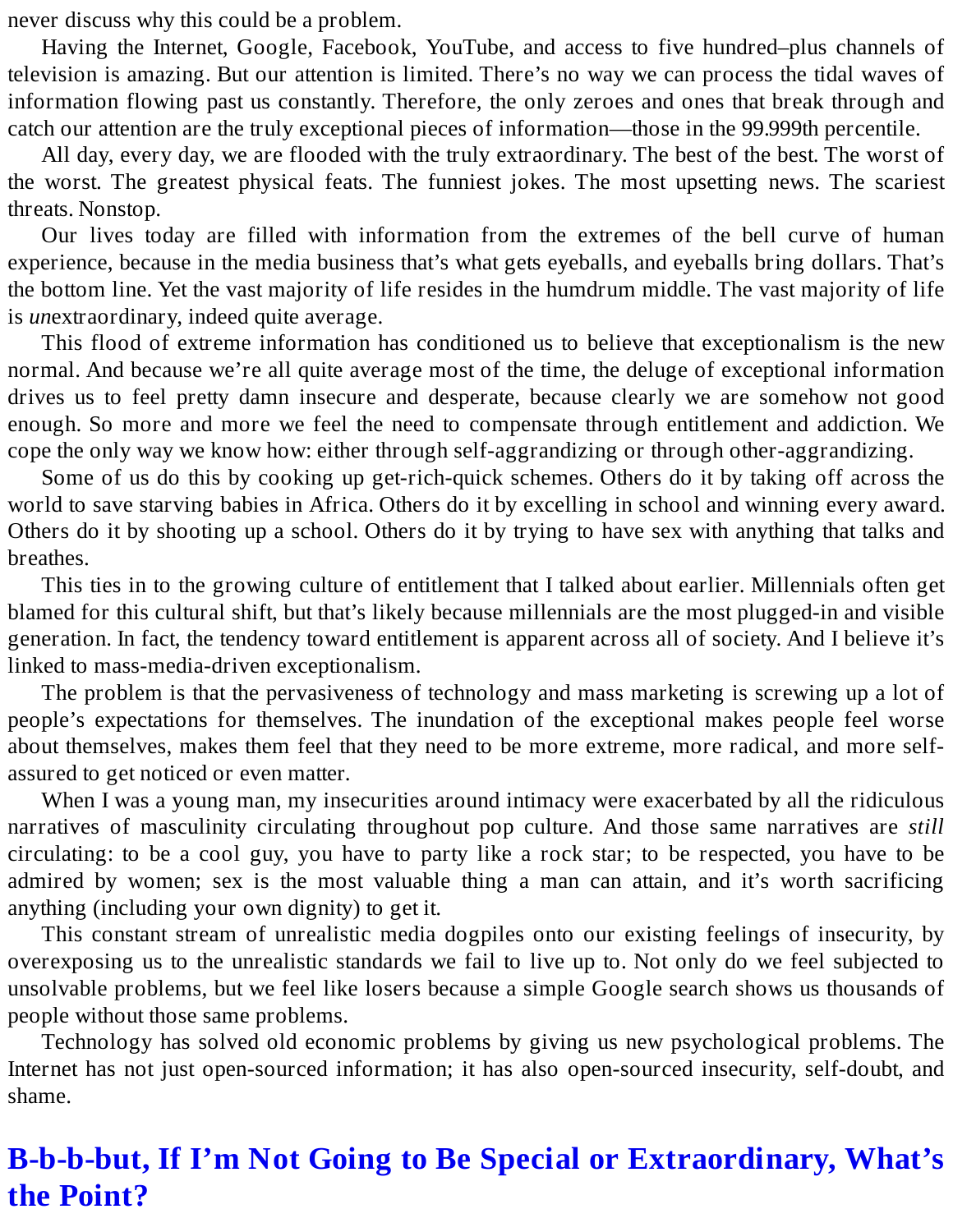never discuss why this could be a problem.

Having the Internet, Google, Facebook, YouTube, and access to five hundred–plus channels of television is amazing. But our attention is limited. There's no way we can process the tidal waves of information flowing past us constantly. Therefore, the only zeroes and ones that break through and catch our attention are the truly exceptional pieces of information—those in the 99.999th percentile.

All day, every day, we are flooded with the truly extraordinary. The best of the best. The worst of the worst. The greatest physical feats. The funniest jokes. The most upsetting news. The scariest threats. Nonstop.

Our lives today are filled with information from the extremes of the bell curve of human experience, because in the media business that's what gets eyeballs, and eyeballs bring dollars. That's the bottom line. Yet the vast majority of life resides in the humdrum middle. The vast majority of life is *un*extraordinary, indeed quite average.

This flood of extreme information has conditioned us to believe that exceptionalism is the new normal. And because we're all quite average most of the time, the deluge of exceptional information drives us to feel pretty damn insecure and desperate, because clearly we are somehow not good enough. So more and more we feel the need to compensate through entitlement and addiction. We cope the only way we know how: either through self-aggrandizing or through other-aggrandizing.

Some of us do this by cooking up get-rich-quick schemes. Others do it by taking off across the world to save starving babies in Africa. Others do it by excelling in school and winning every award. Others do it by shooting up a school. Others do it by trying to have sex with anything that talks and breathes.

This ties in to the growing culture of entitlement that I talked about earlier. Millennials often get blamed for this cultural shift, but that's likely because millennials are the most plugged-in and visible generation. In fact, the tendency toward entitlement is apparent across all of society. And I believe it's linked to mass-media-driven exceptionalism.

The problem is that the pervasiveness of technology and mass marketing is screwing up a lot of people's expectations for themselves. The inundation of the exceptional makes people feel worse about themselves, makes them feel that they need to be more extreme, more radical, and more self-assured to get noticed or even matter.

When I was a young man, my insecurities around intimacy were exacerbated by all the ridiculous narratives of masculinity circulating throughout pop culture. And those same narratives are *still* circulating: to be a cool guy, you have to party like a rock star; to be respected, you have to be admired by women; sex is the most valuable thing a man can attain, and it's worth sacrificing anything (including your own dignity) to get it.

This constant stream of unrealistic media dogpiles onto our existing feelings of insecurity, by overexposing us to the unrealistic standards we fail to live up to. Not only do we feel subjected to unsolvable problems, but we feel like losers because a simple Google search shows us thousands of people without those same problems.

Technology has solved old economic problems by giving us new psychological problems. The Internet has not just open-sourced information; it has also open-sourced insecurity, self-doubt, and shame.

## B-b-b-but, If I'm Not Going to Be Special or Extraordinary, What's the Point?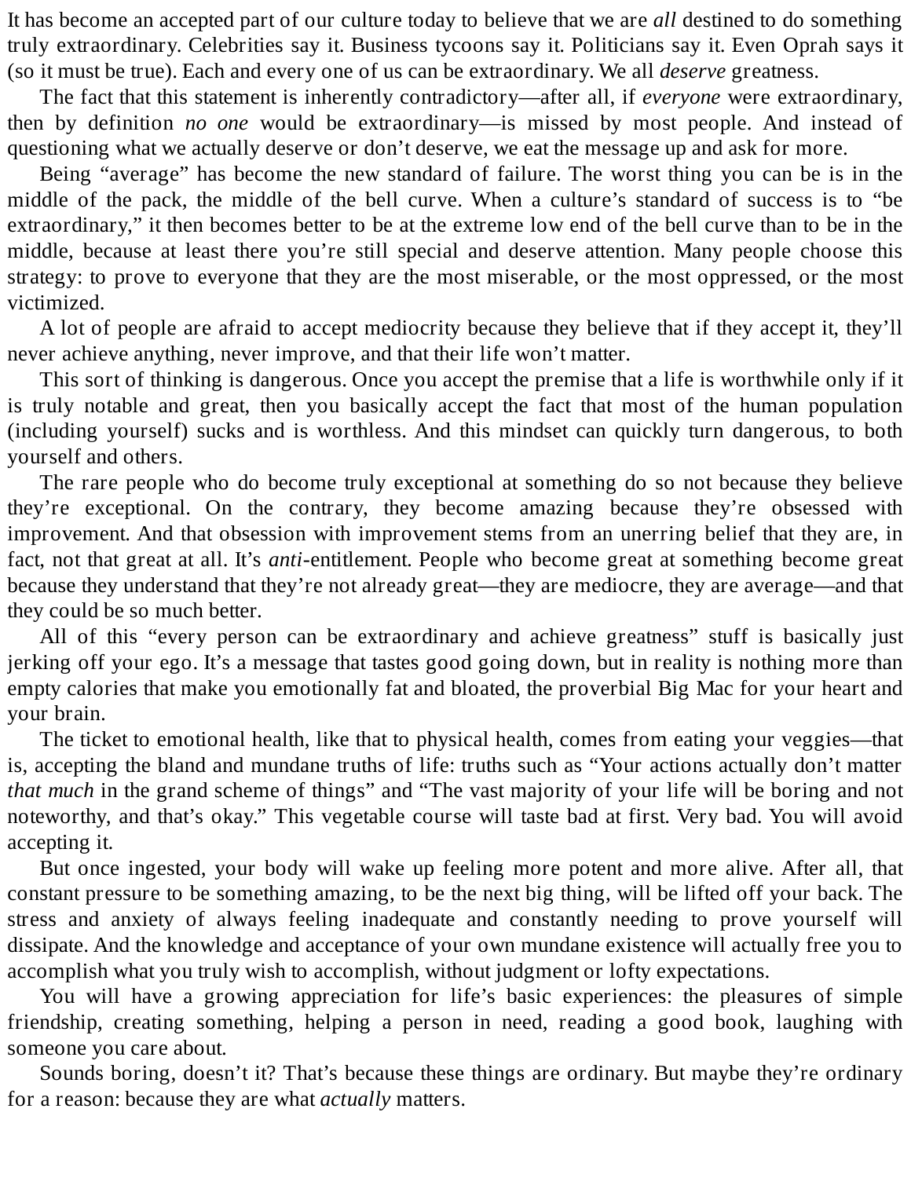It has become an accepted part of our culture today to believe that we are *all* destined to do something truly extraordinary. Celebrities say it. Business tycoons say it. Politicians say it. Even Oprah says it (so it must be true). Each and every one of us can be extraordinary. We all *deserve* greatness.

The fact that this statement is inherently contradictory—after all, if *everyone* were extraordinary, then by definition *no one* would be extraordinary—is missed by most people. And instead of questioning what we actually deserve or don't deserve, we eat the message up and ask for more.

Being "average" has become the new standard of failure. The worst thing you can be is in the middle of the pack, the middle of the bell curve. When a culture's standard of success is to "be extraordinary," it then becomes better to be at the extreme low end of the bell curve than to be in the middle, because at least there you're still special and deserve attention. Many people choose this strategy: to prove to everyone that they are the most miserable, or the most oppressed, or the most victimized.

A lot of people are afraid to accept mediocrity because they believe that if they accept it, they'll never achieve anything, never improve, and that their life won't matter.

This sort of thinking is dangerous. Once you accept the premise that a life is worthwhile only if it is truly notable and great, then you basically accept the fact that most of the human population (including yourself) sucks and is worthless. And this mindset can quickly turn dangerous, to both yourself and others.

The rare people who do become truly exceptional at something do so not because they believe they're exceptional. On the contrary, they become amazing because they're obsessed with improvement. And that obsession with improvement stems from an unerring belief that they are, in fact, not that great at all. It's *anti*-entitlement. People who become great at something become great because they understand that they're not already great—they are mediocre, they are average—and that they could be so much better.

All of this "every person can be extraordinary and achieve greatness" stuff is basically just jerking off your ego. It's a message that tastes good going down, but in reality is nothing more than empty calories that make you emotionally fat and bloated, the proverbial Big Mac for your heart and your brain.

The ticket to emotional health, like that to physical health, comes from eating your veggies—that is, accepting the bland and mundane truths of life: truths such as "Your actions actually don't matter *that much* in the grand scheme of things" and "The vast majority of your life will be boring and not noteworthy, and that's okay." This vegetable course will taste bad at first. Very bad. You will avoid accepting it.

But once ingested, your body will wake up feeling more potent and more alive. After all, that constant pressure to be something amazing, to be the next big thing, will be lifted off your back. The stress and anxiety of always feeling inadequate and constantly needing to prove yourself will dissipate. And the knowledge and acceptance of your own mundane existence will actually free you to accomplish what you truly wish to accomplish, without judgment or lofty expectations.

You will have a growing appreciation for life's basic experiences: the pleasures of simple friendship, creating something, helping a person in need, reading a good book, laughing with someone you care about.

Sounds boring, doesn't it? That's because these things are ordinary. But maybe they're ordinary for a reason: because they are what *actually* matters.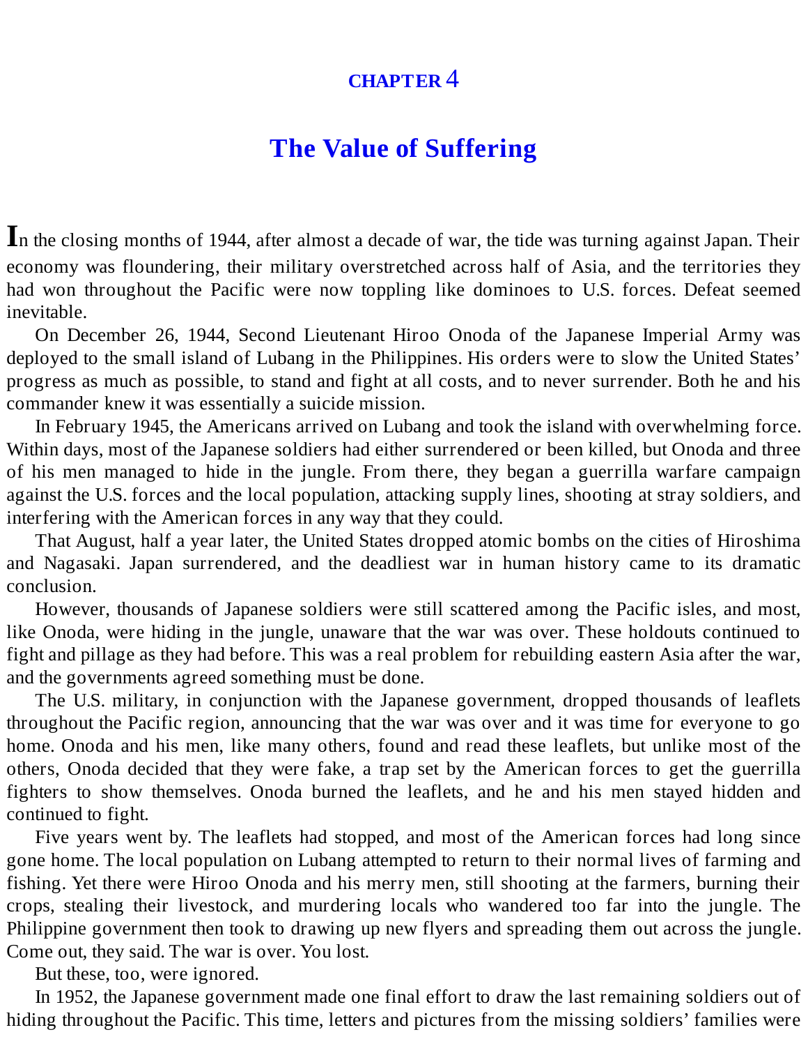# CHAPTER 4

## The Value of Suffering

In the closing months of 1944, after almost a decade of war, the tide was turning against Japan. Their economy was floundering, their military overstretched across half of Asia, and the territories they had won throughout the Pacific were now toppling like dominoes to U.S. forces. Defeat seemed inevitable.

On December 26, 1944, Second Lieutenant Hiroo Onoda of the Japanese Imperial Army was deployed to the small island of Lubang in the Philippines. His orders were to slow the United States' progress as much as possible, to stand and fight at all costs, and to never surrender. Both he and his commander knew it was essentially a suicide mission.

In February 1945, the Americans arrived on Lubang and took the island with overwhelming force. Within days, most of the Japanese soldiers had either surrendered or been killed, but Onoda and three of his men managed to hide in the jungle. From there, they began a guerrilla warfare campaign against the U.S. forces and the local population, attacking supply lines, shooting at stray soldiers, and interfering with the American forces in any way that they could.

That August, half a year later, the United States dropped atomic bombs on the cities of Hiroshima and Nagasaki. Japan surrendered, and the deadliest war in human history came to its dramatic conclusion.

However, thousands of Japanese soldiers were still scattered among the Pacific isles, and most, like Onoda, were hiding in the jungle, unaware that the war was over. These holdouts continued to fight and pillage as they had before. This was a real problem for rebuilding eastern Asia after the war, and the governments agreed something must be done.

The U.S. military, in conjunction with the Japanese government, dropped thousands of leaflets throughout the Pacific region, announcing that the war was over and it was time for everyone to go home. Onoda and his men, like many others, found and read these leaflets, but unlike most of the others, Onoda decided that they were fake, a trap set by the American forces to get the guerrilla fighters to show themselves. Onoda burned the leaflets, and he and his men stayed hidden and continued to fight.

Five years went by. The leaflets had stopped, and most of the American forces had long since gone home. The local population on Lubang attempted to return to their normal lives of farming and fishing. Yet there were Hiroo Onoda and his merry men, still shooting at the farmers, burning their crops, stealing their livestock, and murdering locals who wandered too far into the jungle. The Philippine government then took to drawing up new flyers and spreading them out across the jungle. Come out, they said. The war is over. You lost.

But these, too, were ignored.

In 1952, the Japanese government made one final effort to draw the last remaining soldiers out of hiding throughout the Pacific. This time, letters and pictures from the missing soldiers' families were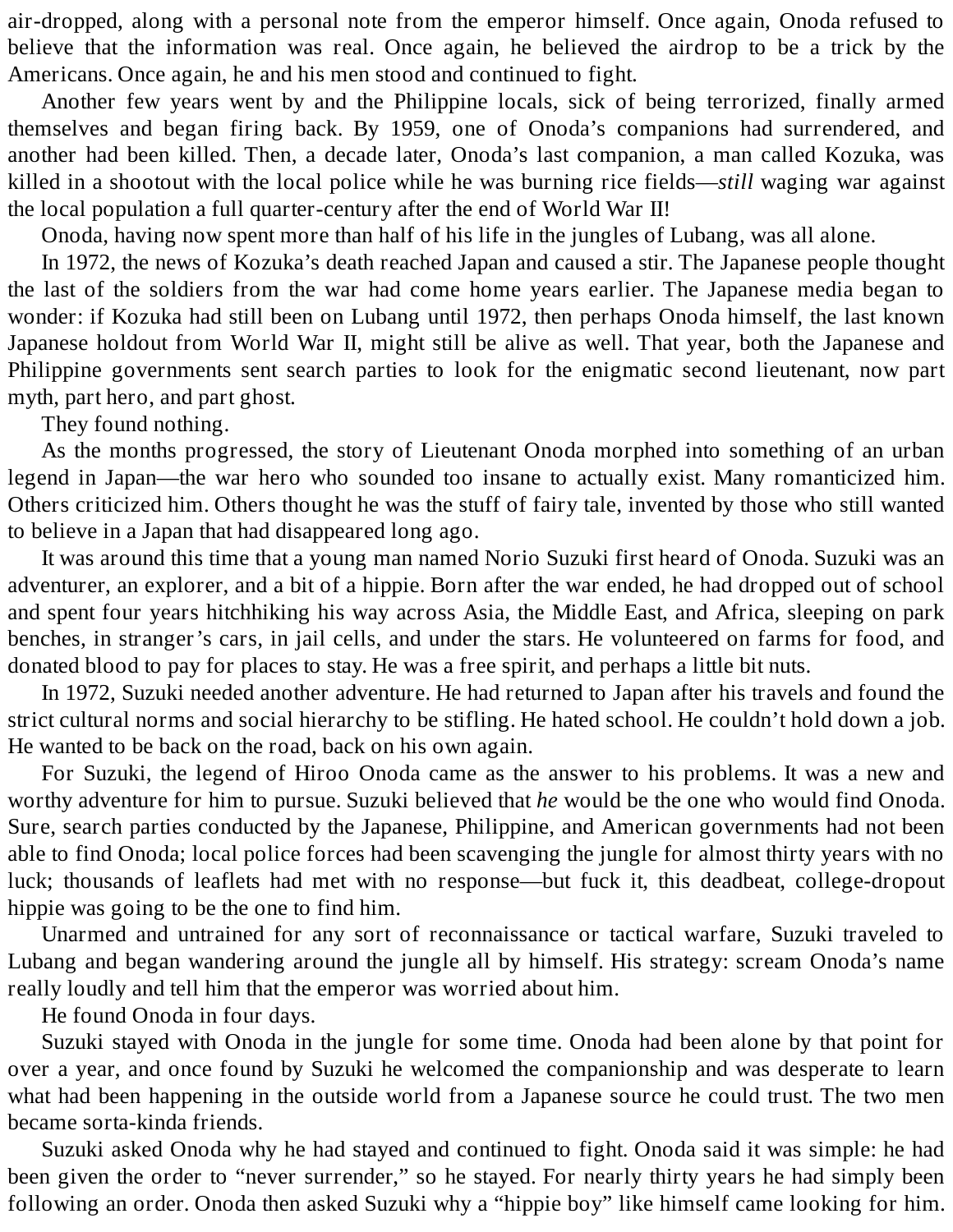air-dropped, along with a personal note from the emperor himself. Once again, Onoda refused to believe that the information was real. Once again, he believed the airdrop to be a trick by the Americans. Once again, he and his men stood and continued to fight.

Another few years went by and the Philippine locals, sick of being terrorized, finally armed themselves and began firing back. By 1959, one of Onoda's companions had surrendered, and another had been killed. Then, a decade later, Onoda's last companion, a man called Kozuka, was killed in a shootout with the local police while he was burning rice fields—*still* waging war against the local population a full quarter-century after the end of World War II!

Onoda, having now spent more than half of his life in the jungles of Lubang, was all alone.

In 1972, the news of Kozuka's death reached Japan and caused a stir. The Japanese people thought the last of the soldiers from the war had come home years earlier. The Japanese media began to wonder: if Kozuka had still been on Lubang until 1972, then perhaps Onoda himself, the last known Japanese holdout from World War II, might still be alive as well. That year, both the Japanese and Philippine governments sent search parties to look for the enigmatic second lieutenant, now part myth, part hero, and part ghost.

They found nothing.

As the months progressed, the story of Lieutenant Onoda morphed into something of an urban legend in Japan—the war hero who sounded too insane to actually exist. Many romanticized him. Others criticized him. Others thought he was the stuff of fairy tale, invented by those who still wanted to believe in a Japan that had disappeared long ago.

It was around this time that a young man named Norio Suzuki first heard of Onoda. Suzuki was an adventurer, an explorer, and a bit of a hippie. Born after the war ended, he had dropped out of school and spent four years hitchhiking his way across Asia, the Middle East, and Africa, sleeping on park benches, in stranger's cars, in jail cells, and under the stars. He volunteered on farms for food, and donated blood to pay for places to stay. He was a free spirit, and perhaps a little bit nuts.

In 1972, Suzuki needed another adventure. He had returned to Japan after his travels and found the strict cultural norms and social hierarchy to be stifling. He hated school. He couldn't hold down a job. He wanted to be back on the road, back on his own again.

For Suzuki, the legend of Hiroo Onoda came as the answer to his problems. It was a new and worthy adventure for him to pursue. Suzuki believed that *he* would be the one who would find Onoda. Sure, search parties conducted by the Japanese, Philippine, and American governments had not been able to find Onoda; local police forces had been scavenging the jungle for almost thirty years with no luck; thousands of leaflets had met with no response—but fuck it, this deadbeat, college-dropout hippie was going to be the one to find him.

Unarmed and untrained for any sort of reconnaissance or tactical warfare, Suzuki traveled to Lubang and began wandering around the jungle all by himself. His strategy: scream Onoda's name really loudly and tell him that the emperor was worried about him.

He found Onoda in four days.

Suzuki stayed with Onoda in the jungle for some time. Onoda had been alone by that point for over a year, and once found by Suzuki he welcomed the companionship and was desperate to learn what had been happening in the outside world from a Japanese source he could trust. The two men became sorta-kinda friends.

Suzuki asked Onoda why he had stayed and continued to fight. Onoda said it was simple: he had been given the order to "never surrender," so he stayed. For nearly thirty years he had simply been following an order. Onoda then asked Suzuki why a "hippie boy" like himself came looking for him.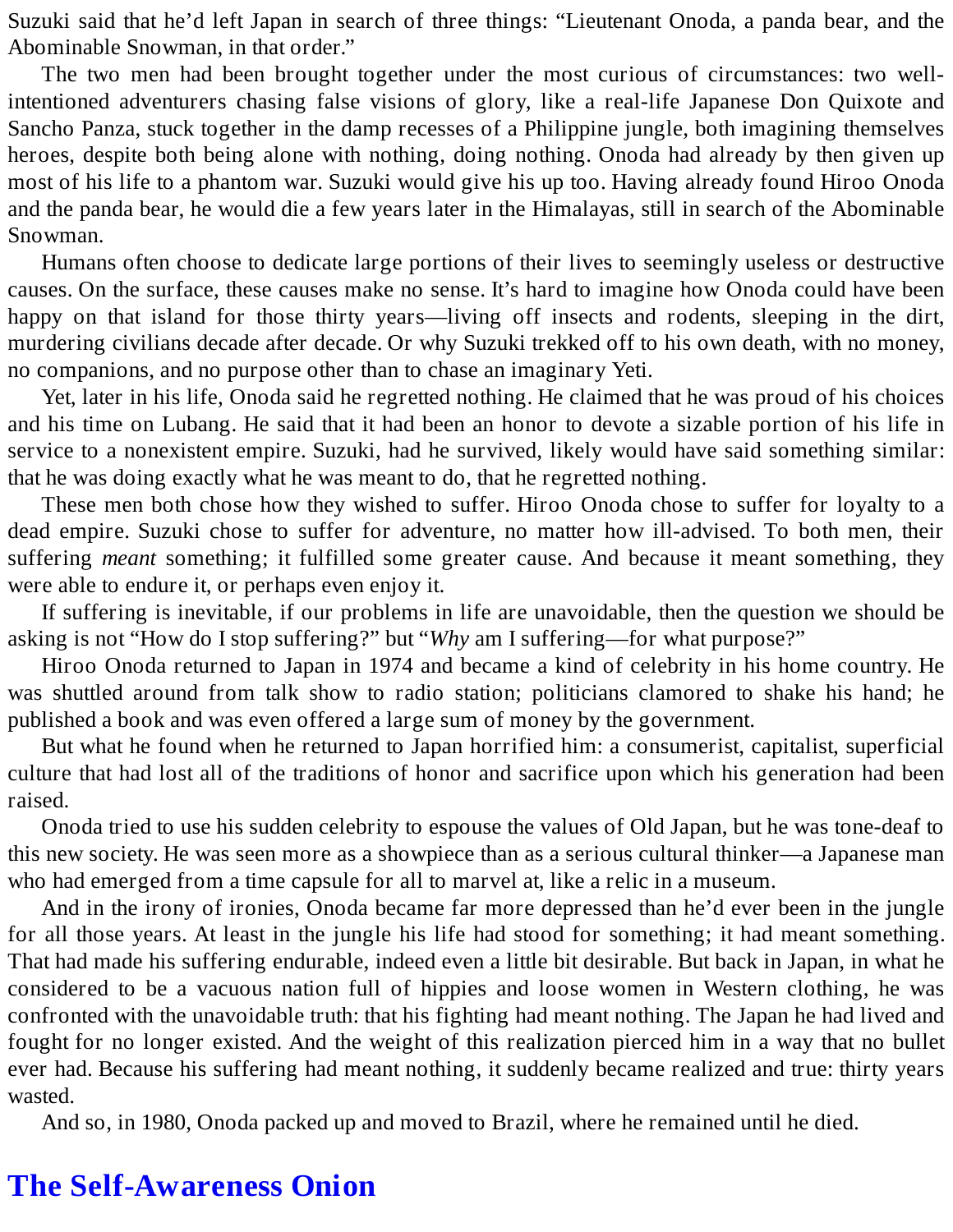Suzuki said that he'd left Japan in search of three things: "Lieutenant Onoda, a panda bear, and the Abominable Snowman, in that order."

The two men had been brought together under the most curious of circumstances: two well-intentioned adventurers chasing false visions of glory, like a real-life Japanese Don Quixote and Sancho Panza, stuck together in the damp recesses of a Philippine jungle, both imagining themselves heroes, despite both being alone with nothing, doing nothing. Onoda had already by then given up most of his life to a phantom war. Suzuki would give his up too. Having already found Hiroo Onoda and the panda bear, he would die a few years later in the Himalayas, still in search of the Abominable Snowman.

Humans often choose to dedicate large portions of their lives to seemingly useless or destructive causes. On the surface, these causes make no sense. It's hard to imagine how Onoda could have been happy on that island for those thirty years—living off insects and rodents, sleeping in the dirt, murdering civilians decade after decade. Or why Suzuki trekked off to his own death, with no money, no companions, and no purpose other than to chase an imaginary Yeti.

Yet, later in his life, Onoda said he regretted nothing. He claimed that he was proud of his choices and his time on Lubang. He said that it had been an honor to devote a sizable portion of his life in service to a nonexistent empire. Suzuki, had he survived, likely would have said something similar: that he was doing exactly what he was meant to do, that he regretted nothing.

These men both chose how they wished to suffer. Hiroo Onoda chose to suffer for loyalty to a dead empire. Suzuki chose to suffer for adventure, no matter how ill-advised. To both men, their suffering *meant* something; it fulfilled some greater cause. And because it meant something, they were able to endure it, or perhaps even enjoy it.

If suffering is inevitable, if our problems in life are unavoidable, then the question we should be asking is not "How do I stop suffering?" but "*Why* am I suffering—for what purpose?"

Hiroo Onoda returned to Japan in 1974 and became a kind of celebrity in his home country. He was shuttled around from talk show to radio station; politicians clamored to shake his hand; he published a book and was even offered a large sum of money by the government.

But what he found when he returned to Japan horrified him: a consumerist, capitalist, superficial culture that had lost all of the traditions of honor and sacrifice upon which his generation had been raised.

Onoda tried to use his sudden celebrity to espouse the values of Old Japan, but he was tone-deaf to this new society. He was seen more as a showpiece than as a serious cultural thinker—a Japanese man who had emerged from a time capsule for all to marvel at, like a relic in a museum.

And in the irony of ironies, Onoda became far more depressed than he'd ever been in the jungle for all those years. At least in the jungle his life had stood for something; it had meant something. That had made his suffering endurable, indeed even a little bit desirable. But back in Japan, in what he considered to be a vacuous nation full of hippies and loose women in Western clothing, he was confronted with the unavoidable truth: that his fighting had meant nothing. The Japan he had lived and fought for no longer existed. And the weight of this realization pierced him in a way that no bullet ever had. Because his suffering had meant nothing, it suddenly became realized and true: thirty years wasted.

And so, in 1980, Onoda packed up and moved to Brazil, where he remained until he died.

## The Self-Awareness Onion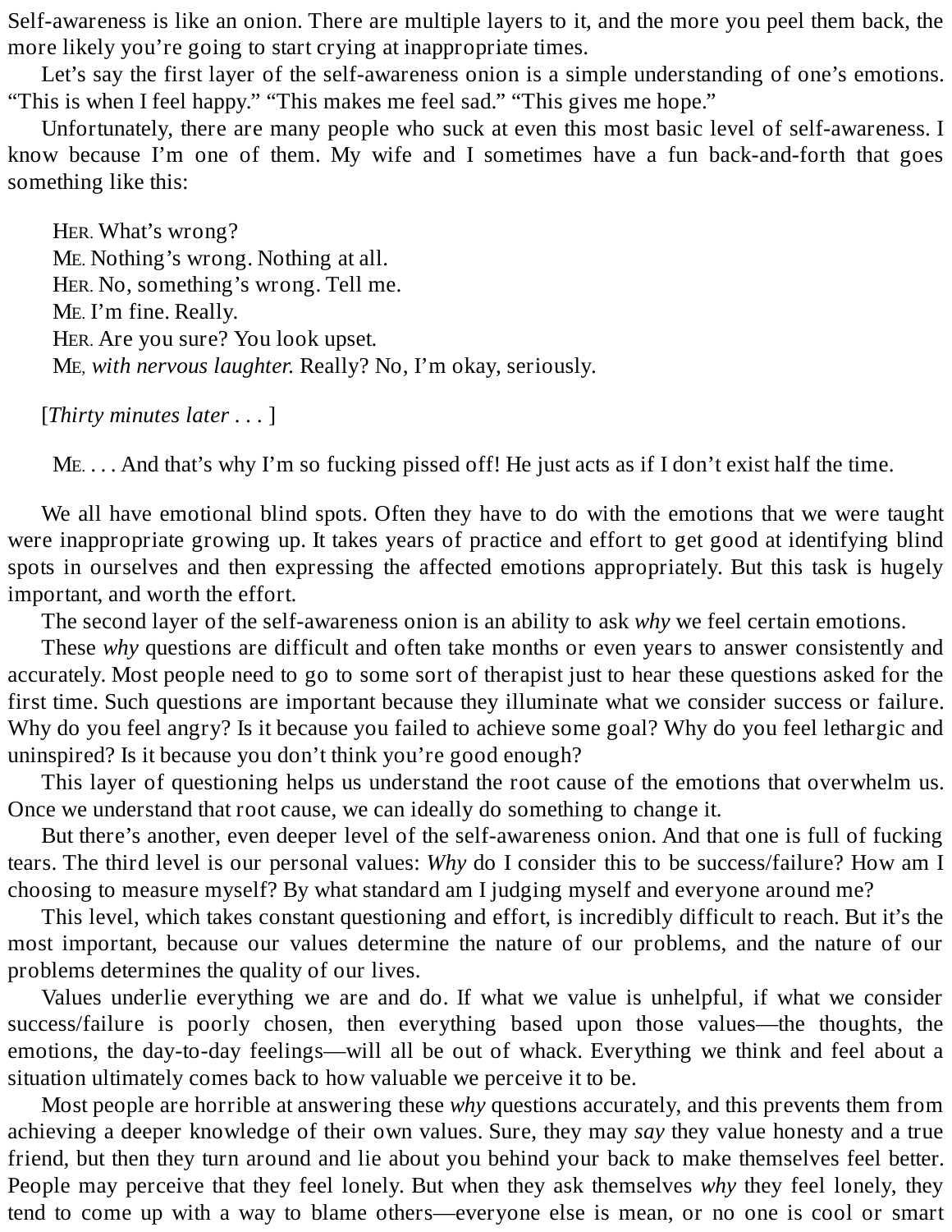Self-awareness is like an onion. There are multiple layers to it, and the more you peel them back, the more likely you're going to start crying at inappropriate times.

Let's say the first layer of the self-awareness onion is a simple understanding of one's emotions. "This is when I feel happy." "This makes me feel sad." "This gives me hope."

Unfortunately, there are many people who suck at even this most basic level of self-awareness. I know because I'm one of them. My wife and I sometimes have a fun back-and-forth that goes something like this:

> HER. What's wrong?
> ME. Nothing's wrong. Nothing at all.
> HER. No, something's wrong. Tell me.
> ME. I'm fine. Really.
> HER. Are you sure? You look upset.
> ME, *with nervous laughter.* Really? No, I'm okay, seriously.

[*Thirty minutes later* . . . ]

> ME. . . . And that's why I'm so fucking pissed off! He just acts as if I don't exist half the time.

We all have emotional blind spots. Often they have to do with the emotions that we were taught were inappropriate growing up. It takes years of practice and effort to get good at identifying blind spots in ourselves and then expressing the affected emotions appropriately. But this task is hugely important, and worth the effort.

The second layer of the self-awareness onion is an ability to ask *why* we feel certain emotions.

These *why* questions are difficult and often take months or even years to answer consistently and accurately. Most people need to go to some sort of therapist just to hear these questions asked for the first time. Such questions are important because they illuminate what we consider success or failure. Why do you feel angry? Is it because you failed to achieve some goal? Why do you feel lethargic and uninspired? Is it because you don't think you're good enough?

This layer of questioning helps us understand the root cause of the emotions that overwhelm us. Once we understand that root cause, we can ideally do something to change it.

But there's another, even deeper level of the self-awareness onion. And that one is full of fucking tears. The third level is our personal values: *Why* do I consider this to be success/failure? How am I choosing to measure myself? By what standard am I judging myself and everyone around me?

This level, which takes constant questioning and effort, is incredibly difficult to reach. But it's the most important, because our values determine the nature of our problems, and the nature of our problems determines the quality of our lives.

Values underlie everything we are and do. If what we value is unhelpful, if what we consider success/failure is poorly chosen, then everything based upon those values—the thoughts, the emotions, the day-to-day feelings—will all be out of whack. Everything we think and feel about a situation ultimately comes back to how valuable we perceive it to be.

Most people are horrible at answering these *why* questions accurately, and this prevents them from achieving a deeper knowledge of their own values. Sure, they may *say* they value honesty and a true friend, but then they turn around and lie about you behind your back to make themselves feel better. People may perceive that they feel lonely. But when they ask themselves *why* they feel lonely, they tend to come up with a way to blame others—everyone else is mean, or no one is cool or smart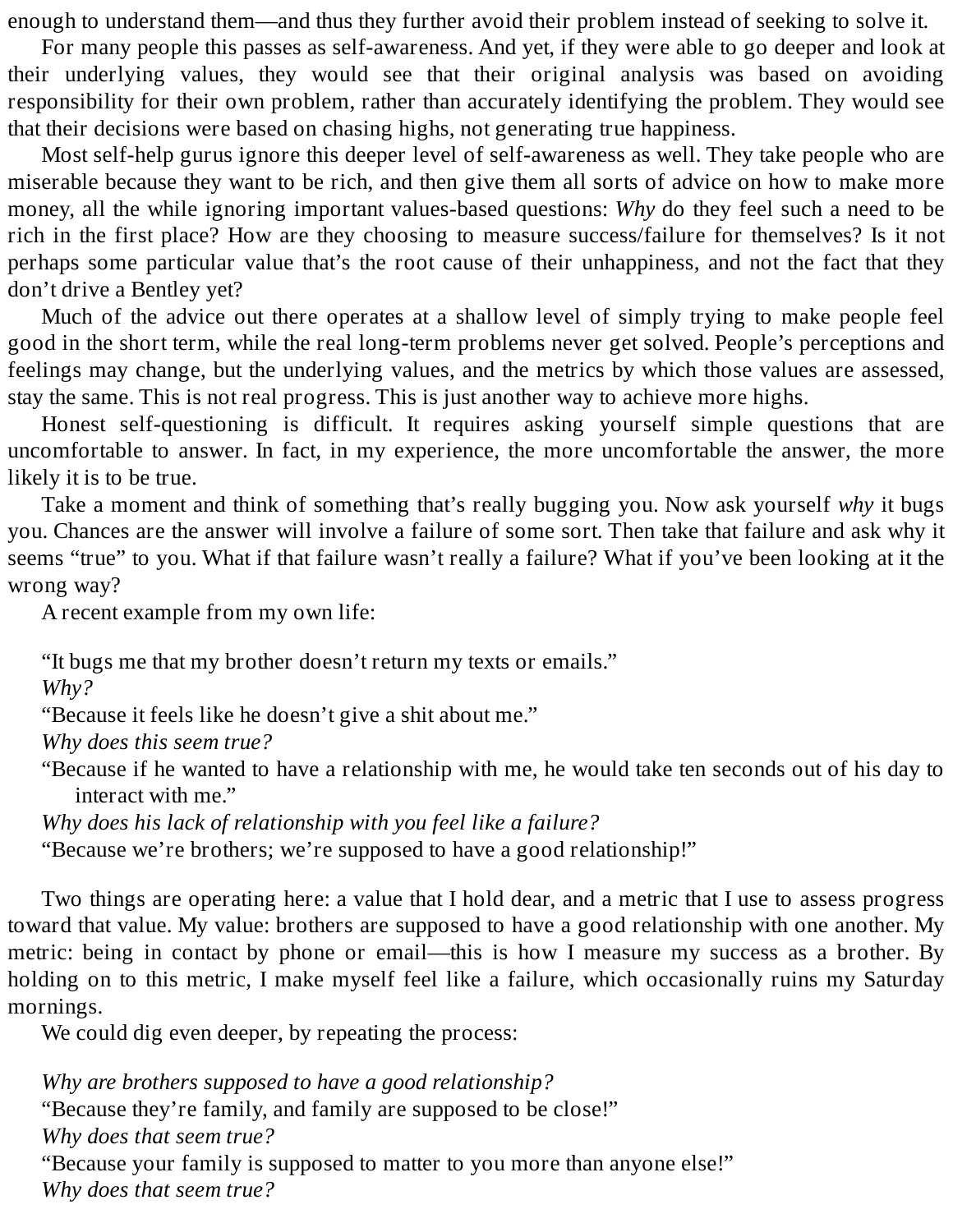enough to understand them—and thus they further avoid their problem instead of seeking to solve it.

For many people this passes as self-awareness. And yet, if they were able to go deeper and look at their underlying values, they would see that their original analysis was based on avoiding responsibility for their own problem, rather than accurately identifying the problem. They would see that their decisions were based on chasing highs, not generating true happiness.

Most self-help gurus ignore this deeper level of self-awareness as well. They take people who are miserable because they want to be rich, and then give them all sorts of advice on how to make more money, all the while ignoring important values-based questions: *Why* do they feel such a need to be rich in the first place? How are they choosing to measure success/failure for themselves? Is it not perhaps some particular value that's the root cause of their unhappiness, and not the fact that they don't drive a Bentley yet?

Much of the advice out there operates at a shallow level of simply trying to make people feel good in the short term, while the real long-term problems never get solved. People's perceptions and feelings may change, but the underlying values, and the metrics by which those values are assessed, stay the same. This is not real progress. This is just another way to achieve more highs.

Honest self-questioning is difficult. It requires asking yourself simple questions that are uncomfortable to answer. In fact, in my experience, the more uncomfortable the answer, the more likely it is to be true.

Take a moment and think of something that's really bugging you. Now ask yourself *why* it bugs you. Chances are the answer will involve a failure of some sort. Then take that failure and ask why it seems "true" to you. What if that failure wasn't really a failure? What if you've been looking at it the wrong way?

A recent example from my own life:

"It bugs me that my brother doesn't return my texts or emails."

*Why?*

"Because it feels like he doesn't give a shit about me."

*Why does this seem true?*

"Because if he wanted to have a relationship with me, he would take ten seconds out of his day to interact with me."

*Why does his lack of relationship with you feel like a failure?*

"Because we're brothers; we're supposed to have a good relationship!"

Two things are operating here: a value that I hold dear, and a metric that I use to assess progress toward that value. My value: brothers are supposed to have a good relationship with one another. My metric: being in contact by phone or email—this is how I measure my success as a brother. By holding on to this metric, I make myself feel like a failure, which occasionally ruins my Saturday mornings.

We could dig even deeper, by repeating the process:

*Why are brothers supposed to have a good relationship?*

"Because they're family, and family are supposed to be close!"

*Why does that seem true?*

"Because your family is supposed to matter to you more than anyone else!"

*Why does that seem true?*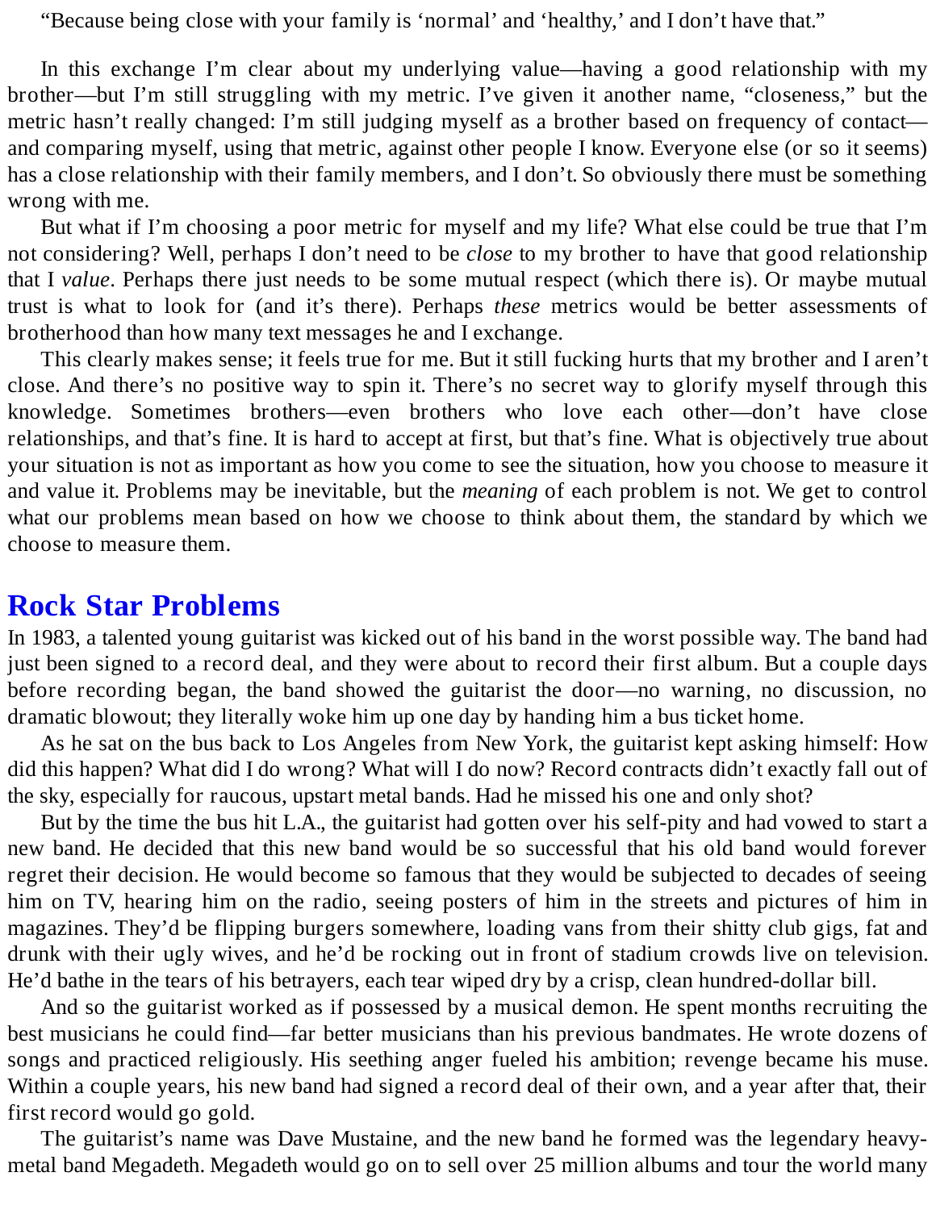"Because being close with your family is 'normal' and 'healthy,' and I don't have that."

In this exchange I'm clear about my underlying value—having a good relationship with my brother—but I'm still struggling with my metric. I've given it another name, "closeness," but the metric hasn't really changed: I'm still judging myself as a brother based on frequency of contact—and comparing myself, using that metric, against other people I know. Everyone else (or so it seems) has a close relationship with their family members, and I don't. So obviously there must be something wrong with me.

But what if I'm choosing a poor metric for myself and my life? What else could be true that I'm not considering? Well, perhaps I don't need to be *close* to my brother to have that good relationship that I *value*. Perhaps there just needs to be some mutual respect (which there is). Or maybe mutual trust is what to look for (and it's there). Perhaps *these* metrics would be better assessments of brotherhood than how many text messages he and I exchange.

This clearly makes sense; it feels true for me. But it still fucking hurts that my brother and I aren't close. And there's no positive way to spin it. There's no secret way to glorify myself through this knowledge. Sometimes brothers—even brothers who love each other—don't have close relationships, and that's fine. It is hard to accept at first, but that's fine. What is objectively true about your situation is not as important as how you come to see the situation, how you choose to measure it and value it. Problems may be inevitable, but the *meaning* of each problem is not. We get to control what our problems mean based on how we choose to think about them, the standard by which we choose to measure them.

## Rock Star Problems

In 1983, a talented young guitarist was kicked out of his band in the worst possible way. The band had just been signed to a record deal, and they were about to record their first album. But a couple days before recording began, the band showed the guitarist the door—no warning, no discussion, no dramatic blowout; they literally woke him up one day by handing him a bus ticket home.

As he sat on the bus back to Los Angeles from New York, the guitarist kept asking himself: How did this happen? What did I do wrong? What will I do now? Record contracts didn't exactly fall out of the sky, especially for raucous, upstart metal bands. Had he missed his one and only shot?

But by the time the bus hit L.A., the guitarist had gotten over his self-pity and had vowed to start a new band. He decided that this new band would be so successful that his old band would forever regret their decision. He would become so famous that they would be subjected to decades of seeing him on TV, hearing him on the radio, seeing posters of him in the streets and pictures of him in magazines. They'd be flipping burgers somewhere, loading vans from their shitty club gigs, fat and drunk with their ugly wives, and he'd be rocking out in front of stadium crowds live on television. He'd bathe in the tears of his betrayers, each tear wiped dry by a crisp, clean hundred-dollar bill.

And so the guitarist worked as if possessed by a musical demon. He spent months recruiting the best musicians he could find—far better musicians than his previous bandmates. He wrote dozens of songs and practiced religiously. His seething anger fueled his ambition; revenge became his muse. Within a couple years, his new band had signed a record deal of their own, and a year after that, their first record would go gold.

The guitarist's name was Dave Mustaine, and the new band he formed was the legendary heavy-metal band Megadeth. Megadeth would go on to sell over 25 million albums and tour the world many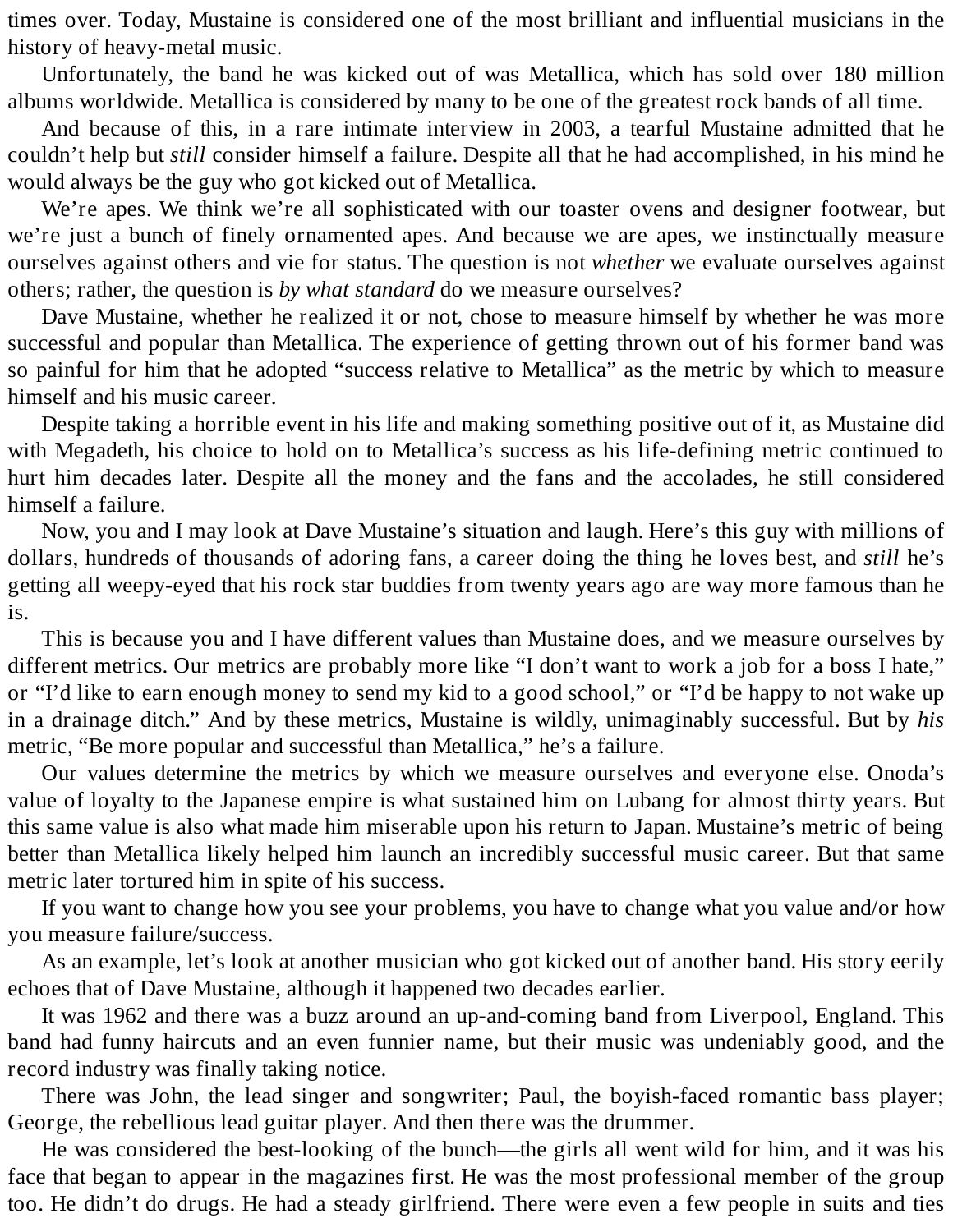times over. Today, Mustaine is considered one of the most brilliant and influential musicians in the history of heavy-metal music.

Unfortunately, the band he was kicked out of was Metallica, which has sold over 180 million albums worldwide. Metallica is considered by many to be one of the greatest rock bands of all time.

And because of this, in a rare intimate interview in 2003, a tearful Mustaine admitted that he couldn't help but *still* consider himself a failure. Despite all that he had accomplished, in his mind he would always be the guy who got kicked out of Metallica.

We're apes. We think we're all sophisticated with our toaster ovens and designer footwear, but we're just a bunch of finely ornamented apes. And because we are apes, we instinctually measure ourselves against others and vie for status. The question is not *whether* we evaluate ourselves against others; rather, the question is *by what standard* do we measure ourselves?

Dave Mustaine, whether he realized it or not, chose to measure himself by whether he was more successful and popular than Metallica. The experience of getting thrown out of his former band was so painful for him that he adopted "success relative to Metallica" as the metric by which to measure himself and his music career.

Despite taking a horrible event in his life and making something positive out of it, as Mustaine did with Megadeth, his choice to hold on to Metallica's success as his life-defining metric continued to hurt him decades later. Despite all the money and the fans and the accolades, he still considered himself a failure.

Now, you and I may look at Dave Mustaine's situation and laugh. Here's this guy with millions of dollars, hundreds of thousands of adoring fans, a career doing the thing he loves best, and *still* he's getting all weepy-eyed that his rock star buddies from twenty years ago are way more famous than he is.

This is because you and I have different values than Mustaine does, and we measure ourselves by different metrics. Our metrics are probably more like "I don't want to work a job for a boss I hate," or "I'd like to earn enough money to send my kid to a good school," or "I'd be happy to not wake up in a drainage ditch." And by these metrics, Mustaine is wildly, unimaginably successful. But by *his* metric, "Be more popular and successful than Metallica," he's a failure.

Our values determine the metrics by which we measure ourselves and everyone else. Onoda's value of loyalty to the Japanese empire is what sustained him on Lubang for almost thirty years. But this same value is also what made him miserable upon his return to Japan. Mustaine's metric of being better than Metallica likely helped him launch an incredibly successful music career. But that same metric later tortured him in spite of his success.

If you want to change how you see your problems, you have to change what you value and/or how you measure failure/success.

As an example, let's look at another musician who got kicked out of another band. His story eerily echoes that of Dave Mustaine, although it happened two decades earlier.

It was 1962 and there was a buzz around an up-and-coming band from Liverpool, England. This band had funny haircuts and an even funnier name, but their music was undeniably good, and the record industry was finally taking notice.

There was John, the lead singer and songwriter; Paul, the boyish-faced romantic bass player; George, the rebellious lead guitar player. And then there was the drummer.

He was considered the best-looking of the bunch—the girls all went wild for him, and it was his face that began to appear in the magazines first. He was the most professional member of the group too. He didn't do drugs. He had a steady girlfriend. There were even a few people in suits and ties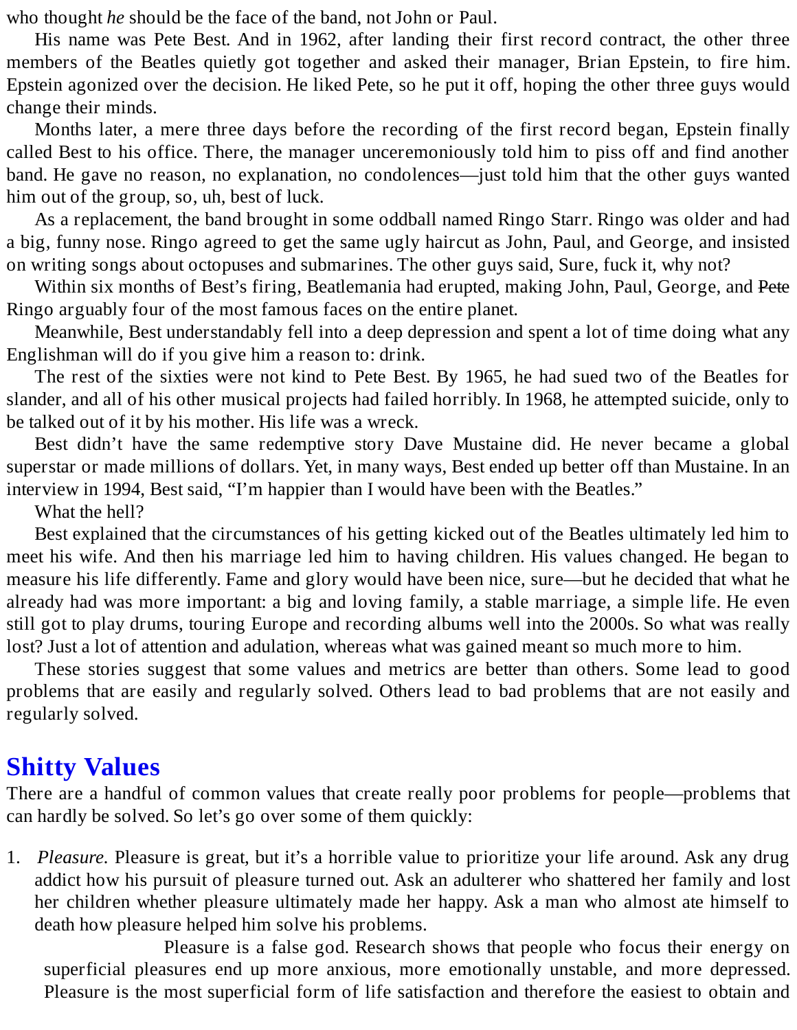who thought *he* should be the face of the band, not John or Paul.

His name was Pete Best. And in 1962, after landing their first record contract, the other three members of the Beatles quietly got together and asked their manager, Brian Epstein, to fire him. Epstein agonized over the decision. He liked Pete, so he put it off, hoping the other three guys would change their minds.

Months later, a mere three days before the recording of the first record began, Epstein finally called Best to his office. There, the manager unceremoniously told him to piss off and find another band. He gave no reason, no explanation, no condolences—just told him that the other guys wanted him out of the group, so, uh, best of luck.

As a replacement, the band brought in some oddball named Ringo Starr. Ringo was older and had a big, funny nose. Ringo agreed to get the same ugly haircut as John, Paul, and George, and insisted on writing songs about octopuses and submarines. The other guys said, Sure, fuck it, why not?

Within six months of Best's firing, Beatlemania had erupted, making John, Paul, George, and ~~Pete~~ Ringo arguably four of the most famous faces on the entire planet.

Meanwhile, Best understandably fell into a deep depression and spent a lot of time doing what any Englishman will do if you give him a reason to: drink.

The rest of the sixties were not kind to Pete Best. By 1965, he had sued two of the Beatles for slander, and all of his other musical projects had failed horribly. In 1968, he attempted suicide, only to be talked out of it by his mother. His life was a wreck.

Best didn't have the same redemptive story Dave Mustaine did. He never became a global superstar or made millions of dollars. Yet, in many ways, Best ended up better off than Mustaine. In an interview in 1994, Best said, "I'm happier than I would have been with the Beatles."

What the hell?

Best explained that the circumstances of his getting kicked out of the Beatles ultimately led him to meet his wife. And then his marriage led him to having children. His values changed. He began to measure his life differently. Fame and glory would have been nice, sure—but he decided that what he already had was more important: a big and loving family, a stable marriage, a simple life. He even still got to play drums, touring Europe and recording albums well into the 2000s. So what was really lost? Just a lot of attention and adulation, whereas what was gained meant so much more to him.

These stories suggest that some values and metrics are better than others. Some lead to good problems that are easily and regularly solved. Others lead to bad problems that are not easily and regularly solved.

## Shitty Values

There are a handful of common values that create really poor problems for people—problems that can hardly be solved. So let's go over some of them quickly:

1. *Pleasure.* Pleasure is great, but it's a horrible value to prioritize your life around. Ask any drug addict how his pursuit of pleasure turned out. Ask an adulterer who shattered her family and lost her children whether pleasure ultimately made her happy. Ask a man who almost ate himself to death how pleasure helped him solve his problems.

   Pleasure is a false god. Research shows that people who focus their energy on superficial pleasures end up more anxious, more emotionally unstable, and more depressed. Pleasure is the most superficial form of life satisfaction and therefore the easiest to obtain and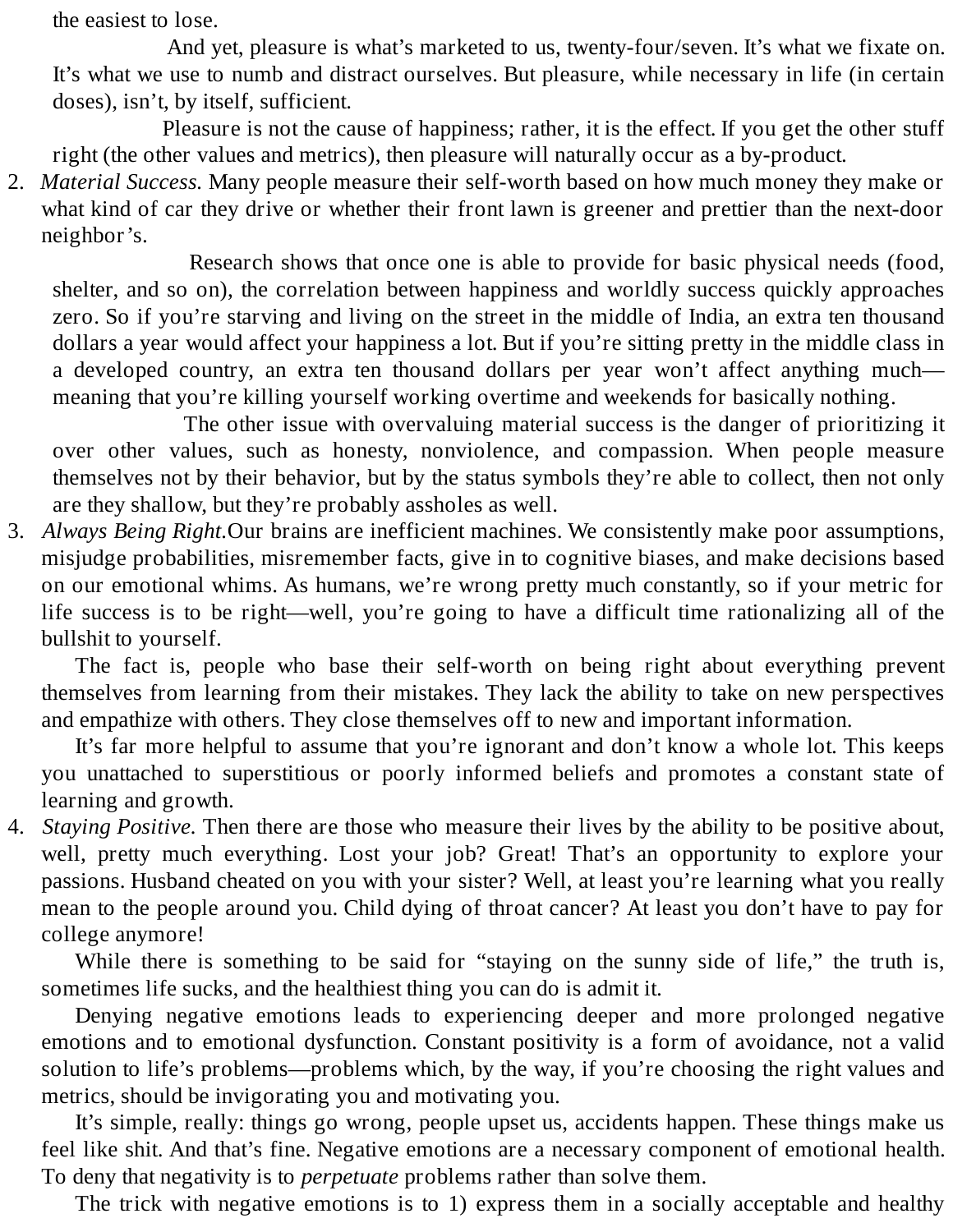the easiest to lose.

And yet, pleasure is what's marketed to us, twenty-four/seven. It's what we fixate on. It's what we use to numb and distract ourselves. But pleasure, while necessary in life (in certain doses), isn't, by itself, sufficient.

Pleasure is not the cause of happiness; rather, it is the effect. If you get the other stuff right (the other values and metrics), then pleasure will naturally occur as a by-product.

2. *Material Success.* Many people measure their self-worth based on how much money they make or what kind of car they drive or whether their front lawn is greener and prettier than the next-door neighbor's.

   Research shows that once one is able to provide for basic physical needs (food, shelter, and so on), the correlation between happiness and worldly success quickly approaches zero. So if you're starving and living on the street in the middle of India, an extra ten thousand dollars a year would affect your happiness a lot. But if you're sitting pretty in the middle class in a developed country, an extra ten thousand dollars per year won't affect anything much—meaning that you're killing yourself working overtime and weekends for basically nothing.

   The other issue with overvaluing material success is the danger of prioritizing it over other values, such as honesty, nonviolence, and compassion. When people measure themselves not by their behavior, but by the status symbols they're able to collect, then not only are they shallow, but they're probably assholes as well.

3. *Always Being Right.* Our brains are inefficient machines. We consistently make poor assumptions, misjudge probabilities, misremember facts, give in to cognitive biases, and make decisions based on our emotional whims. As humans, we're wrong pretty much constantly, so if your metric for life success is to be right—well, you're going to have a difficult time rationalizing all of the bullshit to yourself.

   The fact is, people who base their self-worth on being right about everything prevent themselves from learning from their mistakes. They lack the ability to take on new perspectives and empathize with others. They close themselves off to new and important information.

   It's far more helpful to assume that you're ignorant and don't know a whole lot. This keeps you unattached to superstitious or poorly informed beliefs and promotes a constant state of learning and growth.

4. *Staying Positive.* Then there are those who measure their lives by the ability to be positive about, well, pretty much everything. Lost your job? Great! That's an opportunity to explore your passions. Husband cheated on you with your sister? Well, at least you're learning what you really mean to the people around you. Child dying of throat cancer? At least you don't have to pay for college anymore!

   While there is something to be said for "staying on the sunny side of life," the truth is, sometimes life sucks, and the healthiest thing you can do is admit it.

   Denying negative emotions leads to experiencing deeper and more prolonged negative emotions and to emotional dysfunction. Constant positivity is a form of avoidance, not a valid solution to life's problems—problems which, by the way, if you're choosing the right values and metrics, should be invigorating you and motivating you.

   It's simple, really: things go wrong, people upset us, accidents happen. These things make us feel like shit. And that's fine. Negative emotions are a necessary component of emotional health. To deny that negativity is to *perpetuate* problems rather than solve them.

   The trick with negative emotions is to 1) express them in a socially acceptable and healthy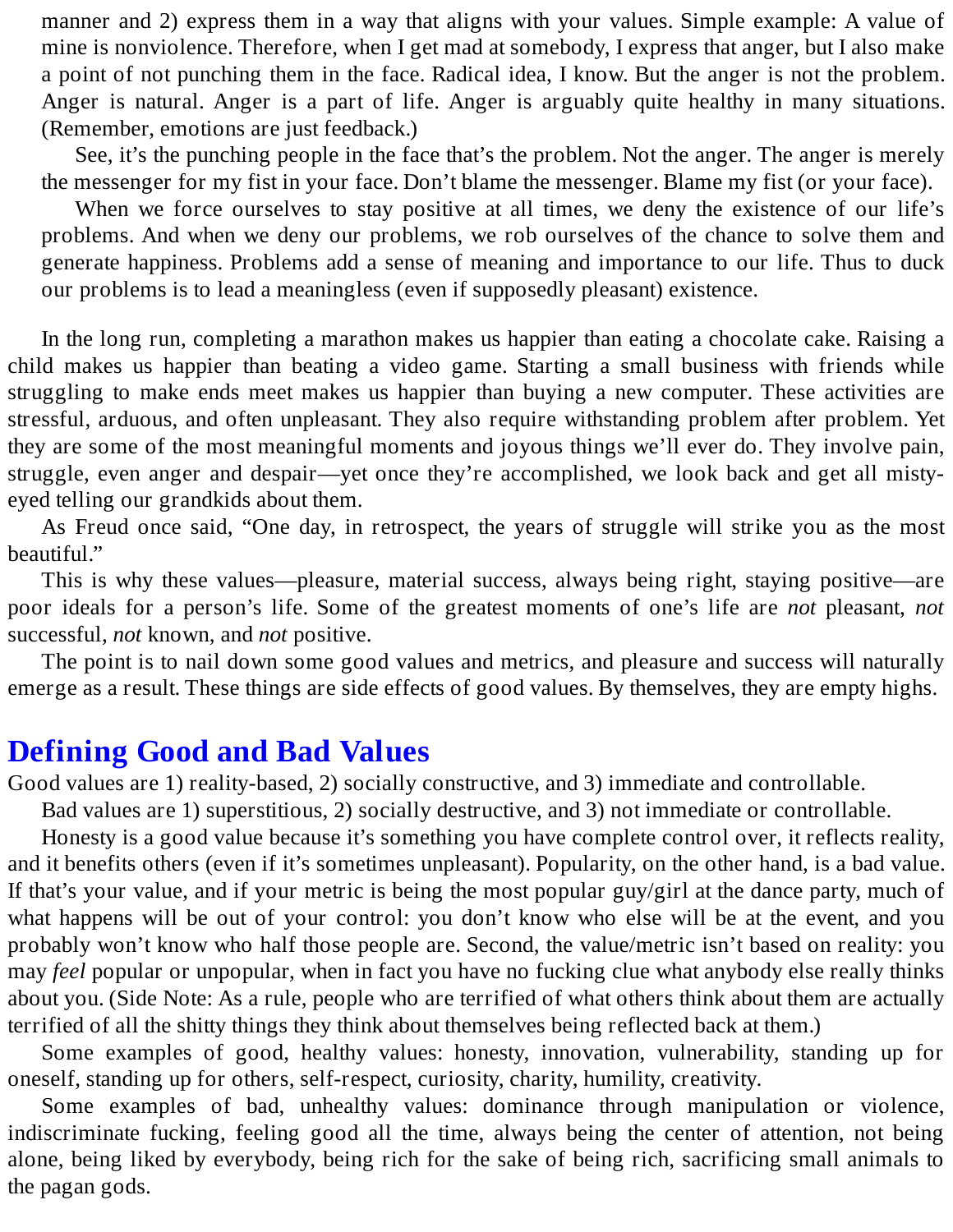manner and 2) express them in a way that aligns with your values. Simple example: A value of mine is nonviolence. Therefore, when I get mad at somebody, I express that anger, but I also make a point of not punching them in the face. Radical idea, I know. But the anger is not the problem. Anger is natural. Anger is a part of life. Anger is arguably quite healthy in many situations. (Remember, emotions are just feedback.)

See, it's the punching people in the face that's the problem. Not the anger. The anger is merely the messenger for my fist in your face. Don't blame the messenger. Blame my fist (or your face).

When we force ourselves to stay positive at all times, we deny the existence of our life's problems. And when we deny our problems, we rob ourselves of the chance to solve them and generate happiness. Problems add a sense of meaning and importance to our life. Thus to duck our problems is to lead a meaningless (even if supposedly pleasant) existence.

In the long run, completing a marathon makes us happier than eating a chocolate cake. Raising a child makes us happier than beating a video game. Starting a small business with friends while struggling to make ends meet makes us happier than buying a new computer. These activities are stressful, arduous, and often unpleasant. They also require withstanding problem after problem. Yet they are some of the most meaningful moments and joyous things we'll ever do. They involve pain, struggle, even anger and despair—yet once they're accomplished, we look back and get all misty-eyed telling our grandkids about them.

As Freud once said, "One day, in retrospect, the years of struggle will strike you as the most beautiful."

This is why these values—pleasure, material success, always being right, staying positive—are poor ideals for a person's life. Some of the greatest moments of one's life are *not* pleasant, *not* successful, *not* known, and *not* positive.

The point is to nail down some good values and metrics, and pleasure and success will naturally emerge as a result. These things are side effects of good values. By themselves, they are empty highs.

## Defining Good and Bad Values

Good values are 1) reality-based, 2) socially constructive, and 3) immediate and controllable.

Bad values are 1) superstitious, 2) socially destructive, and 3) not immediate or controllable.

Honesty is a good value because it's something you have complete control over, it reflects reality, and it benefits others (even if it's sometimes unpleasant). Popularity, on the other hand, is a bad value. If that's your value, and if your metric is being the most popular guy/girl at the dance party, much of what happens will be out of your control: you don't know who else will be at the event, and you probably won't know who half those people are. Second, the value/metric isn't based on reality: you may *feel* popular or unpopular, when in fact you have no fucking clue what anybody else really thinks about you. (Side Note: As a rule, people who are terrified of what others think about them are actually terrified of all the shitty things they think about themselves being reflected back at them.)

Some examples of good, healthy values: honesty, innovation, vulnerability, standing up for oneself, standing up for others, self-respect, curiosity, charity, humility, creativity.

Some examples of bad, unhealthy values: dominance through manipulation or violence, indiscriminate fucking, feeling good all the time, always being the center of attention, not being alone, being liked by everybody, being rich for the sake of being rich, sacrificing small animals to the pagan gods.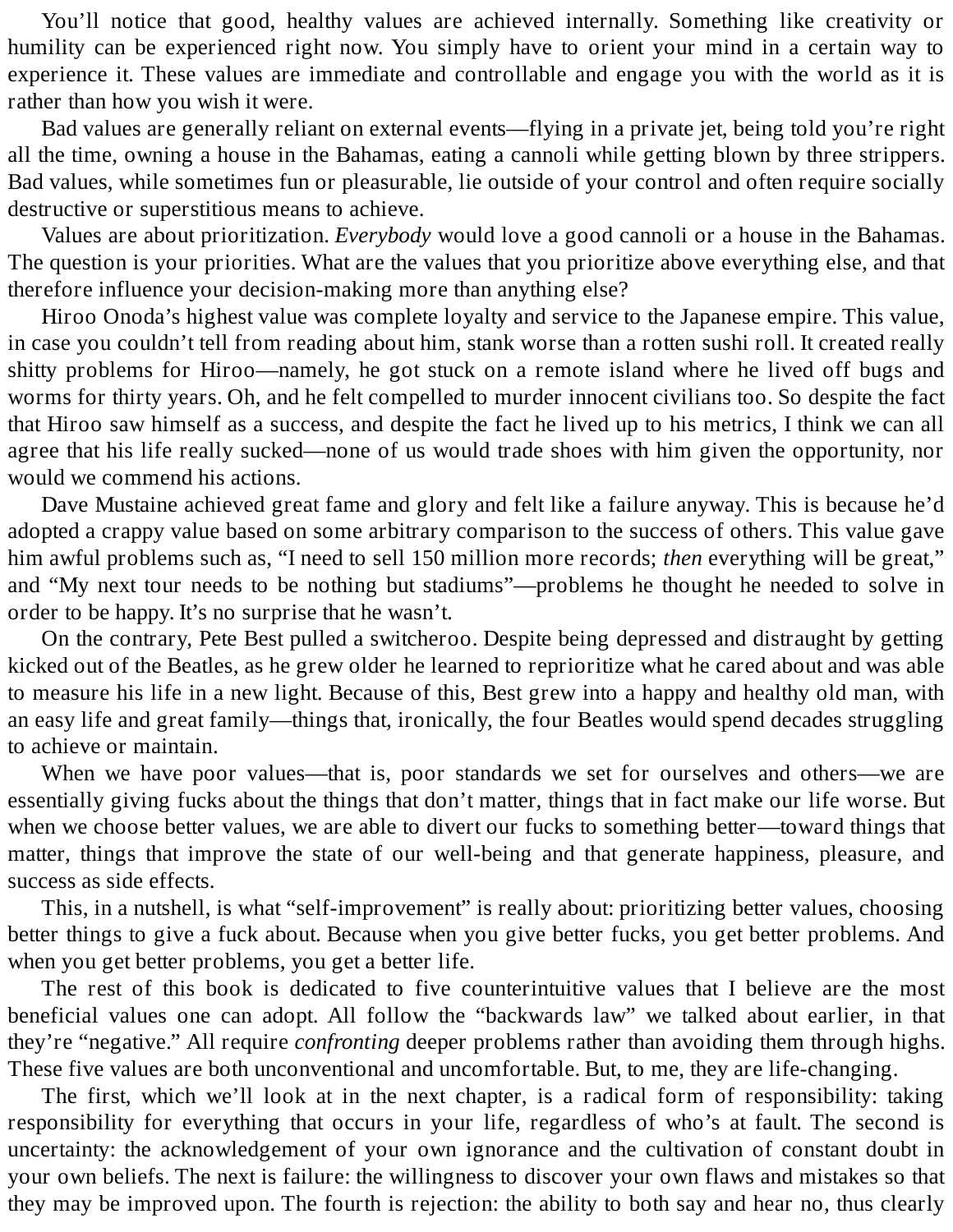You'll notice that good, healthy values are achieved internally. Something like creativity or humility can be experienced right now. You simply have to orient your mind in a certain way to experience it. These values are immediate and controllable and engage you with the world as it is rather than how you wish it were.

Bad values are generally reliant on external events—flying in a private jet, being told you're right all the time, owning a house in the Bahamas, eating a cannoli while getting blown by three strippers. Bad values, while sometimes fun or pleasurable, lie outside of your control and often require socially destructive or superstitious means to achieve.

Values are about prioritization. *Everybody* would love a good cannoli or a house in the Bahamas. The question is your priorities. What are the values that you prioritize above everything else, and that therefore influence your decision-making more than anything else?

Hiroo Onoda's highest value was complete loyalty and service to the Japanese empire. This value, in case you couldn't tell from reading about him, stank worse than a rotten sushi roll. It created really shitty problems for Hiroo—namely, he got stuck on a remote island where he lived off bugs and worms for thirty years. Oh, and he felt compelled to murder innocent civilians too. So despite the fact that Hiroo saw himself as a success, and despite the fact he lived up to his metrics, I think we can all agree that his life really sucked—none of us would trade shoes with him given the opportunity, nor would we commend his actions.

Dave Mustaine achieved great fame and glory and felt like a failure anyway. This is because he'd adopted a crappy value based on some arbitrary comparison to the success of others. This value gave him awful problems such as, "I need to sell 150 million more records; *then* everything will be great," and "My next tour needs to be nothing but stadiums"—problems he thought he needed to solve in order to be happy. It's no surprise that he wasn't.

On the contrary, Pete Best pulled a switcheroo. Despite being depressed and distraught by getting kicked out of the Beatles, as he grew older he learned to reprioritize what he cared about and was able to measure his life in a new light. Because of this, Best grew into a happy and healthy old man, with an easy life and great family—things that, ironically, the four Beatles would spend decades struggling to achieve or maintain.

When we have poor values—that is, poor standards we set for ourselves and others—we are essentially giving fucks about the things that don't matter, things that in fact make our life worse. But when we choose better values, we are able to divert our fucks to something better—toward things that matter, things that improve the state of our well-being and that generate happiness, pleasure, and success as side effects.

This, in a nutshell, is what "self-improvement" is really about: prioritizing better values, choosing better things to give a fuck about. Because when you give better fucks, you get better problems. And when you get better problems, you get a better life.

The rest of this book is dedicated to five counterintuitive values that I believe are the most beneficial values one can adopt. All follow the "backwards law" we talked about earlier, in that they're "negative." All require *confronting* deeper problems rather than avoiding them through highs. These five values are both unconventional and uncomfortable. But, to me, they are life-changing.

The first, which we'll look at in the next chapter, is a radical form of responsibility: taking responsibility for everything that occurs in your life, regardless of who's at fault. The second is uncertainty: the acknowledgement of your own ignorance and the cultivation of constant doubt in your own beliefs. The next is failure: the willingness to discover your own flaws and mistakes so that they may be improved upon. The fourth is rejection: the ability to both say and hear no, thus clearly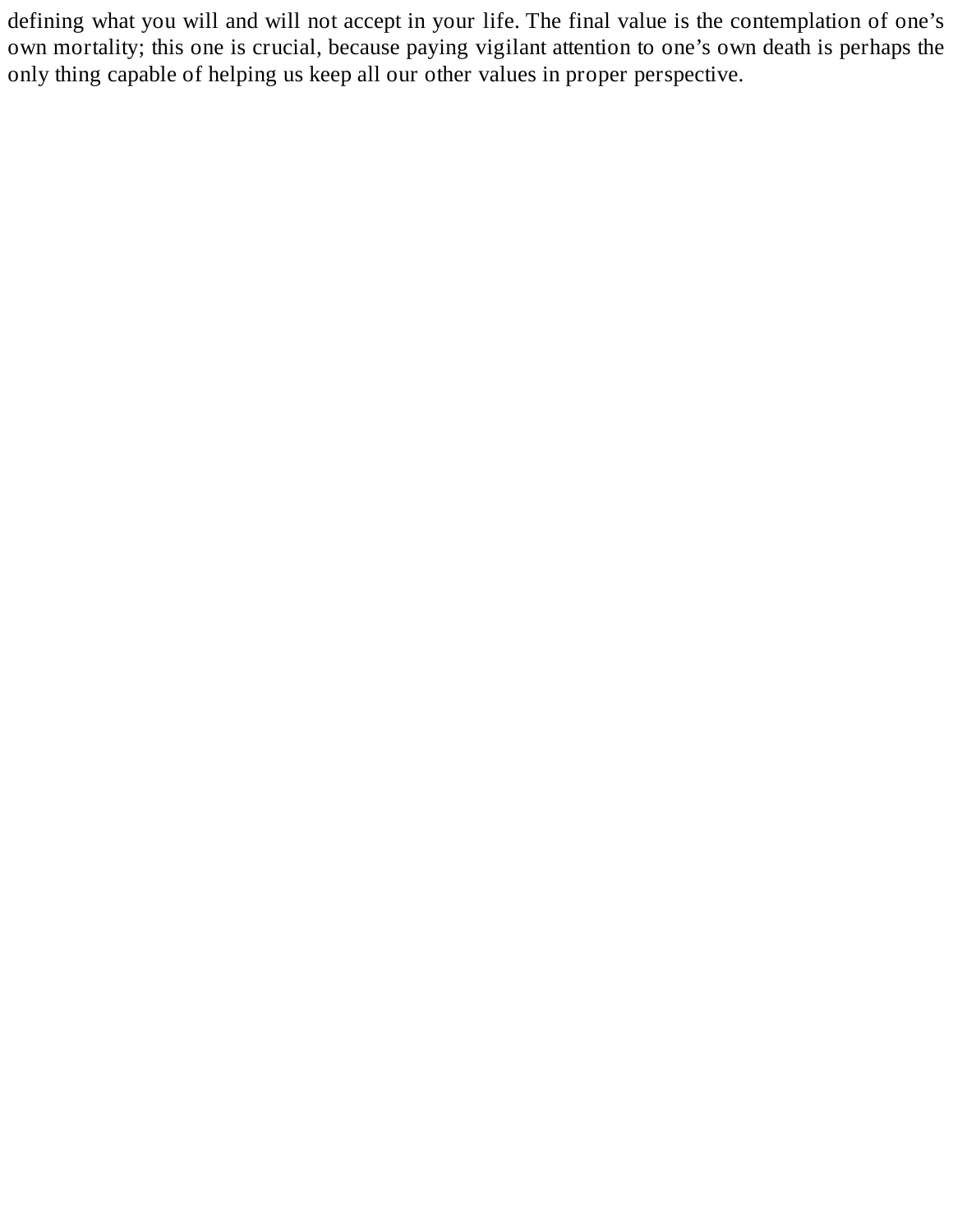defining what you will and will not accept in your life. The final value is the contemplation of one's own mortality; this one is crucial, because paying vigilant attention to one's own death is perhaps the only thing capable of helping us keep all our other values in proper perspective.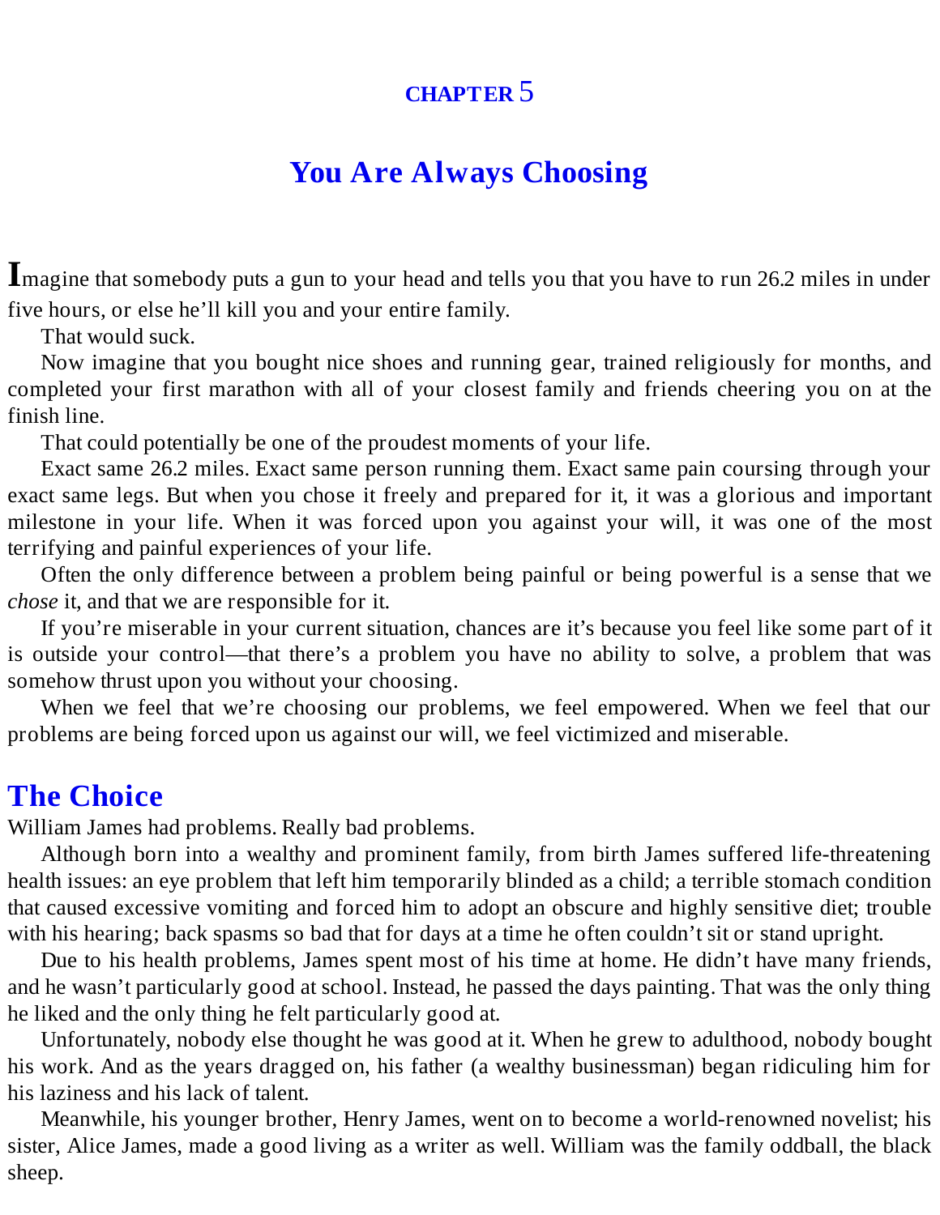# CHAPTER 5

# You Are Always Choosing

Imagine that somebody puts a gun to your head and tells you that you have to run 26.2 miles in under five hours, or else he'll kill you and your entire family.

That would suck.

Now imagine that you bought nice shoes and running gear, trained religiously for months, and completed your first marathon with all of your closest family and friends cheering you on at the finish line.

That could potentially be one of the proudest moments of your life.

Exact same 26.2 miles. Exact same person running them. Exact same pain coursing through your exact same legs. But when you chose it freely and prepared for it, it was a glorious and important milestone in your life. When it was forced upon you against your will, it was one of the most terrifying and painful experiences of your life.

Often the only difference between a problem being painful or being powerful is a sense that we *chose* it, and that we are responsible for it.

If you're miserable in your current situation, chances are it's because you feel like some part of it is outside your control—that there's a problem you have no ability to solve, a problem that was somehow thrust upon you without your choosing.

When we feel that we're choosing our problems, we feel empowered. When we feel that our problems are being forced upon us against our will, we feel victimized and miserable.

## The Choice

William James had problems. Really bad problems.

Although born into a wealthy and prominent family, from birth James suffered life-threatening health issues: an eye problem that left him temporarily blinded as a child; a terrible stomach condition that caused excessive vomiting and forced him to adopt an obscure and highly sensitive diet; trouble with his hearing; back spasms so bad that for days at a time he often couldn't sit or stand upright.

Due to his health problems, James spent most of his time at home. He didn't have many friends, and he wasn't particularly good at school. Instead, he passed the days painting. That was the only thing he liked and the only thing he felt particularly good at.

Unfortunately, nobody else thought he was good at it. When he grew to adulthood, nobody bought his work. And as the years dragged on, his father (a wealthy businessman) began ridiculing him for his laziness and his lack of talent.

Meanwhile, his younger brother, Henry James, went on to become a world-renowned novelist; his sister, Alice James, made a good living as a writer as well. William was the family oddball, the black sheep.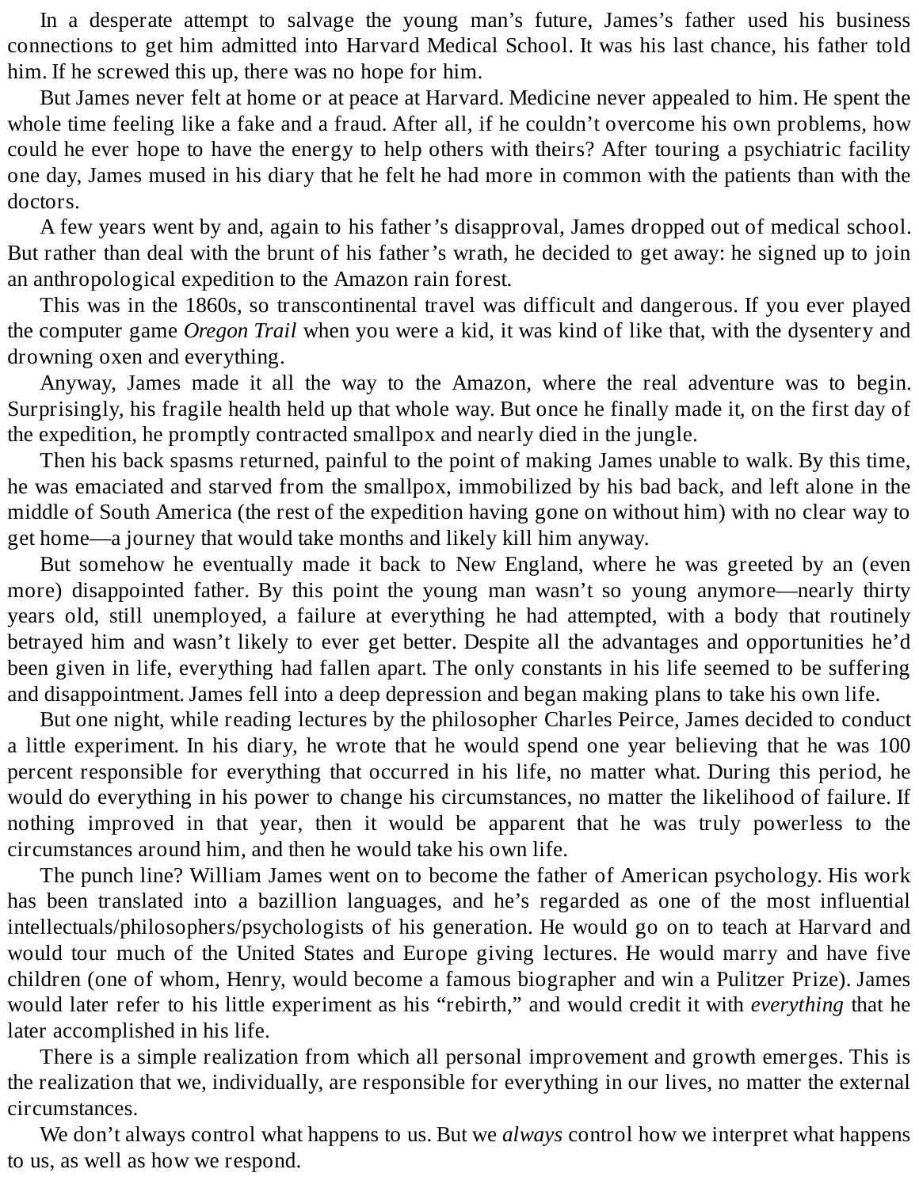In a desperate attempt to salvage the young man's future, James's father used his business connections to get him admitted into Harvard Medical School. It was his last chance, his father told him. If he screwed this up, there was no hope for him.

But James never felt at home or at peace at Harvard. Medicine never appealed to him. He spent the whole time feeling like a fake and a fraud. After all, if he couldn't overcome his own problems, how could he ever hope to have the energy to help others with theirs? After touring a psychiatric facility one day, James mused in his diary that he felt he had more in common with the patients than with the doctors.

A few years went by and, again to his father's disapproval, James dropped out of medical school. But rather than deal with the brunt of his father's wrath, he decided to get away: he signed up to join an anthropological expedition to the Amazon rain forest.

This was in the 1860s, so transcontinental travel was difficult and dangerous. If you ever played the computer game *Oregon Trail* when you were a kid, it was kind of like that, with the dysentery and drowning oxen and everything.

Anyway, James made it all the way to the Amazon, where the real adventure was to begin. Surprisingly, his fragile health held up that whole way. But once he finally made it, on the first day of the expedition, he promptly contracted smallpox and nearly died in the jungle.

Then his back spasms returned, painful to the point of making James unable to walk. By this time, he was emaciated and starved from the smallpox, immobilized by his bad back, and left alone in the middle of South America (the rest of the expedition having gone on without him) with no clear way to get home—a journey that would take months and likely kill him anyway.

But somehow he eventually made it back to New England, where he was greeted by an (even more) disappointed father. By this point the young man wasn't so young anymore—nearly thirty years old, still unemployed, a failure at everything he had attempted, with a body that routinely betrayed him and wasn't likely to ever get better. Despite all the advantages and opportunities he'd been given in life, everything had fallen apart. The only constants in his life seemed to be suffering and disappointment. James fell into a deep depression and began making plans to take his own life.

But one night, while reading lectures by the philosopher Charles Peirce, James decided to conduct a little experiment. In his diary, he wrote that he would spend one year believing that he was 100 percent responsible for everything that occurred in his life, no matter what. During this period, he would do everything in his power to change his circumstances, no matter the likelihood of failure. If nothing improved in that year, then it would be apparent that he was truly powerless to the circumstances around him, and then he would take his own life.

The punch line? William James went on to become the father of American psychology. His work has been translated into a bazillion languages, and he's regarded as one of the most influential intellectuals/philosophers/psychologists of his generation. He would go on to teach at Harvard and would tour much of the United States and Europe giving lectures. He would marry and have five children (one of whom, Henry, would become a famous biographer and win a Pulitzer Prize). James would later refer to his little experiment as his "rebirth," and would credit it with *everything* that he later accomplished in his life.

There is a simple realization from which all personal improvement and growth emerges. This is the realization that we, individually, are responsible for everything in our lives, no matter the external circumstances.

We don't always control what happens to us. But we *always* control how we interpret what happens to us, as well as how we respond.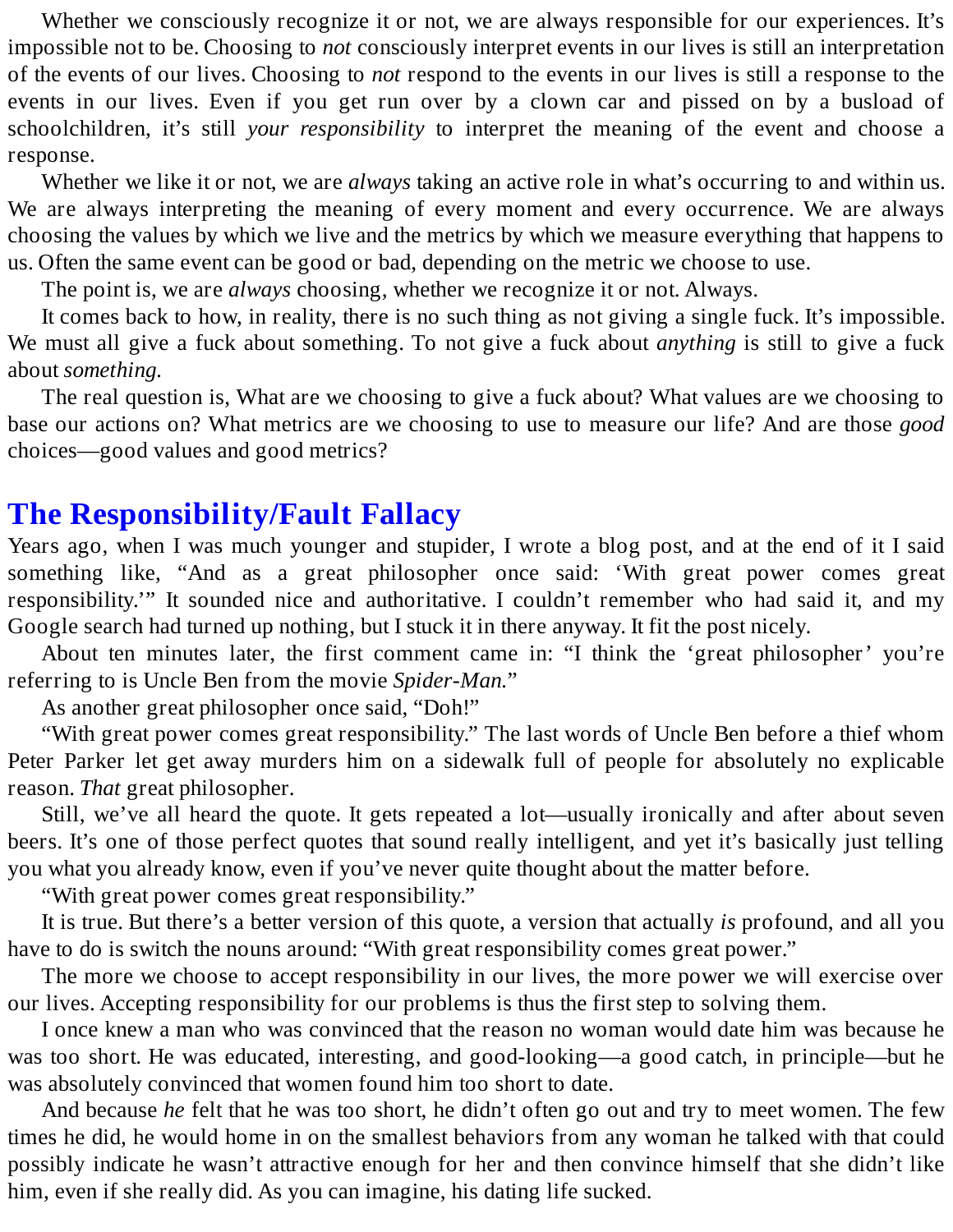Whether we consciously recognize it or not, we are always responsible for our experiences. It's impossible not to be. Choosing to *not* consciously interpret events in our lives is still an interpretation of the events of our lives. Choosing to *not* respond to the events in our lives is still a response to the events in our lives. Even if you get run over by a clown car and pissed on by a busload of schoolchildren, it's still *your responsibility* to interpret the meaning of the event and choose a response.

Whether we like it or not, we are *always* taking an active role in what's occurring to and within us. We are always interpreting the meaning of every moment and every occurrence. We are always choosing the values by which we live and the metrics by which we measure everything that happens to us. Often the same event can be good or bad, depending on the metric we choose to use.

The point is, we are *always* choosing, whether we recognize it or not. Always.

It comes back to how, in reality, there is no such thing as not giving a single fuck. It's impossible. We must all give a fuck about something. To not give a fuck about *anything* is still to give a fuck about *something.*

The real question is, What are we choosing to give a fuck about? What values are we choosing to base our actions on? What metrics are we choosing to use to measure our life? And are those *good* choices—good values and good metrics?

## The Responsibility/Fault Fallacy

Years ago, when I was much younger and stupider, I wrote a blog post, and at the end of it I said something like, "And as a great philosopher once said: 'With great power comes great responsibility.'" It sounded nice and authoritative. I couldn't remember who had said it, and my Google search had turned up nothing, but I stuck it in there anyway. It fit the post nicely.

About ten minutes later, the first comment came in: "I think the 'great philosopher' you're referring to is Uncle Ben from the movie *Spider-Man.*"

As another great philosopher once said, "Doh!"

"With great power comes great responsibility." The last words of Uncle Ben before a thief whom Peter Parker let get away murders him on a sidewalk full of people for absolutely no explicable reason. *That* great philosopher.

Still, we've all heard the quote. It gets repeated a lot—usually ironically and after about seven beers. It's one of those perfect quotes that sound really intelligent, and yet it's basically just telling you what you already know, even if you've never quite thought about the matter before.

"With great power comes great responsibility."

It is true. But there's a better version of this quote, a version that actually *is* profound, and all you have to do is switch the nouns around: "With great responsibility comes great power."

The more we choose to accept responsibility in our lives, the more power we will exercise over our lives. Accepting responsibility for our problems is thus the first step to solving them.

I once knew a man who was convinced that the reason no woman would date him was because he was too short. He was educated, interesting, and good-looking—a good catch, in principle—but he was absolutely convinced that women found him too short to date.

And because *he* felt that he was too short, he didn't often go out and try to meet women. The few times he did, he would home in on the smallest behaviors from any woman he talked with that could possibly indicate he wasn't attractive enough for her and then convince himself that she didn't like him, even if she really did. As you can imagine, his dating life sucked.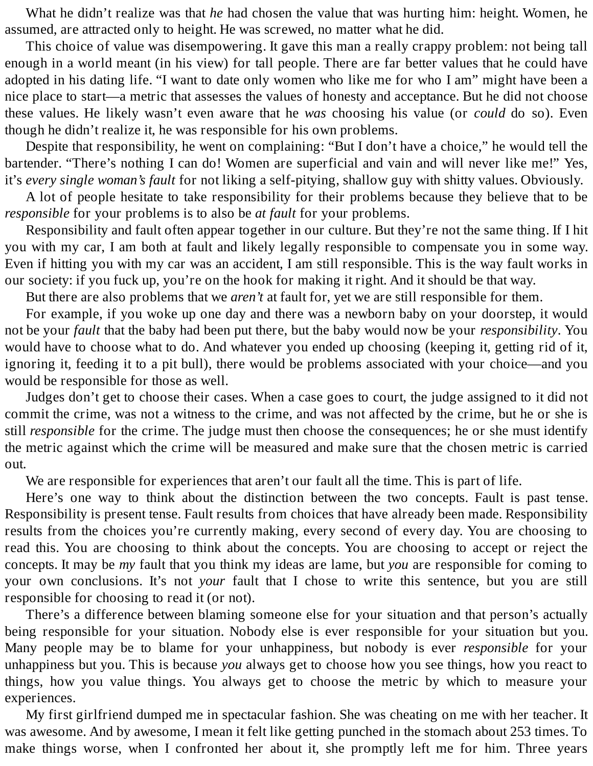What he didn't realize was that *he* had chosen the value that was hurting him: height. Women, he assumed, are attracted only to height. He was screwed, no matter what he did.

This choice of value was disempowering. It gave this man a really crappy problem: not being tall enough in a world meant (in his view) for tall people. There are far better values that he could have adopted in his dating life. "I want to date only women who like me for who I am" might have been a nice place to start—a metric that assesses the values of honesty and acceptance. But he did not choose these values. He likely wasn't even aware that he *was* choosing his value (or *could* do so). Even though he didn't realize it, he was responsible for his own problems.

Despite that responsibility, he went on complaining: "But I don't have a choice," he would tell the bartender. "There's nothing I can do! Women are superficial and vain and will never like me!" Yes, it's *every single woman's fault* for not liking a self-pitying, shallow guy with shitty values. Obviously.

A lot of people hesitate to take responsibility for their problems because they believe that to be *responsible* for your problems is to also be *at fault* for your problems.

Responsibility and fault often appear together in our culture. But they're not the same thing. If I hit you with my car, I am both at fault and likely legally responsible to compensate you in some way. Even if hitting you with my car was an accident, I am still responsible. This is the way fault works in our society: if you fuck up, you're on the hook for making it right. And it should be that way.

But there are also problems that we *aren't* at fault for, yet we are still responsible for them.

For example, if you woke up one day and there was a newborn baby on your doorstep, it would not be your *fault* that the baby had been put there, but the baby would now be your *responsibility*. You would have to choose what to do. And whatever you ended up choosing (keeping it, getting rid of it, ignoring it, feeding it to a pit bull), there would be problems associated with your choice—and you would be responsible for those as well.

Judges don't get to choose their cases. When a case goes to court, the judge assigned to it did not commit the crime, was not a witness to the crime, and was not affected by the crime, but he or she is still *responsible* for the crime. The judge must then choose the consequences; he or she must identify the metric against which the crime will be measured and make sure that the chosen metric is carried out.

We are responsible for experiences that aren't our fault all the time. This is part of life.

Here's one way to think about the distinction between the two concepts. Fault is past tense. Responsibility is present tense. Fault results from choices that have already been made. Responsibility results from the choices you're currently making, every second of every day. You are choosing to read this. You are choosing to think about the concepts. You are choosing to accept or reject the concepts. It may be *my* fault that you think my ideas are lame, but *you* are responsible for coming to your own conclusions. It's not *your* fault that I chose to write this sentence, but you are still responsible for choosing to read it (or not).

There's a difference between blaming someone else for your situation and that person's actually being responsible for your situation. Nobody else is ever responsible for your situation but you. Many people may be to blame for your unhappiness, but nobody is ever *responsible* for your unhappiness but you. This is because *you* always get to choose how you see things, how you react to things, how you value things. You always get to choose the metric by which to measure your experiences.

My first girlfriend dumped me in spectacular fashion. She was cheating on me with her teacher. It was awesome. And by awesome, I mean it felt like getting punched in the stomach about 253 times. To make things worse, when I confronted her about it, she promptly left me for him. Three years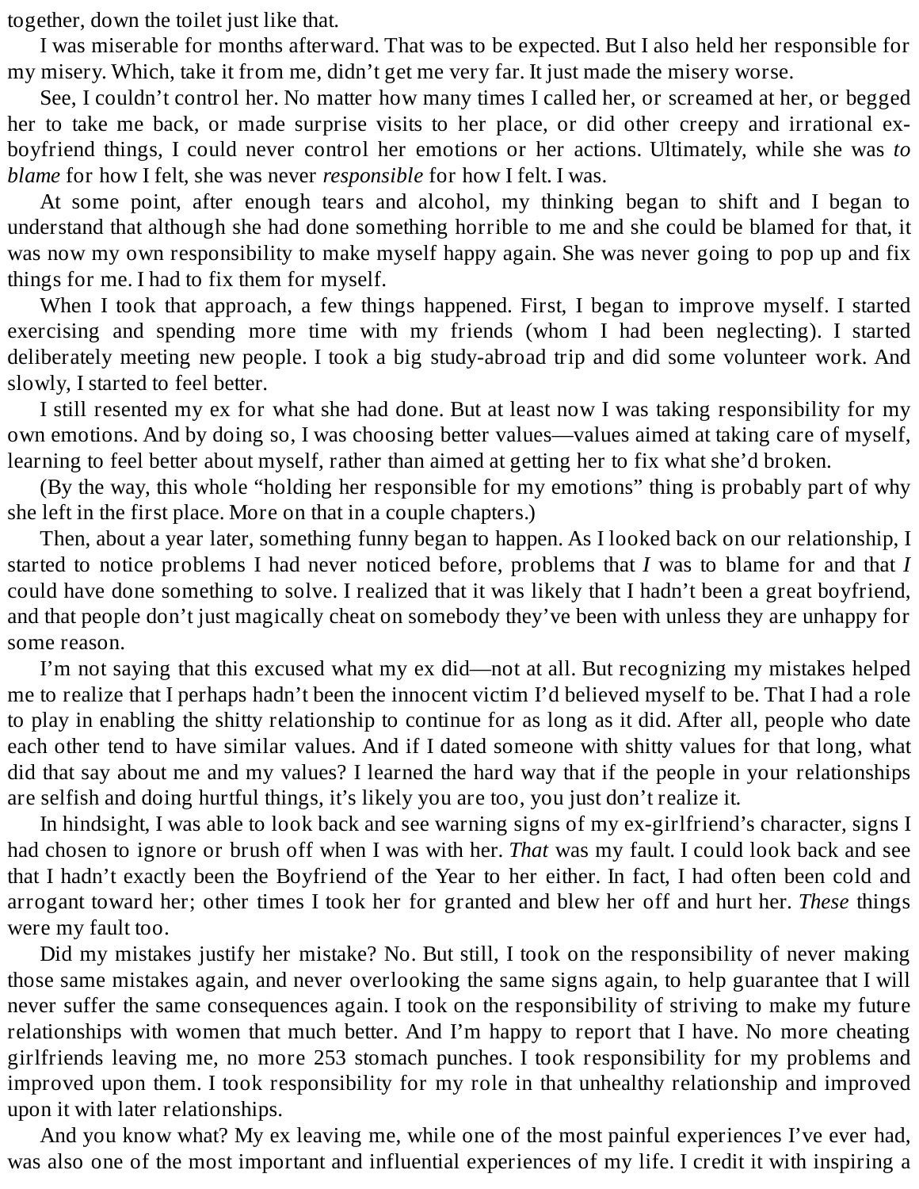together, down the toilet just like that.

I was miserable for months afterward. That was to be expected. But I also held her responsible for my misery. Which, take it from me, didn't get me very far. It just made the misery worse.

See, I couldn't control her. No matter how many times I called her, or screamed at her, or begged her to take me back, or made surprise visits to her place, or did other creepy and irrational ex-boyfriend things, I could never control her emotions or her actions. Ultimately, while she was *to blame* for how I felt, she was never *responsible* for how I felt. I was.

At some point, after enough tears and alcohol, my thinking began to shift and I began to understand that although she had done something horrible to me and she could be blamed for that, it was now my own responsibility to make myself happy again. She was never going to pop up and fix things for me. I had to fix them for myself.

When I took that approach, a few things happened. First, I began to improve myself. I started exercising and spending more time with my friends (whom I had been neglecting). I started deliberately meeting new people. I took a big study-abroad trip and did some volunteer work. And slowly, I started to feel better.

I still resented my ex for what she had done. But at least now I was taking responsibility for my own emotions. And by doing so, I was choosing better values—values aimed at taking care of myself, learning to feel better about myself, rather than aimed at getting her to fix what she'd broken.

(By the way, this whole "holding her responsible for my emotions" thing is probably part of why she left in the first place. More on that in a couple chapters.)

Then, about a year later, something funny began to happen. As I looked back on our relationship, I started to notice problems I had never noticed before, problems that *I* was to blame for and that *I* could have done something to solve. I realized that it was likely that I hadn't been a great boyfriend, and that people don't just magically cheat on somebody they've been with unless they are unhappy for some reason.

I'm not saying that this excused what my ex did—not at all. But recognizing my mistakes helped me to realize that I perhaps hadn't been the innocent victim I'd believed myself to be. That I had a role to play in enabling the shitty relationship to continue for as long as it did. After all, people who date each other tend to have similar values. And if I dated someone with shitty values for that long, what did that say about me and my values? I learned the hard way that if the people in your relationships are selfish and doing hurtful things, it's likely you are too, you just don't realize it.

In hindsight, I was able to look back and see warning signs of my ex-girlfriend's character, signs I had chosen to ignore or brush off when I was with her. *That* was my fault. I could look back and see that I hadn't exactly been the Boyfriend of the Year to her either. In fact, I had often been cold and arrogant toward her; other times I took her for granted and blew her off and hurt her. *These* things were my fault too.

Did my mistakes justify her mistake? No. But still, I took on the responsibility of never making those same mistakes again, and never overlooking the same signs again, to help guarantee that I will never suffer the same consequences again. I took on the responsibility of striving to make my future relationships with women that much better. And I'm happy to report that I have. No more cheating girlfriends leaving me, no more 253 stomach punches. I took responsibility for my problems and improved upon them. I took responsibility for my role in that unhealthy relationship and improved upon it with later relationships.

And you know what? My ex leaving me, while one of the most painful experiences I've ever had, was also one of the most important and influential experiences of my life. I credit it with inspiring a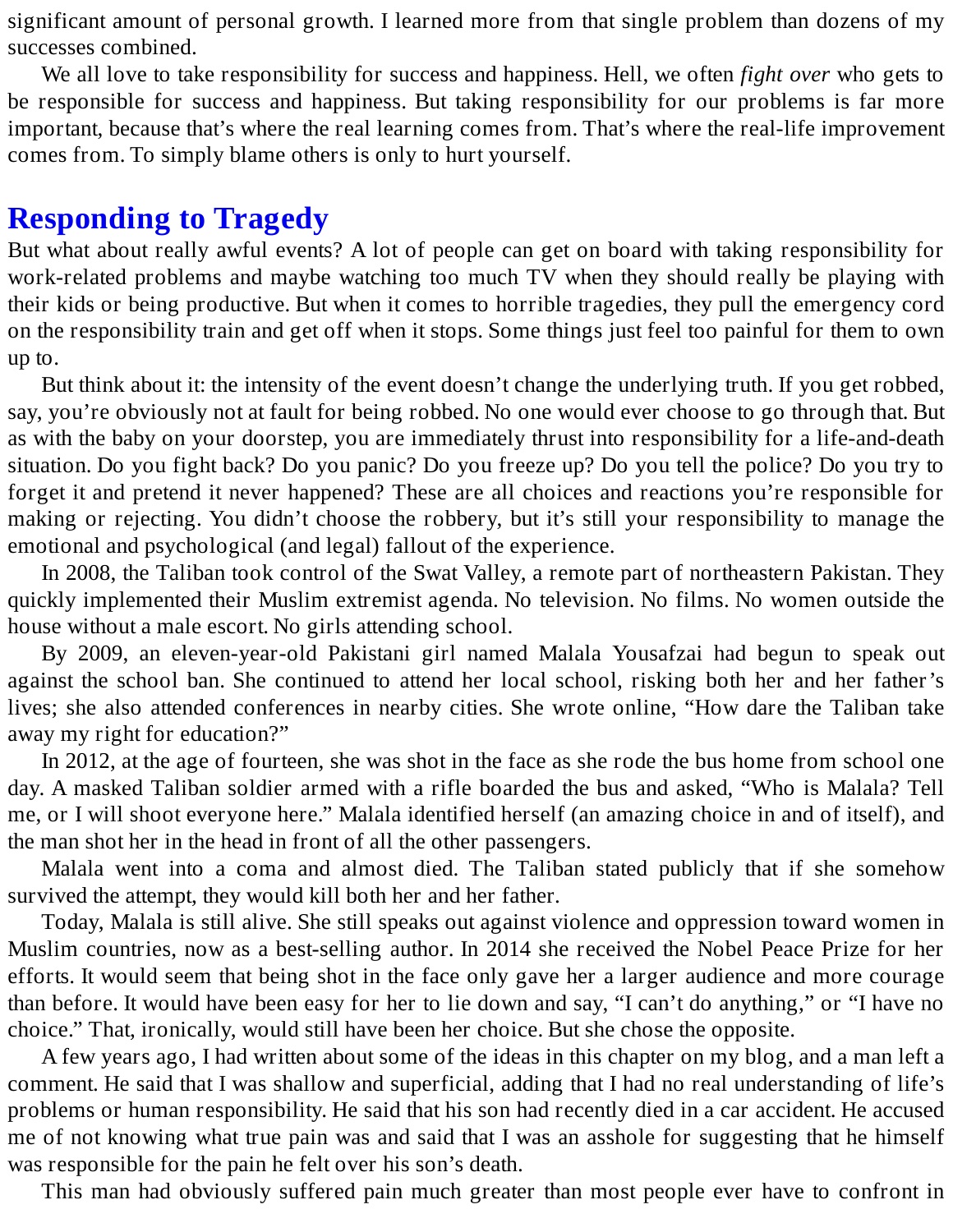significant amount of personal growth. I learned more from that single problem than dozens of my successes combined.

We all love to take responsibility for success and happiness. Hell, we often *fight over* who gets to be responsible for success and happiness. But taking responsibility for our problems is far more important, because that's where the real learning comes from. That's where the real-life improvement comes from. To simply blame others is only to hurt yourself.

## Responding to Tragedy

But what about really awful events? A lot of people can get on board with taking responsibility for work-related problems and maybe watching too much TV when they should really be playing with their kids or being productive. But when it comes to horrible tragedies, they pull the emergency cord on the responsibility train and get off when it stops. Some things just feel too painful for them to own up to.

But think about it: the intensity of the event doesn't change the underlying truth. If you get robbed, say, you're obviously not at fault for being robbed. No one would ever choose to go through that. But as with the baby on your doorstep, you are immediately thrust into responsibility for a life-and-death situation. Do you fight back? Do you panic? Do you freeze up? Do you tell the police? Do you try to forget it and pretend it never happened? These are all choices and reactions you're responsible for making or rejecting. You didn't choose the robbery, but it's still your responsibility to manage the emotional and psychological (and legal) fallout of the experience.

In 2008, the Taliban took control of the Swat Valley, a remote part of northeastern Pakistan. They quickly implemented their Muslim extremist agenda. No television. No films. No women outside the house without a male escort. No girls attending school.

By 2009, an eleven-year-old Pakistani girl named Malala Yousafzai had begun to speak out against the school ban. She continued to attend her local school, risking both her and her father's lives; she also attended conferences in nearby cities. She wrote online, "How dare the Taliban take away my right for education?"

In 2012, at the age of fourteen, she was shot in the face as she rode the bus home from school one day. A masked Taliban soldier armed with a rifle boarded the bus and asked, "Who is Malala? Tell me, or I will shoot everyone here." Malala identified herself (an amazing choice in and of itself), and the man shot her in the head in front of all the other passengers.

Malala went into a coma and almost died. The Taliban stated publicly that if she somehow survived the attempt, they would kill both her and her father.

Today, Malala is still alive. She still speaks out against violence and oppression toward women in Muslim countries, now as a best-selling author. In 2014 she received the Nobel Peace Prize for her efforts. It would seem that being shot in the face only gave her a larger audience and more courage than before. It would have been easy for her to lie down and say, "I can't do anything," or "I have no choice." That, ironically, would still have been her choice. But she chose the opposite.

A few years ago, I had written about some of the ideas in this chapter on my blog, and a man left a comment. He said that I was shallow and superficial, adding that I had no real understanding of life's problems or human responsibility. He said that his son had recently died in a car accident. He accused me of not knowing what true pain was and said that I was an asshole for suggesting that he himself was responsible for the pain he felt over his son's death.

This man had obviously suffered pain much greater than most people ever have to confront in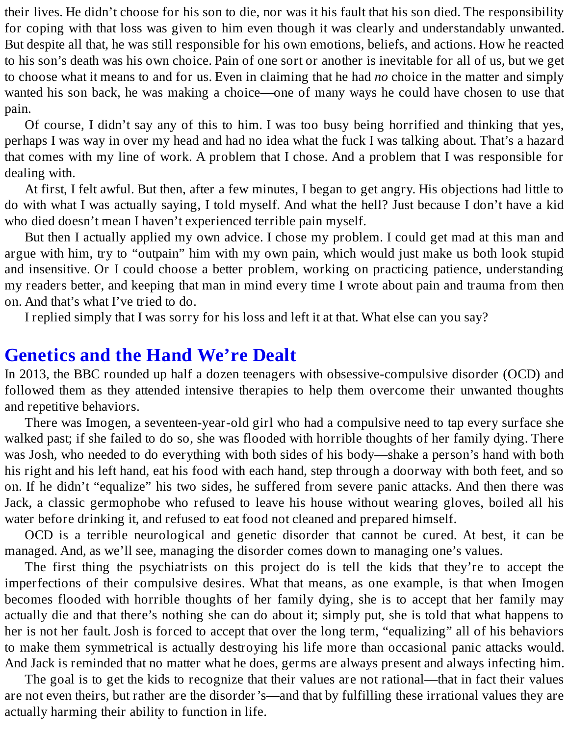their lives. He didn't choose for his son to die, nor was it his fault that his son died. The responsibility for coping with that loss was given to him even though it was clearly and understandably unwanted. But despite all that, he was still responsible for his own emotions, beliefs, and actions. How he reacted to his son's death was his own choice. Pain of one sort or another is inevitable for all of us, but we get to choose what it means to and for us. Even in claiming that he had *no* choice in the matter and simply wanted his son back, he was making a choice—one of many ways he could have chosen to use that pain.

Of course, I didn't say any of this to him. I was too busy being horrified and thinking that yes, perhaps I was way in over my head and had no idea what the fuck I was talking about. That's a hazard that comes with my line of work. A problem that I chose. And a problem that I was responsible for dealing with.

At first, I felt awful. But then, after a few minutes, I began to get angry. His objections had little to do with what I was actually saying, I told myself. And what the hell? Just because I don't have a kid who died doesn't mean I haven't experienced terrible pain myself.

But then I actually applied my own advice. I chose my problem. I could get mad at this man and argue with him, try to "outpain" him with my own pain, which would just make us both look stupid and insensitive. Or I could choose a better problem, working on practicing patience, understanding my readers better, and keeping that man in mind every time I wrote about pain and trauma from then on. And that's what I've tried to do.

I replied simply that I was sorry for his loss and left it at that. What else can you say?

## Genetics and the Hand We're Dealt

In 2013, the BBC rounded up half a dozen teenagers with obsessive-compulsive disorder (OCD) and followed them as they attended intensive therapies to help them overcome their unwanted thoughts and repetitive behaviors.

There was Imogen, a seventeen-year-old girl who had a compulsive need to tap every surface she walked past; if she failed to do so, she was flooded with horrible thoughts of her family dying. There was Josh, who needed to do everything with both sides of his body—shake a person's hand with both his right and his left hand, eat his food with each hand, step through a doorway with both feet, and so on. If he didn't "equalize" his two sides, he suffered from severe panic attacks. And then there was Jack, a classic germophobe who refused to leave his house without wearing gloves, boiled all his water before drinking it, and refused to eat food not cleaned and prepared himself.

OCD is a terrible neurological and genetic disorder that cannot be cured. At best, it can be managed. And, as we'll see, managing the disorder comes down to managing one's values.

The first thing the psychiatrists on this project do is tell the kids that they're to accept the imperfections of their compulsive desires. What that means, as one example, is that when Imogen becomes flooded with horrible thoughts of her family dying, she is to accept that her family may actually die and that there's nothing she can do about it; simply put, she is told that what happens to her is not her fault. Josh is forced to accept that over the long term, "equalizing" all of his behaviors to make them symmetrical is actually destroying his life more than occasional panic attacks would. And Jack is reminded that no matter what he does, germs are always present and always infecting him.

The goal is to get the kids to recognize that their values are not rational—that in fact their values are not even theirs, but rather are the disorder's—and that by fulfilling these irrational values they are actually harming their ability to function in life.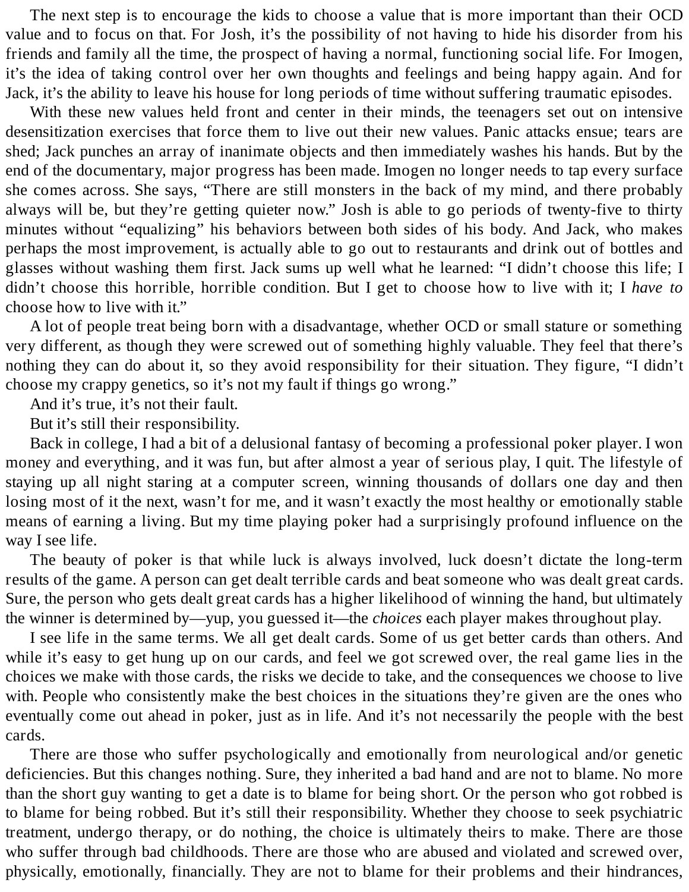The next step is to encourage the kids to choose a value that is more important than their OCD value and to focus on that. For Josh, it's the possibility of not having to hide his disorder from his friends and family all the time, the prospect of having a normal, functioning social life. For Imogen, it's the idea of taking control over her own thoughts and feelings and being happy again. And for Jack, it's the ability to leave his house for long periods of time without suffering traumatic episodes.

With these new values held front and center in their minds, the teenagers set out on intensive desensitization exercises that force them to live out their new values. Panic attacks ensue; tears are shed; Jack punches an array of inanimate objects and then immediately washes his hands. But by the end of the documentary, major progress has been made. Imogen no longer needs to tap every surface she comes across. She says, "There are still monsters in the back of my mind, and there probably always will be, but they're getting quieter now." Josh is able to go periods of twenty-five to thirty minutes without "equalizing" his behaviors between both sides of his body. And Jack, who makes perhaps the most improvement, is actually able to go out to restaurants and drink out of bottles and glasses without washing them first. Jack sums up well what he learned: "I didn't choose this life; I didn't choose this horrible, horrible condition. But I get to choose how to live with it; I *have to* choose how to live with it."

A lot of people treat being born with a disadvantage, whether OCD or small stature or something very different, as though they were screwed out of something highly valuable. They feel that there's nothing they can do about it, so they avoid responsibility for their situation. They figure, "I didn't choose my crappy genetics, so it's not my fault if things go wrong."

And it's true, it's not their fault.

But it's still their responsibility.

Back in college, I had a bit of a delusional fantasy of becoming a professional poker player. I won money and everything, and it was fun, but after almost a year of serious play, I quit. The lifestyle of staying up all night staring at a computer screen, winning thousands of dollars one day and then losing most of it the next, wasn't for me, and it wasn't exactly the most healthy or emotionally stable means of earning a living. But my time playing poker had a surprisingly profound influence on the way I see life.

The beauty of poker is that while luck is always involved, luck doesn't dictate the long-term results of the game. A person can get dealt terrible cards and beat someone who was dealt great cards. Sure, the person who gets dealt great cards has a higher likelihood of winning the hand, but ultimately the winner is determined by—yup, you guessed it—the *choices* each player makes throughout play.

I see life in the same terms. We all get dealt cards. Some of us get better cards than others. And while it's easy to get hung up on our cards, and feel we got screwed over, the real game lies in the choices we make with those cards, the risks we decide to take, and the consequences we choose to live with. People who consistently make the best choices in the situations they're given are the ones who eventually come out ahead in poker, just as in life. And it's not necessarily the people with the best cards.

There are those who suffer psychologically and emotionally from neurological and/or genetic deficiencies. But this changes nothing. Sure, they inherited a bad hand and are not to blame. No more than the short guy wanting to get a date is to blame for being short. Or the person who got robbed is to blame for being robbed. But it's still their responsibility. Whether they choose to seek psychiatric treatment, undergo therapy, or do nothing, the choice is ultimately theirs to make. There are those who suffer through bad childhoods. There are those who are abused and violated and screwed over, physically, emotionally, financially. They are not to blame for their problems and their hindrances,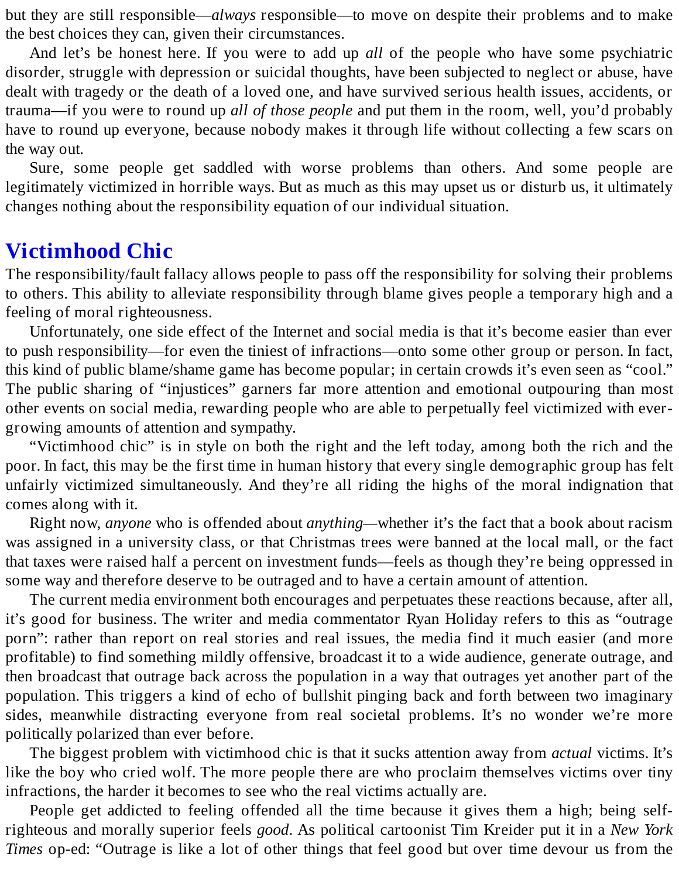but they are still responsible—*always* responsible—to move on despite their problems and to make the best choices they can, given their circumstances.

And let's be honest here. If you were to add up *all* of the people who have some psychiatric disorder, struggle with depression or suicidal thoughts, have been subjected to neglect or abuse, have dealt with tragedy or the death of a loved one, and have survived serious health issues, accidents, or trauma—if you were to round up *all of those people* and put them in the room, well, you'd probably have to round up everyone, because nobody makes it through life without collecting a few scars on the way out.

Sure, some people get saddled with worse problems than others. And some people are legitimately victimized in horrible ways. But as much as this may upset us or disturb us, it ultimately changes nothing about the responsibility equation of our individual situation.

## Victimhood Chic

The responsibility/fault fallacy allows people to pass off the responsibility for solving their problems to others. This ability to alleviate responsibility through blame gives people a temporary high and a feeling of moral righteousness.

Unfortunately, one side effect of the Internet and social media is that it's become easier than ever to push responsibility—for even the tiniest of infractions—onto some other group or person. In fact, this kind of public blame/shame game has become popular; in certain crowds it's even seen as "cool." The public sharing of "injustices" garners far more attention and emotional outpouring than most other events on social media, rewarding people who are able to perpetually feel victimized with ever-growing amounts of attention and sympathy.

"Victimhood chic" is in style on both the right and the left today, among both the rich and the poor. In fact, this may be the first time in human history that every single demographic group has felt unfairly victimized simultaneously. And they're all riding the highs of the moral indignation that comes along with it.

Right now, *anyone* who is offended about *anything*—whether it's the fact that a book about racism was assigned in a university class, or that Christmas trees were banned at the local mall, or the fact that taxes were raised half a percent on investment funds—feels as though they're being oppressed in some way and therefore deserve to be outraged and to have a certain amount of attention.

The current media environment both encourages and perpetuates these reactions because, after all, it's good for business. The writer and media commentator Ryan Holiday refers to this as "outrage porn": rather than report on real stories and real issues, the media find it much easier (and more profitable) to find something mildly offensive, broadcast it to a wide audience, generate outrage, and then broadcast that outrage back across the population in a way that outrages yet another part of the population. This triggers a kind of echo of bullshit pinging back and forth between two imaginary sides, meanwhile distracting everyone from real societal problems. It's no wonder we're more politically polarized than ever before.

The biggest problem with victimhood chic is that it sucks attention away from *actual* victims. It's like the boy who cried wolf. The more people there are who proclaim themselves victims over tiny infractions, the harder it becomes to see who the real victims actually are.

People get addicted to feeling offended all the time because it gives them a high; being self-righteous and morally superior feels *good*. As political cartoonist Tim Kreider put it in a *New York Times* op-ed: "Outrage is like a lot of other things that feel good but over time devour us from the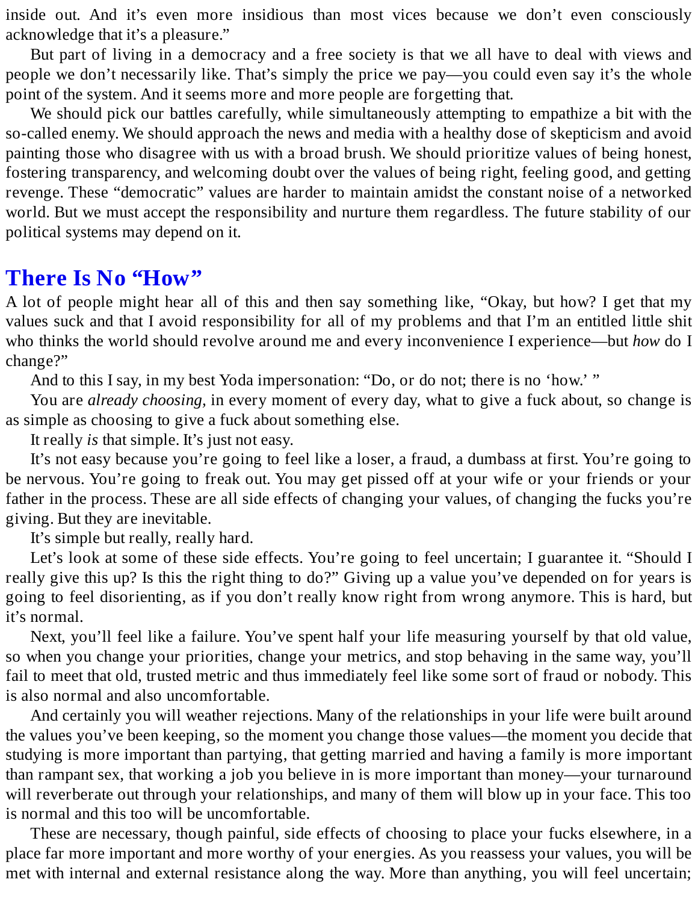inside out. And it's even more insidious than most vices because we don't even consciously acknowledge that it's a pleasure."

But part of living in a democracy and a free society is that we all have to deal with views and people we don't necessarily like. That's simply the price we pay—you could even say it's the whole point of the system. And it seems more and more people are forgetting that.

We should pick our battles carefully, while simultaneously attempting to empathize a bit with the so-called enemy. We should approach the news and media with a healthy dose of skepticism and avoid painting those who disagree with us with a broad brush. We should prioritize values of being honest, fostering transparency, and welcoming doubt over the values of being right, feeling good, and getting revenge. These "democratic" values are harder to maintain amidst the constant noise of a networked world. But we must accept the responsibility and nurture them regardless. The future stability of our political systems may depend on it.

## There Is No "How"

A lot of people might hear all of this and then say something like, "Okay, but how? I get that my values suck and that I avoid responsibility for all of my problems and that I'm an entitled little shit who thinks the world should revolve around me and every inconvenience I experience—but *how* do I change?"

And to this I say, in my best Yoda impersonation: "Do, or do not; there is no 'how.' "

You are *already choosing*, in every moment of every day, what to give a fuck about, so change is as simple as choosing to give a fuck about something else.

It really *is* that simple. It's just not easy.

It's not easy because you're going to feel like a loser, a fraud, a dumbass at first. You're going to be nervous. You're going to freak out. You may get pissed off at your wife or your friends or your father in the process. These are all side effects of changing your values, of changing the fucks you're giving. But they are inevitable.

It's simple but really, really hard.

Let's look at some of these side effects. You're going to feel uncertain; I guarantee it. "Should I really give this up? Is this the right thing to do?" Giving up a value you've depended on for years is going to feel disorienting, as if you don't really know right from wrong anymore. This is hard, but it's normal.

Next, you'll feel like a failure. You've spent half your life measuring yourself by that old value, so when you change your priorities, change your metrics, and stop behaving in the same way, you'll fail to meet that old, trusted metric and thus immediately feel like some sort of fraud or nobody. This is also normal and also uncomfortable.

And certainly you will weather rejections. Many of the relationships in your life were built around the values you've been keeping, so the moment you change those values—the moment you decide that studying is more important than partying, that getting married and having a family is more important than rampant sex, that working a job you believe in is more important than money—your turnaround will reverberate out through your relationships, and many of them will blow up in your face. This too is normal and this too will be uncomfortable.

These are necessary, though painful, side effects of choosing to place your fucks elsewhere, in a place far more important and more worthy of your energies. As you reassess your values, you will be met with internal and external resistance along the way. More than anything, you will feel uncertain;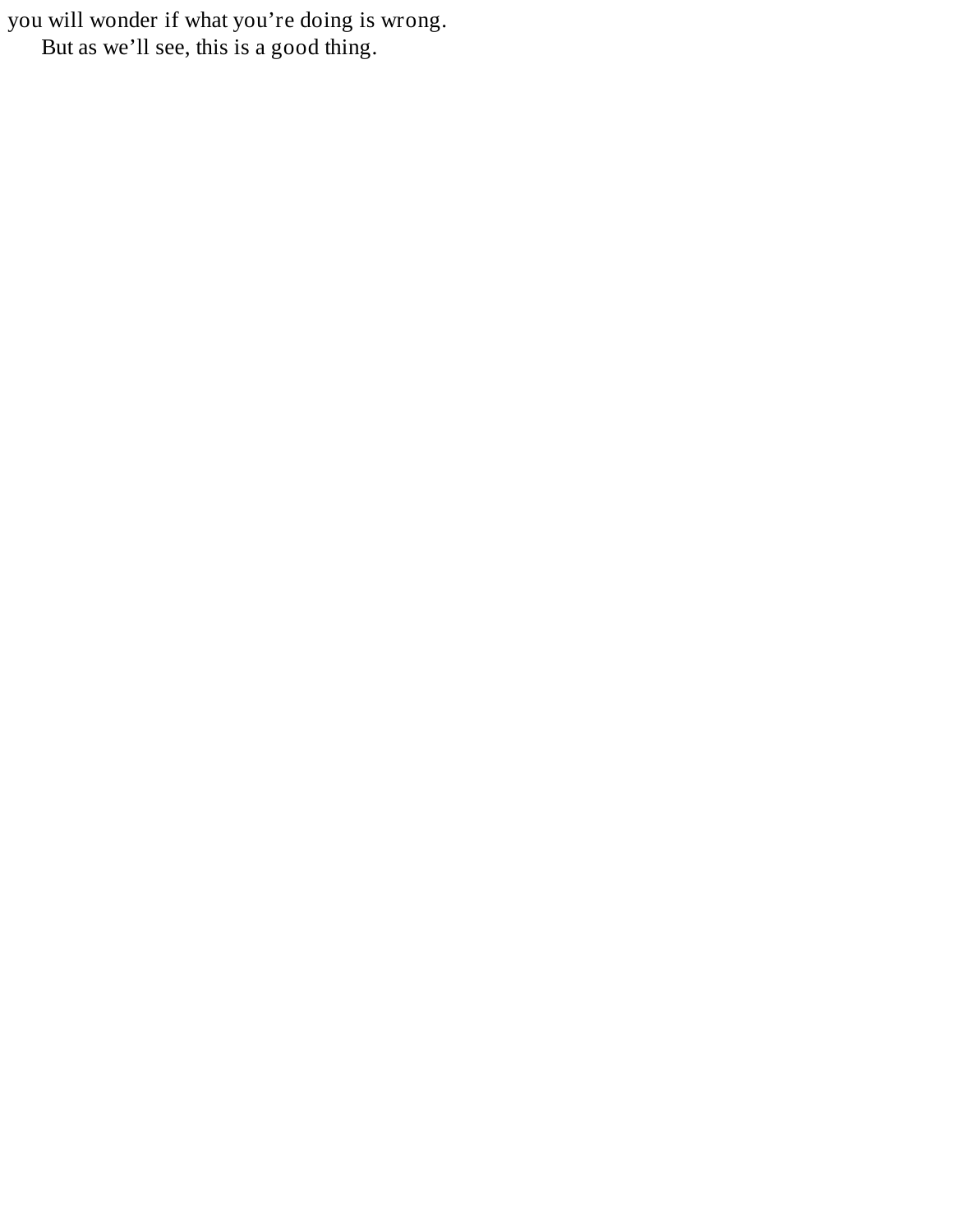you will wonder if what you're doing is wrong.

But as we'll see, this is a good thing.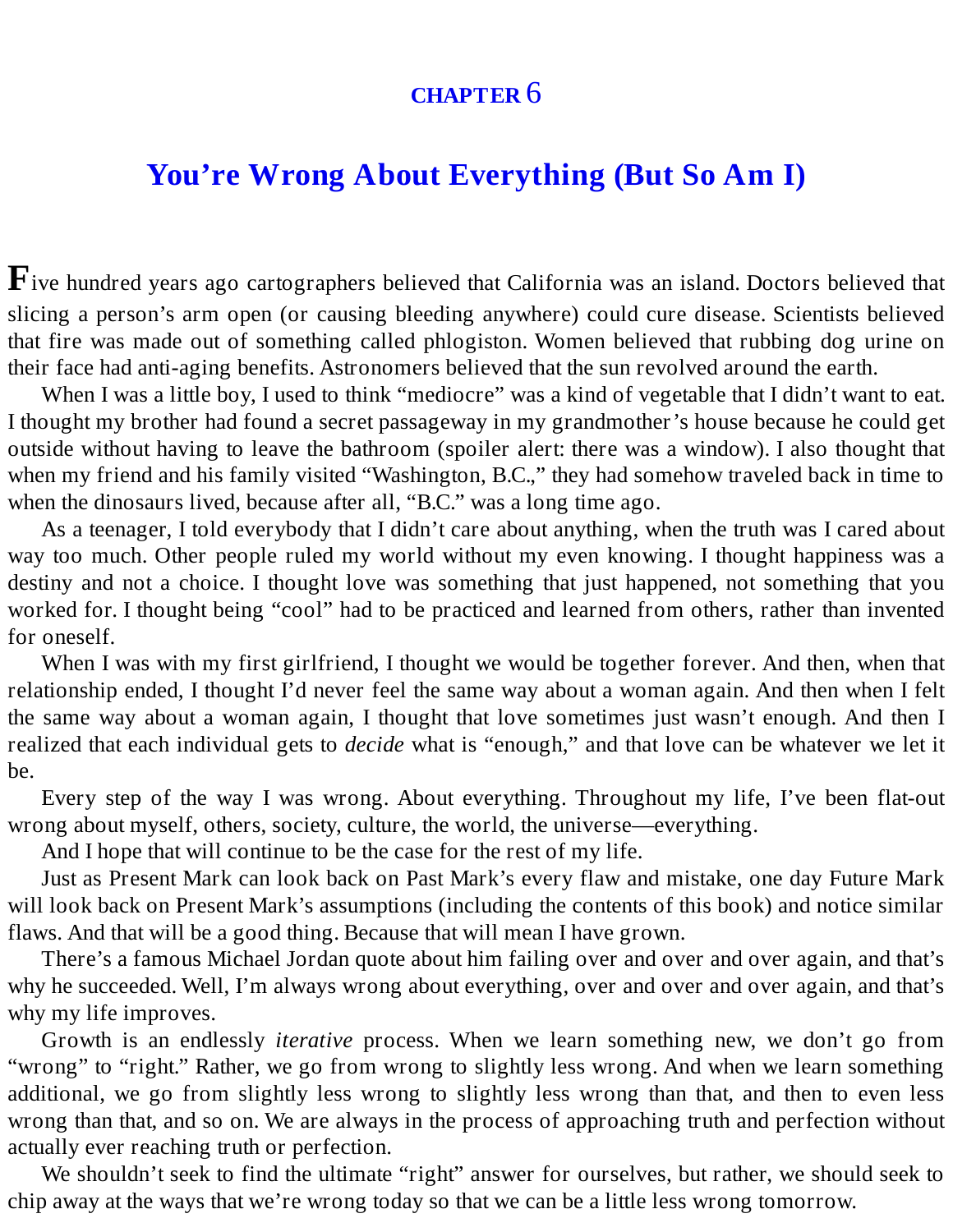# CHAPTER 6

## You're Wrong About Everything (But So Am I)

Five hundred years ago cartographers believed that California was an island. Doctors believed that slicing a person's arm open (or causing bleeding anywhere) could cure disease. Scientists believed that fire was made out of something called phlogiston. Women believed that rubbing dog urine on their face had anti-aging benefits. Astronomers believed that the sun revolved around the earth.

When I was a little boy, I used to think "mediocre" was a kind of vegetable that I didn't want to eat. I thought my brother had found a secret passageway in my grandmother's house because he could get outside without having to leave the bathroom (spoiler alert: there was a window). I also thought that when my friend and his family visited "Washington, B.C.," they had somehow traveled back in time to when the dinosaurs lived, because after all, "B.C." was a long time ago.

As a teenager, I told everybody that I didn't care about anything, when the truth was I cared about way too much. Other people ruled my world without my even knowing. I thought happiness was a destiny and not a choice. I thought love was something that just happened, not something that you worked for. I thought being "cool" had to be practiced and learned from others, rather than invented for oneself.

When I was with my first girlfriend, I thought we would be together forever. And then, when that relationship ended, I thought I'd never feel the same way about a woman again. And then when I felt the same way about a woman again, I thought that love sometimes just wasn't enough. And then I realized that each individual gets to *decide* what is "enough," and that love can be whatever we let it be.

Every step of the way I was wrong. About everything. Throughout my life, I've been flat-out wrong about myself, others, society, culture, the world, the universe—everything.

And I hope that will continue to be the case for the rest of my life.

Just as Present Mark can look back on Past Mark's every flaw and mistake, one day Future Mark will look back on Present Mark's assumptions (including the contents of this book) and notice similar flaws. And that will be a good thing. Because that will mean I have grown.

There's a famous Michael Jordan quote about him failing over and over and over again, and that's why he succeeded. Well, I'm always wrong about everything, over and over and over again, and that's why my life improves.

Growth is an endlessly *iterative* process. When we learn something new, we don't go from "wrong" to "right." Rather, we go from wrong to slightly less wrong. And when we learn something additional, we go from slightly less wrong to slightly less wrong than that, and then to even less wrong than that, and so on. We are always in the process of approaching truth and perfection without actually ever reaching truth or perfection.

We shouldn't seek to find the ultimate "right" answer for ourselves, but rather, we should seek to chip away at the ways that we're wrong today so that we can be a little less wrong tomorrow.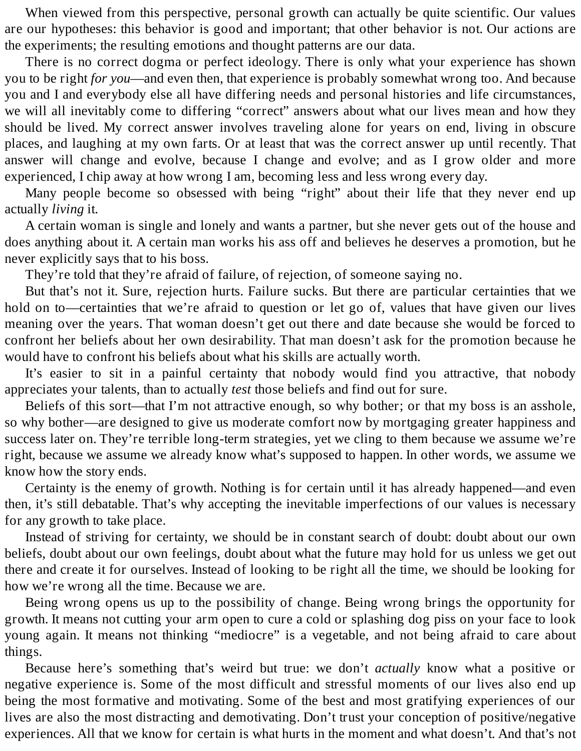When viewed from this perspective, personal growth can actually be quite scientific. Our values are our hypotheses: this behavior is good and important; that other behavior is not. Our actions are the experiments; the resulting emotions and thought patterns are our data.

There is no correct dogma or perfect ideology. There is only what your experience has shown you to be right *for you*—and even then, that experience is probably somewhat wrong too. And because you and I and everybody else all have differing needs and personal histories and life circumstances, we will all inevitably come to differing "correct" answers about what our lives mean and how they should be lived. My correct answer involves traveling alone for years on end, living in obscure places, and laughing at my own farts. Or at least that was the correct answer up until recently. That answer will change and evolve, because I change and evolve; and as I grow older and more experienced, I chip away at how wrong I am, becoming less and less wrong every day.

Many people become so obsessed with being "right" about their life that they never end up actually *living* it.

A certain woman is single and lonely and wants a partner, but she never gets out of the house and does anything about it. A certain man works his ass off and believes he deserves a promotion, but he never explicitly says that to his boss.

They're told that they're afraid of failure, of rejection, of someone saying no.

But that's not it. Sure, rejection hurts. Failure sucks. But there are particular certainties that we hold on to—certainties that we're afraid to question or let go of, values that have given our lives meaning over the years. That woman doesn't get out there and date because she would be forced to confront her beliefs about her own desirability. That man doesn't ask for the promotion because he would have to confront his beliefs about what his skills are actually worth.

It's easier to sit in a painful certainty that nobody would find you attractive, that nobody appreciates your talents, than to actually *test* those beliefs and find out for sure.

Beliefs of this sort—that I'm not attractive enough, so why bother; or that my boss is an asshole, so why bother—are designed to give us moderate comfort now by mortgaging greater happiness and success later on. They're terrible long-term strategies, yet we cling to them because we assume we're right, because we assume we already know what's supposed to happen. In other words, we assume we know how the story ends.

Certainty is the enemy of growth. Nothing is for certain until it has already happened—and even then, it's still debatable. That's why accepting the inevitable imperfections of our values is necessary for any growth to take place.

Instead of striving for certainty, we should be in constant search of doubt: doubt about our own beliefs, doubt about our own feelings, doubt about what the future may hold for us unless we get out there and create it for ourselves. Instead of looking to be right all the time, we should be looking for how we're wrong all the time. Because we are.

Being wrong opens us up to the possibility of change. Being wrong brings the opportunity for growth. It means not cutting your arm open to cure a cold or splashing dog piss on your face to look young again. It means not thinking "mediocre" is a vegetable, and not being afraid to care about things.

Because here's something that's weird but true: we don't *actually* know what a positive or negative experience is. Some of the most difficult and stressful moments of our lives also end up being the most formative and motivating. Some of the best and most gratifying experiences of our lives are also the most distracting and demotivating. Don't trust your conception of positive/negative experiences. All that we know for certain is what hurts in the moment and what doesn't. And that's not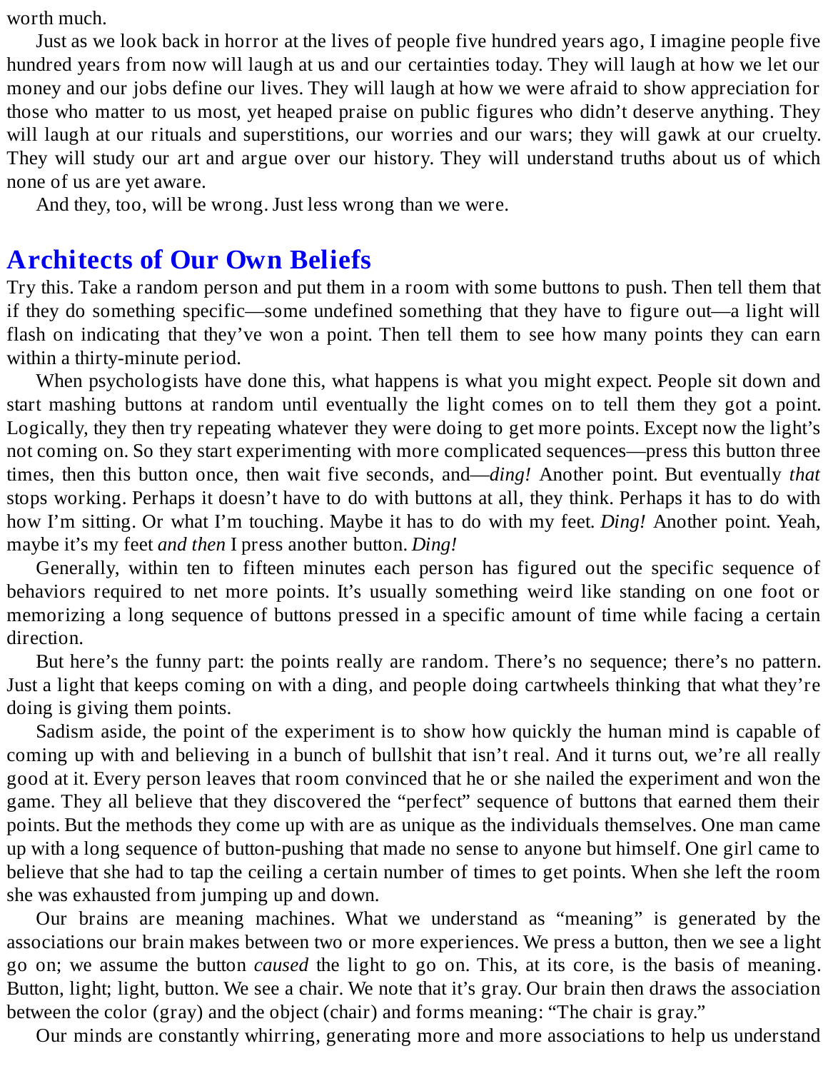worth much.

Just as we look back in horror at the lives of people five hundred years ago, I imagine people five hundred years from now will laugh at us and our certainties today. They will laugh at how we let our money and our jobs define our lives. They will laugh at how we were afraid to show appreciation for those who matter to us most, yet heaped praise on public figures who didn't deserve anything. They will laugh at our rituals and superstitions, our worries and our wars; they will gawk at our cruelty. They will study our art and argue over our history. They will understand truths about us of which none of us are yet aware.

And they, too, will be wrong. Just less wrong than we were.

## Architects of Our Own Beliefs

Try this. Take a random person and put them in a room with some buttons to push. Then tell them that if they do something specific—some undefined something that they have to figure out—a light will flash on indicating that they've won a point. Then tell them to see how many points they can earn within a thirty-minute period.

When psychologists have done this, what happens is what you might expect. People sit down and start mashing buttons at random until eventually the light comes on to tell them they got a point. Logically, they then try repeating whatever they were doing to get more points. Except now the light's not coming on. So they start experimenting with more complicated sequences—press this button three times, then this button once, then wait five seconds, and—*ding!* Another point. But eventually *that* stops working. Perhaps it doesn't have to do with buttons at all, they think. Perhaps it has to do with how I'm sitting. Or what I'm touching. Maybe it has to do with my feet. *Ding!* Another point. Yeah, maybe it's my feet *and then* I press another button. *Ding!*

Generally, within ten to fifteen minutes each person has figured out the specific sequence of behaviors required to net more points. It's usually something weird like standing on one foot or memorizing a long sequence of buttons pressed in a specific amount of time while facing a certain direction.

But here's the funny part: the points really are random. There's no sequence; there's no pattern. Just a light that keeps coming on with a ding, and people doing cartwheels thinking that what they're doing is giving them points.

Sadism aside, the point of the experiment is to show how quickly the human mind is capable of coming up with and believing in a bunch of bullshit that isn't real. And it turns out, we're all really good at it. Every person leaves that room convinced that he or she nailed the experiment and won the game. They all believe that they discovered the "perfect" sequence of buttons that earned them their points. But the methods they come up with are as unique as the individuals themselves. One man came up with a long sequence of button-pushing that made no sense to anyone but himself. One girl came to believe that she had to tap the ceiling a certain number of times to get points. When she left the room she was exhausted from jumping up and down.

Our brains are meaning machines. What we understand as "meaning" is generated by the associations our brain makes between two or more experiences. We press a button, then we see a light go on; we assume the button *caused* the light to go on. This, at its core, is the basis of meaning. Button, light; light, button. We see a chair. We note that it's gray. Our brain then draws the association between the color (gray) and the object (chair) and forms meaning: "The chair is gray."

Our minds are constantly whirring, generating more and more associations to help us understand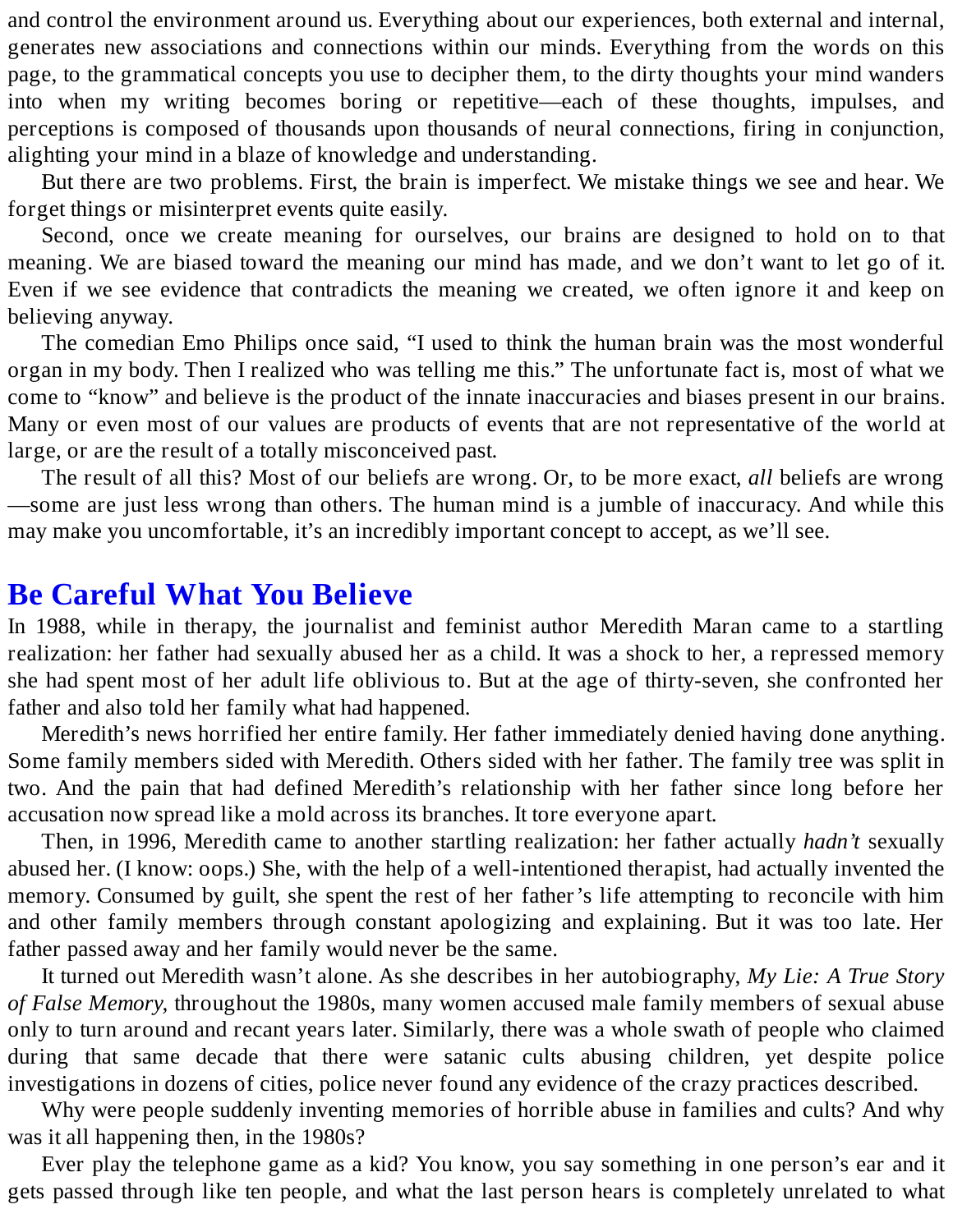and control the environment around us. Everything about our experiences, both external and internal, generates new associations and connections within our minds. Everything from the words on this page, to the grammatical concepts you use to decipher them, to the dirty thoughts your mind wanders into when my writing becomes boring or repetitive—each of these thoughts, impulses, and perceptions is composed of thousands upon thousands of neural connections, firing in conjunction, alighting your mind in a blaze of knowledge and understanding.

But there are two problems. First, the brain is imperfect. We mistake things we see and hear. We forget things or misinterpret events quite easily.

Second, once we create meaning for ourselves, our brains are designed to hold on to that meaning. We are biased toward the meaning our mind has made, and we don't want to let go of it. Even if we see evidence that contradicts the meaning we created, we often ignore it and keep on believing anyway.

The comedian Emo Philips once said, "I used to think the human brain was the most wonderful organ in my body. Then I realized who was telling me this." The unfortunate fact is, most of what we come to "know" and believe is the product of the innate inaccuracies and biases present in our brains. Many or even most of our values are products of events that are not representative of the world at large, or are the result of a totally misconceived past.

The result of all this? Most of our beliefs are wrong. Or, to be more exact, *all* beliefs are wrong—some are just less wrong than others. The human mind is a jumble of inaccuracy. And while this may make you uncomfortable, it's an incredibly important concept to accept, as we'll see.

## Be Careful What You Believe

In 1988, while in therapy, the journalist and feminist author Meredith Maran came to a startling realization: her father had sexually abused her as a child. It was a shock to her, a repressed memory she had spent most of her adult life oblivious to. But at the age of thirty-seven, she confronted her father and also told her family what had happened.

Meredith's news horrified her entire family. Her father immediately denied having done anything. Some family members sided with Meredith. Others sided with her father. The family tree was split in two. And the pain that had defined Meredith's relationship with her father since long before her accusation now spread like a mold across its branches. It tore everyone apart.

Then, in 1996, Meredith came to another startling realization: her father actually *hadn't* sexually abused her. (I know: oops.) She, with the help of a well-intentioned therapist, had actually invented the memory. Consumed by guilt, she spent the rest of her father's life attempting to reconcile with him and other family members through constant apologizing and explaining. But it was too late. Her father passed away and her family would never be the same.

It turned out Meredith wasn't alone. As she describes in her autobiography, *My Lie: A True Story of False Memory*, throughout the 1980s, many women accused male family members of sexual abuse only to turn around and recant years later. Similarly, there was a whole swath of people who claimed during that same decade that there were satanic cults abusing children, yet despite police investigations in dozens of cities, police never found any evidence of the crazy practices described.

Why were people suddenly inventing memories of horrible abuse in families and cults? And why was it all happening then, in the 1980s?

Ever play the telephone game as a kid? You know, you say something in one person's ear and it gets passed through like ten people, and what the last person hears is completely unrelated to what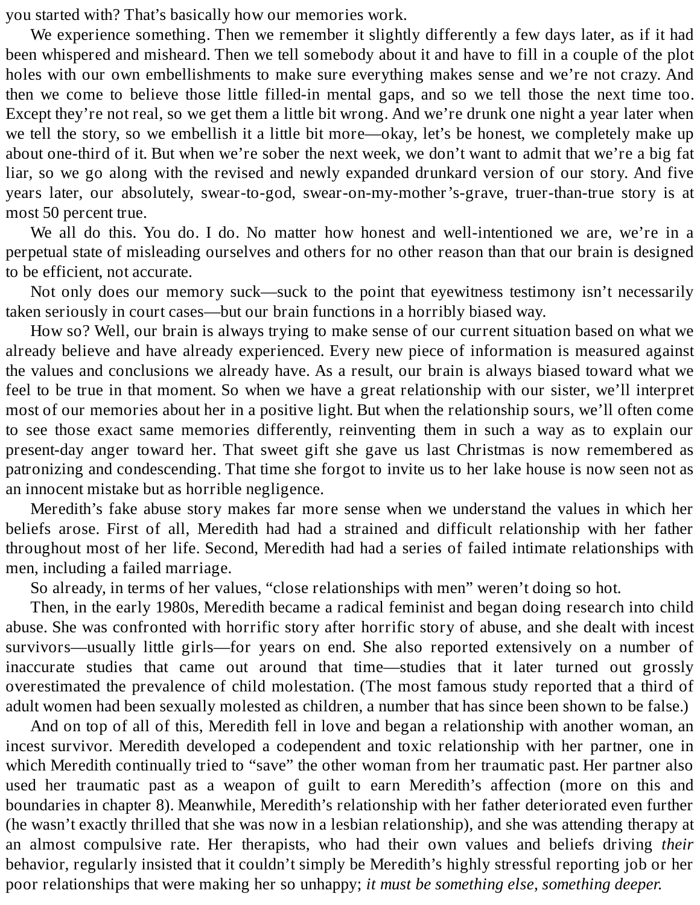you started with? That's basically how our memories work.

We experience something. Then we remember it slightly differently a few days later, as if it had been whispered and misheard. Then we tell somebody about it and have to fill in a couple of the plot holes with our own embellishments to make sure everything makes sense and we're not crazy. And then we come to believe those little filled-in mental gaps, and so we tell those the next time too. Except they're not real, so we get them a little bit wrong. And we're drunk one night a year later when we tell the story, so we embellish it a little bit more—okay, let's be honest, we completely make up about one-third of it. But when we're sober the next week, we don't want to admit that we're a big fat liar, so we go along with the revised and newly expanded drunkard version of our story. And five years later, our absolutely, swear-to-god, swear-on-my-mother's-grave, truer-than-true story is at most 50 percent true.

We all do this. You do. I do. No matter how honest and well-intentioned we are, we're in a perpetual state of misleading ourselves and others for no other reason than that our brain is designed to be efficient, not accurate.

Not only does our memory suck—suck to the point that eyewitness testimony isn't necessarily taken seriously in court cases—but our brain functions in a horribly biased way.

How so? Well, our brain is always trying to make sense of our current situation based on what we already believe and have already experienced. Every new piece of information is measured against the values and conclusions we already have. As a result, our brain is always biased toward what we feel to be true in that moment. So when we have a great relationship with our sister, we'll interpret most of our memories about her in a positive light. But when the relationship sours, we'll often come to see those exact same memories differently, reinventing them in such a way as to explain our present-day anger toward her. That sweet gift she gave us last Christmas is now remembered as patronizing and condescending. That time she forgot to invite us to her lake house is now seen not as an innocent mistake but as horrible negligence.

Meredith's fake abuse story makes far more sense when we understand the values in which her beliefs arose. First of all, Meredith had had a strained and difficult relationship with her father throughout most of her life. Second, Meredith had had a series of failed intimate relationships with men, including a failed marriage.

So already, in terms of her values, "close relationships with men" weren't doing so hot.

Then, in the early 1980s, Meredith became a radical feminist and began doing research into child abuse. She was confronted with horrific story after horrific story of abuse, and she dealt with incest survivors—usually little girls—for years on end. She also reported extensively on a number of inaccurate studies that came out around that time—studies that it later turned out grossly overestimated the prevalence of child molestation. (The most famous study reported that a third of adult women had been sexually molested as children, a number that has since been shown to be false.)

And on top of all of this, Meredith fell in love and began a relationship with another woman, an incest survivor. Meredith developed a codependent and toxic relationship with her partner, one in which Meredith continually tried to "save" the other woman from her traumatic past. Her partner also used her traumatic past as a weapon of guilt to earn Meredith's affection (more on this and boundaries in chapter 8). Meanwhile, Meredith's relationship with her father deteriorated even further (he wasn't exactly thrilled that she was now in a lesbian relationship), and she was attending therapy at an almost compulsive rate. Her therapists, who had their own values and beliefs driving *their* behavior, regularly insisted that it couldn't simply be Meredith's highly stressful reporting job or her poor relationships that were making her so unhappy; *it must be something else, something deeper.*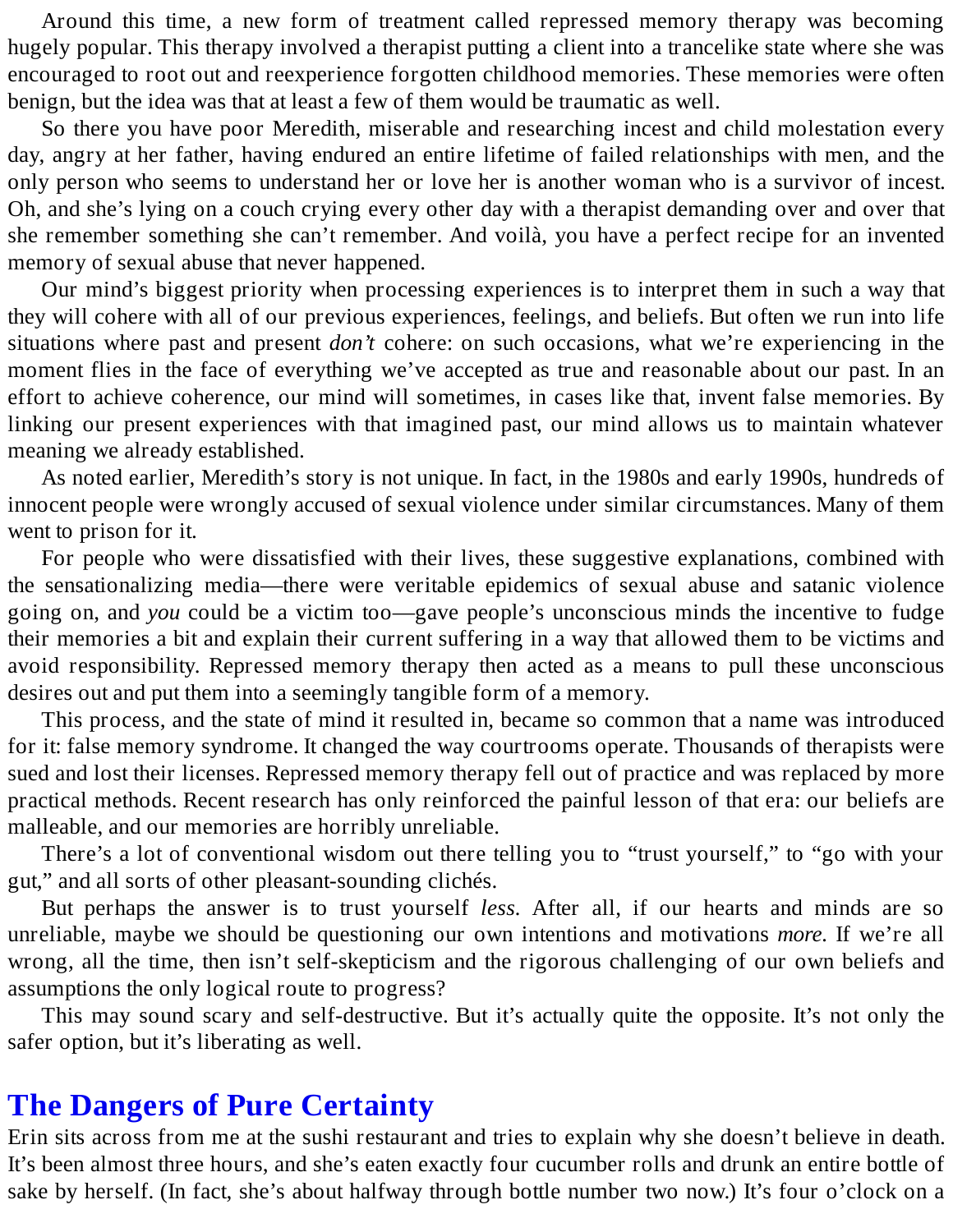Around this time, a new form of treatment called repressed memory therapy was becoming hugely popular. This therapy involved a therapist putting a client into a trancelike state where she was encouraged to root out and reexperience forgotten childhood memories. These memories were often benign, but the idea was that at least a few of them would be traumatic as well.

So there you have poor Meredith, miserable and researching incest and child molestation every day, angry at her father, having endured an entire lifetime of failed relationships with men, and the only person who seems to understand her or love her is another woman who is a survivor of incest. Oh, and she's lying on a couch crying every other day with a therapist demanding over and over that she remember something she can't remember. And voilà, you have a perfect recipe for an invented memory of sexual abuse that never happened.

Our mind's biggest priority when processing experiences is to interpret them in such a way that they will cohere with all of our previous experiences, feelings, and beliefs. But often we run into life situations where past and present *don't* cohere: on such occasions, what we're experiencing in the moment flies in the face of everything we've accepted as true and reasonable about our past. In an effort to achieve coherence, our mind will sometimes, in cases like that, invent false memories. By linking our present experiences with that imagined past, our mind allows us to maintain whatever meaning we already established.

As noted earlier, Meredith's story is not unique. In fact, in the 1980s and early 1990s, hundreds of innocent people were wrongly accused of sexual violence under similar circumstances. Many of them went to prison for it.

For people who were dissatisfied with their lives, these suggestive explanations, combined with the sensationalizing media—there were veritable epidemics of sexual abuse and satanic violence going on, and *you* could be a victim too—gave people's unconscious minds the incentive to fudge their memories a bit and explain their current suffering in a way that allowed them to be victims and avoid responsibility. Repressed memory therapy then acted as a means to pull these unconscious desires out and put them into a seemingly tangible form of a memory.

This process, and the state of mind it resulted in, became so common that a name was introduced for it: false memory syndrome. It changed the way courtrooms operate. Thousands of therapists were sued and lost their licenses. Repressed memory therapy fell out of practice and was replaced by more practical methods. Recent research has only reinforced the painful lesson of that era: our beliefs are malleable, and our memories are horribly unreliable.

There's a lot of conventional wisdom out there telling you to "trust yourself," to "go with your gut," and all sorts of other pleasant-sounding clichés.

But perhaps the answer is to trust yourself *less*. After all, if our hearts and minds are so unreliable, maybe we should be questioning our own intentions and motivations *more*. If we're all wrong, all the time, then isn't self-skepticism and the rigorous challenging of our own beliefs and assumptions the only logical route to progress?

This may sound scary and self-destructive. But it's actually quite the opposite. It's not only the safer option, but it's liberating as well.

## The Dangers of Pure Certainty

Erin sits across from me at the sushi restaurant and tries to explain why she doesn't believe in death. It's been almost three hours, and she's eaten exactly four cucumber rolls and drunk an entire bottle of sake by herself. (In fact, she's about halfway through bottle number two now.) It's four o'clock on a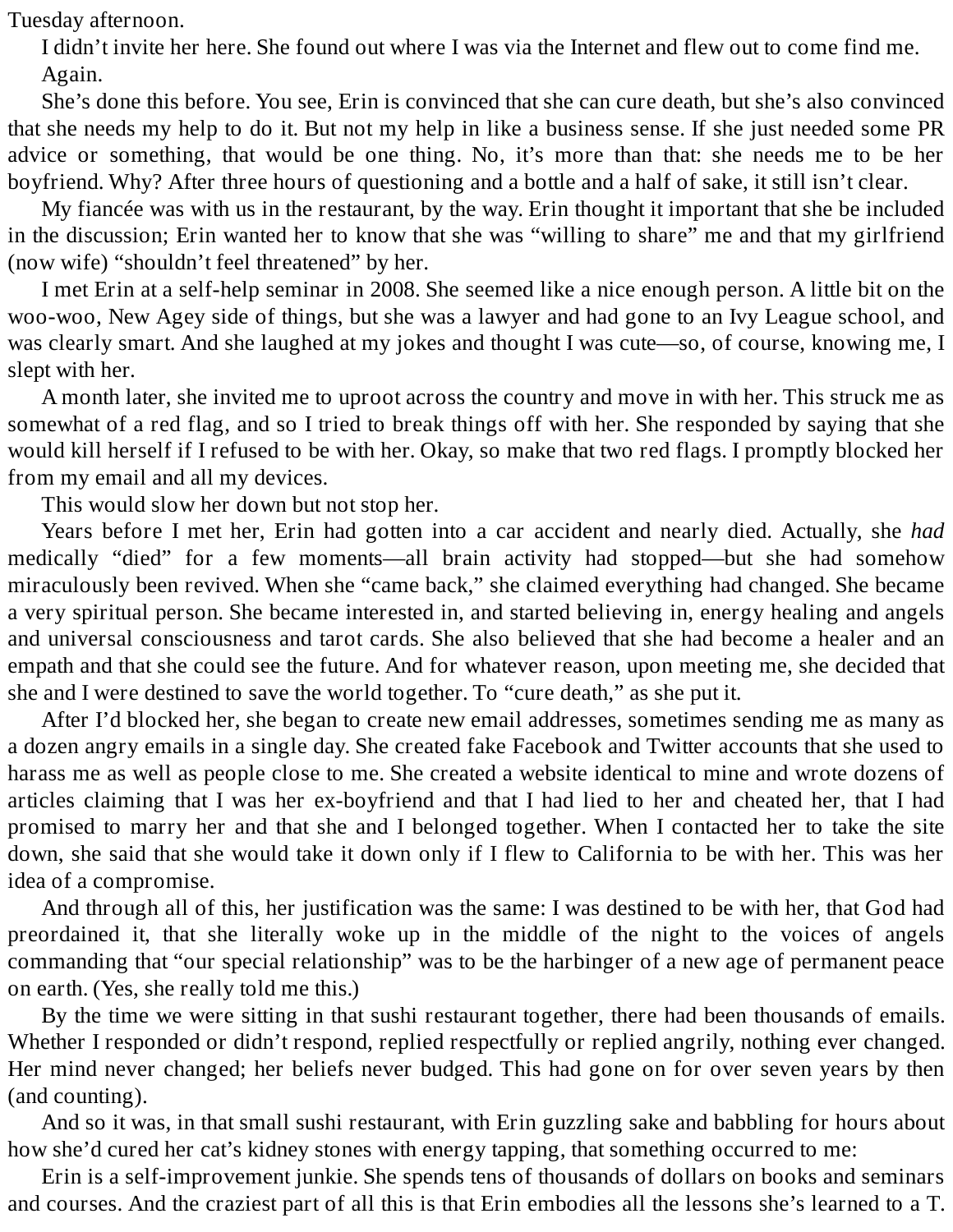Tuesday afternoon.

I didn't invite her here. She found out where I was via the Internet and flew out to come find me.

Again.

She's done this before. You see, Erin is convinced that she can cure death, but she's also convinced that she needs my help to do it. But not my help in like a business sense. If she just needed some PR advice or something, that would be one thing. No, it's more than that: she needs me to be her boyfriend. Why? After three hours of questioning and a bottle and a half of sake, it still isn't clear.

My fiancée was with us in the restaurant, by the way. Erin thought it important that she be included in the discussion; Erin wanted her to know that she was "willing to share" me and that my girlfriend (now wife) "shouldn't feel threatened" by her.

I met Erin at a self-help seminar in 2008. She seemed like a nice enough person. A little bit on the woo-woo, New Agey side of things, but she was a lawyer and had gone to an Ivy League school, and was clearly smart. And she laughed at my jokes and thought I was cute—so, of course, knowing me, I slept with her.

A month later, she invited me to uproot across the country and move in with her. This struck me as somewhat of a red flag, and so I tried to break things off with her. She responded by saying that she would kill herself if I refused to be with her. Okay, so make that two red flags. I promptly blocked her from my email and all my devices.

This would slow her down but not stop her.

Years before I met her, Erin had gotten into a car accident and nearly died. Actually, she *had* medically "died" for a few moments—all brain activity had stopped—but she had somehow miraculously been revived. When she "came back," she claimed everything had changed. She became a very spiritual person. She became interested in, and started believing in, energy healing and angels and universal consciousness and tarot cards. She also believed that she had become a healer and an empath and that she could see the future. And for whatever reason, upon meeting me, she decided that she and I were destined to save the world together. To "cure death," as she put it.

After I'd blocked her, she began to create new email addresses, sometimes sending me as many as a dozen angry emails in a single day. She created fake Facebook and Twitter accounts that she used to harass me as well as people close to me. She created a website identical to mine and wrote dozens of articles claiming that I was her ex-boyfriend and that I had lied to her and cheated her, that I had promised to marry her and that she and I belonged together. When I contacted her to take the site down, she said that she would take it down only if I flew to California to be with her. This was her idea of a compromise.

And through all of this, her justification was the same: I was destined to be with her, that God had preordained it, that she literally woke up in the middle of the night to the voices of angels commanding that "our special relationship" was to be the harbinger of a new age of permanent peace on earth. (Yes, she really told me this.)

By the time we were sitting in that sushi restaurant together, there had been thousands of emails. Whether I responded or didn't respond, replied respectfully or replied angrily, nothing ever changed. Her mind never changed; her beliefs never budged. This had gone on for over seven years by then (and counting).

And so it was, in that small sushi restaurant, with Erin guzzling sake and babbling for hours about how she'd cured her cat's kidney stones with energy tapping, that something occurred to me:

Erin is a self-improvement junkie. She spends tens of thousands of dollars on books and seminars and courses. And the craziest part of all this is that Erin embodies all the lessons she's learned to a T.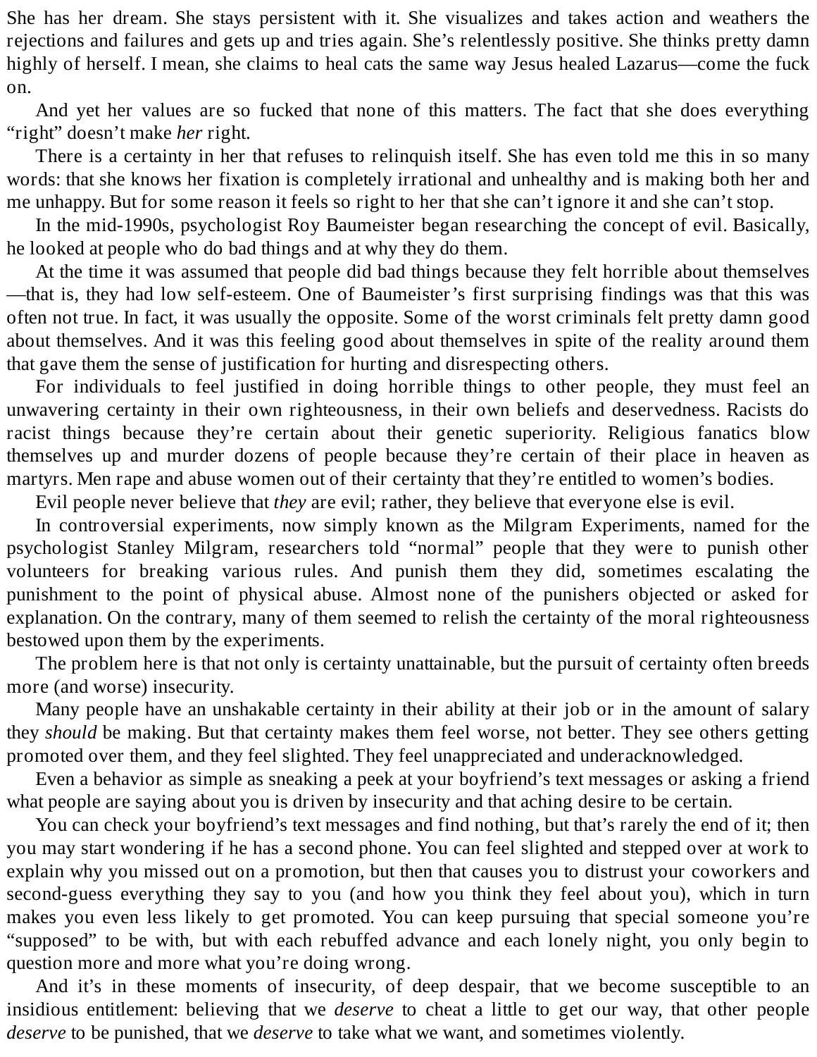She has her dream. She stays persistent with it. She visualizes and takes action and weathers the rejections and failures and gets up and tries again. She's relentlessly positive. She thinks pretty damn highly of herself. I mean, she claims to heal cats the same way Jesus healed Lazarus—come the fuck on.

And yet her values are so fucked that none of this matters. The fact that she does everything "right" doesn't make *her* right.

There is a certainty in her that refuses to relinquish itself. She has even told me this in so many words: that she knows her fixation is completely irrational and unhealthy and is making both her and me unhappy. But for some reason it feels so right to her that she can't ignore it and she can't stop.

In the mid-1990s, psychologist Roy Baumeister began researching the concept of evil. Basically, he looked at people who do bad things and at why they do them.

At the time it was assumed that people did bad things because they felt horrible about themselves—that is, they had low self-esteem. One of Baumeister's first surprising findings was that this was often not true. In fact, it was usually the opposite. Some of the worst criminals felt pretty damn good about themselves. And it was this feeling good about themselves in spite of the reality around them that gave them the sense of justification for hurting and disrespecting others.

For individuals to feel justified in doing horrible things to other people, they must feel an unwavering certainty in their own righteousness, in their own beliefs and deservedness. Racists do racist things because they're certain about their genetic superiority. Religious fanatics blow themselves up and murder dozens of people because they're certain of their place in heaven as martyrs. Men rape and abuse women out of their certainty that they're entitled to women's bodies.

Evil people never believe that *they* are evil; rather, they believe that everyone else is evil.

In controversial experiments, now simply known as the Milgram Experiments, named for the psychologist Stanley Milgram, researchers told "normal" people that they were to punish other volunteers for breaking various rules. And punish them they did, sometimes escalating the punishment to the point of physical abuse. Almost none of the punishers objected or asked for explanation. On the contrary, many of them seemed to relish the certainty of the moral righteousness bestowed upon them by the experiments.

The problem here is that not only is certainty unattainable, but the pursuit of certainty often breeds more (and worse) insecurity.

Many people have an unshakable certainty in their ability at their job or in the amount of salary they *should* be making. But that certainty makes them feel worse, not better. They see others getting promoted over them, and they feel slighted. They feel unappreciated and underacknowledged.

Even a behavior as simple as sneaking a peek at your boyfriend's text messages or asking a friend what people are saying about you is driven by insecurity and that aching desire to be certain.

You can check your boyfriend's text messages and find nothing, but that's rarely the end of it; then you may start wondering if he has a second phone. You can feel slighted and stepped over at work to explain why you missed out on a promotion, but then that causes you to distrust your coworkers and second-guess everything they say to you (and how you think they feel about you), which in turn makes you even less likely to get promoted. You can keep pursuing that special someone you're "supposed" to be with, but with each rebuffed advance and each lonely night, you only begin to question more and more what you're doing wrong.

And it's in these moments of insecurity, of deep despair, that we become susceptible to an insidious entitlement: believing that we *deserve* to cheat a little to get our way, that other people *deserve* to be punished, that we *deserve* to take what we want, and sometimes violently.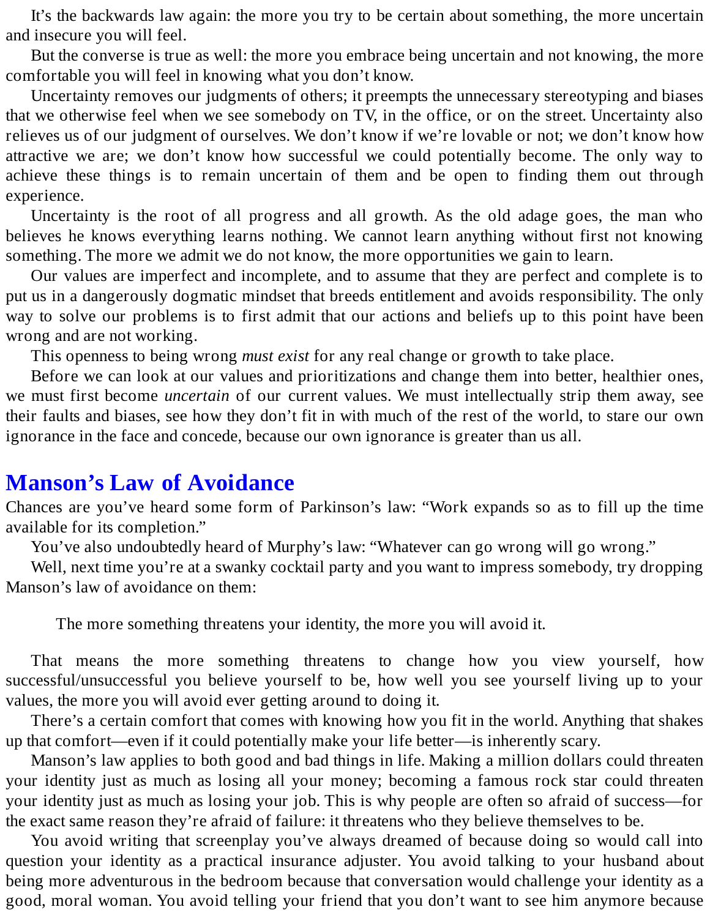It's the backwards law again: the more you try to be certain about something, the more uncertain and insecure you will feel.

But the converse is true as well: the more you embrace being uncertain and not knowing, the more comfortable you will feel in knowing what you don't know.

Uncertainty removes our judgments of others; it preempts the unnecessary stereotyping and biases that we otherwise feel when we see somebody on TV, in the office, or on the street. Uncertainty also relieves us of our judgment of ourselves. We don't know if we're lovable or not; we don't know how attractive we are; we don't know how successful we could potentially become. The only way to achieve these things is to remain uncertain of them and be open to finding them out through experience.

Uncertainty is the root of all progress and all growth. As the old adage goes, the man who believes he knows everything learns nothing. We cannot learn anything without first not knowing something. The more we admit we do not know, the more opportunities we gain to learn.

Our values are imperfect and incomplete, and to assume that they are perfect and complete is to put us in a dangerously dogmatic mindset that breeds entitlement and avoids responsibility. The only way to solve our problems is to first admit that our actions and beliefs up to this point have been wrong and are not working.

This openness to being wrong *must exist* for any real change or growth to take place.

Before we can look at our values and prioritizations and change them into better, healthier ones, we must first become *uncertain* of our current values. We must intellectually strip them away, see their faults and biases, see how they don't fit in with much of the rest of the world, to stare our own ignorance in the face and concede, because our own ignorance is greater than us all.

## Manson's Law of Avoidance

Chances are you've heard some form of Parkinson's law: "Work expands so as to fill up the time available for its completion."

You've also undoubtedly heard of Murphy's law: "Whatever can go wrong will go wrong."

Well, next time you're at a swanky cocktail party and you want to impress somebody, try dropping Manson's law of avoidance on them:

> The more something threatens your identity, the more you will avoid it.

That means the more something threatens to change how you view yourself, how successful/unsuccessful you believe yourself to be, how well you see yourself living up to your values, the more you will avoid ever getting around to doing it.

There's a certain comfort that comes with knowing how you fit in the world. Anything that shakes up that comfort—even if it could potentially make your life better—is inherently scary.

Manson's law applies to both good and bad things in life. Making a million dollars could threaten your identity just as much as losing all your money; becoming a famous rock star could threaten your identity just as much as losing your job. This is why people are often so afraid of success—for the exact same reason they're afraid of failure: it threatens who they believe themselves to be.

You avoid writing that screenplay you've always dreamed of because doing so would call into question your identity as a practical insurance adjuster. You avoid talking to your husband about being more adventurous in the bedroom because that conversation would challenge your identity as a good, moral woman. You avoid telling your friend that you don't want to see him anymore because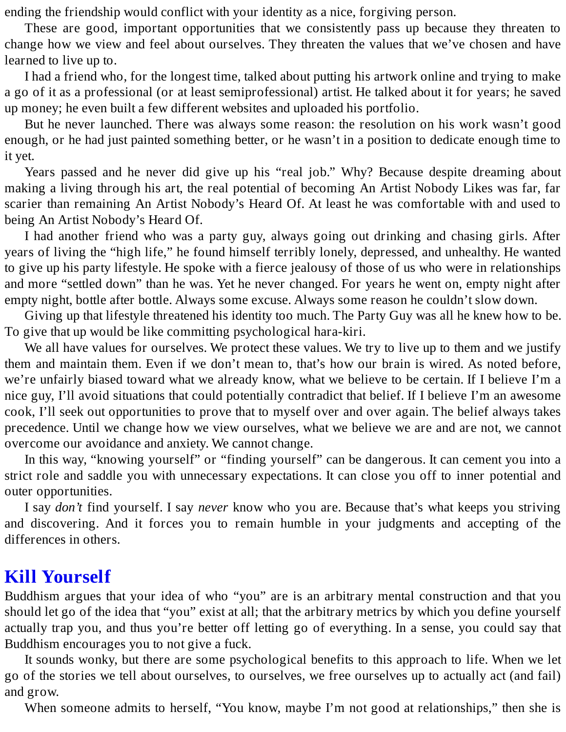ending the friendship would conflict with your identity as a nice, forgiving person.

These are good, important opportunities that we consistently pass up because they threaten to change how we view and feel about ourselves. They threaten the values that we've chosen and have learned to live up to.

I had a friend who, for the longest time, talked about putting his artwork online and trying to make a go of it as a professional (or at least semiprofessional) artist. He talked about it for years; he saved up money; he even built a few different websites and uploaded his portfolio.

But he never launched. There was always some reason: the resolution on his work wasn't good enough, or he had just painted something better, or he wasn't in a position to dedicate enough time to it yet.

Years passed and he never did give up his "real job." Why? Because despite dreaming about making a living through his art, the real potential of becoming An Artist Nobody Likes was far, far scarier than remaining An Artist Nobody's Heard Of. At least he was comfortable with and used to being An Artist Nobody's Heard Of.

I had another friend who was a party guy, always going out drinking and chasing girls. After years of living the "high life," he found himself terribly lonely, depressed, and unhealthy. He wanted to give up his party lifestyle. He spoke with a fierce jealousy of those of us who were in relationships and more "settled down" than he was. Yet he never changed. For years he went on, empty night after empty night, bottle after bottle. Always some excuse. Always some reason he couldn't slow down.

Giving up that lifestyle threatened his identity too much. The Party Guy was all he knew how to be. To give that up would be like committing psychological hara-kiri.

We all have values for ourselves. We protect these values. We try to live up to them and we justify them and maintain them. Even if we don't mean to, that's how our brain is wired. As noted before, we're unfairly biased toward what we already know, what we believe to be certain. If I believe I'm a nice guy, I'll avoid situations that could potentially contradict that belief. If I believe I'm an awesome cook, I'll seek out opportunities to prove that to myself over and over again. The belief always takes precedence. Until we change how we view ourselves, what we believe we are and are not, we cannot overcome our avoidance and anxiety. We cannot change.

In this way, "knowing yourself" or "finding yourself" can be dangerous. It can cement you into a strict role and saddle you with unnecessary expectations. It can close you off to inner potential and outer opportunities.

I say *don't* find yourself. I say *never* know who you are. Because that's what keeps you striving and discovering. And it forces you to remain humble in your judgments and accepting of the differences in others.

## Kill Yourself

Buddhism argues that your idea of who "you" are is an arbitrary mental construction and that you should let go of the idea that "you" exist at all; that the arbitrary metrics by which you define yourself actually trap you, and thus you're better off letting go of everything. In a sense, you could say that Buddhism encourages you to not give a fuck.

It sounds wonky, but there are some psychological benefits to this approach to life. When we let go of the stories we tell about ourselves, to ourselves, we free ourselves up to actually act (and fail) and grow.

When someone admits to herself, "You know, maybe I'm not good at relationships," then she is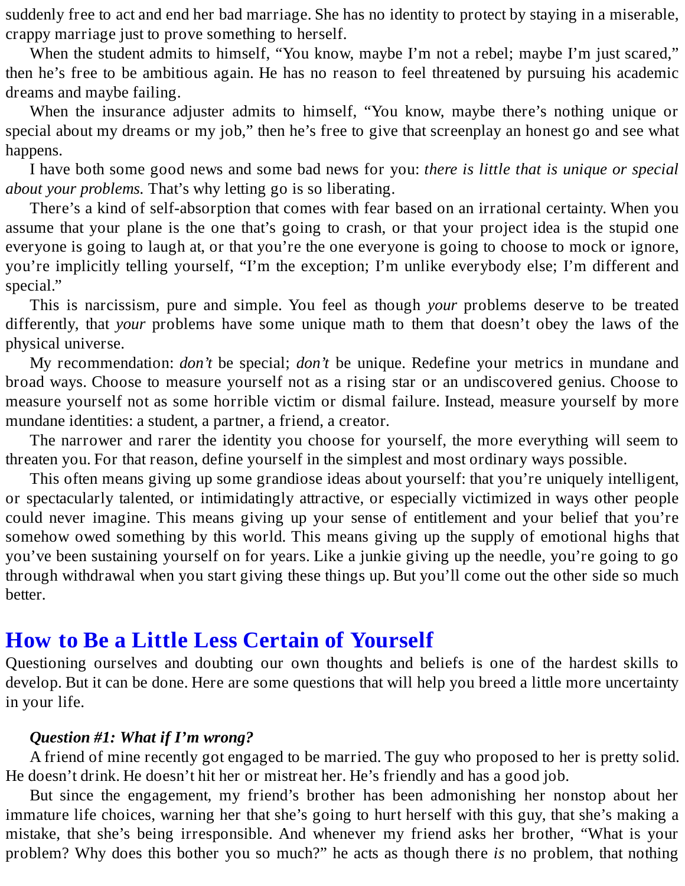suddenly free to act and end her bad marriage. She has no identity to protect by staying in a miserable, crappy marriage just to prove something to herself.

When the student admits to himself, "You know, maybe I'm not a rebel; maybe I'm just scared," then he's free to be ambitious again. He has no reason to feel threatened by pursuing his academic dreams and maybe failing.

When the insurance adjuster admits to himself, "You know, maybe there's nothing unique or special about my dreams or my job," then he's free to give that screenplay an honest go and see what happens.

I have both some good news and some bad news for you: *there is little that is unique or special about your problems.* That's why letting go is so liberating.

There's a kind of self-absorption that comes with fear based on an irrational certainty. When you assume that your plane is the one that's going to crash, or that your project idea is the stupid one everyone is going to laugh at, or that you're the one everyone is going to choose to mock or ignore, you're implicitly telling yourself, "I'm the exception; I'm unlike everybody else; I'm different and special."

This is narcissism, pure and simple. You feel as though *your* problems deserve to be treated differently, that *your* problems have some unique math to them that doesn't obey the laws of the physical universe.

My recommendation: *don't* be special; *don't* be unique. Redefine your metrics in mundane and broad ways. Choose to measure yourself not as a rising star or an undiscovered genius. Choose to measure yourself not as some horrible victim or dismal failure. Instead, measure yourself by more mundane identities: a student, a partner, a friend, a creator.

The narrower and rarer the identity you choose for yourself, the more everything will seem to threaten you. For that reason, define yourself in the simplest and most ordinary ways possible.

This often means giving up some grandiose ideas about yourself: that you're uniquely intelligent, or spectacularly talented, or intimidatingly attractive, or especially victimized in ways other people could never imagine. This means giving up your sense of entitlement and your belief that you're somehow owed something by this world. This means giving up the supply of emotional highs that you've been sustaining yourself on for years. Like a junkie giving up the needle, you're going to go through withdrawal when you start giving these things up. But you'll come out the other side so much better.

## How to Be a Little Less Certain of Yourself

Questioning ourselves and doubting our own thoughts and beliefs is one of the hardest skills to develop. But it can be done. Here are some questions that will help you breed a little more uncertainty in your life.

***Question #1: What if I'm wrong?***

A friend of mine recently got engaged to be married. The guy who proposed to her is pretty solid. He doesn't drink. He doesn't hit her or mistreat her. He's friendly and has a good job.

But since the engagement, my friend's brother has been admonishing her nonstop about her immature life choices, warning her that she's going to hurt herself with this guy, that she's making a mistake, that she's being irresponsible. And whenever my friend asks her brother, "What is your problem? Why does this bother you so much?" he acts as though there *is* no problem, that nothing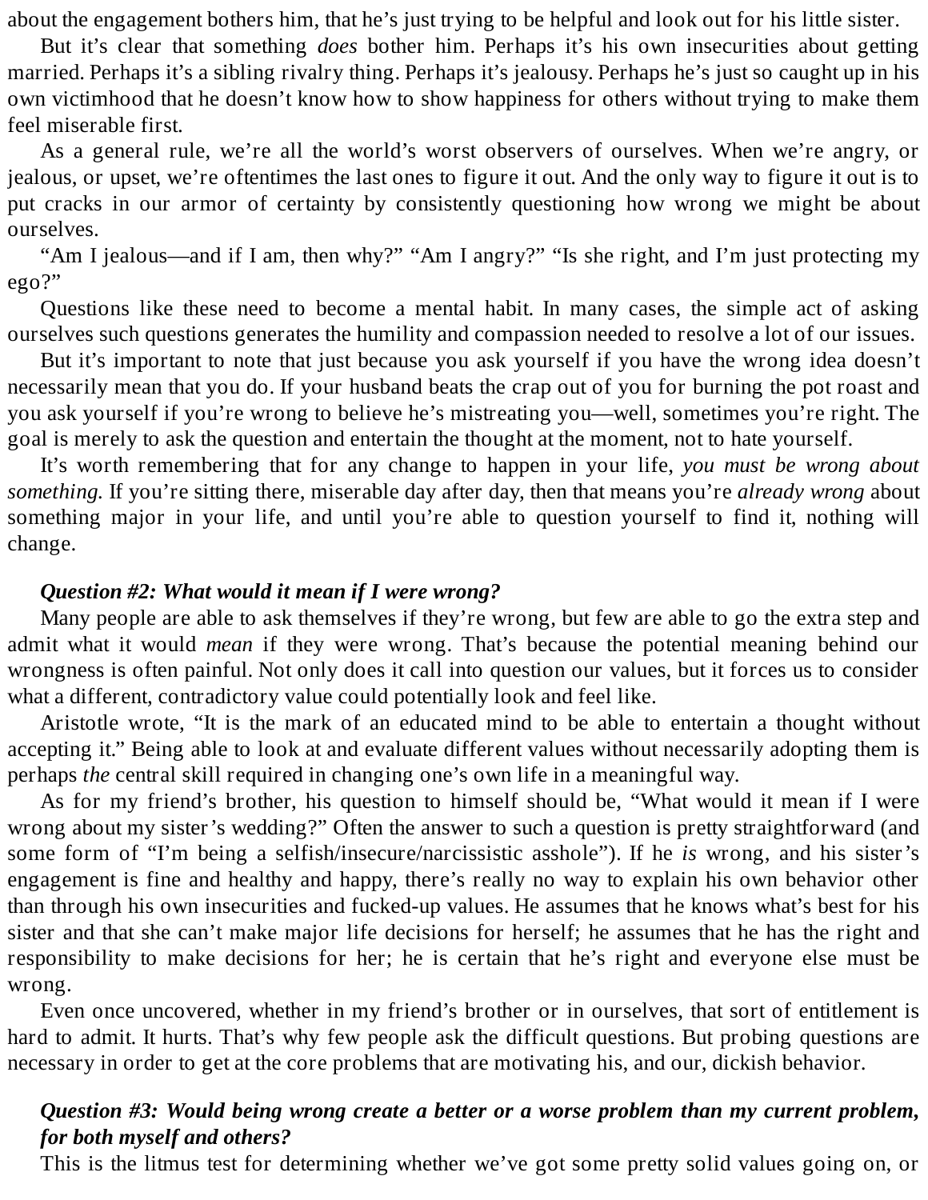about the engagement bothers him, that he's just trying to be helpful and look out for his little sister.

But it's clear that something *does* bother him. Perhaps it's his own insecurities about getting married. Perhaps it's a sibling rivalry thing. Perhaps it's jealousy. Perhaps he's just so caught up in his own victimhood that he doesn't know how to show happiness for others without trying to make them feel miserable first.

As a general rule, we're all the world's worst observers of ourselves. When we're angry, or jealous, or upset, we're oftentimes the last ones to figure it out. And the only way to figure it out is to put cracks in our armor of certainty by consistently questioning how wrong we might be about ourselves.

"Am I jealous—and if I am, then why?" "Am I angry?" "Is she right, and I'm just protecting my ego?"

Questions like these need to become a mental habit. In many cases, the simple act of asking ourselves such questions generates the humility and compassion needed to resolve a lot of our issues.

But it's important to note that just because you ask yourself if you have the wrong idea doesn't necessarily mean that you do. If your husband beats the crap out of you for burning the pot roast and you ask yourself if you're wrong to believe he's mistreating you—well, sometimes you're right. The goal is merely to ask the question and entertain the thought at the moment, not to hate yourself.

It's worth remembering that for any change to happen in your life, *you must be wrong about something.* If you're sitting there, miserable day after day, then that means you're *already wrong* about something major in your life, and until you're able to question yourself to find it, nothing will change.

***Question #2: What would it mean if I were wrong?***

Many people are able to ask themselves if they're wrong, but few are able to go the extra step and admit what it would *mean* if they were wrong. That's because the potential meaning behind our wrongness is often painful. Not only does it call into question our values, but it forces us to consider what a different, contradictory value could potentially look and feel like.

Aristotle wrote, "It is the mark of an educated mind to be able to entertain a thought without accepting it." Being able to look at and evaluate different values without necessarily adopting them is perhaps *the* central skill required in changing one's own life in a meaningful way.

As for my friend's brother, his question to himself should be, "What would it mean if I were wrong about my sister's wedding?" Often the answer to such a question is pretty straightforward (and some form of "I'm being a selfish/insecure/narcissistic asshole"). If he *is* wrong, and his sister's engagement is fine and healthy and happy, there's really no way to explain his own behavior other than through his own insecurities and fucked-up values. He assumes that he knows what's best for his sister and that she can't make major life decisions for herself; he assumes that he has the right and responsibility to make decisions for her; he is certain that he's right and everyone else must be wrong.

Even once uncovered, whether in my friend's brother or in ourselves, that sort of entitlement is hard to admit. It hurts. That's why few people ask the difficult questions. But probing questions are necessary in order to get at the core problems that are motivating his, and our, dickish behavior.

***Question #3: Would being wrong create a better or a worse problem than my current problem, for both myself and others?***

This is the litmus test for determining whether we've got some pretty solid values going on, or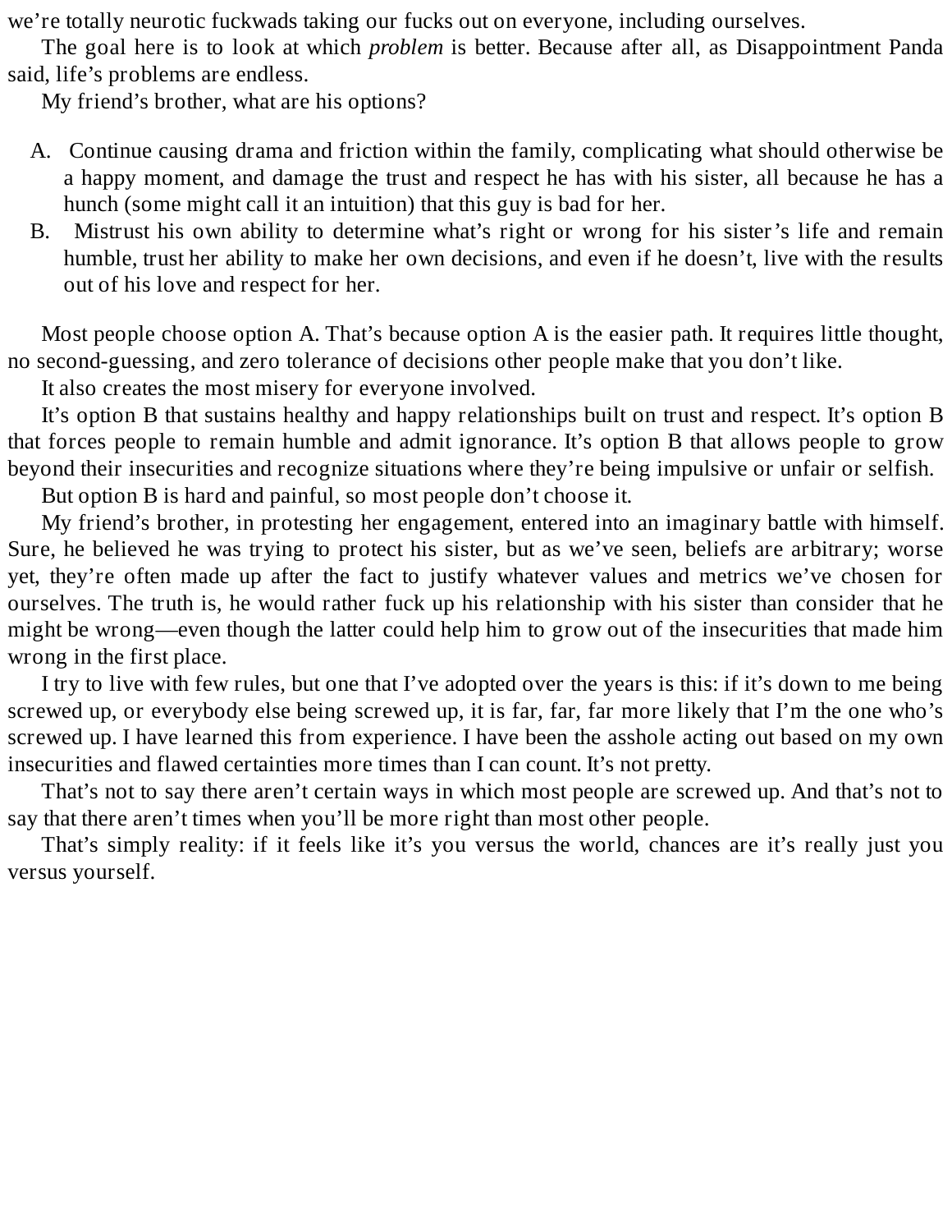we're totally neurotic fuckwads taking our fucks out on everyone, including ourselves.

The goal here is to look at which *problem* is better. Because after all, as Disappointment Panda said, life's problems are endless.

My friend's brother, what are his options?

A. Continue causing drama and friction within the family, complicating what should otherwise be a happy moment, and damage the trust and respect he has with his sister, all because he has a hunch (some might call it an intuition) that this guy is bad for her.
B. Mistrust his own ability to determine what's right or wrong for his sister's life and remain humble, trust her ability to make her own decisions, and even if he doesn't, live with the results out of his love and respect for her.

Most people choose option A. That's because option A is the easier path. It requires little thought, no second-guessing, and zero tolerance of decisions other people make that you don't like.

It also creates the most misery for everyone involved.

It's option B that sustains healthy and happy relationships built on trust and respect. It's option B that forces people to remain humble and admit ignorance. It's option B that allows people to grow beyond their insecurities and recognize situations where they're being impulsive or unfair or selfish.

But option B is hard and painful, so most people don't choose it.

My friend's brother, in protesting her engagement, entered into an imaginary battle with himself. Sure, he believed he was trying to protect his sister, but as we've seen, beliefs are arbitrary; worse yet, they're often made up after the fact to justify whatever values and metrics we've chosen for ourselves. The truth is, he would rather fuck up his relationship with his sister than consider that he might be wrong—even though the latter could help him to grow out of the insecurities that made him wrong in the first place.

I try to live with few rules, but one that I've adopted over the years is this: if it's down to me being screwed up, or everybody else being screwed up, it is far, far, far more likely that I'm the one who's screwed up. I have learned this from experience. I have been the asshole acting out based on my own insecurities and flawed certainties more times than I can count. It's not pretty.

That's not to say there aren't certain ways in which most people are screwed up. And that's not to say that there aren't times when you'll be more right than most other people.

That's simply reality: if it feels like it's you versus the world, chances are it's really just you versus yourself.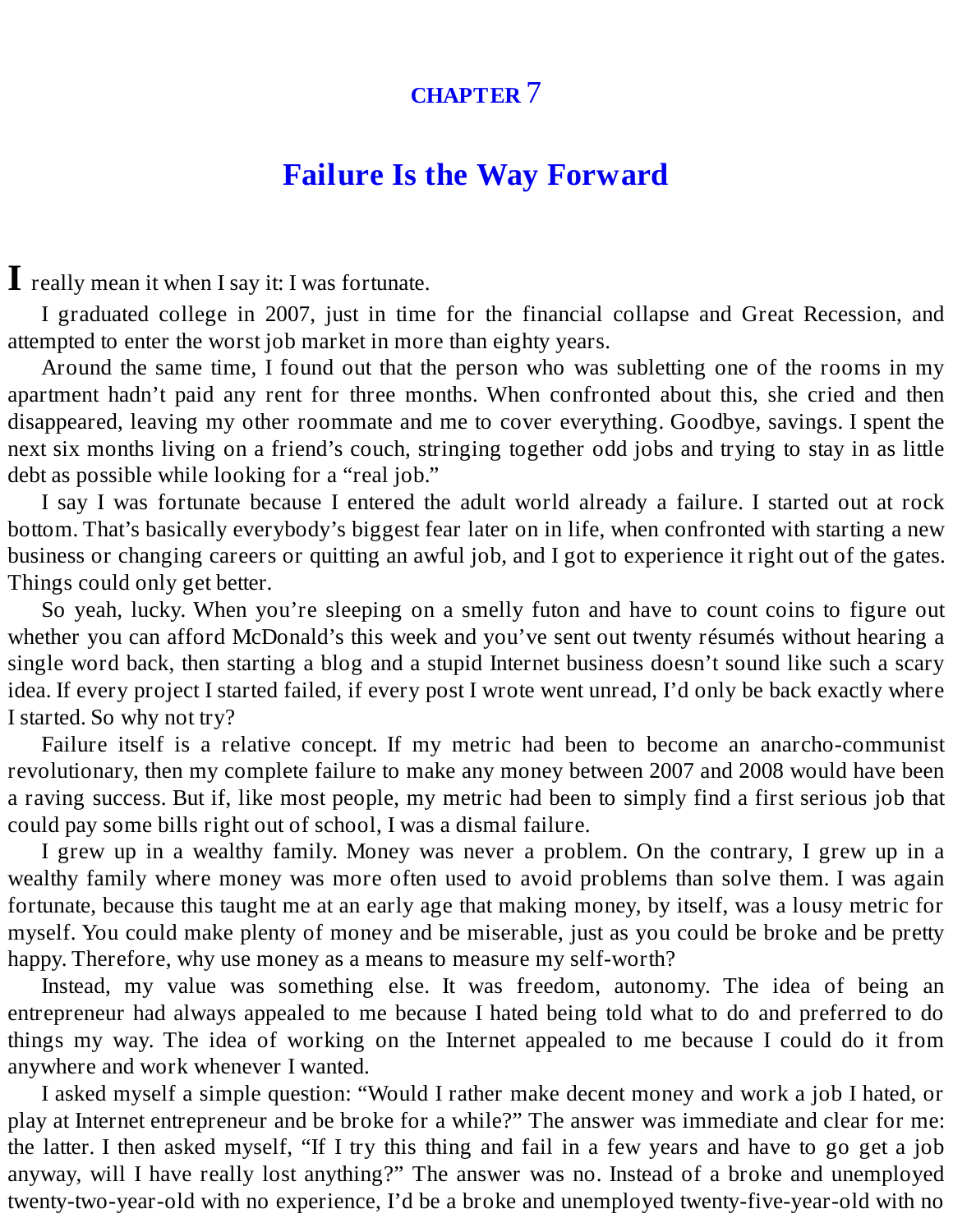# CHAPTER 7

## Failure Is the Way Forward

I really mean it when I say it: I was fortunate.

I graduated college in 2007, just in time for the financial collapse and Great Recession, and attempted to enter the worst job market in more than eighty years.

Around the same time, I found out that the person who was subletting one of the rooms in my apartment hadn't paid any rent for three months. When confronted about this, she cried and then disappeared, leaving my other roommate and me to cover everything. Goodbye, savings. I spent the next six months living on a friend's couch, stringing together odd jobs and trying to stay in as little debt as possible while looking for a "real job."

I say I was fortunate because I entered the adult world already a failure. I started out at rock bottom. That's basically everybody's biggest fear later on in life, when confronted with starting a new business or changing careers or quitting an awful job, and I got to experience it right out of the gates. Things could only get better.

So yeah, lucky. When you're sleeping on a smelly futon and have to count coins to figure out whether you can afford McDonald's this week and you've sent out twenty résumés without hearing a single word back, then starting a blog and a stupid Internet business doesn't sound like such a scary idea. If every project I started failed, if every post I wrote went unread, I'd only be back exactly where I started. So why not try?

Failure itself is a relative concept. If my metric had been to become an anarcho-communist revolutionary, then my complete failure to make any money between 2007 and 2008 would have been a raving success. But if, like most people, my metric had been to simply find a first serious job that could pay some bills right out of school, I was a dismal failure.

I grew up in a wealthy family. Money was never a problem. On the contrary, I grew up in a wealthy family where money was more often used to avoid problems than solve them. I was again fortunate, because this taught me at an early age that making money, by itself, was a lousy metric for myself. You could make plenty of money and be miserable, just as you could be broke and be pretty happy. Therefore, why use money as a means to measure my self-worth?

Instead, my value was something else. It was freedom, autonomy. The idea of being an entrepreneur had always appealed to me because I hated being told what to do and preferred to do things my way. The idea of working on the Internet appealed to me because I could do it from anywhere and work whenever I wanted.

I asked myself a simple question: "Would I rather make decent money and work a job I hated, or play at Internet entrepreneur and be broke for a while?" The answer was immediate and clear for me: the latter. I then asked myself, "If I try this thing and fail in a few years and have to go get a job anyway, will I have really lost anything?" The answer was no. Instead of a broke and unemployed twenty-two-year-old with no experience, I'd be a broke and unemployed twenty-five-year-old with no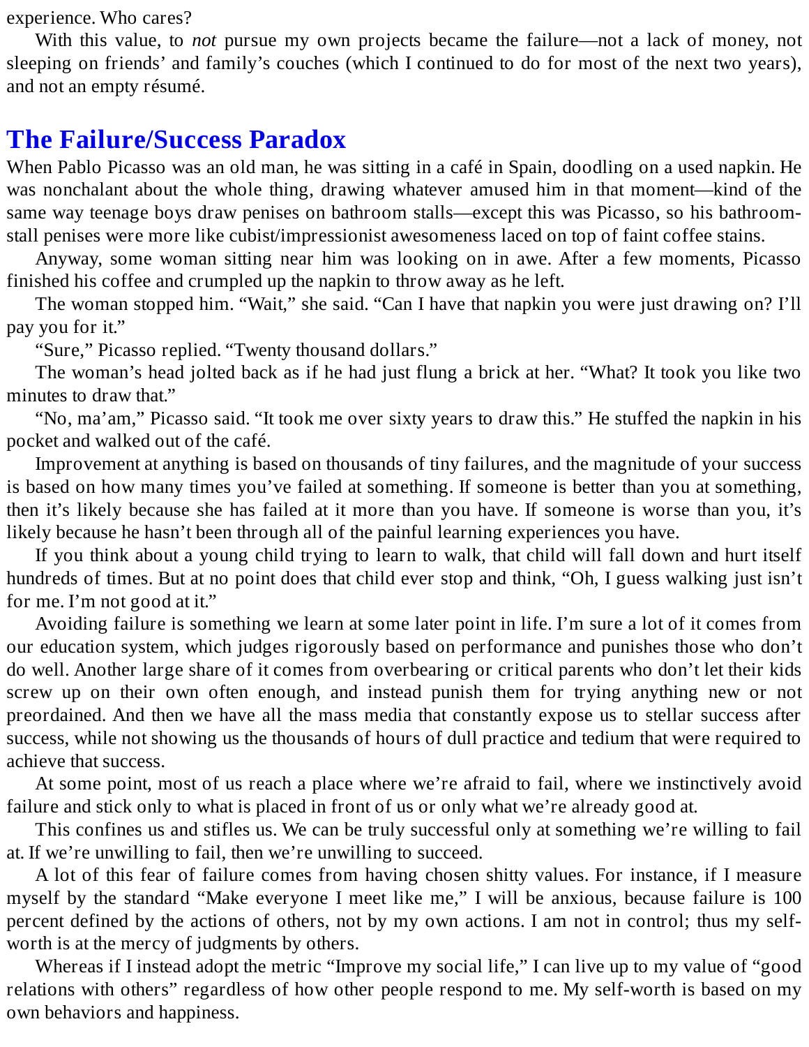experience. Who cares?

With this value, to *not* pursue my own projects became the failure—not a lack of money, not sleeping on friends' and family's couches (which I continued to do for most of the next two years), and not an empty résumé.

## The Failure/Success Paradox

When Pablo Picasso was an old man, he was sitting in a café in Spain, doodling on a used napkin. He was nonchalant about the whole thing, drawing whatever amused him in that moment—kind of the same way teenage boys draw penises on bathroom stalls—except this was Picasso, so his bathroom-stall penises were more like cubist/impressionist awesomeness laced on top of faint coffee stains.

Anyway, some woman sitting near him was looking on in awe. After a few moments, Picasso finished his coffee and crumpled up the napkin to throw away as he left.

The woman stopped him. "Wait," she said. "Can I have that napkin you were just drawing on? I'll pay you for it."

"Sure," Picasso replied. "Twenty thousand dollars."

The woman's head jolted back as if he had just flung a brick at her. "What? It took you like two minutes to draw that."

"No, ma'am," Picasso said. "It took me over sixty years to draw this." He stuffed the napkin in his pocket and walked out of the café.

Improvement at anything is based on thousands of tiny failures, and the magnitude of your success is based on how many times you've failed at something. If someone is better than you at something, then it's likely because she has failed at it more than you have. If someone is worse than you, it's likely because he hasn't been through all of the painful learning experiences you have.

If you think about a young child trying to learn to walk, that child will fall down and hurt itself hundreds of times. But at no point does that child ever stop and think, "Oh, I guess walking just isn't for me. I'm not good at it."

Avoiding failure is something we learn at some later point in life. I'm sure a lot of it comes from our education system, which judges rigorously based on performance and punishes those who don't do well. Another large share of it comes from overbearing or critical parents who don't let their kids screw up on their own often enough, and instead punish them for trying anything new or not preordained. And then we have all the mass media that constantly expose us to stellar success after success, while not showing us the thousands of hours of dull practice and tedium that were required to achieve that success.

At some point, most of us reach a place where we're afraid to fail, where we instinctively avoid failure and stick only to what is placed in front of us or only what we're already good at.

This confines us and stifles us. We can be truly successful only at something we're willing to fail at. If we're unwilling to fail, then we're unwilling to succeed.

A lot of this fear of failure comes from having chosen shitty values. For instance, if I measure myself by the standard "Make everyone I meet like me," I will be anxious, because failure is 100 percent defined by the actions of others, not by my own actions. I am not in control; thus my self-worth is at the mercy of judgments by others.

Whereas if I instead adopt the metric "Improve my social life," I can live up to my value of "good relations with others" regardless of how other people respond to me. My self-worth is based on my own behaviors and happiness.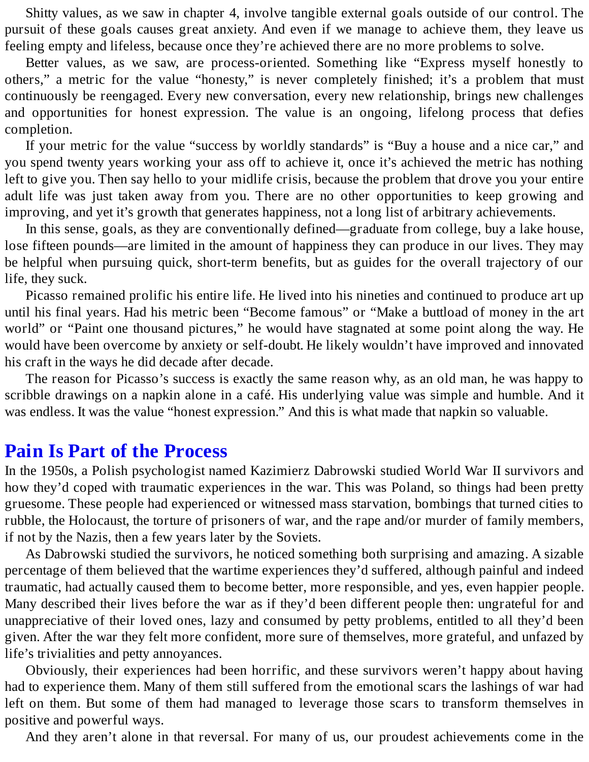Shitty values, as we saw in chapter 4, involve tangible external goals outside of our control. The pursuit of these goals causes great anxiety. And even if we manage to achieve them, they leave us feeling empty and lifeless, because once they're achieved there are no more problems to solve.

Better values, as we saw, are process-oriented. Something like "Express myself honestly to others," a metric for the value "honesty," is never completely finished; it's a problem that must continuously be reengaged. Every new conversation, every new relationship, brings new challenges and opportunities for honest expression. The value is an ongoing, lifelong process that defies completion.

If your metric for the value "success by worldly standards" is "Buy a house and a nice car," and you spend twenty years working your ass off to achieve it, once it's achieved the metric has nothing left to give you. Then say hello to your midlife crisis, because the problem that drove you your entire adult life was just taken away from you. There are no other opportunities to keep growing and improving, and yet it's growth that generates happiness, not a long list of arbitrary achievements.

In this sense, goals, as they are conventionally defined—graduate from college, buy a lake house, lose fifteen pounds—are limited in the amount of happiness they can produce in our lives. They may be helpful when pursuing quick, short-term benefits, but as guides for the overall trajectory of our life, they suck.

Picasso remained prolific his entire life. He lived into his nineties and continued to produce art up until his final years. Had his metric been "Become famous" or "Make a buttload of money in the art world" or "Paint one thousand pictures," he would have stagnated at some point along the way. He would have been overcome by anxiety or self-doubt. He likely wouldn't have improved and innovated his craft in the ways he did decade after decade.

The reason for Picasso's success is exactly the same reason why, as an old man, he was happy to scribble drawings on a napkin alone in a café. His underlying value was simple and humble. And it was endless. It was the value "honest expression." And this is what made that napkin so valuable.

## Pain Is Part of the Process

In the 1950s, a Polish psychologist named Kazimierz Dabrowski studied World War II survivors and how they'd coped with traumatic experiences in the war. This was Poland, so things had been pretty gruesome. These people had experienced or witnessed mass starvation, bombings that turned cities to rubble, the Holocaust, the torture of prisoners of war, and the rape and/or murder of family members, if not by the Nazis, then a few years later by the Soviets.

As Dabrowski studied the survivors, he noticed something both surprising and amazing. A sizable percentage of them believed that the wartime experiences they'd suffered, although painful and indeed traumatic, had actually caused them to become better, more responsible, and yes, even happier people. Many described their lives before the war as if they'd been different people then: ungrateful for and unappreciative of their loved ones, lazy and consumed by petty problems, entitled to all they'd been given. After the war they felt more confident, more sure of themselves, more grateful, and unfazed by life's trivialities and petty annoyances.

Obviously, their experiences had been horrific, and these survivors weren't happy about having had to experience them. Many of them still suffered from the emotional scars the lashings of war had left on them. But some of them had managed to leverage those scars to transform themselves in positive and powerful ways.

And they aren't alone in that reversal. For many of us, our proudest achievements come in the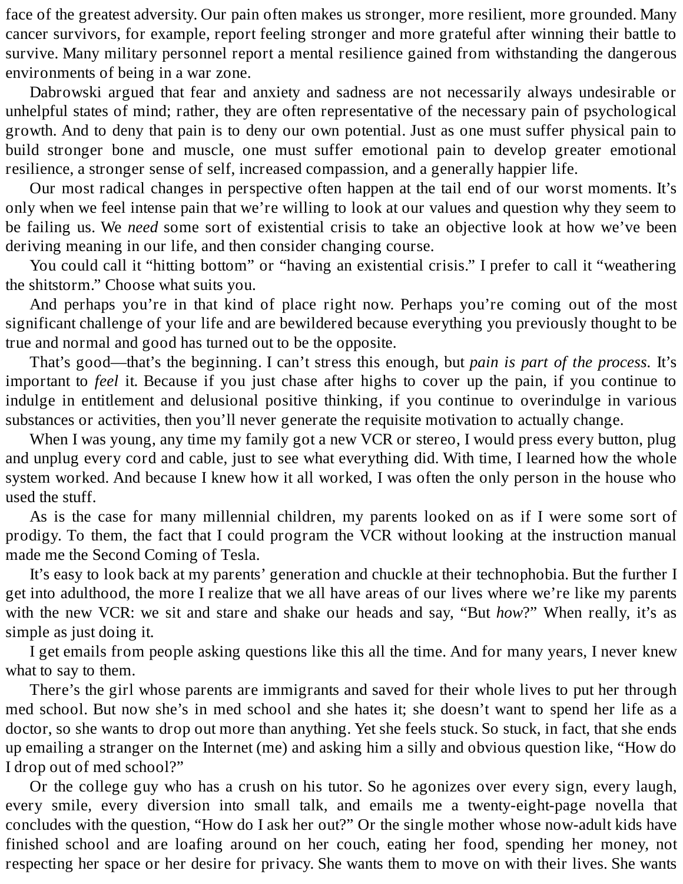face of the greatest adversity. Our pain often makes us stronger, more resilient, more grounded. Many cancer survivors, for example, report feeling stronger and more grateful after winning their battle to survive. Many military personnel report a mental resilience gained from withstanding the dangerous environments of being in a war zone.

Dabrowski argued that fear and anxiety and sadness are not necessarily always undesirable or unhelpful states of mind; rather, they are often representative of the necessary pain of psychological growth. And to deny that pain is to deny our own potential. Just as one must suffer physical pain to build stronger bone and muscle, one must suffer emotional pain to develop greater emotional resilience, a stronger sense of self, increased compassion, and a generally happier life.

Our most radical changes in perspective often happen at the tail end of our worst moments. It's only when we feel intense pain that we're willing to look at our values and question why they seem to be failing us. We *need* some sort of existential crisis to take an objective look at how we've been deriving meaning in our life, and then consider changing course.

You could call it "hitting bottom" or "having an existential crisis." I prefer to call it "weathering the shitstorm." Choose what suits you.

And perhaps you're in that kind of place right now. Perhaps you're coming out of the most significant challenge of your life and are bewildered because everything you previously thought to be true and normal and good has turned out to be the opposite.

That's good—that's the beginning. I can't stress this enough, but *pain is part of the process*. It's important to *feel* it. Because if you just chase after highs to cover up the pain, if you continue to indulge in entitlement and delusional positive thinking, if you continue to overindulge in various substances or activities, then you'll never generate the requisite motivation to actually change.

When I was young, any time my family got a new VCR or stereo, I would press every button, plug and unplug every cord and cable, just to see what everything did. With time, I learned how the whole system worked. And because I knew how it all worked, I was often the only person in the house who used the stuff.

As is the case for many millennial children, my parents looked on as if I were some sort of prodigy. To them, the fact that I could program the VCR without looking at the instruction manual made me the Second Coming of Tesla.

It's easy to look back at my parents' generation and chuckle at their technophobia. But the further I get into adulthood, the more I realize that we all have areas of our lives where we're like my parents with the new VCR: we sit and stare and shake our heads and say, "But *how*?" When really, it's as simple as just doing it.

I get emails from people asking questions like this all the time. And for many years, I never knew what to say to them.

There's the girl whose parents are immigrants and saved for their whole lives to put her through med school. But now she's in med school and she hates it; she doesn't want to spend her life as a doctor, so she wants to drop out more than anything. Yet she feels stuck. So stuck, in fact, that she ends up emailing a stranger on the Internet (me) and asking him a silly and obvious question like, "How do I drop out of med school?"

Or the college guy who has a crush on his tutor. So he agonizes over every sign, every laugh, every smile, every diversion into small talk, and emails me a twenty-eight-page novella that concludes with the question, "How do I ask her out?" Or the single mother whose now-adult kids have finished school and are loafing around on her couch, eating her food, spending her money, not respecting her space or her desire for privacy. She wants them to move on with their lives. She wants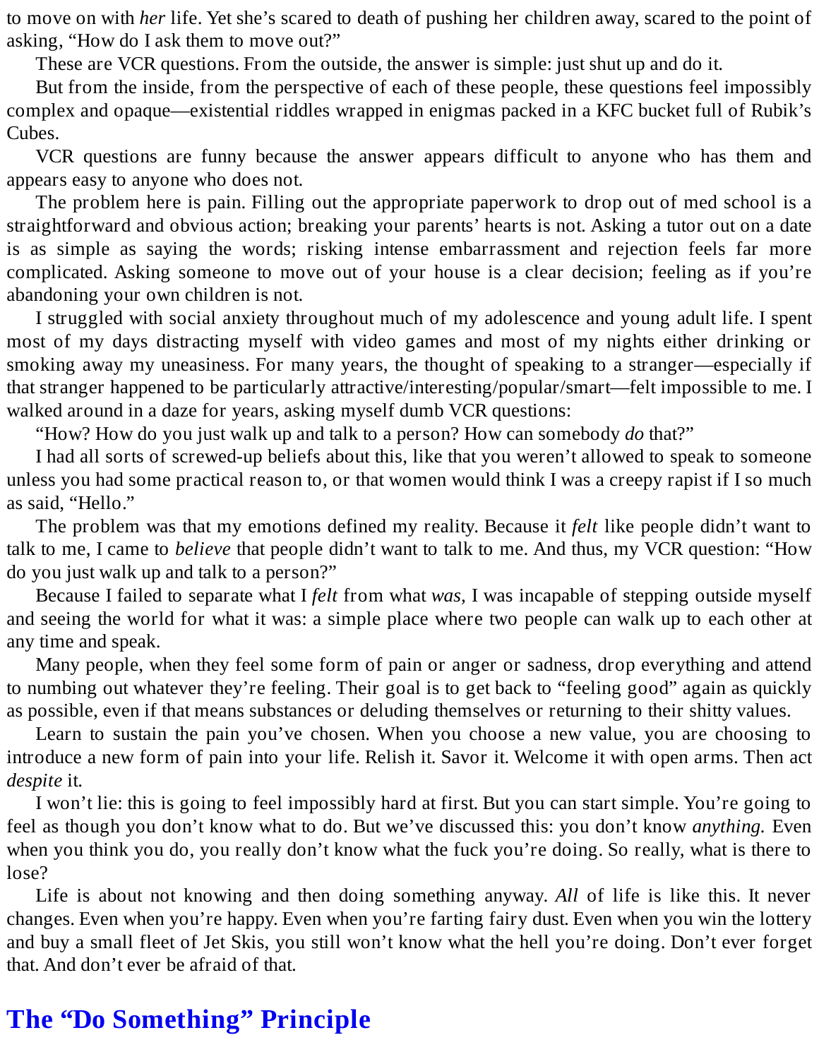to move on with *her* life. Yet she's scared to death of pushing her children away, scared to the point of asking, "How do I ask them to move out?"

These are VCR questions. From the outside, the answer is simple: just shut up and do it.

But from the inside, from the perspective of each of these people, these questions feel impossibly complex and opaque—existential riddles wrapped in enigmas packed in a KFC bucket full of Rubik's Cubes.

VCR questions are funny because the answer appears difficult to anyone who has them and appears easy to anyone who does not.

The problem here is pain. Filling out the appropriate paperwork to drop out of med school is a straightforward and obvious action; breaking your parents' hearts is not. Asking a tutor out on a date is as simple as saying the words; risking intense embarrassment and rejection feels far more complicated. Asking someone to move out of your house is a clear decision; feeling as if you're abandoning your own children is not.

I struggled with social anxiety throughout much of my adolescence and young adult life. I spent most of my days distracting myself with video games and most of my nights either drinking or smoking away my uneasiness. For many years, the thought of speaking to a stranger—especially if that stranger happened to be particularly attractive/interesting/popular/smart—felt impossible to me. I walked around in a daze for years, asking myself dumb VCR questions:

"How? How do you just walk up and talk to a person? How can somebody *do* that?"

I had all sorts of screwed-up beliefs about this, like that you weren't allowed to speak to someone unless you had some practical reason to, or that women would think I was a creepy rapist if I so much as said, "Hello."

The problem was that my emotions defined my reality. Because it *felt* like people didn't want to talk to me, I came to *believe* that people didn't want to talk to me. And thus, my VCR question: "How do you just walk up and talk to a person?"

Because I failed to separate what I *felt* from what *was*, I was incapable of stepping outside myself and seeing the world for what it was: a simple place where two people can walk up to each other at any time and speak.

Many people, when they feel some form of pain or anger or sadness, drop everything and attend to numbing out whatever they're feeling. Their goal is to get back to "feeling good" again as quickly as possible, even if that means substances or deluding themselves or returning to their shitty values.

Learn to sustain the pain you've chosen. When you choose a new value, you are choosing to introduce a new form of pain into your life. Relish it. Savor it. Welcome it with open arms. Then act *despite* it.

I won't lie: this is going to feel impossibly hard at first. But you can start simple. You're going to feel as though you don't know what to do. But we've discussed this: you don't know *anything.* Even when you think you do, you really don't know what the fuck you're doing. So really, what is there to lose?

Life is about not knowing and then doing something anyway. *All* of life is like this. It never changes. Even when you're happy. Even when you're farting fairy dust. Even when you win the lottery and buy a small fleet of Jet Skis, you still won't know what the hell you're doing. Don't ever forget that. And don't ever be afraid of that.

## The "Do Something" Principle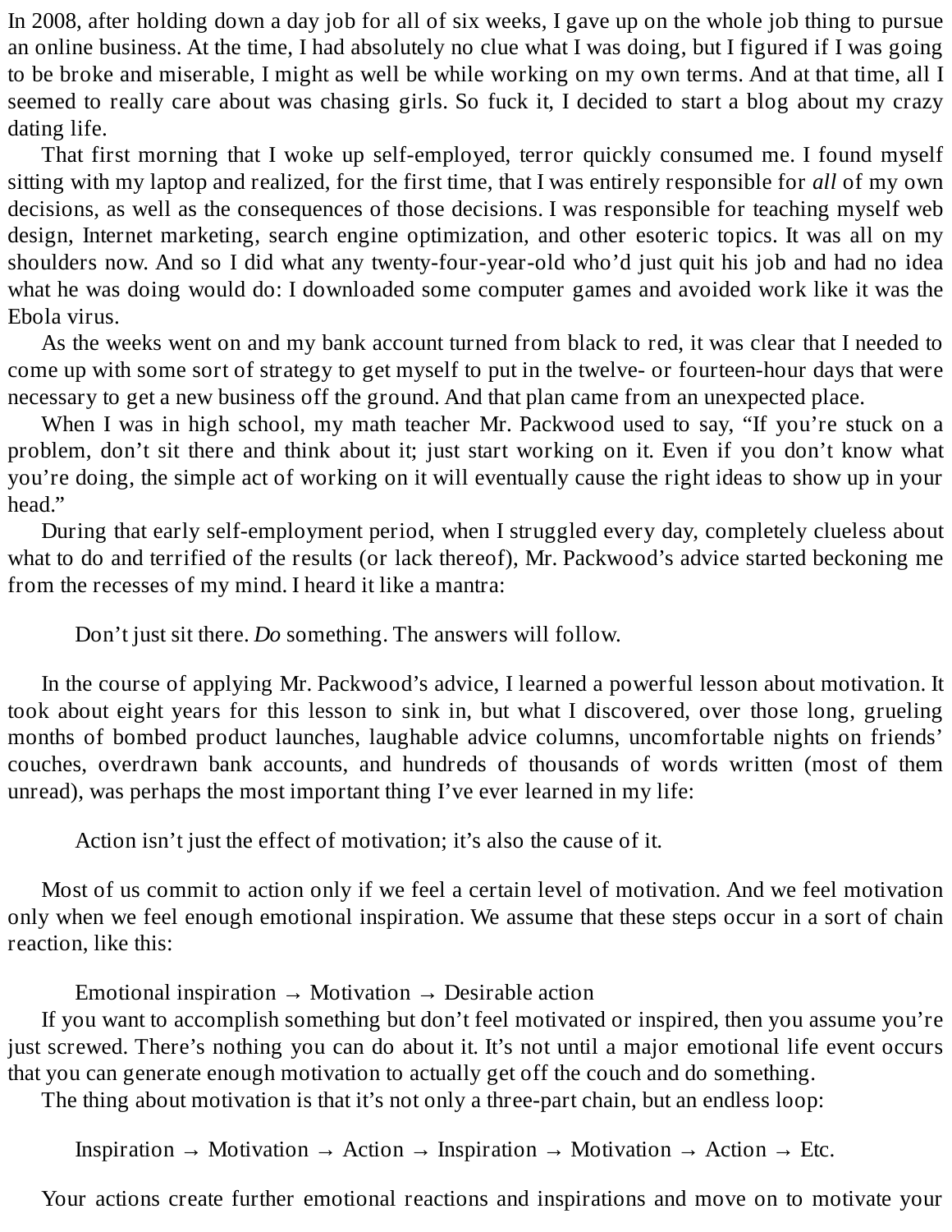In 2008, after holding down a day job for all of six weeks, I gave up on the whole job thing to pursue an online business. At the time, I had absolutely no clue what I was doing, but I figured if I was going to be broke and miserable, I might as well be while working on my own terms. And at that time, all I seemed to really care about was chasing girls. So fuck it, I decided to start a blog about my crazy dating life.

That first morning that I woke up self-employed, terror quickly consumed me. I found myself sitting with my laptop and realized, for the first time, that I was entirely responsible for *all* of my own decisions, as well as the consequences of those decisions. I was responsible for teaching myself web design, Internet marketing, search engine optimization, and other esoteric topics. It was all on my shoulders now. And so I did what any twenty-four-year-old who'd just quit his job and had no idea what he was doing would do: I downloaded some computer games and avoided work like it was the Ebola virus.

As the weeks went on and my bank account turned from black to red, it was clear that I needed to come up with some sort of strategy to get myself to put in the twelve- or fourteen-hour days that were necessary to get a new business off the ground. And that plan came from an unexpected place.

When I was in high school, my math teacher Mr. Packwood used to say, "If you're stuck on a problem, don't sit there and think about it; just start working on it. Even if you don't know what you're doing, the simple act of working on it will eventually cause the right ideas to show up in your head."

During that early self-employment period, when I struggled every day, completely clueless about what to do and terrified of the results (or lack thereof), Mr. Packwood's advice started beckoning me from the recesses of my mind. I heard it like a mantra:

> Don't just sit there. *Do* something. The answers will follow.

In the course of applying Mr. Packwood's advice, I learned a powerful lesson about motivation. It took about eight years for this lesson to sink in, but what I discovered, over those long, grueling months of bombed product launches, laughable advice columns, uncomfortable nights on friends' couches, overdrawn bank accounts, and hundreds of thousands of words written (most of them unread), was perhaps the most important thing I've ever learned in my life:

> Action isn't just the effect of motivation; it's also the cause of it.

Most of us commit to action only if we feel a certain level of motivation. And we feel motivation only when we feel enough emotional inspiration. We assume that these steps occur in a sort of chain reaction, like this:

> Emotional inspiration → Motivation → Desirable action

If you want to accomplish something but don't feel motivated or inspired, then you assume you're just screwed. There's nothing you can do about it. It's not until a major emotional life event occurs that you can generate enough motivation to actually get off the couch and do something.

The thing about motivation is that it's not only a three-part chain, but an endless loop:

> Inspiration → Motivation → Action → Inspiration → Motivation → Action → Etc.

Your actions create further emotional reactions and inspirations and move on to motivate your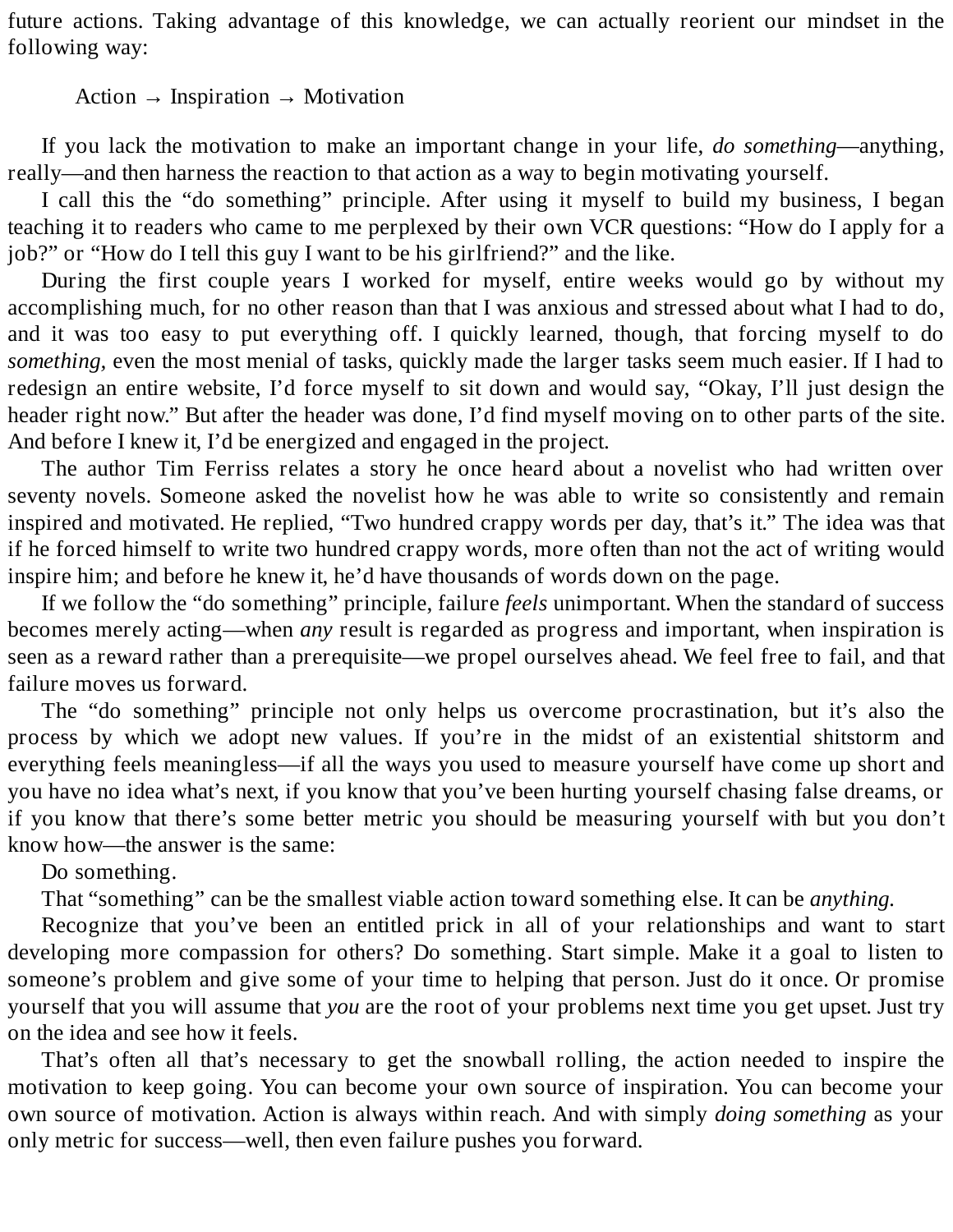future actions. Taking advantage of this knowledge, we can actually reorient our mindset in the following way:

> Action → Inspiration → Motivation

If you lack the motivation to make an important change in your life, *do something*—anything, really—and then harness the reaction to that action as a way to begin motivating yourself.

I call this the "do something" principle. After using it myself to build my business, I began teaching it to readers who came to me perplexed by their own VCR questions: "How do I apply for a job?" or "How do I tell this guy I want to be his girlfriend?" and the like.

During the first couple years I worked for myself, entire weeks would go by without my accomplishing much, for no other reason than that I was anxious and stressed about what I had to do, and it was too easy to put everything off. I quickly learned, though, that forcing myself to do *something*, even the most menial of tasks, quickly made the larger tasks seem much easier. If I had to redesign an entire website, I'd force myself to sit down and would say, "Okay, I'll just design the header right now." But after the header was done, I'd find myself moving on to other parts of the site. And before I knew it, I'd be energized and engaged in the project.

The author Tim Ferriss relates a story he once heard about a novelist who had written over seventy novels. Someone asked the novelist how he was able to write so consistently and remain inspired and motivated. He replied, "Two hundred crappy words per day, that's it." The idea was that if he forced himself to write two hundred crappy words, more often than not the act of writing would inspire him; and before he knew it, he'd have thousands of words down on the page.

If we follow the "do something" principle, failure *feels* unimportant. When the standard of success becomes merely acting—when *any* result is regarded as progress and important, when inspiration is seen as a reward rather than a prerequisite—we propel ourselves ahead. We feel free to fail, and that failure moves us forward.

The "do something" principle not only helps us overcome procrastination, but it's also the process by which we adopt new values. If you're in the midst of an existential shitstorm and everything feels meaningless—if all the ways you used to measure yourself have come up short and you have no idea what's next, if you know that you've been hurting yourself chasing false dreams, or if you know that there's some better metric you should be measuring yourself with but you don't know how—the answer is the same:

Do something.

That "something" can be the smallest viable action toward something else. It can be *anything*.

Recognize that you've been an entitled prick in all of your relationships and want to start developing more compassion for others? Do something. Start simple. Make it a goal to listen to someone's problem and give some of your time to helping that person. Just do it once. Or promise yourself that you will assume that *you* are the root of your problems next time you get upset. Just try on the idea and see how it feels.

That's often all that's necessary to get the snowball rolling, the action needed to inspire the motivation to keep going. You can become your own source of inspiration. You can become your own source of motivation. Action is always within reach. And with simply *doing something* as your only metric for success—well, then even failure pushes you forward.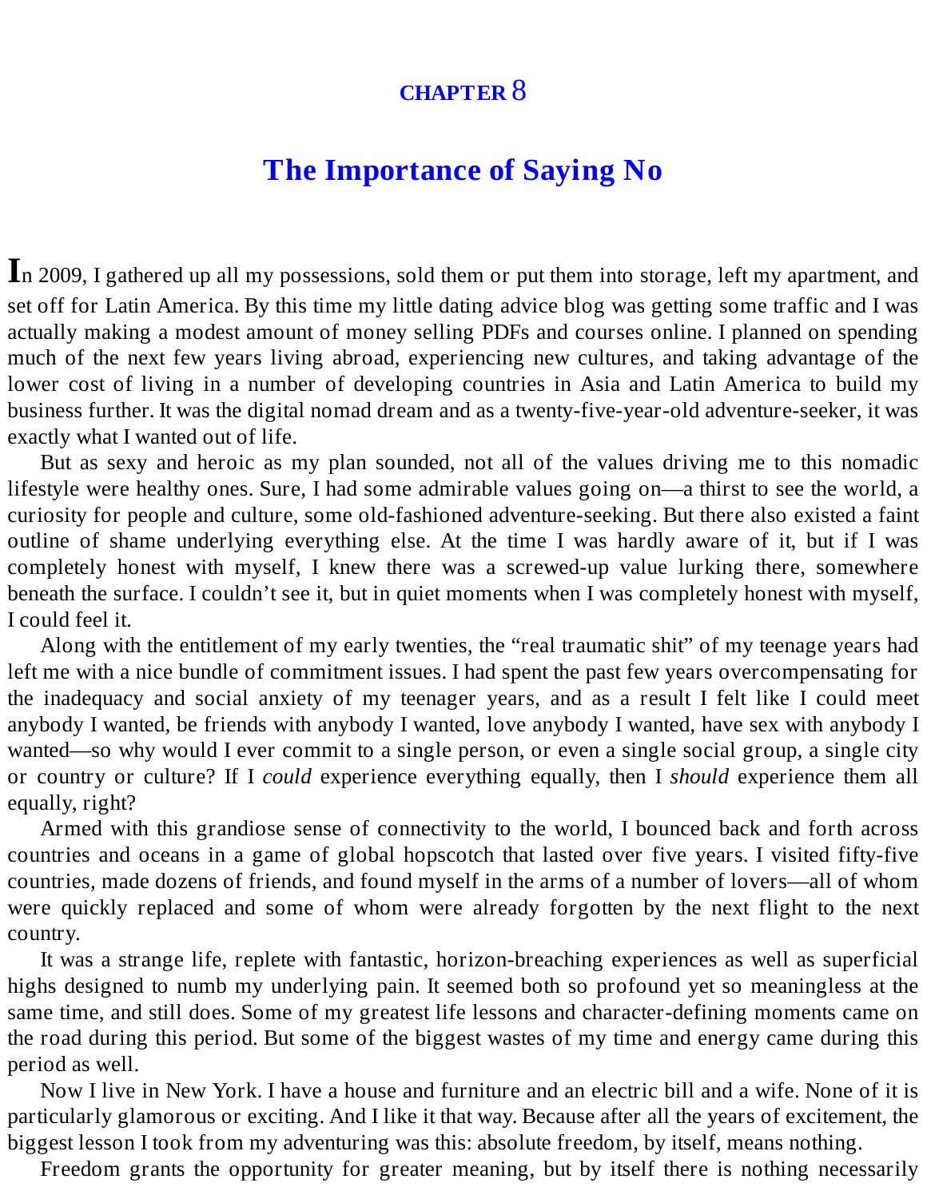# CHAPTER 8

## The Importance of Saying No

In 2009, I gathered up all my possessions, sold them or put them into storage, left my apartment, and set off for Latin America. By this time my little dating advice blog was getting some traffic and I was actually making a modest amount of money selling PDFs and courses online. I planned on spending much of the next few years living abroad, experiencing new cultures, and taking advantage of the lower cost of living in a number of developing countries in Asia and Latin America to build my business further. It was the digital nomad dream and as a twenty-five-year-old adventure-seeker, it was exactly what I wanted out of life.

But as sexy and heroic as my plan sounded, not all of the values driving me to this nomadic lifestyle were healthy ones. Sure, I had some admirable values going on—a thirst to see the world, a curiosity for people and culture, some old-fashioned adventure-seeking. But there also existed a faint outline of shame underlying everything else. At the time I was hardly aware of it, but if I was completely honest with myself, I knew there was a screwed-up value lurking there, somewhere beneath the surface. I couldn't see it, but in quiet moments when I was completely honest with myself, I could feel it.

Along with the entitlement of my early twenties, the "real traumatic shit" of my teenage years had left me with a nice bundle of commitment issues. I had spent the past few years overcompensating for the inadequacy and social anxiety of my teenager years, and as a result I felt like I could meet anybody I wanted, be friends with anybody I wanted, love anybody I wanted, have sex with anybody I wanted—so why would I ever commit to a single person, or even a single social group, a single city or country or culture? If I *could* experience everything equally, then I *should* experience them all equally, right?

Armed with this grandiose sense of connectivity to the world, I bounced back and forth across countries and oceans in a game of global hopscotch that lasted over five years. I visited fifty-five countries, made dozens of friends, and found myself in the arms of a number of lovers—all of whom were quickly replaced and some of whom were already forgotten by the next flight to the next country.

It was a strange life, replete with fantastic, horizon-breaching experiences as well as superficial highs designed to numb my underlying pain. It seemed both so profound yet so meaningless at the same time, and still does. Some of my greatest life lessons and character-defining moments came on the road during this period. But some of the biggest wastes of my time and energy came during this period as well.

Now I live in New York. I have a house and furniture and an electric bill and a wife. None of it is particularly glamorous or exciting. And I like it that way. Because after all the years of excitement, the biggest lesson I took from my adventuring was this: absolute freedom, by itself, means nothing.

Freedom grants the opportunity for greater meaning, but by itself there is nothing necessarily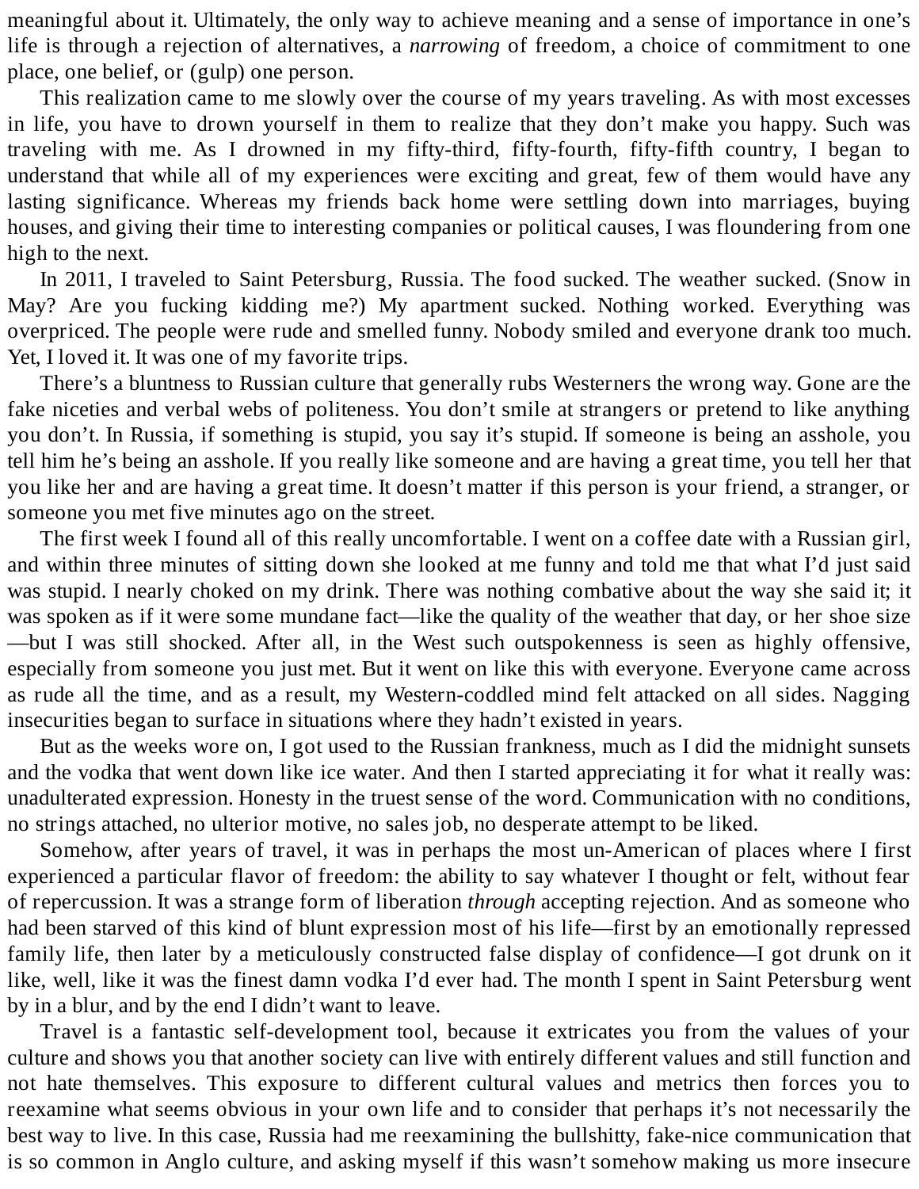meaningful about it. Ultimately, the only way to achieve meaning and a sense of importance in one's life is through a rejection of alternatives, a *narrowing* of freedom, a choice of commitment to one place, one belief, or (gulp) one person.

This realization came to me slowly over the course of my years traveling. As with most excesses in life, you have to drown yourself in them to realize that they don't make you happy. Such was traveling with me. As I drowned in my fifty-third, fifty-fourth, fifty-fifth country, I began to understand that while all of my experiences were exciting and great, few of them would have any lasting significance. Whereas my friends back home were settling down into marriages, buying houses, and giving their time to interesting companies or political causes, I was floundering from one high to the next.

In 2011, I traveled to Saint Petersburg, Russia. The food sucked. The weather sucked. (Snow in May? Are you fucking kidding me?) My apartment sucked. Nothing worked. Everything was overpriced. The people were rude and smelled funny. Nobody smiled and everyone drank too much. Yet, I loved it. It was one of my favorite trips.

There's a bluntness to Russian culture that generally rubs Westerners the wrong way. Gone are the fake niceties and verbal webs of politeness. You don't smile at strangers or pretend to like anything you don't. In Russia, if something is stupid, you say it's stupid. If someone is being an asshole, you tell him he's being an asshole. If you really like someone and are having a great time, you tell her that you like her and are having a great time. It doesn't matter if this person is your friend, a stranger, or someone you met five minutes ago on the street.

The first week I found all of this really uncomfortable. I went on a coffee date with a Russian girl, and within three minutes of sitting down she looked at me funny and told me that what I'd just said was stupid. I nearly choked on my drink. There was nothing combative about the way she said it; it was spoken as if it were some mundane fact—like the quality of the weather that day, or her shoe size—but I was still shocked. After all, in the West such outspokenness is seen as highly offensive, especially from someone you just met. But it went on like this with everyone. Everyone came across as rude all the time, and as a result, my Western-coddled mind felt attacked on all sides. Nagging insecurities began to surface in situations where they hadn't existed in years.

But as the weeks wore on, I got used to the Russian frankness, much as I did the midnight sunsets and the vodka that went down like ice water. And then I started appreciating it for what it really was: unadulterated expression. Honesty in the truest sense of the word. Communication with no conditions, no strings attached, no ulterior motive, no sales job, no desperate attempt to be liked.

Somehow, after years of travel, it was in perhaps the most un-American of places where I first experienced a particular flavor of freedom: the ability to say whatever I thought or felt, without fear of repercussion. It was a strange form of liberation *through* accepting rejection. And as someone who had been starved of this kind of blunt expression most of his life—first by an emotionally repressed family life, then later by a meticulously constructed false display of confidence—I got drunk on it like, well, like it was the finest damn vodka I'd ever had. The month I spent in Saint Petersburg went by in a blur, and by the end I didn't want to leave.

Travel is a fantastic self-development tool, because it extricates you from the values of your culture and shows you that another society can live with entirely different values and still function and not hate themselves. This exposure to different cultural values and metrics then forces you to reexamine what seems obvious in your own life and to consider that perhaps it's not necessarily the best way to live. In this case, Russia had me reexamining the bullshitty, fake-nice communication that is so common in Anglo culture, and asking myself if this wasn't somehow making us more insecure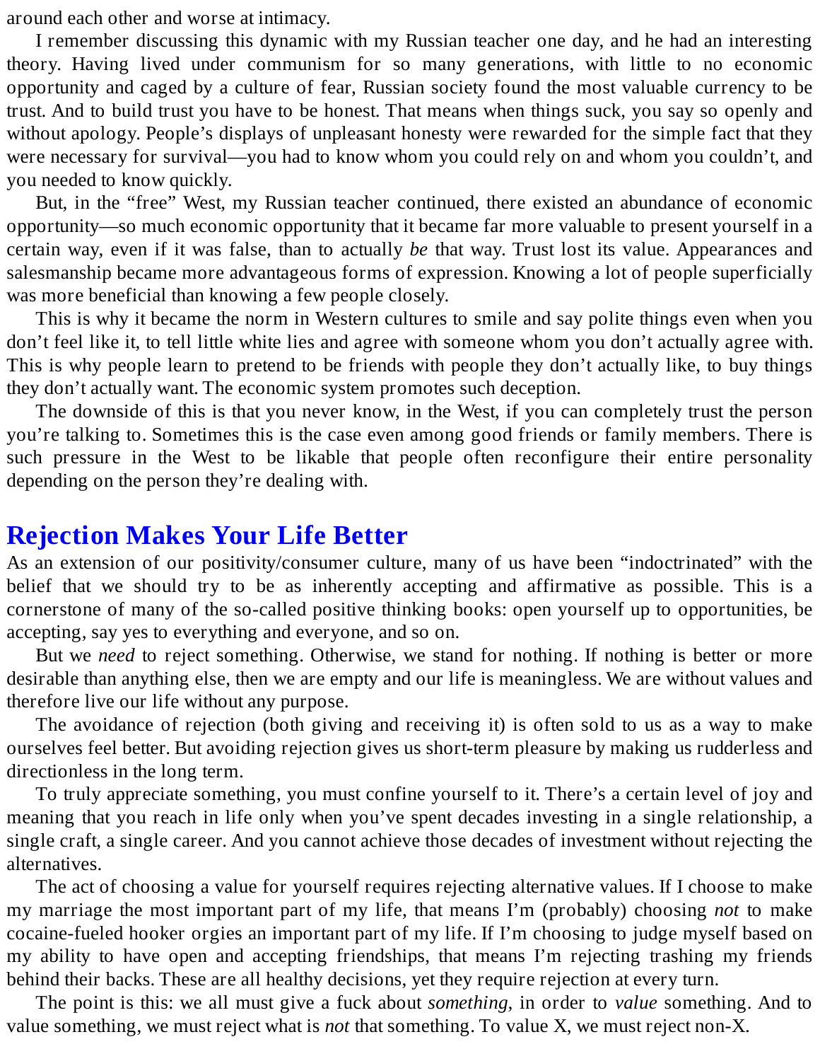around each other and worse at intimacy.

I remember discussing this dynamic with my Russian teacher one day, and he had an interesting theory. Having lived under communism for so many generations, with little to no economic opportunity and caged by a culture of fear, Russian society found the most valuable currency to be trust. And to build trust you have to be honest. That means when things suck, you say so openly and without apology. People's displays of unpleasant honesty were rewarded for the simple fact that they were necessary for survival—you had to know whom you could rely on and whom you couldn't, and you needed to know quickly.

But, in the "free" West, my Russian teacher continued, there existed an abundance of economic opportunity—so much economic opportunity that it became far more valuable to present yourself in a certain way, even if it was false, than to actually *be* that way. Trust lost its value. Appearances and salesmanship became more advantageous forms of expression. Knowing a lot of people superficially was more beneficial than knowing a few people closely.

This is why it became the norm in Western cultures to smile and say polite things even when you don't feel like it, to tell little white lies and agree with someone whom you don't actually agree with. This is why people learn to pretend to be friends with people they don't actually like, to buy things they don't actually want. The economic system promotes such deception.

The downside of this is that you never know, in the West, if you can completely trust the person you're talking to. Sometimes this is the case even among good friends or family members. There is such pressure in the West to be likable that people often reconfigure their entire personality depending on the person they're dealing with.

## Rejection Makes Your Life Better

As an extension of our positivity/consumer culture, many of us have been "indoctrinated" with the belief that we should try to be as inherently accepting and affirmative as possible. This is a cornerstone of many of the so-called positive thinking books: open yourself up to opportunities, be accepting, say yes to everything and everyone, and so on.

But we *need* to reject something. Otherwise, we stand for nothing. If nothing is better or more desirable than anything else, then we are empty and our life is meaningless. We are without values and therefore live our life without any purpose.

The avoidance of rejection (both giving and receiving it) is often sold to us as a way to make ourselves feel better. But avoiding rejection gives us short-term pleasure by making us rudderless and directionless in the long term.

To truly appreciate something, you must confine yourself to it. There's a certain level of joy and meaning that you reach in life only when you've spent decades investing in a single relationship, a single craft, a single career. And you cannot achieve those decades of investment without rejecting the alternatives.

The act of choosing a value for yourself requires rejecting alternative values. If I choose to make my marriage the most important part of my life, that means I'm (probably) choosing *not* to make cocaine-fueled hooker orgies an important part of my life. If I'm choosing to judge myself based on my ability to have open and accepting friendships, that means I'm rejecting trashing my friends behind their backs. These are all healthy decisions, yet they require rejection at every turn.

The point is this: we all must give a fuck about *something*, in order to *value* something. And to value something, we must reject what is *not* that something. To value X, we must reject non-X.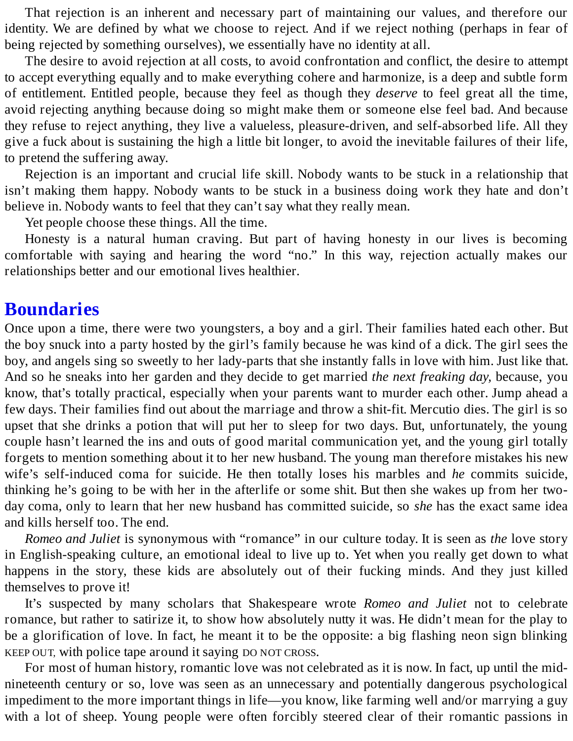That rejection is an inherent and necessary part of maintaining our values, and therefore our identity. We are defined by what we choose to reject. And if we reject nothing (perhaps in fear of being rejected by something ourselves), we essentially have no identity at all.

The desire to avoid rejection at all costs, to avoid confrontation and conflict, the desire to attempt to accept everything equally and to make everything cohere and harmonize, is a deep and subtle form of entitlement. Entitled people, because they feel as though they *deserve* to feel great all the time, avoid rejecting anything because doing so might make them or someone else feel bad. And because they refuse to reject anything, they live a valueless, pleasure-driven, and self-absorbed life. All they give a fuck about is sustaining the high a little bit longer, to avoid the inevitable failures of their life, to pretend the suffering away.

Rejection is an important and crucial life skill. Nobody wants to be stuck in a relationship that isn't making them happy. Nobody wants to be stuck in a business doing work they hate and don't believe in. Nobody wants to feel that they can't say what they really mean.

Yet people choose these things. All the time.

Honesty is a natural human craving. But part of having honesty in our lives is becoming comfortable with saying and hearing the word "no." In this way, rejection actually makes our relationships better and our emotional lives healthier.

## Boundaries

Once upon a time, there were two youngsters, a boy and a girl. Their families hated each other. But the boy snuck into a party hosted by the girl's family because he was kind of a dick. The girl sees the boy, and angels sing so sweetly to her lady-parts that she instantly falls in love with him. Just like that. And so he sneaks into her garden and they decide to get married *the next freaking day*, because, you know, that's totally practical, especially when your parents want to murder each other. Jump ahead a few days. Their families find out about the marriage and throw a shit-fit. Mercutio dies. The girl is so upset that she drinks a potion that will put her to sleep for two days. But, unfortunately, the young couple hasn't learned the ins and outs of good marital communication yet, and the young girl totally forgets to mention something about it to her new husband. The young man therefore mistakes his new wife's self-induced coma for suicide. He then totally loses his marbles and *he* commits suicide, thinking he's going to be with her in the afterlife or some shit. But then she wakes up from her two-day coma, only to learn that her new husband has committed suicide, so *she* has the exact same idea and kills herself too. The end.

*Romeo and Juliet* is synonymous with "romance" in our culture today. It is seen as *the* love story in English-speaking culture, an emotional ideal to live up to. Yet when you really get down to what happens in the story, these kids are absolutely out of their fucking minds. And they just killed themselves to prove it!

It's suspected by many scholars that Shakespeare wrote *Romeo and Juliet* not to celebrate romance, but rather to satirize it, to show how absolutely nutty it was. He didn't mean for the play to be a glorification of love. In fact, he meant it to be the opposite: a big flashing neon sign blinking KEEP OUT, with police tape around it saying DO NOT CROSS.

For most of human history, romantic love was not celebrated as it is now. In fact, up until the mid-nineteenth century or so, love was seen as an unnecessary and potentially dangerous psychological impediment to the more important things in life—you know, like farming well and/or marrying a guy with a lot of sheep. Young people were often forcibly steered clear of their romantic passions in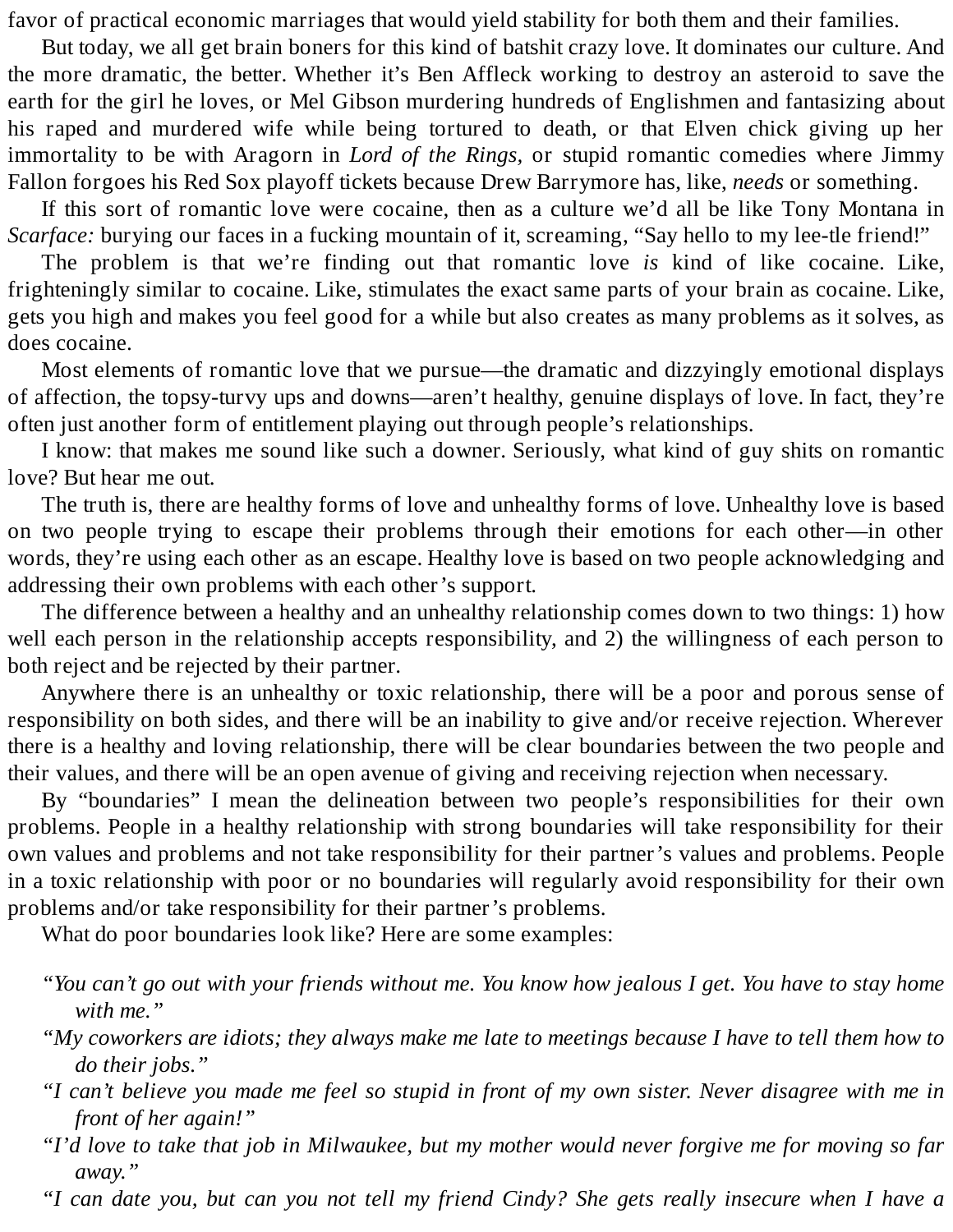favor of practical economic marriages that would yield stability for both them and their families.

But today, we all get brain boners for this kind of batshit crazy love. It dominates our culture. And the more dramatic, the better. Whether it's Ben Affleck working to destroy an asteroid to save the earth for the girl he loves, or Mel Gibson murdering hundreds of Englishmen and fantasizing about his raped and murdered wife while being tortured to death, or that Elven chick giving up her immortality to be with Aragorn in *Lord of the Rings,* or stupid romantic comedies where Jimmy Fallon forgoes his Red Sox playoff tickets because Drew Barrymore has, like, *needs* or something.

If this sort of romantic love were cocaine, then as a culture we'd all be like Tony Montana in *Scarface:* burying our faces in a fucking mountain of it, screaming, "Say hello to my lee-tle friend!"

The problem is that we're finding out that romantic love *is* kind of like cocaine. Like, frighteningly similar to cocaine. Like, stimulates the exact same parts of your brain as cocaine. Like, gets you high and makes you feel good for a while but also creates as many problems as it solves, as does cocaine.

Most elements of romantic love that we pursue—the dramatic and dizzyingly emotional displays of affection, the topsy-turvy ups and downs—aren't healthy, genuine displays of love. In fact, they're often just another form of entitlement playing out through people's relationships.

I know: that makes me sound like such a downer. Seriously, what kind of guy shits on romantic love? But hear me out.

The truth is, there are healthy forms of love and unhealthy forms of love. Unhealthy love is based on two people trying to escape their problems through their emotions for each other—in other words, they're using each other as an escape. Healthy love is based on two people acknowledging and addressing their own problems with each other's support.

The difference between a healthy and an unhealthy relationship comes down to two things: 1) how well each person in the relationship accepts responsibility, and 2) the willingness of each person to both reject and be rejected by their partner.

Anywhere there is an unhealthy or toxic relationship, there will be a poor and porous sense of responsibility on both sides, and there will be an inability to give and/or receive rejection. Wherever there is a healthy and loving relationship, there will be clear boundaries between the two people and their values, and there will be an open avenue of giving and receiving rejection when necessary.

By "boundaries" I mean the delineation between two people's responsibilities for their own problems. People in a healthy relationship with strong boundaries will take responsibility for their own values and problems and not take responsibility for their partner's values and problems. People in a toxic relationship with poor or no boundaries will regularly avoid responsibility for their own problems and/or take responsibility for their partner's problems.

What do poor boundaries look like? Here are some examples:

*"You can't go out with your friends without me. You know how jealous I get. You have to stay home with me."*

*"My coworkers are idiots; they always make me late to meetings because I have to tell them how to do their jobs."*

*"I can't believe you made me feel so stupid in front of my own sister. Never disagree with me in front of her again!"*

*"I'd love to take that job in Milwaukee, but my mother would never forgive me for moving so far away."*

*"I can date you, but can you not tell my friend Cindy? She gets really insecure when I have a*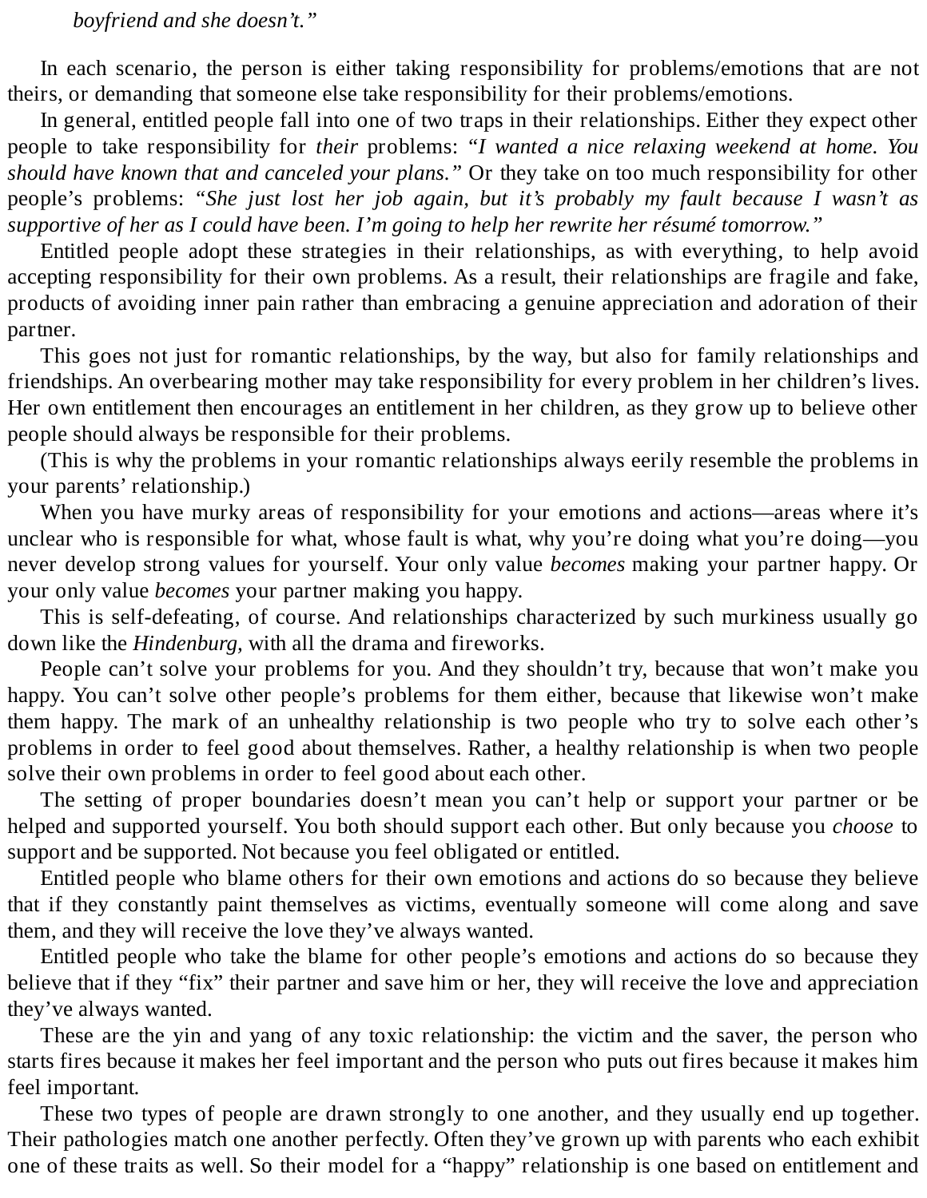*boyfriend and she doesn't."*

In each scenario, the person is either taking responsibility for problems/emotions that are not theirs, or demanding that someone else take responsibility for their problems/emotions.

In general, entitled people fall into one of two traps in their relationships. Either they expect other people to take responsibility for *their* problems: *"I wanted a nice relaxing weekend at home. You should have known that and canceled your plans."* Or they take on too much responsibility for other people's problems: *"She just lost her job again, but it's probably my fault because I wasn't as supportive of her as I could have been. I'm going to help her rewrite her résumé tomorrow."*

Entitled people adopt these strategies in their relationships, as with everything, to help avoid accepting responsibility for their own problems. As a result, their relationships are fragile and fake, products of avoiding inner pain rather than embracing a genuine appreciation and adoration of their partner.

This goes not just for romantic relationships, by the way, but also for family relationships and friendships. An overbearing mother may take responsibility for every problem in her children's lives. Her own entitlement then encourages an entitlement in her children, as they grow up to believe other people should always be responsible for their problems.

(This is why the problems in your romantic relationships always eerily resemble the problems in your parents' relationship.)

When you have murky areas of responsibility for your emotions and actions—areas where it's unclear who is responsible for what, whose fault is what, why you're doing what you're doing—you never develop strong values for yourself. Your only value *becomes* making your partner happy. Or your only value *becomes* your partner making you happy.

This is self-defeating, of course. And relationships characterized by such murkiness usually go down like the *Hindenburg*, with all the drama and fireworks.

People can't solve your problems for you. And they shouldn't try, because that won't make you happy. You can't solve other people's problems for them either, because that likewise won't make them happy. The mark of an unhealthy relationship is two people who try to solve each other's problems in order to feel good about themselves. Rather, a healthy relationship is when two people solve their own problems in order to feel good about each other.

The setting of proper boundaries doesn't mean you can't help or support your partner or be helped and supported yourself. You both should support each other. But only because you *choose* to support and be supported. Not because you feel obligated or entitled.

Entitled people who blame others for their own emotions and actions do so because they believe that if they constantly paint themselves as victims, eventually someone will come along and save them, and they will receive the love they've always wanted.

Entitled people who take the blame for other people's emotions and actions do so because they believe that if they "fix" their partner and save him or her, they will receive the love and appreciation they've always wanted.

These are the yin and yang of any toxic relationship: the victim and the saver, the person who starts fires because it makes her feel important and the person who puts out fires because it makes him feel important.

These two types of people are drawn strongly to one another, and they usually end up together. Their pathologies match one another perfectly. Often they've grown up with parents who each exhibit one of these traits as well. So their model for a "happy" relationship is one based on entitlement and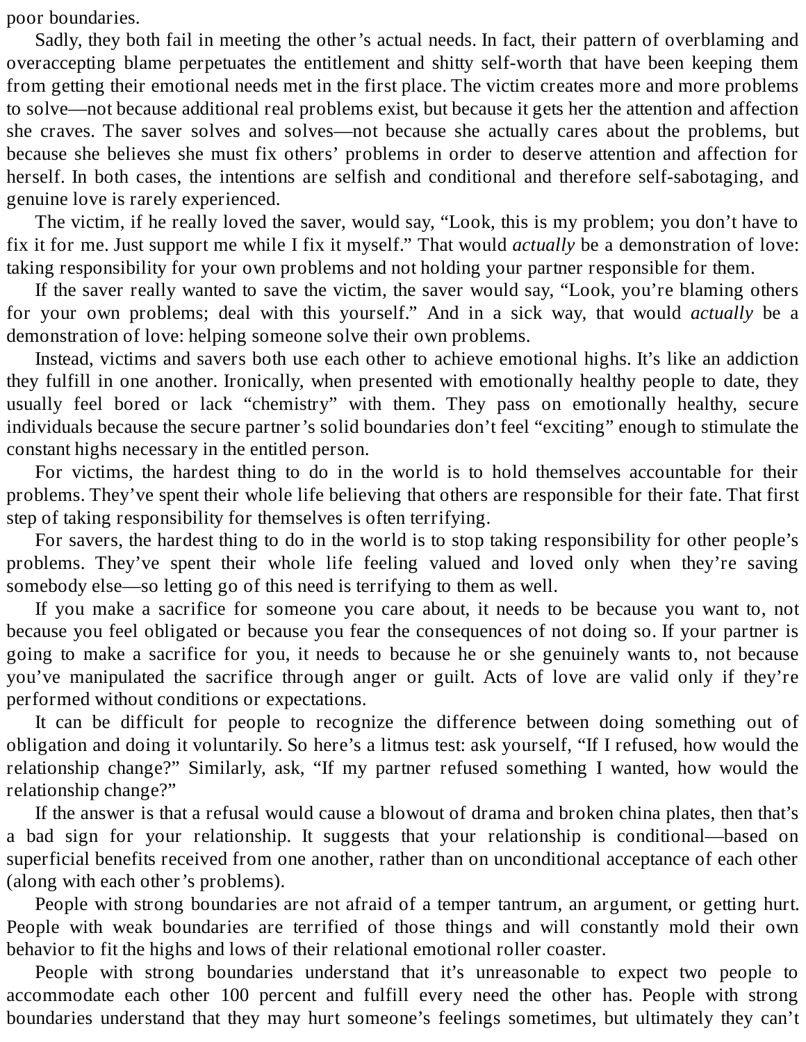poor boundaries.

Sadly, they both fail in meeting the other's actual needs. In fact, their pattern of overblaming and overaccepting blame perpetuates the entitlement and shitty self-worth that have been keeping them from getting their emotional needs met in the first place. The victim creates more and more problems to solve—not because additional real problems exist, but because it gets her the attention and affection she craves. The saver solves and solves—not because she actually cares about the problems, but because she believes she must fix others' problems in order to deserve attention and affection for herself. In both cases, the intentions are selfish and conditional and therefore self-sabotaging, and genuine love is rarely experienced.

The victim, if he really loved the saver, would say, "Look, this is my problem; you don't have to fix it for me. Just support me while I fix it myself." That would *actually* be a demonstration of love: taking responsibility for your own problems and not holding your partner responsible for them.

If the saver really wanted to save the victim, the saver would say, "Look, you're blaming others for your own problems; deal with this yourself." And in a sick way, that would *actually* be a demonstration of love: helping someone solve their own problems.

Instead, victims and savers both use each other to achieve emotional highs. It's like an addiction they fulfill in one another. Ironically, when presented with emotionally healthy people to date, they usually feel bored or lack "chemistry" with them. They pass on emotionally healthy, secure individuals because the secure partner's solid boundaries don't feel "exciting" enough to stimulate the constant highs necessary in the entitled person.

For victims, the hardest thing to do in the world is to hold themselves accountable for their problems. They've spent their whole life believing that others are responsible for their fate. That first step of taking responsibility for themselves is often terrifying.

For savers, the hardest thing to do in the world is to stop taking responsibility for other people's problems. They've spent their whole life feeling valued and loved only when they're saving somebody else—so letting go of this need is terrifying to them as well.

If you make a sacrifice for someone you care about, it needs to be because you want to, not because you feel obligated or because you fear the consequences of not doing so. If your partner is going to make a sacrifice for you, it needs to because he or she genuinely wants to, not because you've manipulated the sacrifice through anger or guilt. Acts of love are valid only if they're performed without conditions or expectations.

It can be difficult for people to recognize the difference between doing something out of obligation and doing it voluntarily. So here's a litmus test: ask yourself, "If I refused, how would the relationship change?" Similarly, ask, "If my partner refused something I wanted, how would the relationship change?"

If the answer is that a refusal would cause a blowout of drama and broken china plates, then that's a bad sign for your relationship. It suggests that your relationship is conditional—based on superficial benefits received from one another, rather than on unconditional acceptance of each other (along with each other's problems).

People with strong boundaries are not afraid of a temper tantrum, an argument, or getting hurt. People with weak boundaries are terrified of those things and will constantly mold their own behavior to fit the highs and lows of their relational emotional roller coaster.

People with strong boundaries understand that it's unreasonable to expect two people to accommodate each other 100 percent and fulfill every need the other has. People with strong boundaries understand that they may hurt someone's feelings sometimes, but ultimately they can't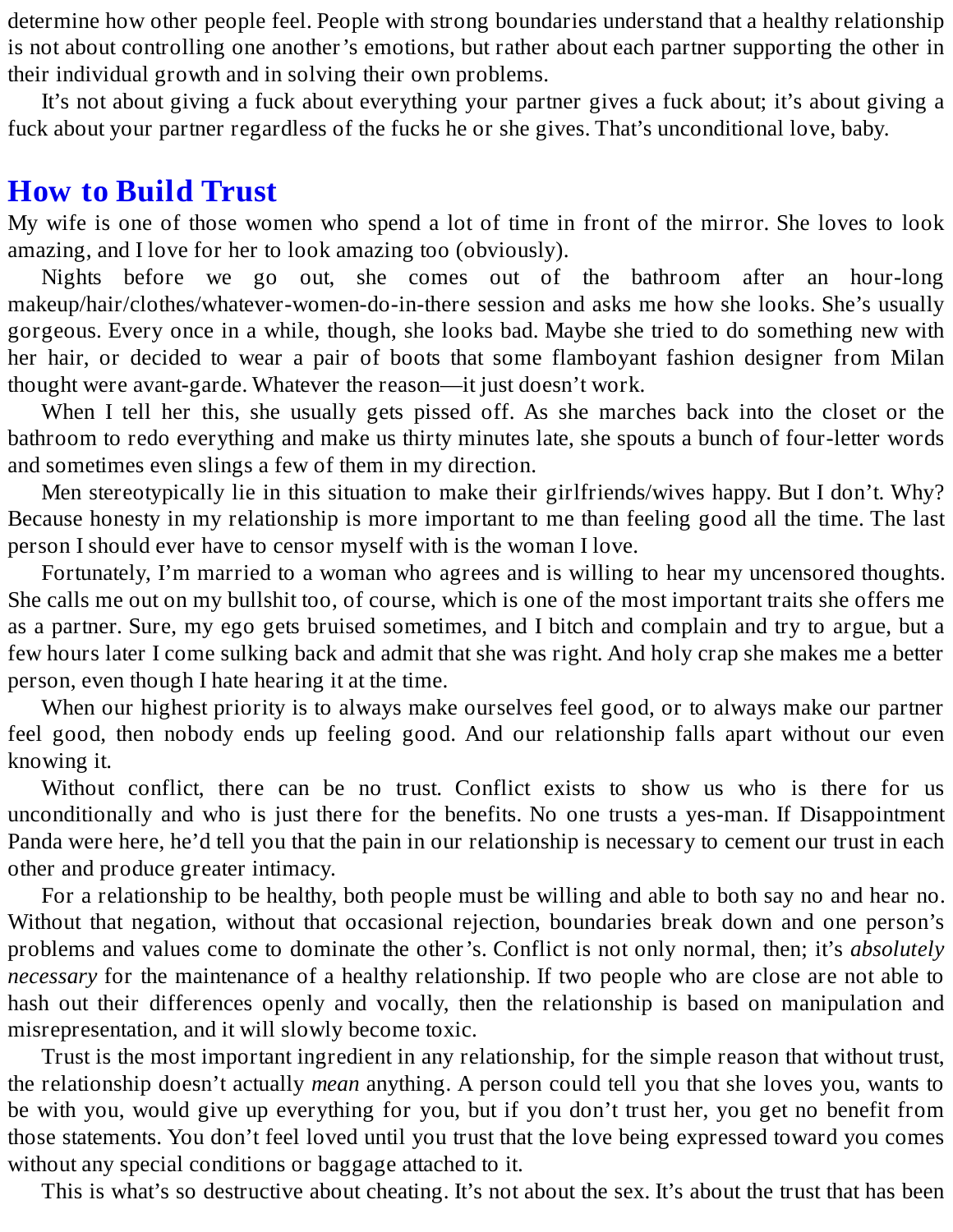determine how other people feel. People with strong boundaries understand that a healthy relationship is not about controlling one another's emotions, but rather about each partner supporting the other in their individual growth and in solving their own problems.

It's not about giving a fuck about everything your partner gives a fuck about; it's about giving a fuck about your partner regardless of the fucks he or she gives. That's unconditional love, baby.

## How to Build Trust

My wife is one of those women who spend a lot of time in front of the mirror. She loves to look amazing, and I love for her to look amazing too (obviously).

Nights before we go out, she comes out of the bathroom after an hour-long makeup/hair/clothes/whatever-women-do-in-there session and asks me how she looks. She's usually gorgeous. Every once in a while, though, she looks bad. Maybe she tried to do something new with her hair, or decided to wear a pair of boots that some flamboyant fashion designer from Milan thought were avant-garde. Whatever the reason—it just doesn't work.

When I tell her this, she usually gets pissed off. As she marches back into the closet or the bathroom to redo everything and make us thirty minutes late, she spouts a bunch of four-letter words and sometimes even slings a few of them in my direction.

Men stereotypically lie in this situation to make their girlfriends/wives happy. But I don't. Why? Because honesty in my relationship is more important to me than feeling good all the time. The last person I should ever have to censor myself with is the woman I love.

Fortunately, I'm married to a woman who agrees and is willing to hear my uncensored thoughts. She calls me out on my bullshit too, of course, which is one of the most important traits she offers me as a partner. Sure, my ego gets bruised sometimes, and I bitch and complain and try to argue, but a few hours later I come sulking back and admit that she was right. And holy crap she makes me a better person, even though I hate hearing it at the time.

When our highest priority is to always make ourselves feel good, or to always make our partner feel good, then nobody ends up feeling good. And our relationship falls apart without our even knowing it.

Without conflict, there can be no trust. Conflict exists to show us who is there for us unconditionally and who is just there for the benefits. No one trusts a yes-man. If Disappointment Panda were here, he'd tell you that the pain in our relationship is necessary to cement our trust in each other and produce greater intimacy.

For a relationship to be healthy, both people must be willing and able to both say no and hear no. Without that negation, without that occasional rejection, boundaries break down and one person's problems and values come to dominate the other's. Conflict is not only normal, then; it's *absolutely necessary* for the maintenance of a healthy relationship. If two people who are close are not able to hash out their differences openly and vocally, then the relationship is based on manipulation and misrepresentation, and it will slowly become toxic.

Trust is the most important ingredient in any relationship, for the simple reason that without trust, the relationship doesn't actually *mean* anything. A person could tell you that she loves you, wants to be with you, would give up everything for you, but if you don't trust her, you get no benefit from those statements. You don't feel loved until you trust that the love being expressed toward you comes without any special conditions or baggage attached to it.

This is what's so destructive about cheating. It's not about the sex. It's about the trust that has been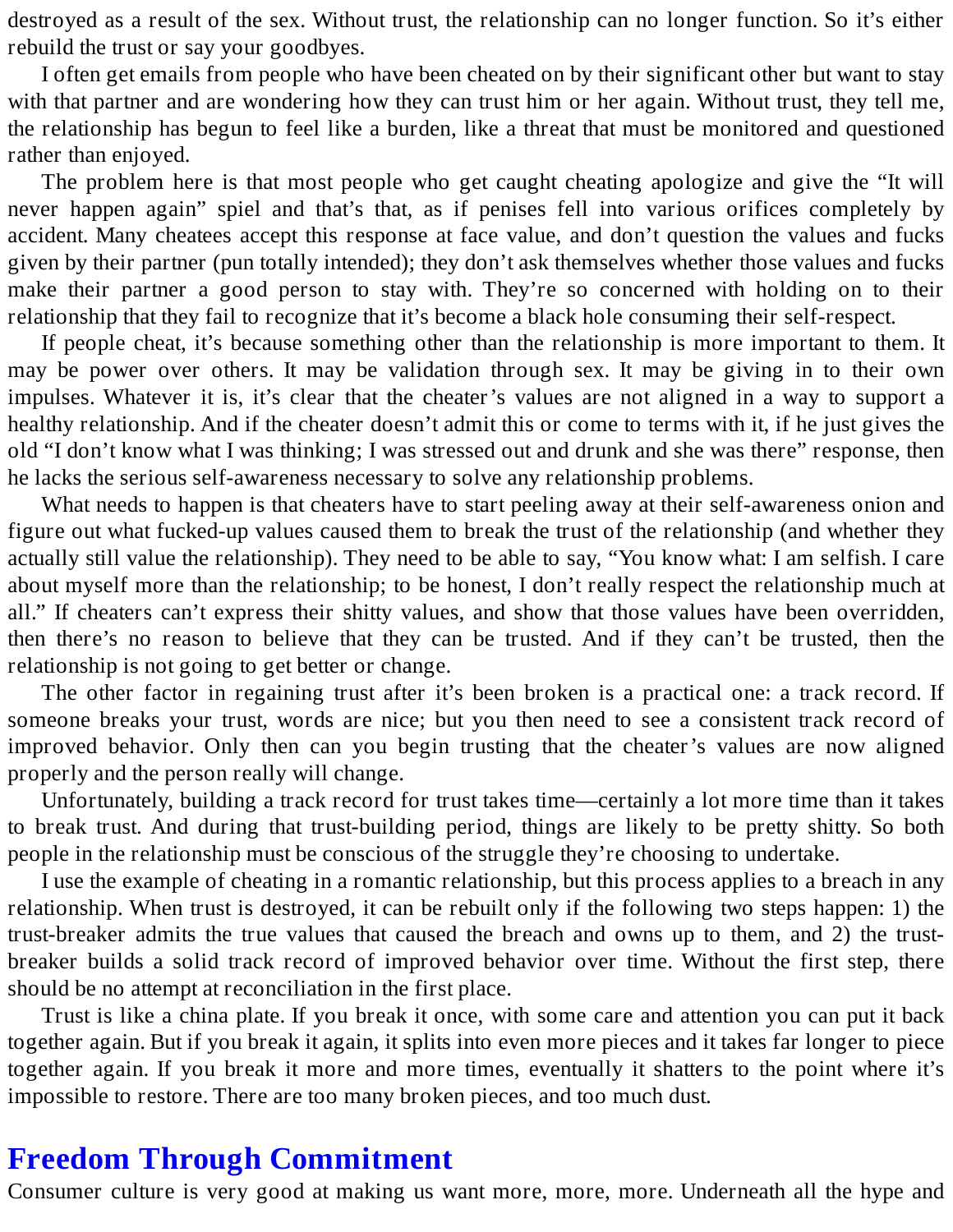destroyed as a result of the sex. Without trust, the relationship can no longer function. So it's either rebuild the trust or say your goodbyes.

I often get emails from people who have been cheated on by their significant other but want to stay with that partner and are wondering how they can trust him or her again. Without trust, they tell me, the relationship has begun to feel like a burden, like a threat that must be monitored and questioned rather than enjoyed.

The problem here is that most people who get caught cheating apologize and give the "It will never happen again" spiel and that's that, as if penises fell into various orifices completely by accident. Many cheatees accept this response at face value, and don't question the values and fucks given by their partner (pun totally intended); they don't ask themselves whether those values and fucks make their partner a good person to stay with. They're so concerned with holding on to their relationship that they fail to recognize that it's become a black hole consuming their self-respect.

If people cheat, it's because something other than the relationship is more important to them. It may be power over others. It may be validation through sex. It may be giving in to their own impulses. Whatever it is, it's clear that the cheater's values are not aligned in a way to support a healthy relationship. And if the cheater doesn't admit this or come to terms with it, if he just gives the old "I don't know what I was thinking; I was stressed out and drunk and she was there" response, then he lacks the serious self-awareness necessary to solve any relationship problems.

What needs to happen is that cheaters have to start peeling away at their self-awareness onion and figure out what fucked-up values caused them to break the trust of the relationship (and whether they actually still value the relationship). They need to be able to say, "You know what: I am selfish. I care about myself more than the relationship; to be honest, I don't really respect the relationship much at all." If cheaters can't express their shitty values, and show that those values have been overridden, then there's no reason to believe that they can be trusted. And if they can't be trusted, then the relationship is not going to get better or change.

The other factor in regaining trust after it's been broken is a practical one: a track record. If someone breaks your trust, words are nice; but you then need to see a consistent track record of improved behavior. Only then can you begin trusting that the cheater's values are now aligned properly and the person really will change.

Unfortunately, building a track record for trust takes time—certainly a lot more time than it takes to break trust. And during that trust-building period, things are likely to be pretty shitty. So both people in the relationship must be conscious of the struggle they're choosing to undertake.

I use the example of cheating in a romantic relationship, but this process applies to a breach in any relationship. When trust is destroyed, it can be rebuilt only if the following two steps happen: 1) the trust-breaker admits the true values that caused the breach and owns up to them, and 2) the trust-breaker builds a solid track record of improved behavior over time. Without the first step, there should be no attempt at reconciliation in the first place.

Trust is like a china plate. If you break it once, with some care and attention you can put it back together again. But if you break it again, it splits into even more pieces and it takes far longer to piece together again. If you break it more and more times, eventually it shatters to the point where it's impossible to restore. There are too many broken pieces, and too much dust.

## Freedom Through Commitment

Consumer culture is very good at making us want more, more, more. Underneath all the hype and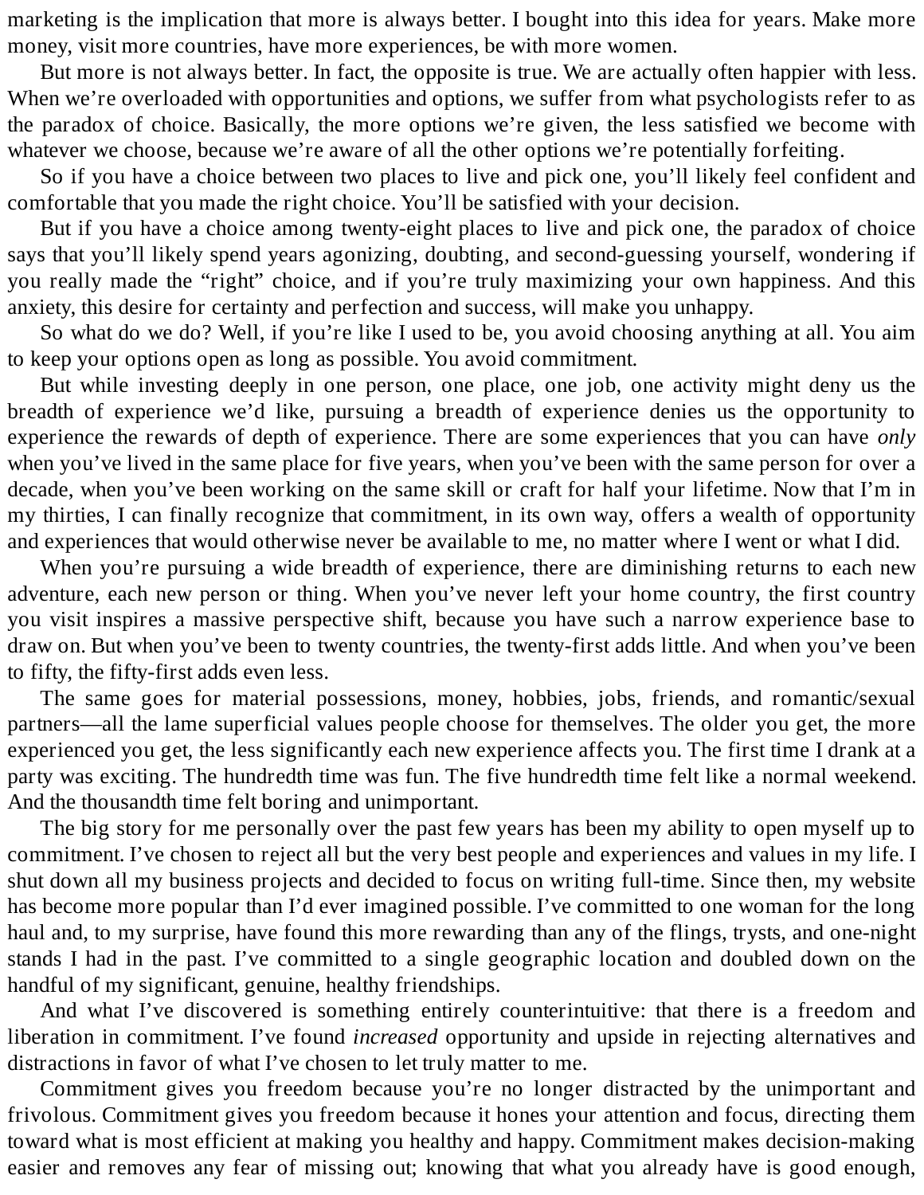marketing is the implication that more is always better. I bought into this idea for years. Make more money, visit more countries, have more experiences, be with more women.

But more is not always better. In fact, the opposite is true. We are actually often happier with less. When we're overloaded with opportunities and options, we suffer from what psychologists refer to as the paradox of choice. Basically, the more options we're given, the less satisfied we become with whatever we choose, because we're aware of all the other options we're potentially forfeiting.

So if you have a choice between two places to live and pick one, you'll likely feel confident and comfortable that you made the right choice. You'll be satisfied with your decision.

But if you have a choice among twenty-eight places to live and pick one, the paradox of choice says that you'll likely spend years agonizing, doubting, and second-guessing yourself, wondering if you really made the "right" choice, and if you're truly maximizing your own happiness. And this anxiety, this desire for certainty and perfection and success, will make you unhappy.

So what do we do? Well, if you're like I used to be, you avoid choosing anything at all. You aim to keep your options open as long as possible. You avoid commitment.

But while investing deeply in one person, one place, one job, one activity might deny us the breadth of experience we'd like, pursuing a breadth of experience denies us the opportunity to experience the rewards of depth of experience. There are some experiences that you can have *only* when you've lived in the same place for five years, when you've been with the same person for over a decade, when you've been working on the same skill or craft for half your lifetime. Now that I'm in my thirties, I can finally recognize that commitment, in its own way, offers a wealth of opportunity and experiences that would otherwise never be available to me, no matter where I went or what I did.

When you're pursuing a wide breadth of experience, there are diminishing returns to each new adventure, each new person or thing. When you've never left your home country, the first country you visit inspires a massive perspective shift, because you have such a narrow experience base to draw on. But when you've been to twenty countries, the twenty-first adds little. And when you've been to fifty, the fifty-first adds even less.

The same goes for material possessions, money, hobbies, jobs, friends, and romantic/sexual partners—all the lame superficial values people choose for themselves. The older you get, the more experienced you get, the less significantly each new experience affects you. The first time I drank at a party was exciting. The hundredth time was fun. The five hundredth time felt like a normal weekend. And the thousandth time felt boring and unimportant.

The big story for me personally over the past few years has been my ability to open myself up to commitment. I've chosen to reject all but the very best people and experiences and values in my life. I shut down all my business projects and decided to focus on writing full-time. Since then, my website has become more popular than I'd ever imagined possible. I've committed to one woman for the long haul and, to my surprise, have found this more rewarding than any of the flings, trysts, and one-night stands I had in the past. I've committed to a single geographic location and doubled down on the handful of my significant, genuine, healthy friendships.

And what I've discovered is something entirely counterintuitive: that there is a freedom and liberation in commitment. I've found *increased* opportunity and upside in rejecting alternatives and distractions in favor of what I've chosen to let truly matter to me.

Commitment gives you freedom because you're no longer distracted by the unimportant and frivolous. Commitment gives you freedom because it hones your attention and focus, directing them toward what is most efficient at making you healthy and happy. Commitment makes decision-making easier and removes any fear of missing out; knowing that what you already have is good enough,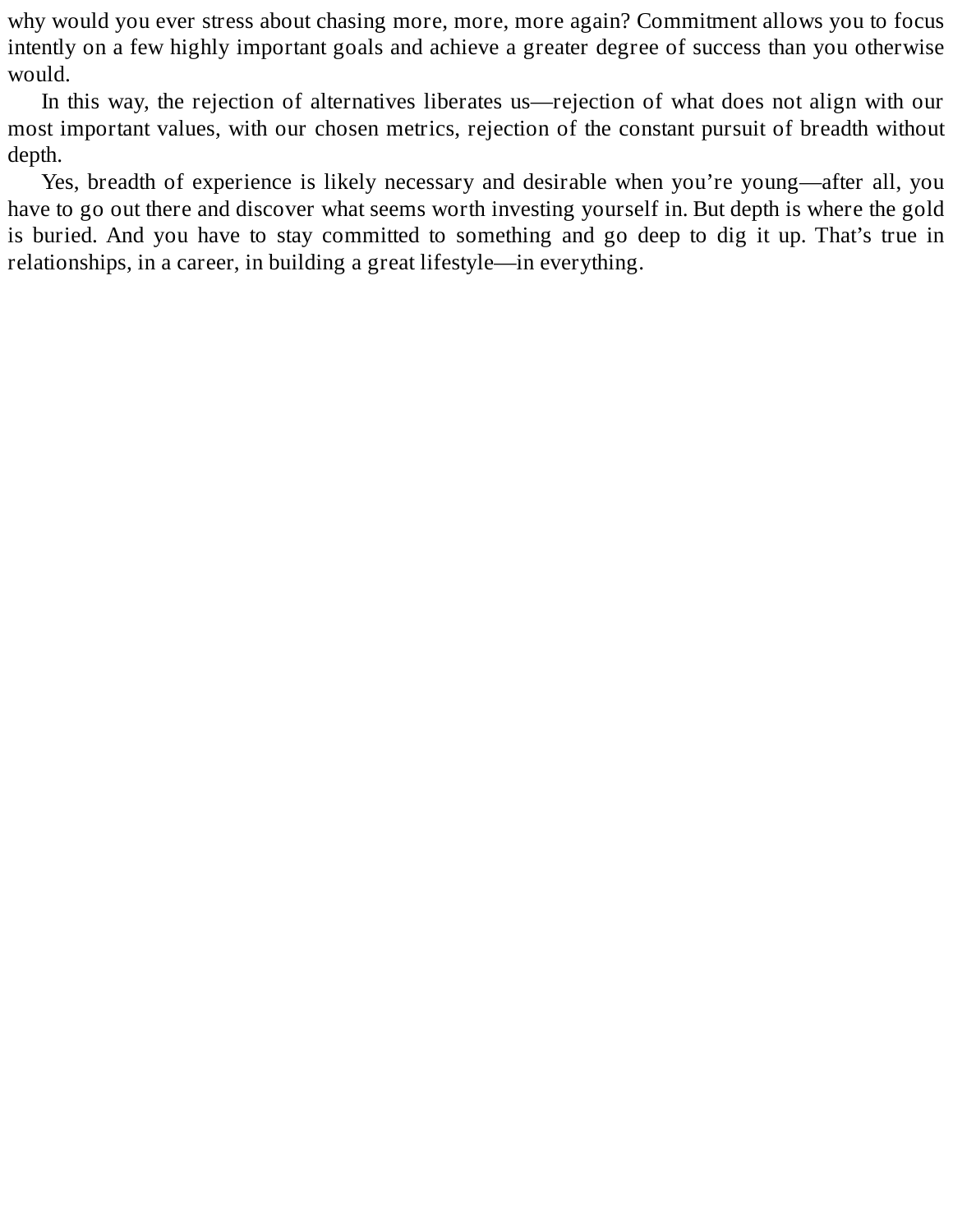why would you ever stress about chasing more, more, more again? Commitment allows you to focus intently on a few highly important goals and achieve a greater degree of success than you otherwise would.

In this way, the rejection of alternatives liberates us—rejection of what does not align with our most important values, with our chosen metrics, rejection of the constant pursuit of breadth without depth.

Yes, breadth of experience is likely necessary and desirable when you're young—after all, you have to go out there and discover what seems worth investing yourself in. But depth is where the gold is buried. And you have to stay committed to something and go deep to dig it up. That's true in relationships, in a career, in building a great lifestyle—in everything.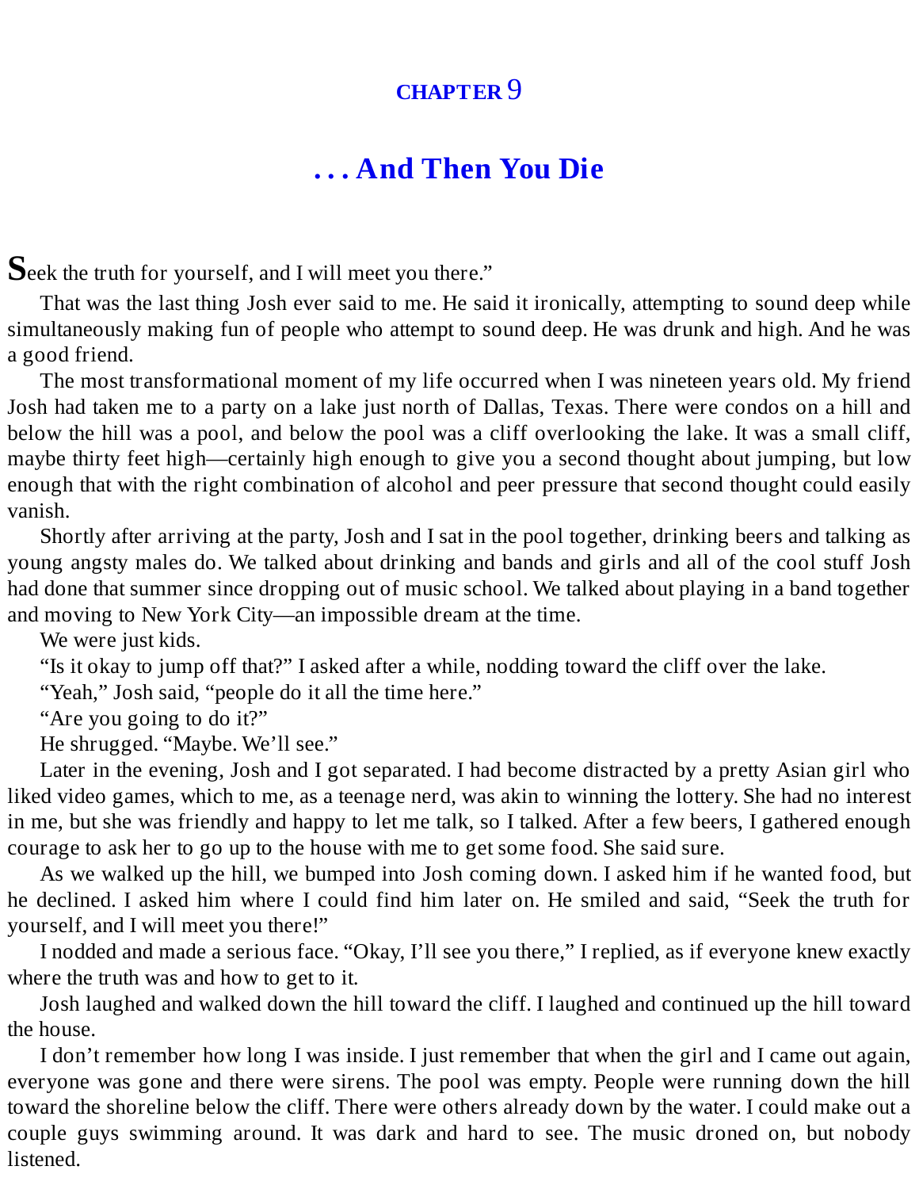# CHAPTER 9

## . . . And Then You Die

**S**eek the truth for yourself, and I will meet you there."

That was the last thing Josh ever said to me. He said it ironically, attempting to sound deep while simultaneously making fun of people who attempt to sound deep. He was drunk and high. And he was a good friend.

The most transformational moment of my life occurred when I was nineteen years old. My friend Josh had taken me to a party on a lake just north of Dallas, Texas. There were condos on a hill and below the hill was a pool, and below the pool was a cliff overlooking the lake. It was a small cliff, maybe thirty feet high—certainly high enough to give you a second thought about jumping, but low enough that with the right combination of alcohol and peer pressure that second thought could easily vanish.

Shortly after arriving at the party, Josh and I sat in the pool together, drinking beers and talking as young angsty males do. We talked about drinking and bands and girls and all of the cool stuff Josh had done that summer since dropping out of music school. We talked about playing in a band together and moving to New York City—an impossible dream at the time.

We were just kids.

"Is it okay to jump off that?" I asked after a while, nodding toward the cliff over the lake.

"Yeah," Josh said, "people do it all the time here."

"Are you going to do it?"

He shrugged. "Maybe. We'll see."

Later in the evening, Josh and I got separated. I had become distracted by a pretty Asian girl who liked video games, which to me, as a teenage nerd, was akin to winning the lottery. She had no interest in me, but she was friendly and happy to let me talk, so I talked. After a few beers, I gathered enough courage to ask her to go up to the house with me to get some food. She said sure.

As we walked up the hill, we bumped into Josh coming down. I asked him if he wanted food, but he declined. I asked him where I could find him later on. He smiled and said, "Seek the truth for yourself, and I will meet you there!"

I nodded and made a serious face. "Okay, I'll see you there," I replied, as if everyone knew exactly where the truth was and how to get to it.

Josh laughed and walked down the hill toward the cliff. I laughed and continued up the hill toward the house.

I don't remember how long I was inside. I just remember that when the girl and I came out again, everyone was gone and there were sirens. The pool was empty. People were running down the hill toward the shoreline below the cliff. There were others already down by the water. I could make out a couple guys swimming around. It was dark and hard to see. The music droned on, but nobody listened.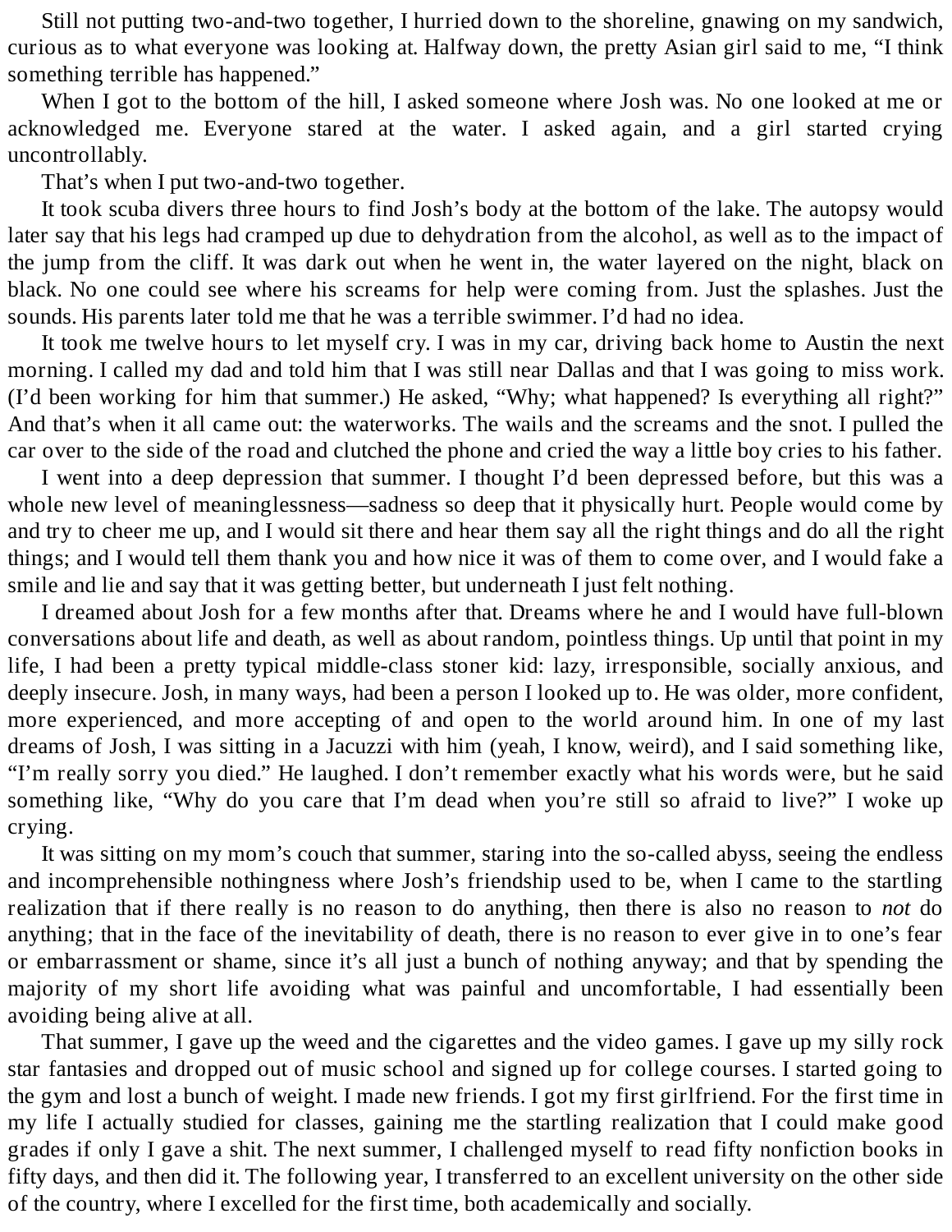Still not putting two-and-two together, I hurried down to the shoreline, gnawing on my sandwich, curious as to what everyone was looking at. Halfway down, the pretty Asian girl said to me, "I think something terrible has happened."

When I got to the bottom of the hill, I asked someone where Josh was. No one looked at me or acknowledged me. Everyone stared at the water. I asked again, and a girl started crying uncontrollably.

That's when I put two-and-two together.

It took scuba divers three hours to find Josh's body at the bottom of the lake. The autopsy would later say that his legs had cramped up due to dehydration from the alcohol, as well as to the impact of the jump from the cliff. It was dark out when he went in, the water layered on the night, black on black. No one could see where his screams for help were coming from. Just the splashes. Just the sounds. His parents later told me that he was a terrible swimmer. I'd had no idea.

It took me twelve hours to let myself cry. I was in my car, driving back home to Austin the next morning. I called my dad and told him that I was still near Dallas and that I was going to miss work. (I'd been working for him that summer.) He asked, "Why; what happened? Is everything all right?" And that's when it all came out: the waterworks. The wails and the screams and the snot. I pulled the car over to the side of the road and clutched the phone and cried the way a little boy cries to his father.

I went into a deep depression that summer. I thought I'd been depressed before, but this was a whole new level of meaninglessness—sadness so deep that it physically hurt. People would come by and try to cheer me up, and I would sit there and hear them say all the right things and do all the right things; and I would tell them thank you and how nice it was of them to come over, and I would fake a smile and lie and say that it was getting better, but underneath I just felt nothing.

I dreamed about Josh for a few months after that. Dreams where he and I would have full-blown conversations about life and death, as well as about random, pointless things. Up until that point in my life, I had been a pretty typical middle-class stoner kid: lazy, irresponsible, socially anxious, and deeply insecure. Josh, in many ways, had been a person I looked up to. He was older, more confident, more experienced, and more accepting of and open to the world around him. In one of my last dreams of Josh, I was sitting in a Jacuzzi with him (yeah, I know, weird), and I said something like, "I'm really sorry you died." He laughed. I don't remember exactly what his words were, but he said something like, "Why do you care that I'm dead when you're still so afraid to live?" I woke up crying.

It was sitting on my mom's couch that summer, staring into the so-called abyss, seeing the endless and incomprehensible nothingness where Josh's friendship used to be, when I came to the startling realization that if there really is no reason to do anything, then there is also no reason to *not* do anything; that in the face of the inevitability of death, there is no reason to ever give in to one's fear or embarrassment or shame, since it's all just a bunch of nothing anyway; and that by spending the majority of my short life avoiding what was painful and uncomfortable, I had essentially been avoiding being alive at all.

That summer, I gave up the weed and the cigarettes and the video games. I gave up my silly rock star fantasies and dropped out of music school and signed up for college courses. I started going to the gym and lost a bunch of weight. I made new friends. I got my first girlfriend. For the first time in my life I actually studied for classes, gaining me the startling realization that I could make good grades if only I gave a shit. The next summer, I challenged myself to read fifty nonfiction books in fifty days, and then did it. The following year, I transferred to an excellent university on the other side of the country, where I excelled for the first time, both academically and socially.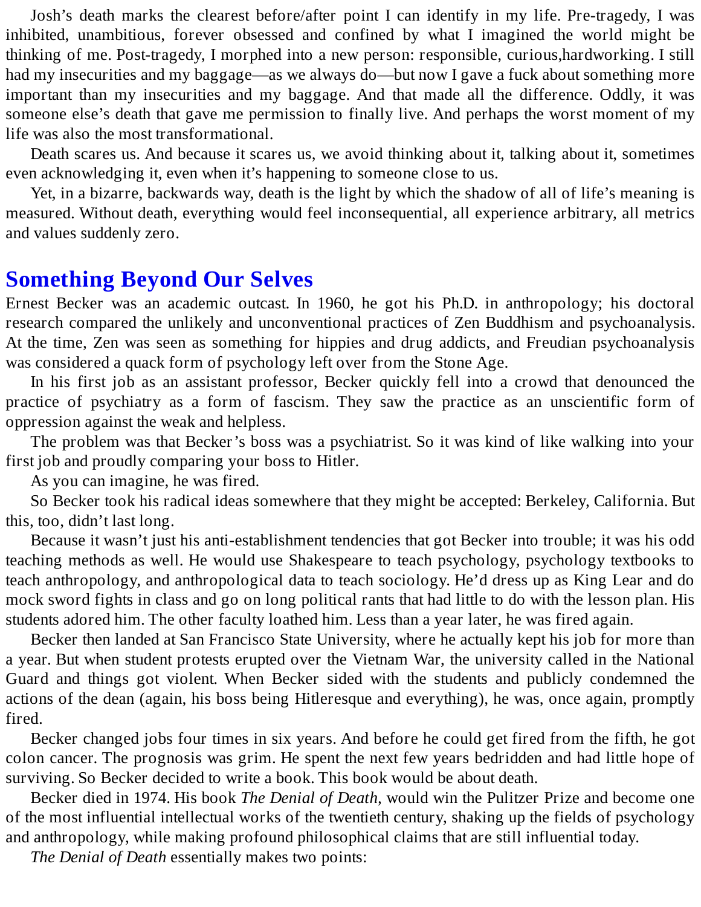Josh's death marks the clearest before/after point I can identify in my life. Pre-tragedy, I was inhibited, unambitious, forever obsessed and confined by what I imagined the world might be thinking of me. Post-tragedy, I morphed into a new person: responsible, curious,hardworking. I still had my insecurities and my baggage—as we always do—but now I gave a fuck about something more important than my insecurities and my baggage. And that made all the difference. Oddly, it was someone else's death that gave me permission to finally live. And perhaps the worst moment of my life was also the most transformational.

Death scares us. And because it scares us, we avoid thinking about it, talking about it, sometimes even acknowledging it, even when it's happening to someone close to us.

Yet, in a bizarre, backwards way, death is the light by which the shadow of all of life's meaning is measured. Without death, everything would feel inconsequential, all experience arbitrary, all metrics and values suddenly zero.

## Something Beyond Our Selves

Ernest Becker was an academic outcast. In 1960, he got his Ph.D. in anthropology; his doctoral research compared the unlikely and unconventional practices of Zen Buddhism and psychoanalysis. At the time, Zen was seen as something for hippies and drug addicts, and Freudian psychoanalysis was considered a quack form of psychology left over from the Stone Age.

In his first job as an assistant professor, Becker quickly fell into a crowd that denounced the practice of psychiatry as a form of fascism. They saw the practice as an unscientific form of oppression against the weak and helpless.

The problem was that Becker's boss was a psychiatrist. So it was kind of like walking into your first job and proudly comparing your boss to Hitler.

As you can imagine, he was fired.

So Becker took his radical ideas somewhere that they might be accepted: Berkeley, California. But this, too, didn't last long.

Because it wasn't just his anti-establishment tendencies that got Becker into trouble; it was his odd teaching methods as well. He would use Shakespeare to teach psychology, psychology textbooks to teach anthropology, and anthropological data to teach sociology. He'd dress up as King Lear and do mock sword fights in class and go on long political rants that had little to do with the lesson plan. His students adored him. The other faculty loathed him. Less than a year later, he was fired again.

Becker then landed at San Francisco State University, where he actually kept his job for more than a year. But when student protests erupted over the Vietnam War, the university called in the National Guard and things got violent. When Becker sided with the students and publicly condemned the actions of the dean (again, his boss being Hitleresque and everything), he was, once again, promptly fired.

Becker changed jobs four times in six years. And before he could get fired from the fifth, he got colon cancer. The prognosis was grim. He spent the next few years bedridden and had little hope of surviving. So Becker decided to write a book. This book would be about death.

Becker died in 1974. His book *The Denial of Death,* would win the Pulitzer Prize and become one of the most influential intellectual works of the twentieth century, shaking up the fields of psychology and anthropology, while making profound philosophical claims that are still influential today.

*The Denial of Death* essentially makes two points: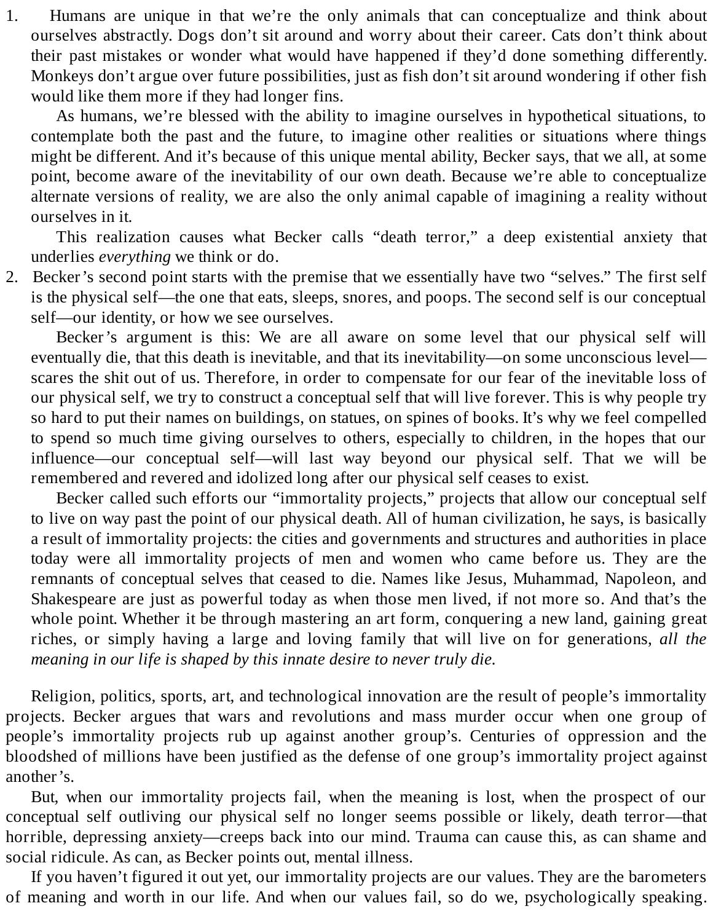1. Humans are unique in that we're the only animals that can conceptualize and think about ourselves abstractly. Dogs don't sit around and worry about their career. Cats don't think about their past mistakes or wonder what would have happened if they'd done something differently. Monkeys don't argue over future possibilities, just as fish don't sit around wondering if other fish would like them more if they had longer fins.

   As humans, we're blessed with the ability to imagine ourselves in hypothetical situations, to contemplate both the past and the future, to imagine other realities or situations where things might be different. And it's because of this unique mental ability, Becker says, that we all, at some point, become aware of the inevitability of our own death. Because we're able to conceptualize alternate versions of reality, we are also the only animal capable of imagining a reality without ourselves in it.

   This realization causes what Becker calls "death terror," a deep existential anxiety that underlies *everything* we think or do.
2. Becker's second point starts with the premise that we essentially have two "selves." The first self is the physical self—the one that eats, sleeps, snores, and poops. The second self is our conceptual self—our identity, or how we see ourselves.

   Becker's argument is this: We are all aware on some level that our physical self will eventually die, that this death is inevitable, and that its inevitability—on some unconscious level—scares the shit out of us. Therefore, in order to compensate for our fear of the inevitable loss of our physical self, we try to construct a conceptual self that will live forever. This is why people try so hard to put their names on buildings, on statues, on spines of books. It's why we feel compelled to spend so much time giving ourselves to others, especially to children, in the hopes that our influence—our conceptual self—will last way beyond our physical self. That we will be remembered and revered and idolized long after our physical self ceases to exist.

   Becker called such efforts our "immortality projects," projects that allow our conceptual self to live on way past the point of our physical death. All of human civilization, he says, is basically a result of immortality projects: the cities and governments and structures and authorities in place today were all immortality projects of men and women who came before us. They are the remnants of conceptual selves that ceased to die. Names like Jesus, Muhammad, Napoleon, and Shakespeare are just as powerful today as when those men lived, if not more so. And that's the whole point. Whether it be through mastering an art form, conquering a new land, gaining great riches, or simply having a large and loving family that will live on for generations, *all the meaning in our life is shaped by this innate desire to never truly die.*

Religion, politics, sports, art, and technological innovation are the result of people's immortality projects. Becker argues that wars and revolutions and mass murder occur when one group of people's immortality projects rub up against another group's. Centuries of oppression and the bloodshed of millions have been justified as the defense of one group's immortality project against another's.

But, when our immortality projects fail, when the meaning is lost, when the prospect of our conceptual self outliving our physical self no longer seems possible or likely, death terror—that horrible, depressing anxiety—creeps back into our mind. Trauma can cause this, as can shame and social ridicule. As can, as Becker points out, mental illness.

If you haven't figured it out yet, our immortality projects are our values. They are the barometers of meaning and worth in our life. And when our values fail, so do we, psychologically speaking.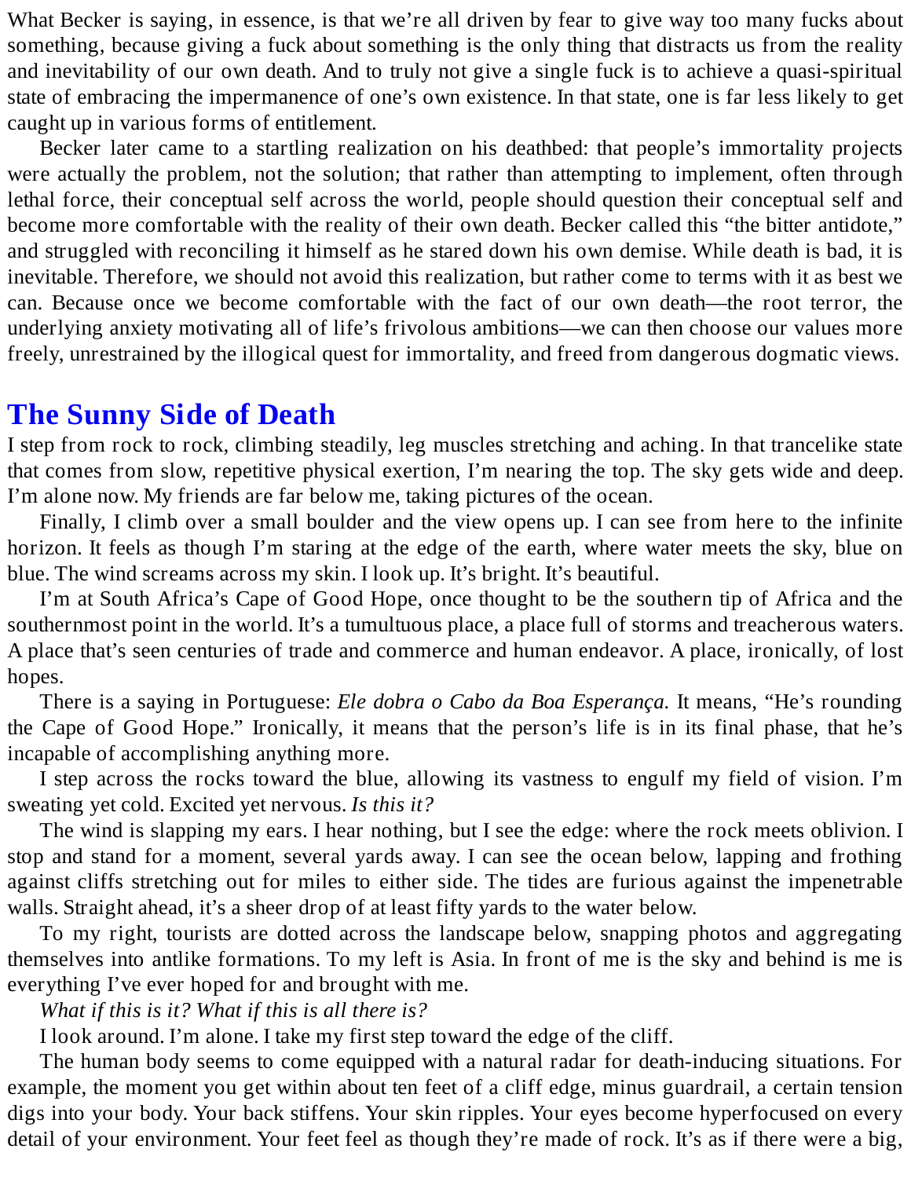What Becker is saying, in essence, is that we're all driven by fear to give way too many fucks about something, because giving a fuck about something is the only thing that distracts us from the reality and inevitability of our own death. And to truly not give a single fuck is to achieve a quasi-spiritual state of embracing the impermanence of one's own existence. In that state, one is far less likely to get caught up in various forms of entitlement.

Becker later came to a startling realization on his deathbed: that people's immortality projects were actually the problem, not the solution; that rather than attempting to implement, often through lethal force, their conceptual self across the world, people should question their conceptual self and become more comfortable with the reality of their own death. Becker called this "the bitter antidote," and struggled with reconciling it himself as he stared down his own demise. While death is bad, it is inevitable. Therefore, we should not avoid this realization, but rather come to terms with it as best we can. Because once we become comfortable with the fact of our own death—the root terror, the underlying anxiety motivating all of life's frivolous ambitions—we can then choose our values more freely, unrestrained by the illogical quest for immortality, and freed from dangerous dogmatic views.

## The Sunny Side of Death

I step from rock to rock, climbing steadily, leg muscles stretching and aching. In that trancelike state that comes from slow, repetitive physical exertion, I'm nearing the top. The sky gets wide and deep. I'm alone now. My friends are far below me, taking pictures of the ocean.

Finally, I climb over a small boulder and the view opens up. I can see from here to the infinite horizon. It feels as though I'm staring at the edge of the earth, where water meets the sky, blue on blue. The wind screams across my skin. I look up. It's bright. It's beautiful.

I'm at South Africa's Cape of Good Hope, once thought to be the southern tip of Africa and the southernmost point in the world. It's a tumultuous place, a place full of storms and treacherous waters. A place that's seen centuries of trade and commerce and human endeavor. A place, ironically, of lost hopes.

There is a saying in Portuguese: *Ele dobra o Cabo da Boa Esperança.* It means, "He's rounding the Cape of Good Hope." Ironically, it means that the person's life is in its final phase, that he's incapable of accomplishing anything more.

I step across the rocks toward the blue, allowing its vastness to engulf my field of vision. I'm sweating yet cold. Excited yet nervous. *Is this it?*

The wind is slapping my ears. I hear nothing, but I see the edge: where the rock meets oblivion. I stop and stand for a moment, several yards away. I can see the ocean below, lapping and frothing against cliffs stretching out for miles to either side. The tides are furious against the impenetrable walls. Straight ahead, it's a sheer drop of at least fifty yards to the water below.

To my right, tourists are dotted across the landscape below, snapping photos and aggregating themselves into antlike formations. To my left is Asia. In front of me is the sky and behind is me is everything I've ever hoped for and brought with me.

*What if this is it? What if this is all there is?*

I look around. I'm alone. I take my first step toward the edge of the cliff.

The human body seems to come equipped with a natural radar for death-inducing situations. For example, the moment you get within about ten feet of a cliff edge, minus guardrail, a certain tension digs into your body. Your back stiffens. Your skin ripples. Your eyes become hyperfocused on every detail of your environment. Your feet feel as though they're made of rock. It's as if there were a big,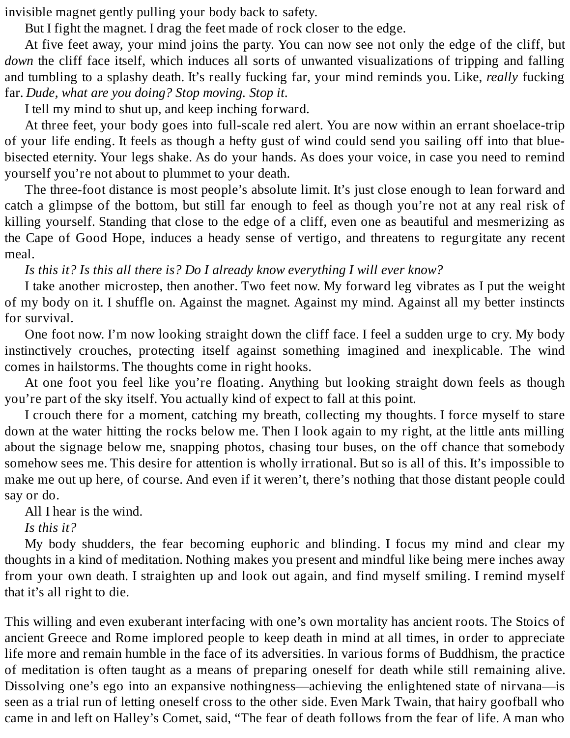invisible magnet gently pulling your body back to safety.

But I fight the magnet. I drag the feet made of rock closer to the edge.

At five feet away, your mind joins the party. You can now see not only the edge of the cliff, but *down* the cliff face itself, which induces all sorts of unwanted visualizations of tripping and falling and tumbling to a splashy death. It's really fucking far, your mind reminds you. Like, *really* fucking far. *Dude, what are you doing? Stop moving. Stop it.*

I tell my mind to shut up, and keep inching forward.

At three feet, your body goes into full-scale red alert. You are now within an errant shoelace-trip of your life ending. It feels as though a hefty gust of wind could send you sailing off into that blue-bisected eternity. Your legs shake. As do your hands. As does your voice, in case you need to remind yourself you're not about to plummet to your death.

The three-foot distance is most people's absolute limit. It's just close enough to lean forward and catch a glimpse of the bottom, but still far enough to feel as though you're not at any real risk of killing yourself. Standing that close to the edge of a cliff, even one as beautiful and mesmerizing as the Cape of Good Hope, induces a heady sense of vertigo, and threatens to regurgitate any recent meal.

*Is this it? Is this all there is? Do I already know everything I will ever know?*

I take another microstep, then another. Two feet now. My forward leg vibrates as I put the weight of my body on it. I shuffle on. Against the magnet. Against my mind. Against all my better instincts for survival.

One foot now. I'm now looking straight down the cliff face. I feel a sudden urge to cry. My body instinctively crouches, protecting itself against something imagined and inexplicable. The wind comes in hailstorms. The thoughts come in right hooks.

At one foot you feel like you're floating. Anything but looking straight down feels as though you're part of the sky itself. You actually kind of expect to fall at this point.

I crouch there for a moment, catching my breath, collecting my thoughts. I force myself to stare down at the water hitting the rocks below me. Then I look again to my right, at the little ants milling about the signage below me, snapping photos, chasing tour buses, on the off chance that somebody somehow sees me. This desire for attention is wholly irrational. But so is all of this. It's impossible to make me out up here, of course. And even if it weren't, there's nothing that those distant people could say or do.

All I hear is the wind.

*Is this it?*

My body shudders, the fear becoming euphoric and blinding. I focus my mind and clear my thoughts in a kind of meditation. Nothing makes you present and mindful like being mere inches away from your own death. I straighten up and look out again, and find myself smiling. I remind myself that it's all right to die.

This willing and even exuberant interfacing with one's own mortality has ancient roots. The Stoics of ancient Greece and Rome implored people to keep death in mind at all times, in order to appreciate life more and remain humble in the face of its adversities. In various forms of Buddhism, the practice of meditation is often taught as a means of preparing oneself for death while still remaining alive. Dissolving one's ego into an expansive nothingness—achieving the enlightened state of nirvana—is seen as a trial run of letting oneself cross to the other side. Even Mark Twain, that hairy goofball who came in and left on Halley's Comet, said, "The fear of death follows from the fear of life. A man who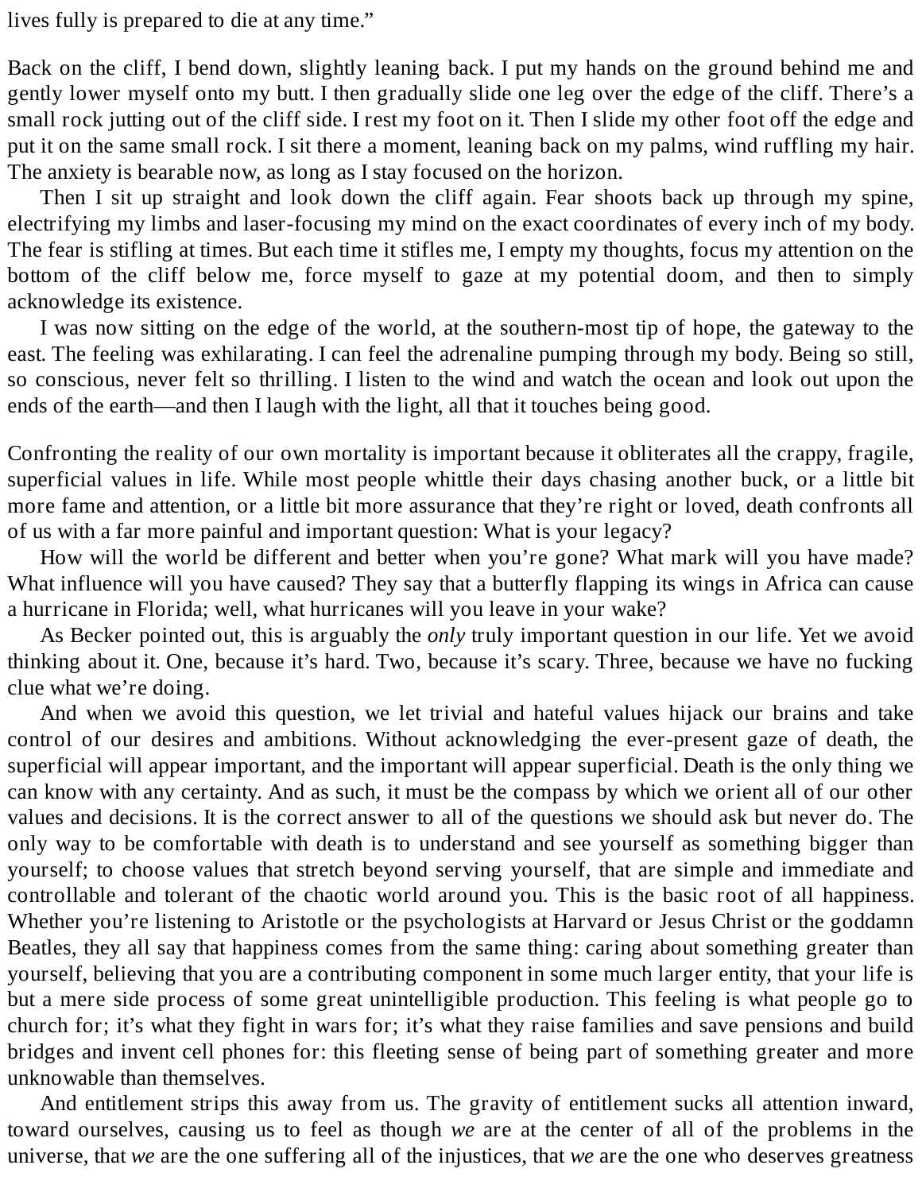lives fully is prepared to die at any time."

Back on the cliff, I bend down, slightly leaning back. I put my hands on the ground behind me and gently lower myself onto my butt. I then gradually slide one leg over the edge of the cliff. There's a small rock jutting out of the cliff side. I rest my foot on it. Then I slide my other foot off the edge and put it on the same small rock. I sit there a moment, leaning back on my palms, wind ruffling my hair. The anxiety is bearable now, as long as I stay focused on the horizon.

Then I sit up straight and look down the cliff again. Fear shoots back up through my spine, electrifying my limbs and laser-focusing my mind on the exact coordinates of every inch of my body. The fear is stifling at times. But each time it stifles me, I empty my thoughts, focus my attention on the bottom of the cliff below me, force myself to gaze at my potential doom, and then to simply acknowledge its existence.

I was now sitting on the edge of the world, at the southern-most tip of hope, the gateway to the east. The feeling was exhilarating. I can feel the adrenaline pumping through my body. Being so still, so conscious, never felt so thrilling. I listen to the wind and watch the ocean and look out upon the ends of the earth—and then I laugh with the light, all that it touches being good.

Confronting the reality of our own mortality is important because it obliterates all the crappy, fragile, superficial values in life. While most people whittle their days chasing another buck, or a little bit more fame and attention, or a little bit more assurance that they're right or loved, death confronts all of us with a far more painful and important question: What is your legacy?

How will the world be different and better when you're gone? What mark will you have made? What influence will you have caused? They say that a butterfly flapping its wings in Africa can cause a hurricane in Florida; well, what hurricanes will you leave in your wake?

As Becker pointed out, this is arguably the *only* truly important question in our life. Yet we avoid thinking about it. One, because it's hard. Two, because it's scary. Three, because we have no fucking clue what we're doing.

And when we avoid this question, we let trivial and hateful values hijack our brains and take control of our desires and ambitions. Without acknowledging the ever-present gaze of death, the superficial will appear important, and the important will appear superficial. Death is the only thing we can know with any certainty. And as such, it must be the compass by which we orient all of our other values and decisions. It is the correct answer to all of the questions we should ask but never do. The only way to be comfortable with death is to understand and see yourself as something bigger than yourself; to choose values that stretch beyond serving yourself, that are simple and immediate and controllable and tolerant of the chaotic world around you. This is the basic root of all happiness. Whether you're listening to Aristotle or the psychologists at Harvard or Jesus Christ or the goddamn Beatles, they all say that happiness comes from the same thing: caring about something greater than yourself, believing that you are a contributing component in some much larger entity, that your life is but a mere side process of some great unintelligible production. This feeling is what people go to church for; it's what they fight in wars for; it's what they raise families and save pensions and build bridges and invent cell phones for: this fleeting sense of being part of something greater and more unknowable than themselves.

And entitlement strips this away from us. The gravity of entitlement sucks all attention inward, toward ourselves, causing us to feel as though *we* are at the center of all of the problems in the universe, that *we* are the one suffering all of the injustices, that *we* are the one who deserves greatness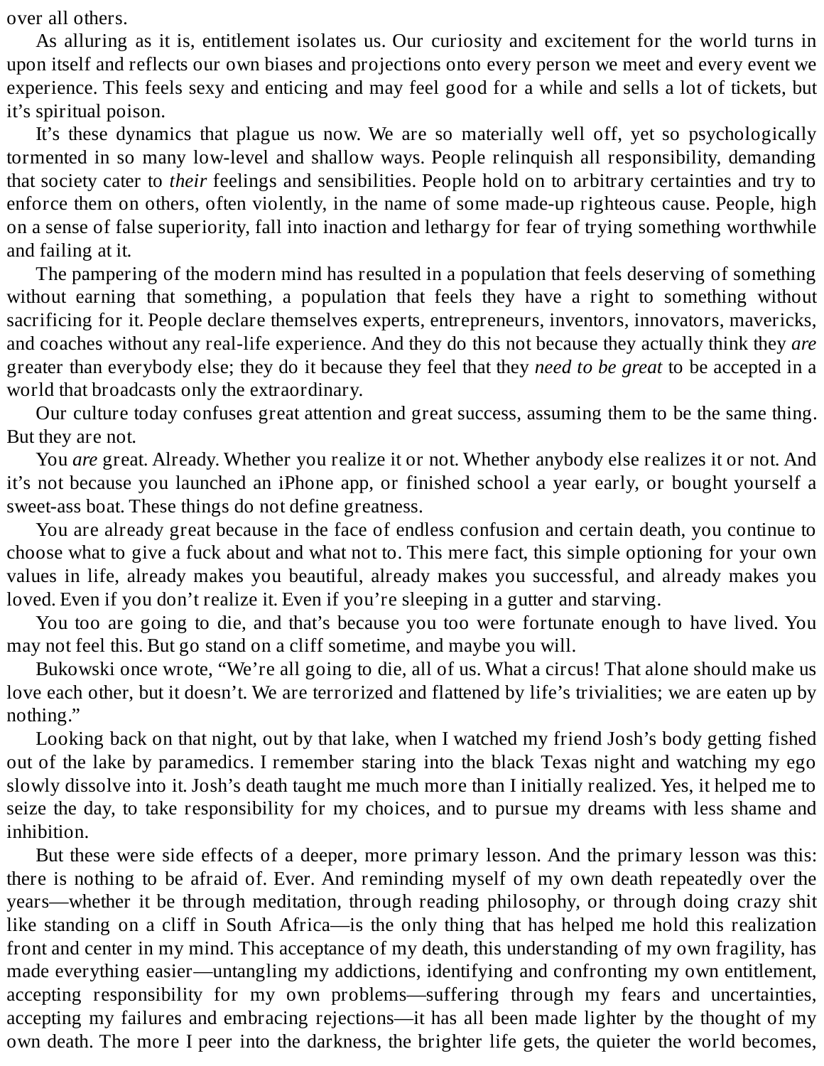over all others.

As alluring as it is, entitlement isolates us. Our curiosity and excitement for the world turns in upon itself and reflects our own biases and projections onto every person we meet and every event we experience. This feels sexy and enticing and may feel good for a while and sells a lot of tickets, but it's spiritual poison.

It's these dynamics that plague us now. We are so materially well off, yet so psychologically tormented in so many low-level and shallow ways. People relinquish all responsibility, demanding that society cater to *their* feelings and sensibilities. People hold on to arbitrary certainties and try to enforce them on others, often violently, in the name of some made-up righteous cause. People, high on a sense of false superiority, fall into inaction and lethargy for fear of trying something worthwhile and failing at it.

The pampering of the modern mind has resulted in a population that feels deserving of something without earning that something, a population that feels they have a right to something without sacrificing for it. People declare themselves experts, entrepreneurs, inventors, innovators, mavericks, and coaches without any real-life experience. And they do this not because they actually think they *are* greater than everybody else; they do it because they feel that they *need to be great* to be accepted in a world that broadcasts only the extraordinary.

Our culture today confuses great attention and great success, assuming them to be the same thing. But they are not.

You *are* great. Already. Whether you realize it or not. Whether anybody else realizes it or not. And it's not because you launched an iPhone app, or finished school a year early, or bought yourself a sweet-ass boat. These things do not define greatness.

You are already great because in the face of endless confusion and certain death, you continue to choose what to give a fuck about and what not to. This mere fact, this simple optioning for your own values in life, already makes you beautiful, already makes you successful, and already makes you loved. Even if you don't realize it. Even if you're sleeping in a gutter and starving.

You too are going to die, and that's because you too were fortunate enough to have lived. You may not feel this. But go stand on a cliff sometime, and maybe you will.

Bukowski once wrote, "We're all going to die, all of us. What a circus! That alone should make us love each other, but it doesn't. We are terrorized and flattened by life's trivialities; we are eaten up by nothing."

Looking back on that night, out by that lake, when I watched my friend Josh's body getting fished out of the lake by paramedics. I remember staring into the black Texas night and watching my ego slowly dissolve into it. Josh's death taught me much more than I initially realized. Yes, it helped me to seize the day, to take responsibility for my choices, and to pursue my dreams with less shame and inhibition.

But these were side effects of a deeper, more primary lesson. And the primary lesson was this: there is nothing to be afraid of. Ever. And reminding myself of my own death repeatedly over the years—whether it be through meditation, through reading philosophy, or through doing crazy shit like standing on a cliff in South Africa—is the only thing that has helped me hold this realization front and center in my mind. This acceptance of my death, this understanding of my own fragility, has made everything easier—untangling my addictions, identifying and confronting my own entitlement, accepting responsibility for my own problems—suffering through my fears and uncertainties, accepting my failures and embracing rejections—it has all been made lighter by the thought of my own death. The more I peer into the darkness, the brighter life gets, the quieter the world becomes,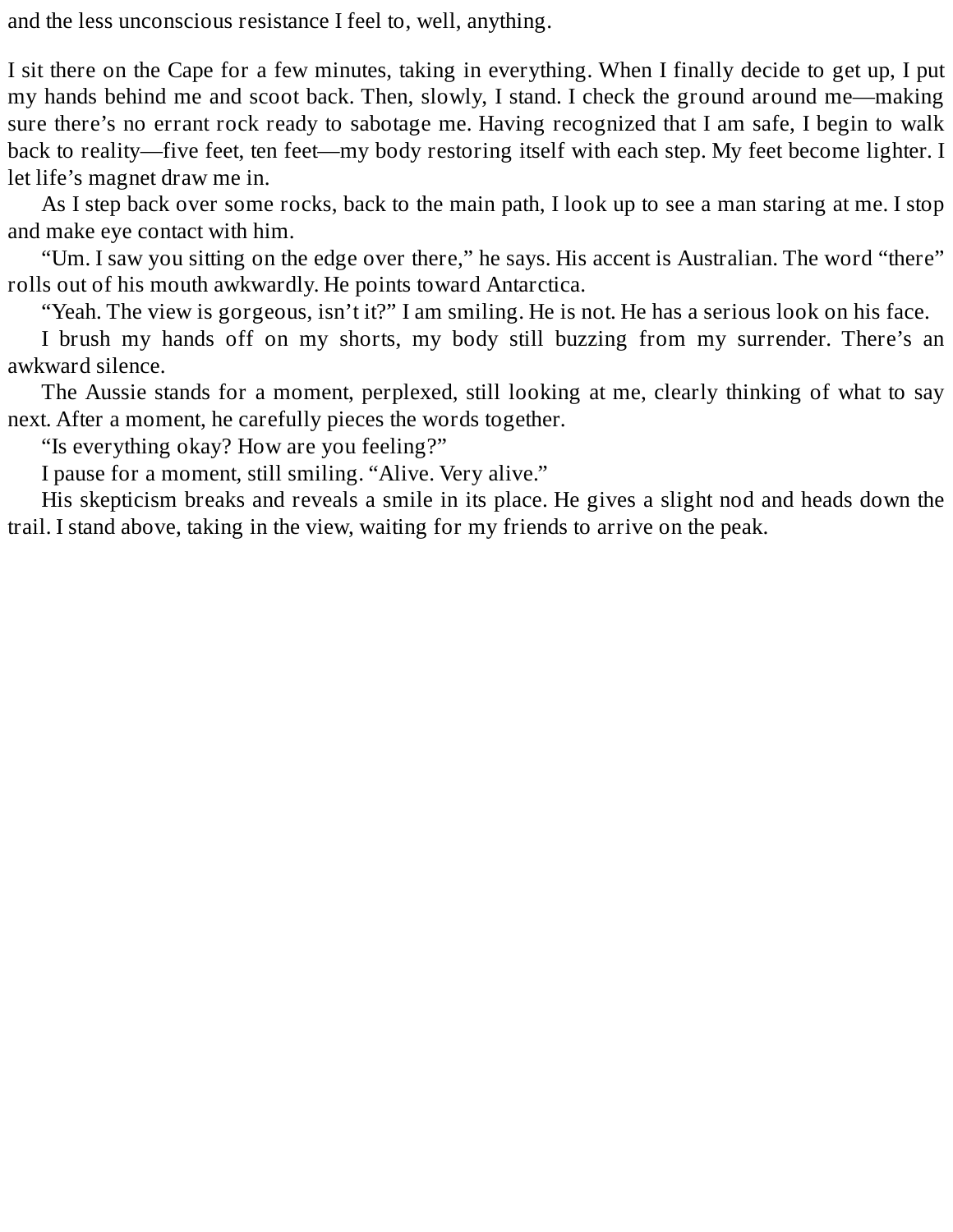and the less unconscious resistance I feel to, well, anything.

I sit there on the Cape for a few minutes, taking in everything. When I finally decide to get up, I put my hands behind me and scoot back. Then, slowly, I stand. I check the ground around me—making sure there's no errant rock ready to sabotage me. Having recognized that I am safe, I begin to walk back to reality—five feet, ten feet—my body restoring itself with each step. My feet become lighter. I let life's magnet draw me in.

As I step back over some rocks, back to the main path, I look up to see a man staring at me. I stop and make eye contact with him.

"Um. I saw you sitting on the edge over there," he says. His accent is Australian. The word "there" rolls out of his mouth awkwardly. He points toward Antarctica.

"Yeah. The view is gorgeous, isn't it?" I am smiling. He is not. He has a serious look on his face.

I brush my hands off on my shorts, my body still buzzing from my surrender. There's an awkward silence.

The Aussie stands for a moment, perplexed, still looking at me, clearly thinking of what to say next. After a moment, he carefully pieces the words together.

"Is everything okay? How are you feeling?"

I pause for a moment, still smiling. "Alive. Very alive."

His skepticism breaks and reveals a smile in its place. He gives a slight nod and heads down the trail. I stand above, taking in the view, waiting for my friends to arrive on the peak.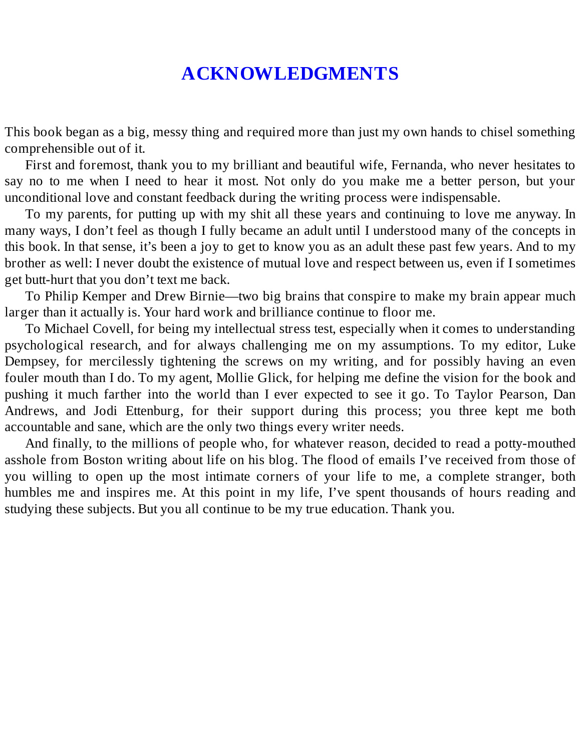# ACKNOWLEDGMENTS

This book began as a big, messy thing and required more than just my own hands to chisel something comprehensible out of it.

First and foremost, thank you to my brilliant and beautiful wife, Fernanda, who never hesitates to say no to me when I need to hear it most. Not only do you make me a better person, but your unconditional love and constant feedback during the writing process were indispensable.

To my parents, for putting up with my shit all these years and continuing to love me anyway. In many ways, I don't feel as though I fully became an adult until I understood many of the concepts in this book. In that sense, it's been a joy to get to know you as an adult these past few years. And to my brother as well: I never doubt the existence of mutual love and respect between us, even if I sometimes get butt-hurt that you don't text me back.

To Philip Kemper and Drew Birnie—two big brains that conspire to make my brain appear much larger than it actually is. Your hard work and brilliance continue to floor me.

To Michael Covell, for being my intellectual stress test, especially when it comes to understanding psychological research, and for always challenging me on my assumptions. To my editor, Luke Dempsey, for mercilessly tightening the screws on my writing, and for possibly having an even fouler mouth than I do. To my agent, Mollie Glick, for helping me define the vision for the book and pushing it much farther into the world than I ever expected to see it go. To Taylor Pearson, Dan Andrews, and Jodi Ettenburg, for their support during this process; you three kept me both accountable and sane, which are the only two things every writer needs.

And finally, to the millions of people who, for whatever reason, decided to read a potty-mouthed asshole from Boston writing about life on his blog. The flood of emails I've received from those of you willing to open up the most intimate corners of your life to me, a complete stranger, both humbles me and inspires me. At this point in my life, I've spent thousands of hours reading and studying these subjects. But you all continue to be my true education. Thank you.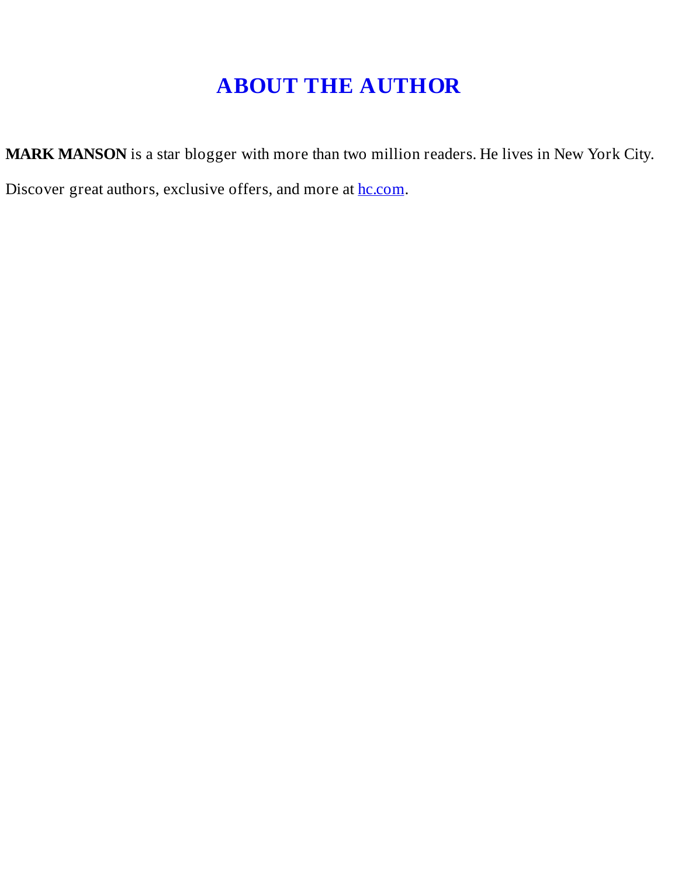# ABOUT THE AUTHOR

**MARK MANSON** is a star blogger with more than two million readers. He lives in New York City.

Discover great authors, exclusive offers, and more at hc.com.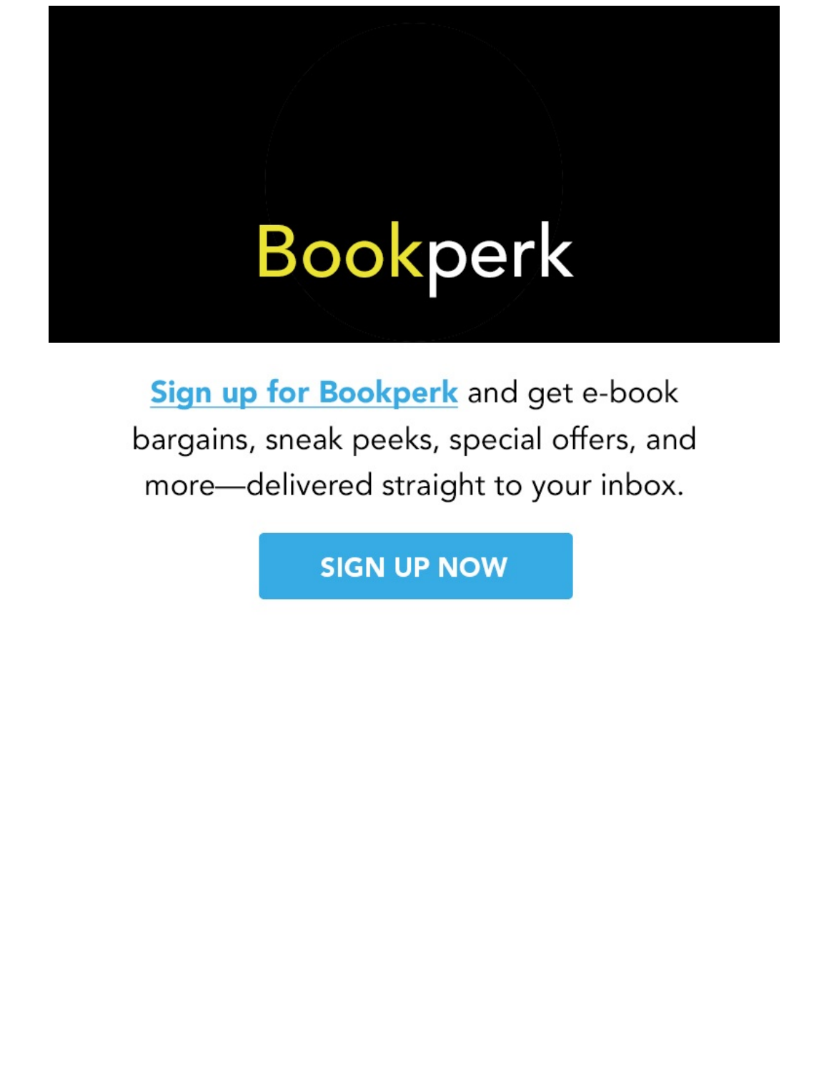Bookperk

Sign up for Bookperk and get e-book bargains, sneak peeks, special offers, and more—delivered straight to your inbox.

SIGN UP NOW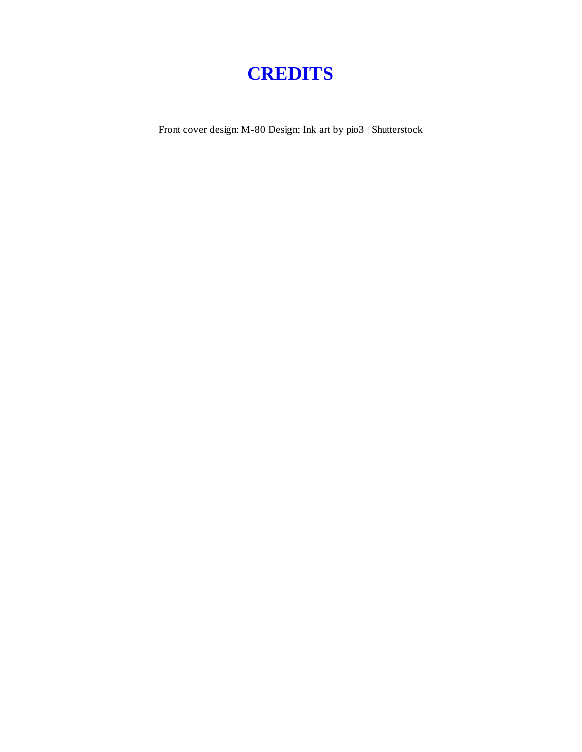# CREDITS

Front cover design: M-80 Design; Ink art by pio3 | Shutterstock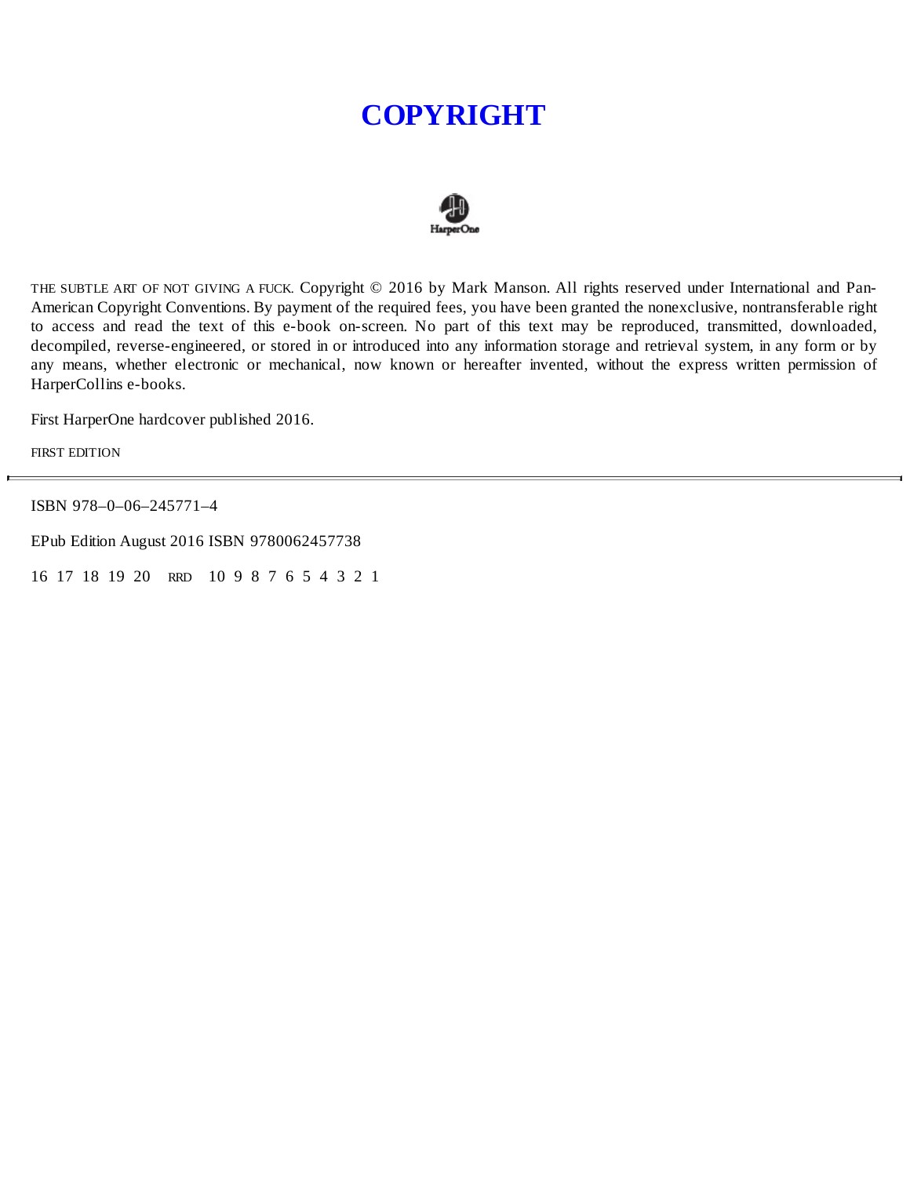# COPYRIGHT

HarperOne

THE SUBTLE ART OF NOT GIVING A FUCK. Copyright © 2016 by Mark Manson. All rights reserved under International and Pan-American Copyright Conventions. By payment of the required fees, you have been granted the nonexclusive, nontransferable right to access and read the text of this e-book on-screen. No part of this text may be reproduced, transmitted, downloaded, decompiled, reverse-engineered, or stored in or introduced into any information storage and retrieval system, in any form or by any means, whether electronic or mechanical, now known or hereafter invented, without the express written permission of HarperCollins e-books.

First HarperOne hardcover published 2016.

FIRST EDITION

---

ISBN 978–0–06–245771–4

EPub Edition August 2016 ISBN 9780062457738

16 17 18 19 20 RRD 10 9 8 7 6 5 4 3 2 1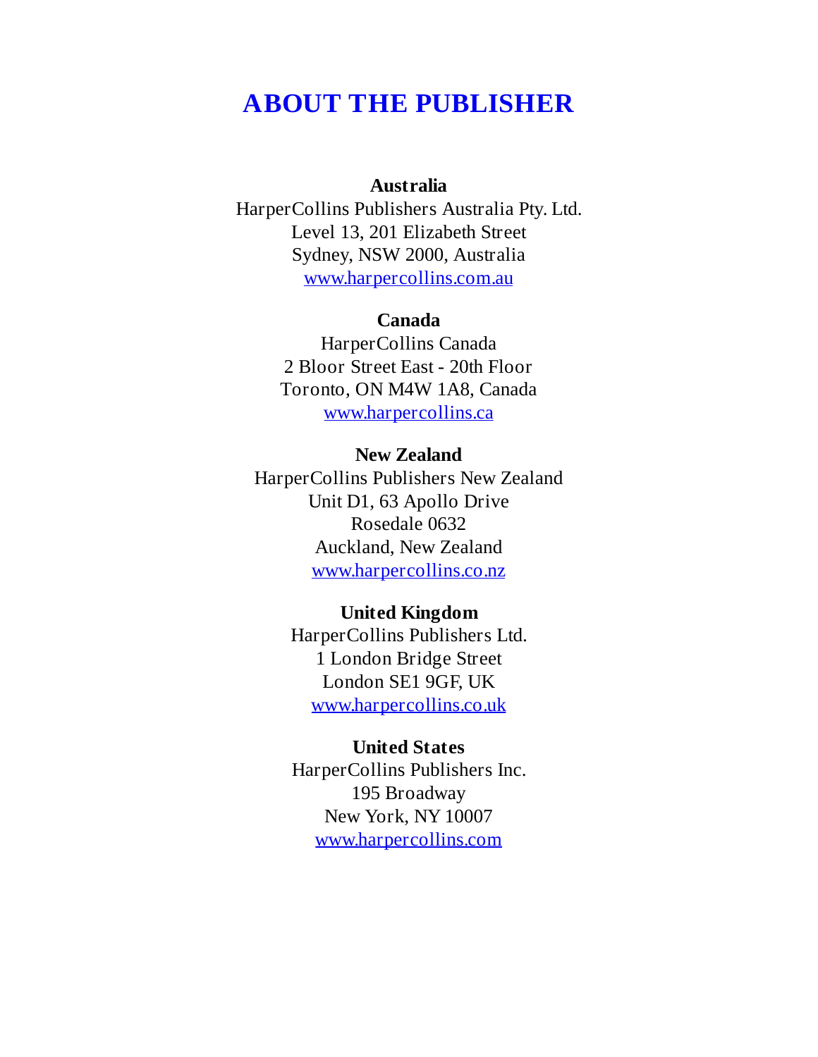# ABOUT THE PUBLISHER

**Australia**
HarperCollins Publishers Australia Pty. Ltd.
Level 13, 201 Elizabeth Street
Sydney, NSW 2000, Australia
www.harpercollins.com.au

**Canada**
HarperCollins Canada
2 Bloor Street East - 20th Floor
Toronto, ON M4W 1A8, Canada
www.harpercollins.ca

**New Zealand**
HarperCollins Publishers New Zealand
Unit D1, 63 Apollo Drive
Rosedale 0632
Auckland, New Zealand
www.harpercollins.co.nz

**United Kingdom**
HarperCollins Publishers Ltd.
1 London Bridge Street
London SE1 9GF, UK
www.harpercollins.co.uk

**United States**
HarperCollins Publishers Inc.
195 Broadway
New York, NY 10007
www.harpercollins.com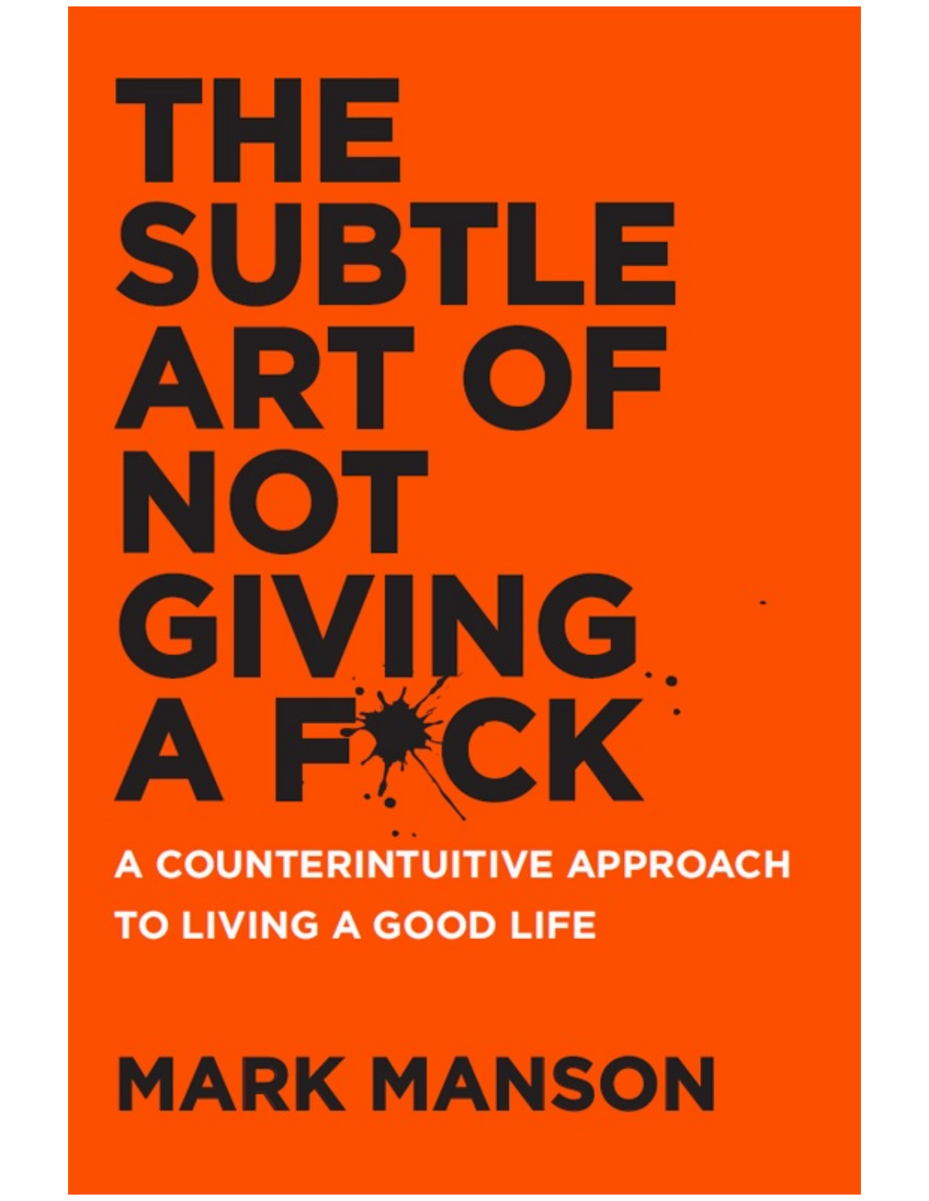# THE SUBTLE ART OF NOT GIVING A F*CK

## A COUNTERINTUITIVE APPROACH TO LIVING A GOOD LIFE

## MARK MANSON